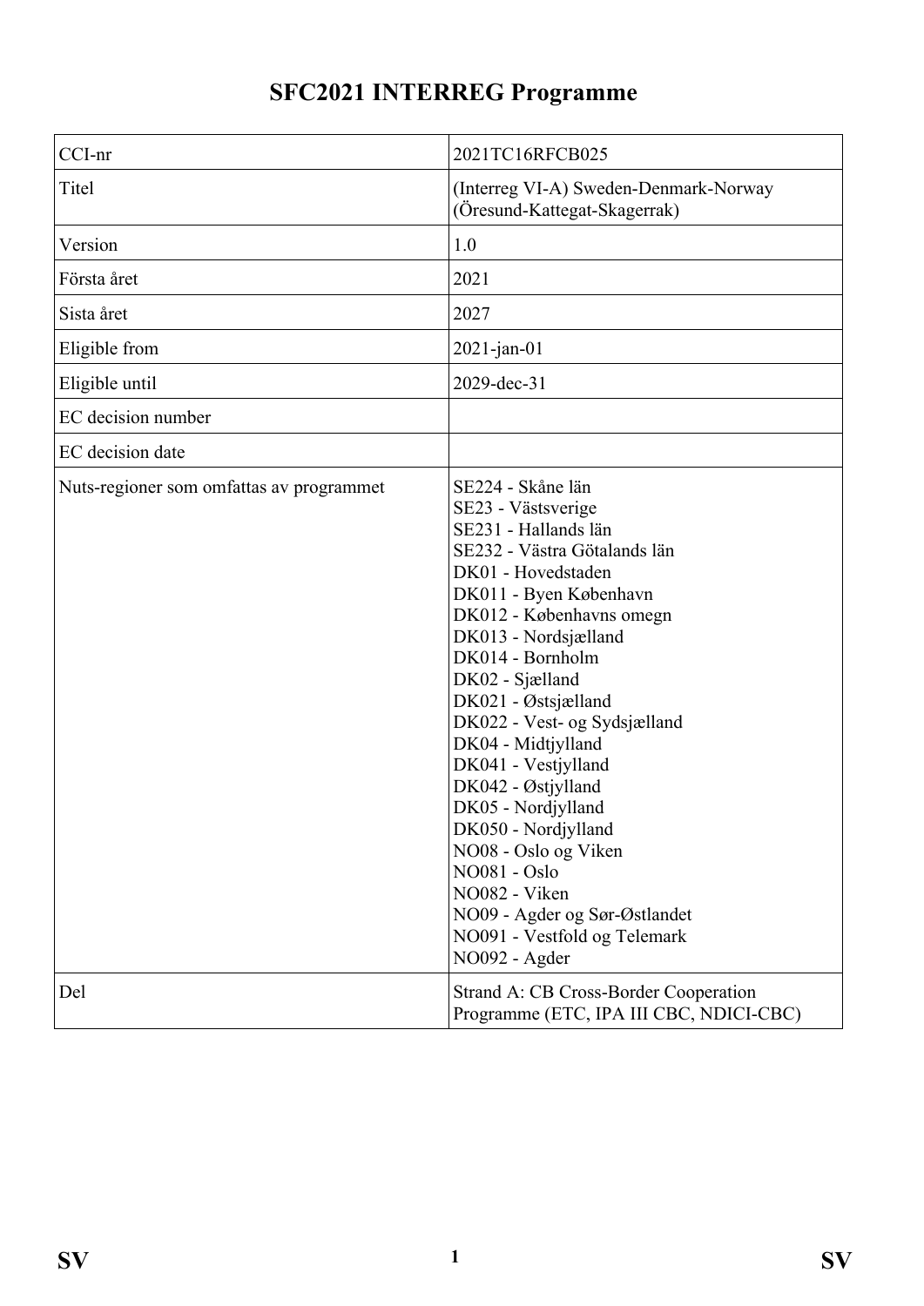# SFC2021 INTERREG Programme

| CCI-nr | 2021TC16RFCB025 |
|---|---|
| Titel | (Interreg VI-A) Sweden-Denmark-Norway (Öresund-Kattegat-Skagerrak) |
| Version | 1.0 |
| Första året | 2021 |
| Sista året | 2027 |
| Eligible from | 2021-jan-01 |
| Eligible until | 2029-dec-31 |
| EC decision number | |
| EC decision date | |
| Nuts-regioner som omfattas av programmet | SE224 - Skåne län<br>SE23 - Västsverige<br>SE231 - Hallands län<br>SE232 - Västra Götalands län<br>DK01 - Hovedstaden<br>DK011 - Byen København<br>DK012 - Københavns omegn<br>DK013 - Nordsjælland<br>DK014 - Bornholm<br>DK02 - Sjælland<br>DK021 - Østsjælland<br>DK022 - Vest- og Sydsjælland<br>DK04 - Midtjylland<br>DK041 - Vestjylland<br>DK042 - Østjylland<br>DK05 - Nordjylland<br>DK050 - Nordjylland<br>NO08 - Oslo og Viken<br>NO081 - Oslo<br>NO082 - Viken<br>NO09 - Agder og Sør-Østlandet<br>NO091 - Vestfold og Telemark<br>NO092 - Agder |
| Del | Strand A: CB Cross-Border Cooperation Programme (ETC, IPA III CBC, NDICI-CBC) |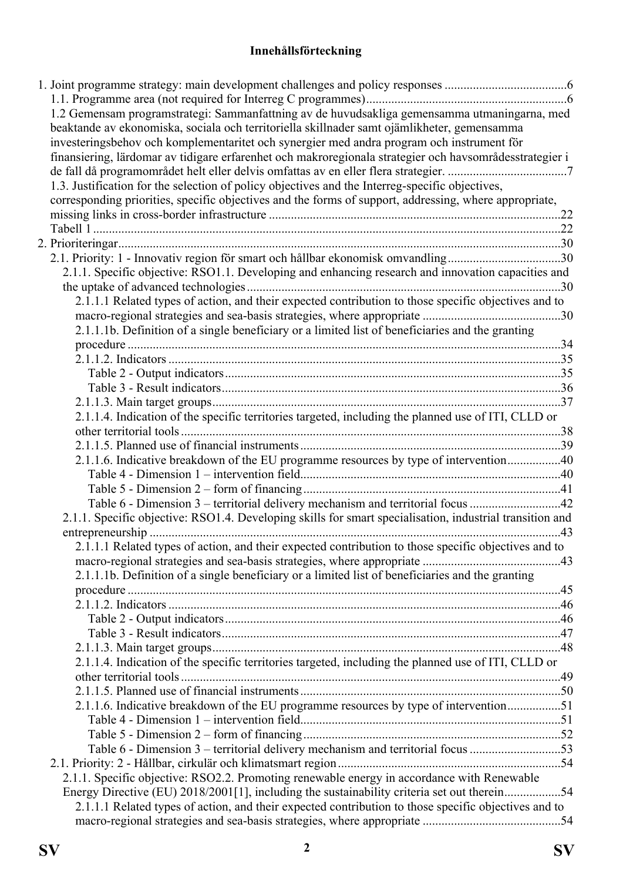**Innehållsförteckning**

1. Joint programme strategy: main development challenges and policy responses .......................................6
   - 1.1. Programme area (not required for Interreg C programmes)...............................................................6
   - 1.2 Gemensam programstrategi: Sammanfattning av de huvudsakliga gemensamma utmaningarna, med beaktande av ekonomiska, sociala och territoriella skillnader samt ojämlikheter, gemensamma investeringsbehov och komplementaritet och synergier med andra program och instrument för finansiering, lärdomar av tidigare erfarenhet och makroregionala strategier och havsområdesstrategier i de fall då programområdet helt eller delvis omfattas av en eller flera strategier. ......................................7
   - 1.3. Justification for the selection of policy objectives and the Interreg-specific objectives, corresponding priorities, specific objectives and the forms of support, addressing, where appropriate, missing links in cross-border infrastructure ............................................................................................22
   - Tabell 1 .....................................................................................................................................................22
2. Prioriteringar...........................................................................................................................................30
   - 2.1. Priority: 1 - Innovativ region för smart och hållbar ekonomisk omvandling....................................30
     - 2.1.1. Specific objective: RSO1.1. Developing and enhancing research and innovation capacities and the uptake of advanced technologies...................................................................................................30
       - 2.1.1.1 Related types of action, and their expected contribution to those specific objectives and to macro-regional strategies and sea-basis strategies, where appropriate ............................................30
       - 2.1.1.1b. Definition of a single beneficiary or a limited list of beneficiaries and the granting procedure .........................................................................................................................................34
       - 2.1.1.2. Indicators ............................................................................................................................35
         - Table 2 - Output indicators..........................................................................................................35
         - Table 3 - Result indicators...........................................................................................................36
       - 2.1.1.3. Main target groups..............................................................................................................37
       - 2.1.1.4. Indication of the specific territories targeted, including the planned use of ITI, CLLD or other territorial tools .........................................................................................................................38
       - 2.1.1.5. Planned use of financial instruments..................................................................................39
       - 2.1.1.6. Indicative breakdown of the EU programme resources by type of intervention.................40
         - Table 4 - Dimension 1 – intervention field..................................................................................40
         - Table 5 - Dimension 2 – form of financing..................................................................................41
         - Table 6 - Dimension 3 – territorial delivery mechanism and territorial focus .............................42
     - 2.1.1. Specific objective: RSO1.4. Developing skills for smart specialisation, industrial transition and entrepreneurship ..................................................................................................................................43
       - 2.1.1.1 Related types of action, and their expected contribution to those specific objectives and to macro-regional strategies and sea-basis strategies, where appropriate ............................................43
       - 2.1.1.1b. Definition of a single beneficiary or a limited list of beneficiaries and the granting procedure .........................................................................................................................................45
       - 2.1.1.2. Indicators ............................................................................................................................46
         - Table 2 - Output indicators..........................................................................................................46
         - Table 3 - Result indicators...........................................................................................................47
       - 2.1.1.3. Main target groups..............................................................................................................48
       - 2.1.1.4. Indication of the specific territories targeted, including the planned use of ITI, CLLD or other territorial tools .........................................................................................................................49
       - 2.1.1.5. Planned use of financial instruments..................................................................................50
       - 2.1.1.6. Indicative breakdown of the EU programme resources by type of intervention.................51
         - Table 4 - Dimension 1 – intervention field..................................................................................51
         - Table 5 - Dimension 2 – form of financing..................................................................................52
         - Table 6 - Dimension 3 – territorial delivery mechanism and territorial focus .............................53
   - 2.1. Priority: 2 - Hållbar, cirkulär och klimatsmart region......................................................................54
     - 2.1.1. Specific objective: RSO2.2. Promoting renewable energy in accordance with Renewable Energy Directive (EU) 2018/2001[1], including the sustainability criteria set out therein..................54
       - 2.1.1.1 Related types of action, and their expected contribution to those specific objectives and to macro-regional strategies and sea-basis strategies, where appropriate ............................................54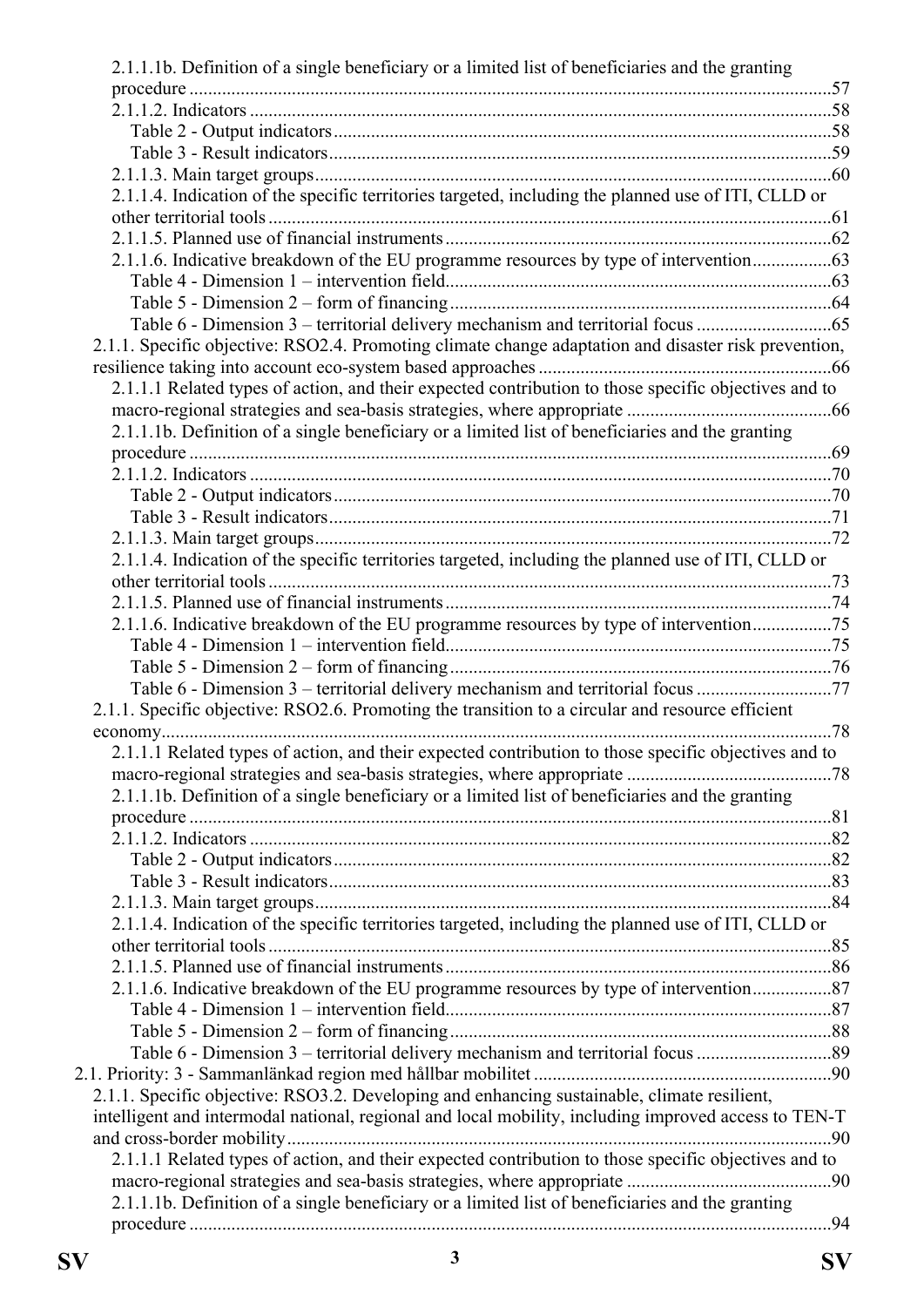2.1.1.1b. Definition of a single beneficiary or a limited list of beneficiaries and the granting procedure ....................57
2.1.1.2. Indicators ....................58
Table 2 - Output indicators....................58
Table 3 - Result indicators....................59
2.1.1.3. Main target groups....................60
2.1.1.4. Indication of the specific territories targeted, including the planned use of ITI, CLLD or other territorial tools ....................61
2.1.1.5. Planned use of financial instruments ....................62
2.1.1.6. Indicative breakdown of the EU programme resources by type of intervention....................63
Table 4 - Dimension 1 – intervention field....................63
Table 5 - Dimension 2 – form of financing....................64
Table 6 - Dimension 3 – territorial delivery mechanism and territorial focus ....................65
2.1.1. Specific objective: RSO2.4. Promoting climate change adaptation and disaster risk prevention, resilience taking into account eco-system based approaches ....................66
2.1.1.1 Related types of action, and their expected contribution to those specific objectives and to macro-regional strategies and sea-basis strategies, where appropriate ....................66
2.1.1.1b. Definition of a single beneficiary or a limited list of beneficiaries and the granting procedure ....................69
2.1.1.2. Indicators ....................70
Table 2 - Output indicators....................70
Table 3 - Result indicators....................71
2.1.1.3. Main target groups....................72
2.1.1.4. Indication of the specific territories targeted, including the planned use of ITI, CLLD or other territorial tools ....................73
2.1.1.5. Planned use of financial instruments ....................74
2.1.1.6. Indicative breakdown of the EU programme resources by type of intervention....................75
Table 4 - Dimension 1 – intervention field....................75
Table 5 - Dimension 2 – form of financing....................76
Table 6 - Dimension 3 – territorial delivery mechanism and territorial focus ....................77
2.1.1. Specific objective: RSO2.6. Promoting the transition to a circular and resource efficient economy....................78
2.1.1.1 Related types of action, and their expected contribution to those specific objectives and to macro-regional strategies and sea-basis strategies, where appropriate ....................78
2.1.1.1b. Definition of a single beneficiary or a limited list of beneficiaries and the granting procedure ....................81
2.1.1.2. Indicators ....................82
Table 2 - Output indicators....................82
Table 3 - Result indicators....................83
2.1.1.3. Main target groups....................84
2.1.1.4. Indication of the specific territories targeted, including the planned use of ITI, CLLD or other territorial tools ....................85
2.1.1.5. Planned use of financial instruments ....................86
2.1.1.6. Indicative breakdown of the EU programme resources by type of intervention....................87
Table 4 - Dimension 1 – intervention field....................87
Table 5 - Dimension 2 – form of financing....................88
Table 6 - Dimension 3 – territorial delivery mechanism and territorial focus ....................89
2.1. Priority: 3 - Sammanlänkad region med hållbar mobilitet ....................90
2.1.1. Specific objective: RSO3.2. Developing and enhancing sustainable, climate resilient, intelligent and intermodal national, regional and local mobility, including improved access to TEN-T and cross-border mobility....................90
2.1.1.1 Related types of action, and their expected contribution to those specific objectives and to macro-regional strategies and sea-basis strategies, where appropriate ....................90
2.1.1.1b. Definition of a single beneficiary or a limited list of beneficiaries and the granting procedure ....................94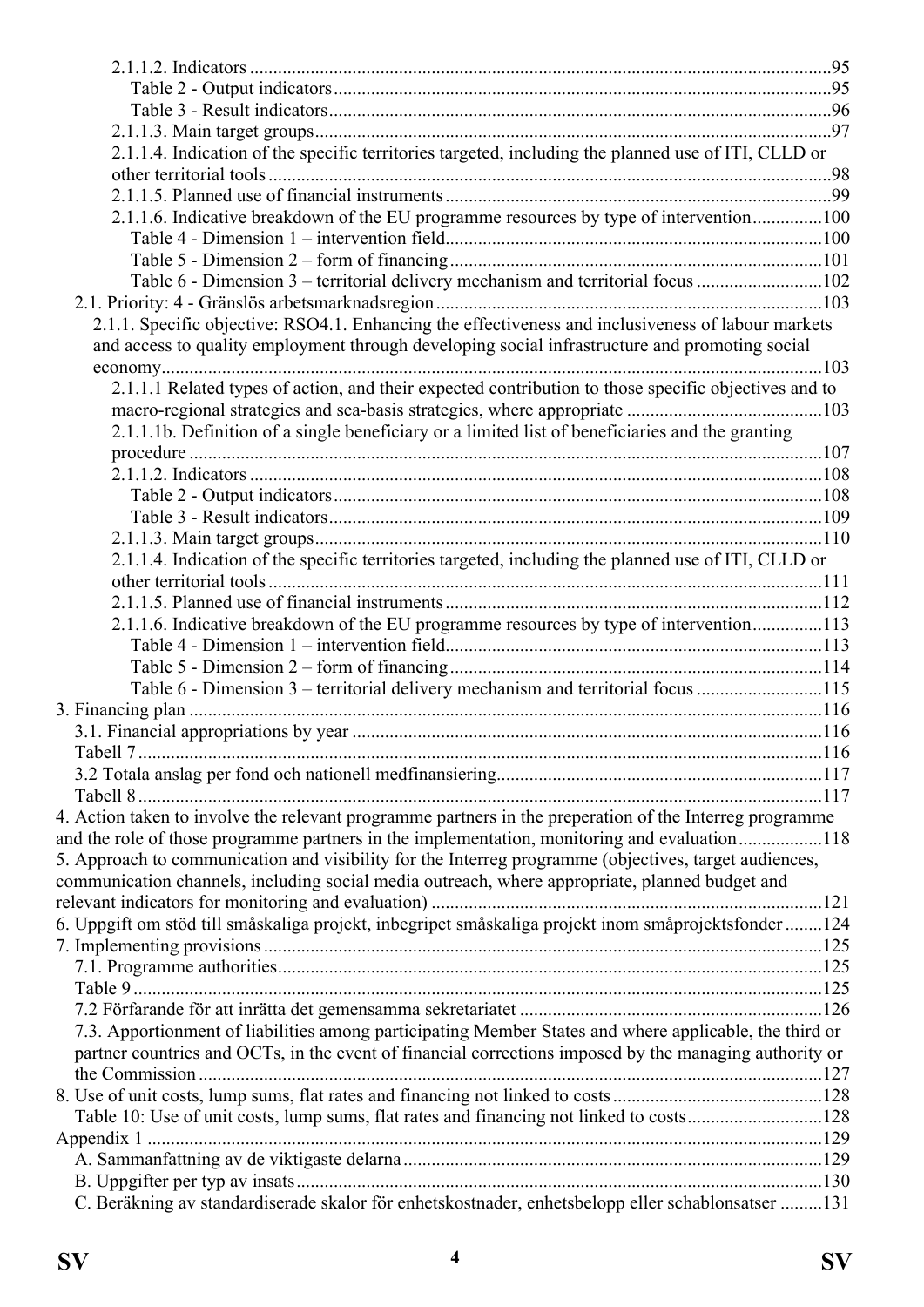2.1.1.2. Indicators ......95
Table 2 - Output indicators ......95
Table 3 - Result indicators ......96
2.1.1.3. Main target groups ......97
2.1.1.4. Indication of the specific territories targeted, including the planned use of ITI, CLLD or other territorial tools ......98
2.1.1.5. Planned use of financial instruments ......99
2.1.1.6. Indicative breakdown of the EU programme resources by type of intervention ......100
Table 4 - Dimension 1 – intervention field ......100
Table 5 - Dimension 2 – form of financing ......101
Table 6 - Dimension 3 – territorial delivery mechanism and territorial focus ......102
2.1. Priority: 4 - Gränslös arbetsmarknadsregion ......103
2.1.1. Specific objective: RSO4.1. Enhancing the effectiveness and inclusiveness of labour markets and access to quality employment through developing social infrastructure and promoting social economy ......103
2.1.1.1 Related types of action, and their expected contribution to those specific objectives and to macro-regional strategies and sea-basis strategies, where appropriate ......103
2.1.1.1b. Definition of a single beneficiary or a limited list of beneficiaries and the granting procedure ......107
2.1.1.2. Indicators ......108
Table 2 - Output indicators ......108
Table 3 - Result indicators ......109
2.1.1.3. Main target groups ......110
2.1.1.4. Indication of the specific territories targeted, including the planned use of ITI, CLLD or other territorial tools ......111
2.1.1.5. Planned use of financial instruments ......112
2.1.1.6. Indicative breakdown of the EU programme resources by type of intervention ......113
Table 4 - Dimension 1 – intervention field ......113
Table 5 - Dimension 2 – form of financing ......114
Table 6 - Dimension 3 – territorial delivery mechanism and territorial focus ......115
3. Financing plan ......116
3.1. Financial appropriations by year ......116
Tabell 7 ......116
3.2 Totala anslag per fond och nationell medfinansiering ......117
Tabell 8 ......117
4. Action taken to involve the relevant programme partners in the preperation of the Interreg programme and the role of those programme partners in the implementation, monitoring and evaluation ......118
5. Approach to communication and visibility for the Interreg programme (objectives, target audiences, communication channels, including social media outreach, where appropriate, planned budget and relevant indicators for monitoring and evaluation) ......121
6. Uppgift om stöd till småskaliga projekt, inbegripet småskaliga projekt inom småprojektsfonder ......124
7. Implementing provisions ......125
7.1. Programme authorities ......125
Table 9 ......125
7.2 Förfarande för att inrätta det gemensamma sekretariatet ......126
7.3. Apportionment of liabilities among participating Member States and where applicable, the third or partner countries and OCTs, in the event of financial corrections imposed by the managing authority or the Commission ......127
8. Use of unit costs, lump sums, flat rates and financing not linked to costs ......128
Table 10: Use of unit costs, lump sums, flat rates and financing not linked to costs ......128
Appendix 1 ......129
A. Sammanfattning av de viktigaste delarna ......129
B. Uppgifter per typ av insats ......130
C. Beräkning av standardiserade skalor för enhetskostnader, enhetsbelopp eller schablonsatser ......131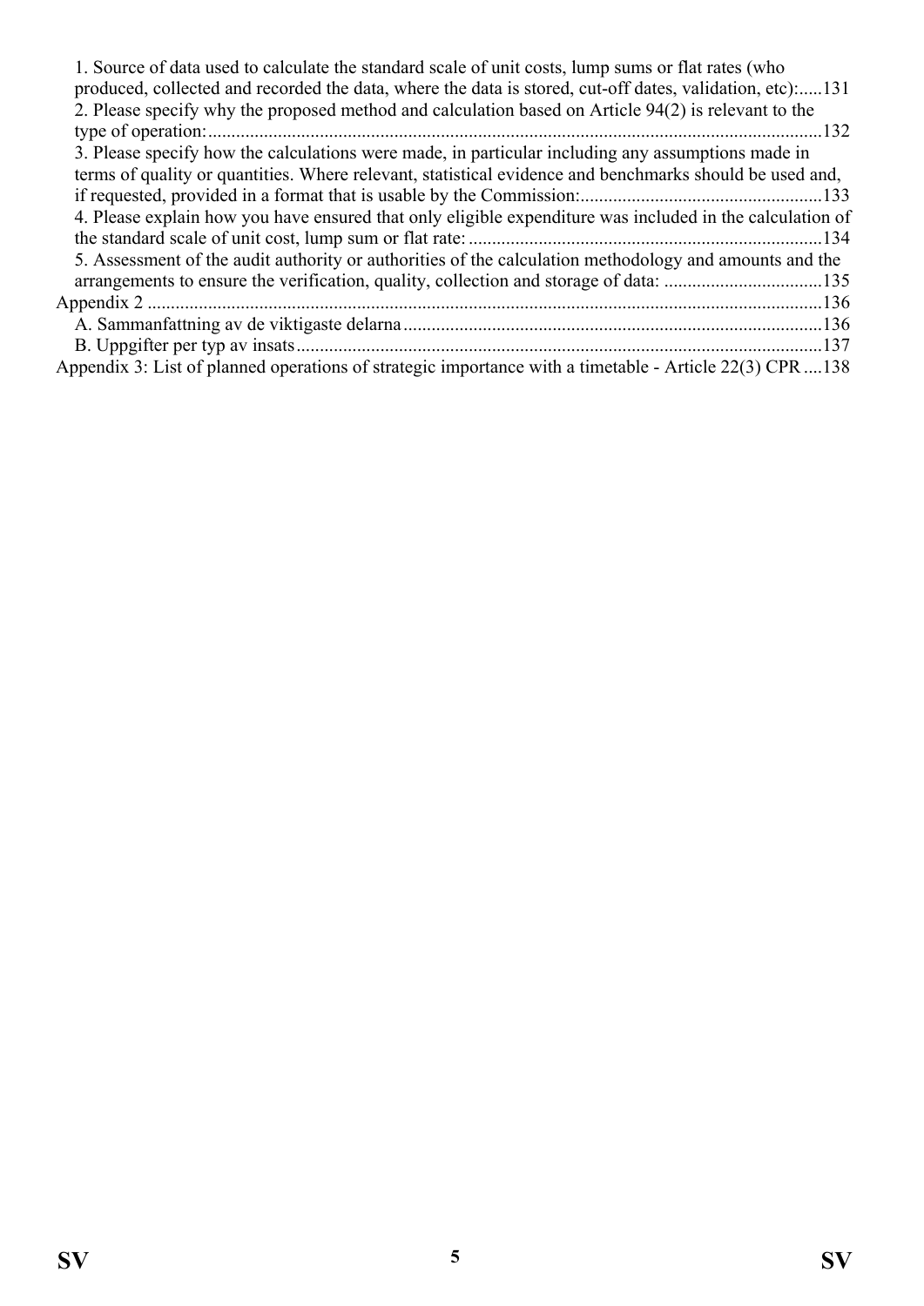1. Source of data used to calculate the standard scale of unit costs, lump sums or flat rates (who produced, collected and recorded the data, where the data is stored, cut-off dates, validation, etc):.....131
2. Please specify why the proposed method and calculation based on Article 94(2) is relevant to the type of operation:....................................................................................................................................132
3. Please specify how the calculations were made, in particular including any assumptions made in terms of quality or quantities. Where relevant, statistical evidence and benchmarks should be used and, if requested, provided in a format that is usable by the Commission:....................................................133
4. Please explain how you have ensured that only eligible expenditure was included in the calculation of the standard scale of unit cost, lump sum or flat rate:............................................................................134
5. Assessment of the audit authority or authorities of the calculation methodology and amounts and the arrangements to ensure the verification, quality, collection and storage of data: ..................................135

Appendix 2 ...............................................................................................................................................136
A. Sammanfattning av de viktigaste delarna..........................................................................................136
B. Uppgifter per typ av insats.................................................................................................................137

Appendix 3: List of planned operations of strategic importance with a timetable - Article 22(3) CPR ....138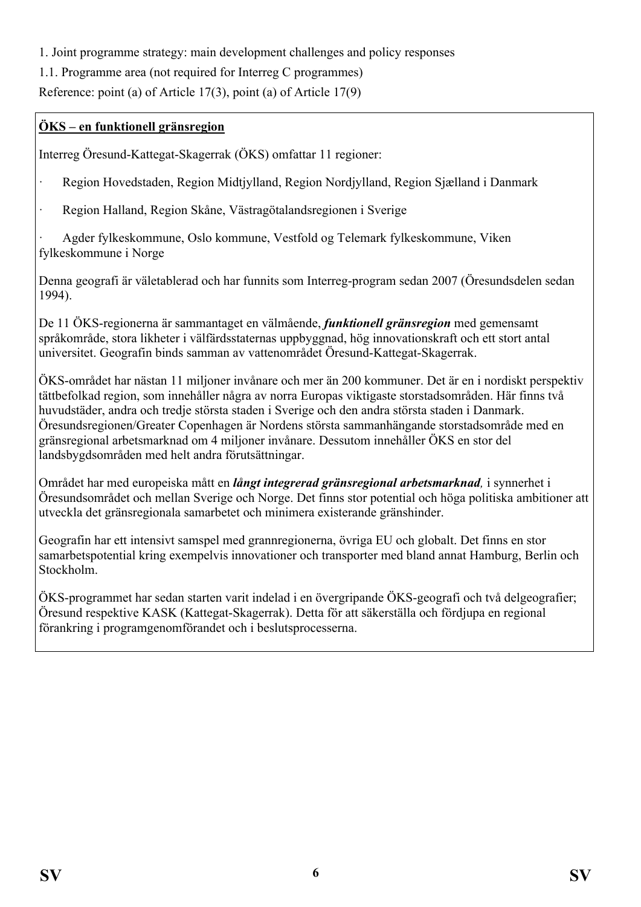1. Joint programme strategy: main development challenges and policy responses

1.1. Programme area (not required for Interreg C programmes)

Reference: point (a) of Article 17(3), point (a) of Article 17(9)

**ÖKS – en funktionell gränsregion**

Interreg Öresund-Kattegat-Skagerrak (ÖKS) omfattar 11 regioner:

- Region Hovedstaden, Region Midtjylland, Region Nordjylland, Region Sjælland i Danmark
- Region Halland, Region Skåne, Västragötalandsregionen i Sverige
- Agder fylkeskommune, Oslo kommune, Vestfold og Telemark fylkeskommune, Viken fylkeskommune i Norge

Denna geografi är väletablerad och har funnits som Interreg-program sedan 2007 (Öresundsdelen sedan 1994).

De 11 ÖKS-regionerna är sammantaget en välmående, ***funktionell gränsregion*** med gemensamt språkområde, stora likheter i välfärdsstaternas uppbyggnad, hög innovationskraft och ett stort antal universitet. Geografin binds samman av vattenområdet Öresund-Kattegat-Skagerrak.

ÖKS-området har nästan 11 miljoner invånare och mer än 200 kommuner. Det är en i nordiskt perspektiv tättbefolkad region, som innehåller några av norra Europas viktigaste storstadsområden. Här finns två huvudstäder, andra och tredje största staden i Sverige och den andra största staden i Danmark. Öresundsregionen/Greater Copenhagen är Nordens största sammanhängande storstadsområde med en gränsregional arbetsmarknad om 4 miljoner invånare. Dessutom innehåller ÖKS en stor del landsbygdsområden med helt andra förutsättningar.

Området har med europeiska mått en ***långt integrerad gränsregional arbetsmarknad,*** i synnerhet i Öresundsområdet och mellan Sverige och Norge. Det finns stor potential och höga politiska ambitioner att utveckla det gränsregionala samarbetet och minimera existerande gränshinder.

Geografin har ett intensivt samspel med grannregionerna, övriga EU och globalt. Det finns en stor samarbetspotential kring exempelvis innovationer och transporter med bland annat Hamburg, Berlin och Stockholm.

ÖKS-programmet har sedan starten varit indelad i en övergripande ÖKS-geografi och två delgeografier; Öresund respektive KASK (Kattegat-Skagerrak). Detta för att säkerställa och fördjupa en regional förankring i programgenomförandet och i beslutsprocesserna.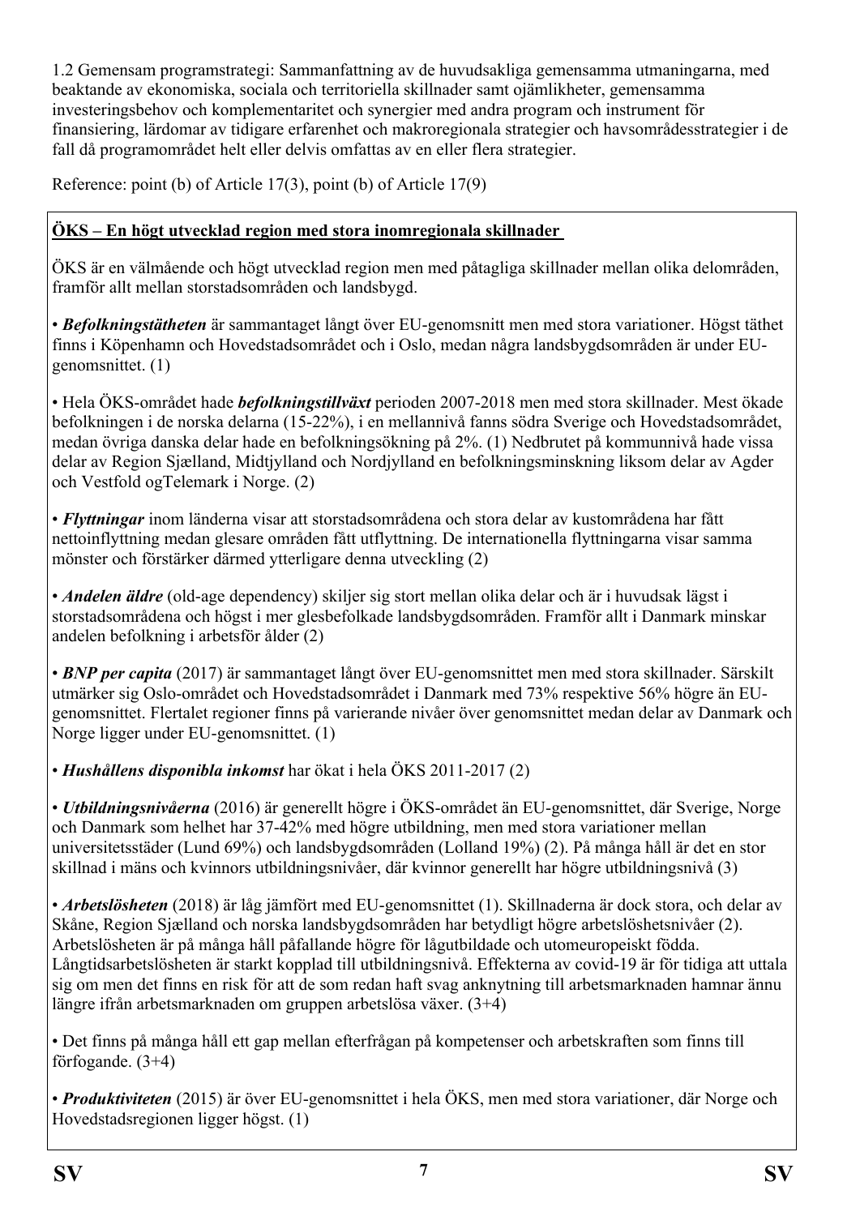1.2 Gemensam programstrategi: Sammanfattning av de huvudsakliga gemensamma utmaningarna, med beaktande av ekonomiska, sociala och territoriella skillnader samt ojämlikheter, gemensamma investeringsbehov och komplementaritet och synergier med andra program och instrument för finansiering, lärdomar av tidigare erfarenhet och makroregionala strategier och havsområdesstrategier i de fall då programområdet helt eller delvis omfattas av en eller flera strategier.

Reference: point (b) of Article 17(3), point (b) of Article 17(9)

**ÖKS – En högt utvecklad region med stora inomregionala skillnader**

ÖKS är en välmående och högt utvecklad region men med påtagliga skillnader mellan olika delområden, framför allt mellan storstadsområden och landsbygd.

• ***Befolkningstätheten*** är sammantaget långt över EU-genomsnitt men med stora variationer. Högst täthet finns i Köpenhamn och Hovedstadsområdet och i Oslo, medan några landsbygdsområden är under EU-genomsnittet. (1)

• Hela ÖKS-området hade ***befolkningstillväxt*** perioden 2007-2018 men med stora skillnader. Mest ökade befolkningen i de norska delarna (15-22%), i en mellannivå fanns södra Sverige och Hovedstadsområdet, medan övriga danska delar hade en befolkningsökning på 2%. (1) Nedbrutet på kommunnivå hade vissa delar av Region Sjælland, Midtjylland och Nordjylland en befolkningsminskning liksom delar av Agder och Vestfold ogTelemark i Norge. (2)

• ***Flyttningar*** inom länderna visar att storstadsområdena och stora delar av kustområdena har fått nettoinflyttning medan glesare områden fått utflyttning. De internationella flyttningarna visar samma mönster och förstärker därmed ytterligare denna utveckling (2)

• ***Andelen äldre*** (old-age dependency) skiljer sig stort mellan olika delar och är i huvudsak lägst i storstadsområdena och högst i mer glesbefolkade landsbygdsområden. Framför allt i Danmark minskar andelen befolkning i arbetsför ålder (2)

• ***BNP per capita*** (2017) är sammantaget långt över EU-genomsnittet men med stora skillnader. Särskilt utmärker sig Oslo-området och Hovedstadsområdet i Danmark med 73% respektive 56% högre än EU-genomsnittet. Flertalet regioner finns på varierande nivåer över genomsnittet medan delar av Danmark och Norge ligger under EU-genomsnittet. (1)

• ***Hushållens disponibla inkomst*** har ökat i hela ÖKS 2011-2017 (2)

• ***Utbildningsnivåerna*** (2016) är generellt högre i ÖKS-området än EU-genomsnittet, där Sverige, Norge och Danmark som helhet har 37-42% med högre utbildning, men med stora variationer mellan universitetsstäder (Lund 69%) och landsbygdsområden (Lolland 19%) (2). På många håll är det en stor skillnad i mäns och kvinnors utbildningsnivåer, där kvinnor generellt har högre utbildningsnivå (3)

• ***Arbetslösheten*** (2018) är låg jämfört med EU-genomsnittet (1). Skillnaderna är dock stora, och delar av Skåne, Region Sjælland och norska landsbygdsområden har betydligt högre arbetslöshetsnivåer (2). Arbetslösheten är på många håll påfallande högre för lågutbildade och utomeuropeiskt födda. Långtidsarbetslösheten är starkt kopplad till utbildningsnivå. Effekterna av covid-19 är för tidiga att uttala sig om men det finns en risk för att de som redan haft svag anknytning till arbetsmarknaden hamnar ännu längre ifrån arbetsmarknaden om gruppen arbetslösa växer. (3+4)

• Det finns på många håll ett gap mellan efterfrågan på kompetenser och arbetskraften som finns till förfogande. (3+4)

• ***Produktiviteten*** (2015) är över EU-genomsnittet i hela ÖKS, men med stora variationer, där Norge och Hovedstadsregionen ligger högst. (1)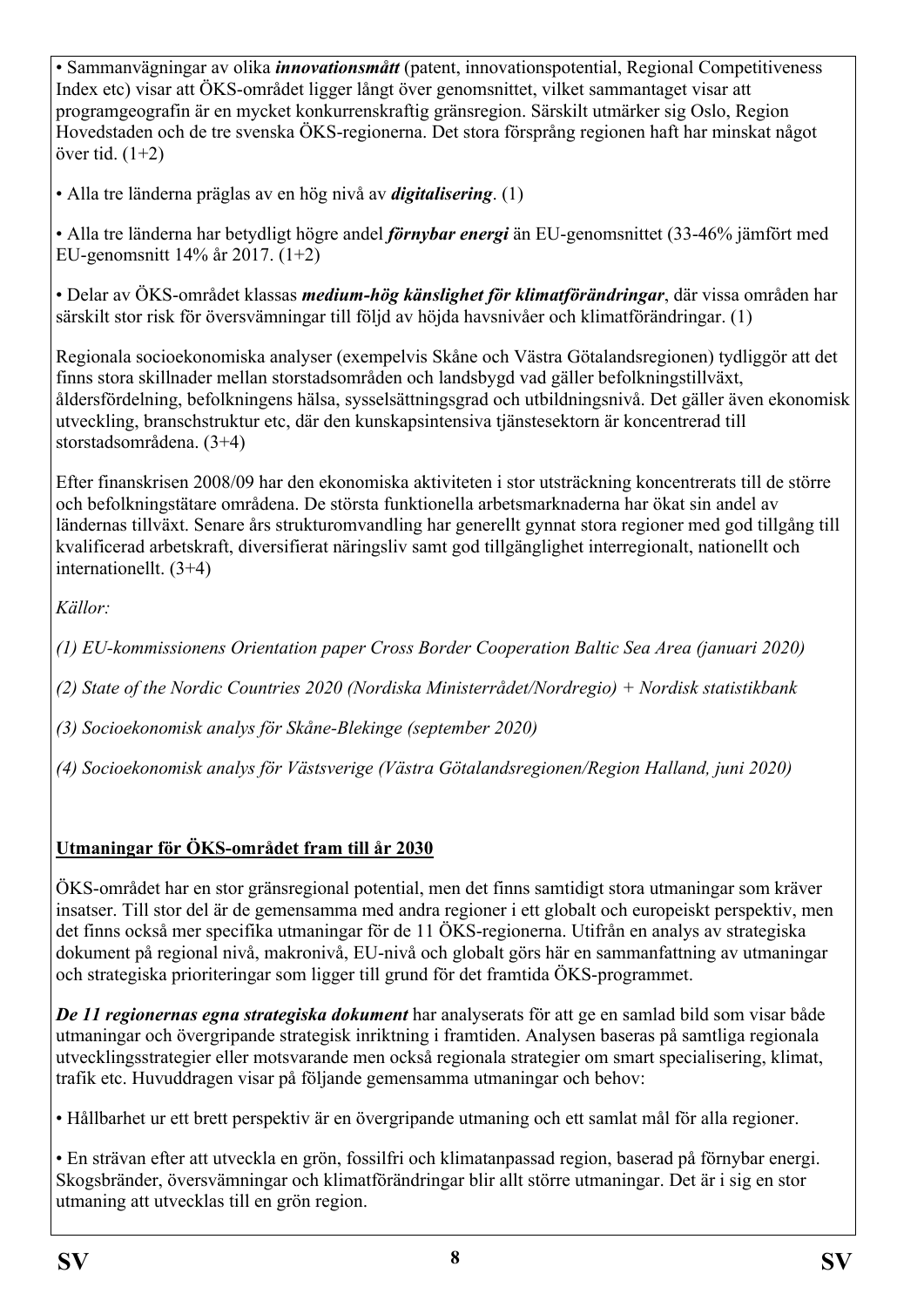• Sammanvägningar av olika ***innovationsmått*** (patent, innovationspotential, Regional Competitiveness Index etc) visar att ÖKS-området ligger långt över genomsnittet, vilket sammantaget visar att programgeografin är en mycket konkurrenskraftig gränsregion. Särskilt utmärker sig Oslo, Region Hovedstaden och de tre svenska ÖKS-regionerna. Det stora försprång regionen haft har minskat något över tid. (1+2)

• Alla tre länderna präglas av en hög nivå av ***digitalisering***. (1)

• Alla tre länderna har betydligt högre andel ***förnybar energi*** än EU-genomsnittet (33-46% jämfört med EU-genomsnitt 14% år 2017. (1+2)

• Delar av ÖKS-området klassas ***medium-hög känslighet för klimatförändringar***, där vissa områden har särskilt stor risk för översvämningar till följd av höjda havsnivåer och klimatförändringar. (1)

Regionala socioekonomiska analyser (exempelvis Skåne och Västra Götalandsregionen) tydliggör att det finns stora skillnader mellan storstadsområden och landsbygd vad gäller befolkningstillväxt, åldersfördelning, befolkningens hälsa, sysselsättningsgrad och utbildningsnivå. Det gäller även ekonomisk utveckling, branschstruktur etc, där den kunskapsintensiva tjänstesektorn är koncentrerad till storstadsområdena. (3+4)

Efter finanskrisen 2008/09 har den ekonomiska aktiviteten i stor utsträckning koncentrerats till de större och befolkningstätare områdena. De största funktionella arbetsmarknaderna har ökat sin andel av ländernas tillväxt. Senare års strukturomvandling har generellt gynnat stora regioner med god tillgång till kvalificerad arbetskraft, diversifierat näringsliv samt god tillgänglighet interregionalt, nationellt och internationellt. (3+4)

*Källor:*

*(1) EU-kommissionens Orientation paper Cross Border Cooperation Baltic Sea Area (januari 2020)*

*(2) State of the Nordic Countries 2020 (Nordiska Ministerrådet/Nordregio) + Nordisk statistikbank*

*(3) Socioekonomisk analys för Skåne-Blekinge (september 2020)*

*(4) Socioekonomisk analys för Västsverige (Västra Götalandsregionen/Region Halland, juni 2020)*

**Utmaningar för ÖKS-området fram till år 2030**

ÖKS-området har en stor gränsregional potential, men det finns samtidigt stora utmaningar som kräver insatser. Till stor del är de gemensamma med andra regioner i ett globalt och europeiskt perspektiv, men det finns också mer specifika utmaningar för de 11 ÖKS-regionerna. Utifrån en analys av strategiska dokument på regional nivå, makronivå, EU-nivå och globalt görs här en sammanfattning av utmaningar och strategiska prioriteringar som ligger till grund för det framtida ÖKS-programmet.

***De 11 regionernas egna strategiska dokument*** har analyserats för att ge en samlad bild som visar både utmaningar och övergripande strategisk inriktning i framtiden. Analysen baseras på samtliga regionala utvecklingsstrategier eller motsvarande men också regionala strategier om smart specialisering, klimat, trafik etc. Huvuddragen visar på följande gemensamma utmaningar och behov:

• Hållbarhet ur ett brett perspektiv är en övergripande utmaning och ett samlat mål för alla regioner.

• En strävan efter att utveckla en grön, fossilfri och klimatanpassad region, baserad på förnybar energi. Skogsbränder, översvämningar och klimatförändringar blir allt större utmaningar. Det är i sig en stor utmaning att utvecklas till en grön region.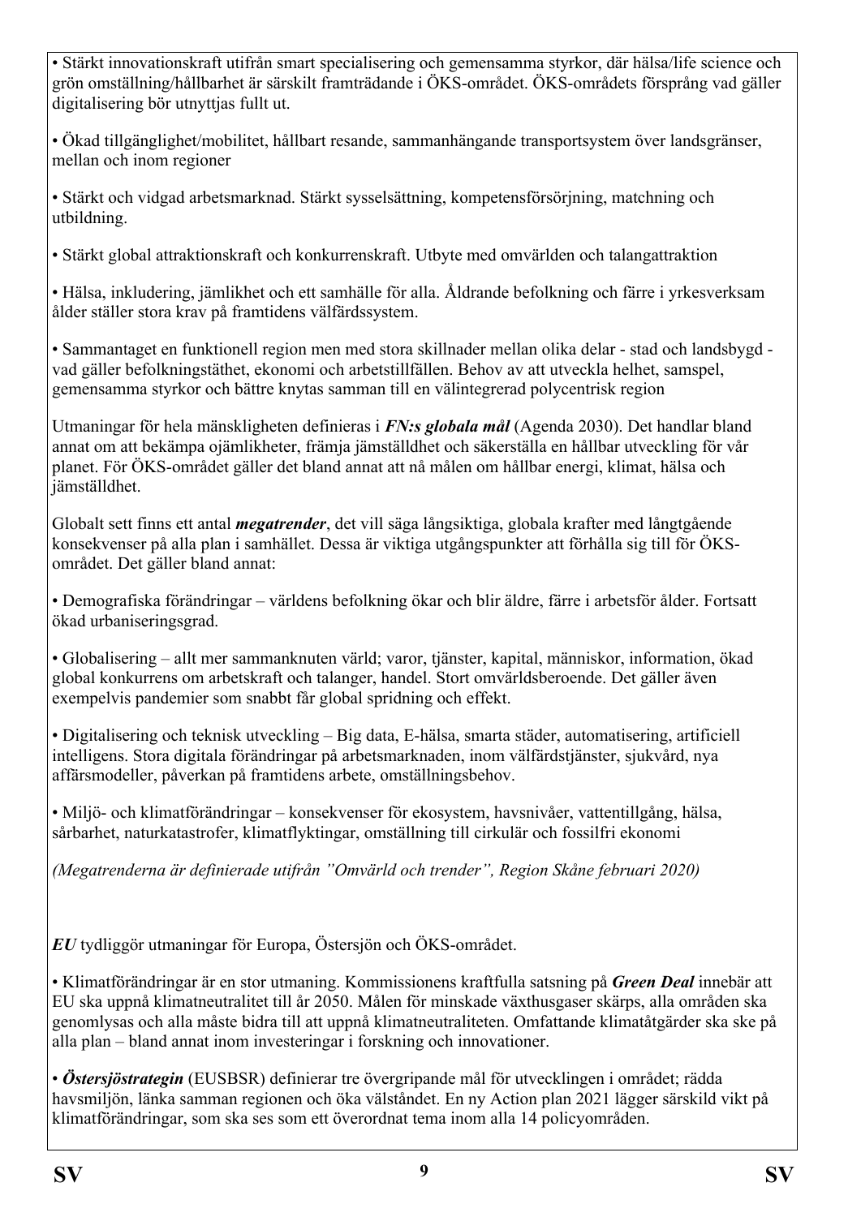• Stärkt innovationskraft utifrån smart specialisering och gemensamma styrkor, där hälsa/life science och grön omställning/hållbarhet är särskilt framträdande i ÖKS-området. ÖKS-områdets försprång vad gäller digitalisering bör utnyttjas fullt ut.

• Ökad tillgänglighet/mobilitet, hållbart resande, sammanhängande transportsystem över landsgränser, mellan och inom regioner

• Stärkt och vidgad arbetsmarknad. Stärkt sysselsättning, kompetensförsörjning, matchning och utbildning.

• Stärkt global attraktionskraft och konkurrenskraft. Utbyte med omvärlden och talangattraktion

• Hälsa, inkludering, jämlikhet och ett samhälle för alla. Åldrande befolkning och färre i yrkesverksam ålder ställer stora krav på framtidens välfärdssystem.

• Sammantaget en funktionell region men med stora skillnader mellan olika delar - stad och landsbygd - vad gäller befolkningstäthet, ekonomi och arbetstillfällen. Behov av att utveckla helhet, samspel, gemensamma styrkor och bättre knytas samman till en välintegrerad polycentrisk region

Utmaningar för hela mänskligheten definieras i ***FN:s globala mål*** (Agenda 2030). Det handlar bland annat om att bekämpa ojämlikheter, främja jämställdhet och säkerställa en hållbar utveckling för vår planet. För ÖKS-området gäller det bland annat att nå målen om hållbar energi, klimat, hälsa och jämställdhet.

Globalt sett finns ett antal ***megatrender***, det vill säga långsiktiga, globala krafter med långtgående konsekvenser på alla plan i samhället. Dessa är viktiga utgångspunkter att förhålla sig till för ÖKS-området. Det gäller bland annat:

• Demografiska förändringar – världens befolkning ökar och blir äldre, färre i arbetsför ålder. Fortsatt ökad urbaniseringsgrad.

• Globalisering – allt mer sammanknuten värld; varor, tjänster, kapital, människor, information, ökad global konkurrens om arbetskraft och talanger, handel. Stort omvärldsberoende. Det gäller även exempelvis pandemier som snabbt får global spridning och effekt.

• Digitalisering och teknisk utveckling – Big data, E-hälsa, smarta städer, automatisering, artificiell intelligens. Stora digitala förändringar på arbetsmarknaden, inom välfärdstjänster, sjukvård, nya affärsmodeller, påverkan på framtidens arbete, omställningsbehov.

• Miljö- och klimatförändringar – konsekvenser för ekosystem, havsnivåer, vattentillgång, hälsa, sårbarhet, naturkatastrofer, klimatflyktingar, omställning till cirkulär och fossilfri ekonomi

*(Megatrenderna är definierade utifrån ”Omvärld och trender”, Region Skåne februari 2020)*

***EU*** tydliggör utmaningar för Europa, Östersjön och ÖKS-området.

• Klimatförändringar är en stor utmaning. Kommissionens kraftfulla satsning på ***Green Deal*** innebär att EU ska uppnå klimatneutralitet till år 2050. Målen för minskade växthusgaser skärps, alla områden ska genomlysas och alla måste bidra till att uppnå klimatneutraliteten. Omfattande klimatåtgärder ska ske på alla plan – bland annat inom investeringar i forskning och innovationer.

• ***Östersjöstrategin*** (EUSBSR) definierar tre övergripande mål för utvecklingen i området; rädda havsmiljön, länka samman regionen och öka välståndet. En ny Action plan 2021 lägger särskild vikt på klimatförändringar, som ska ses som ett överordnat tema inom alla 14 policyområden.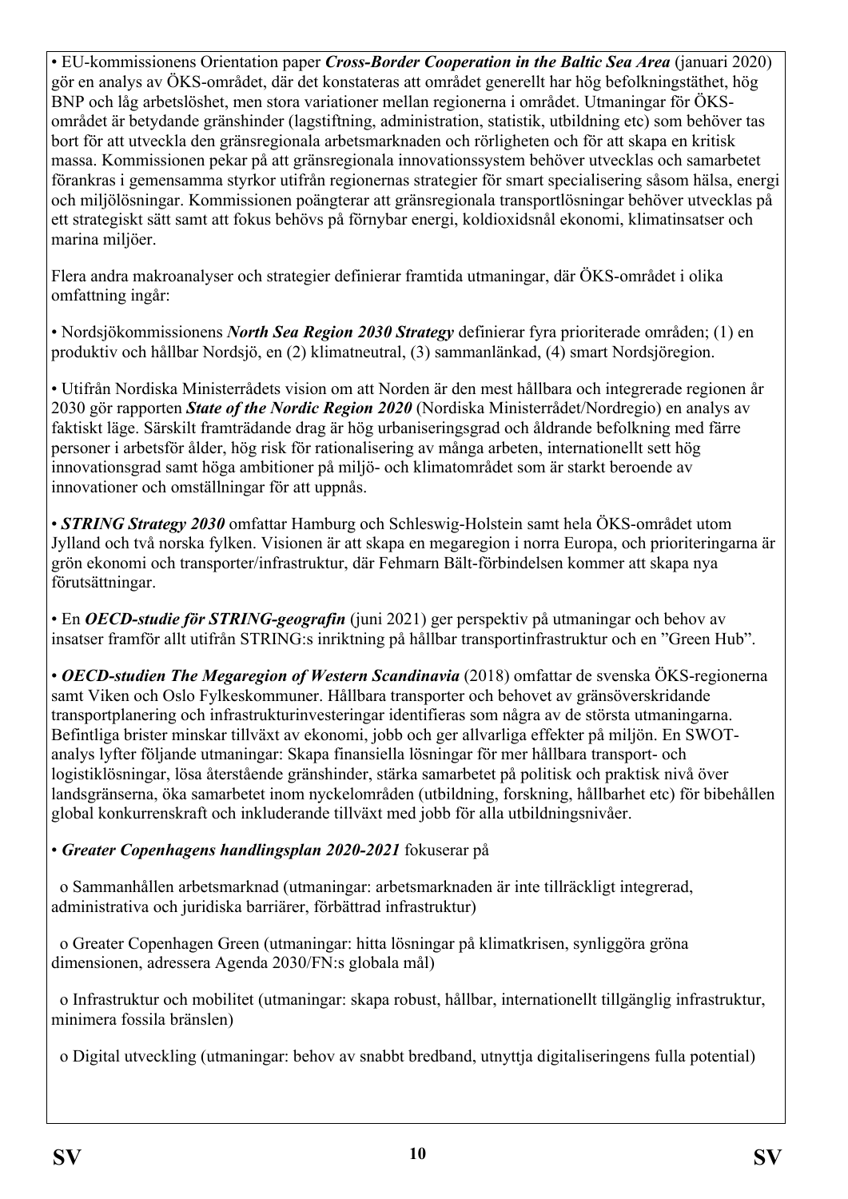• EU-kommissionens Orientation paper ***Cross-Border Cooperation in the Baltic Sea Area*** (januari 2020) gör en analys av ÖKS-området, där det konstateras att området generellt har hög befolkningstäthet, hög BNP och låg arbetslöshet, men stora variationer mellan regionerna i området. Utmaningar för ÖKS-området är betydande gränshinder (lagstiftning, administration, statistik, utbildning etc) som behöver tas bort för att utveckla den gränsregionala arbetsmarknaden och rörligheten och för att skapa en kritisk massa. Kommissionen pekar på att gränsregionala innovationssystem behöver utvecklas och samarbetet förankras i gemensamma styrkor utifrån regionernas strategier för smart specialisering såsom hälsa, energi och miljölösningar. Kommissionen poängterar att gränsregionala transportlösningar behöver utvecklas på ett strategiskt sätt samt att fokus behövs på förnybar energi, koldioxidsnål ekonomi, klimatinsatser och marina miljöer.

Flera andra makroanalyser och strategier definierar framtida utmaningar, där ÖKS-området i olika omfattning ingår:

• Nordsjökommissionens ***North Sea Region 2030 Strategy*** definierar fyra prioriterade områden; (1) en produktiv och hållbar Nordsjö, en (2) klimatneutral, (3) sammanlänkad, (4) smart Nordsjöregion.

• Utifrån Nordiska Ministerrådets vision om att Norden är den mest hållbara och integrerade regionen år 2030 gör rapporten ***State of the Nordic Region 2020*** (Nordiska Ministerrådet/Nordregio) en analys av faktiskt läge. Särskilt framträdande drag är hög urbaniseringsgrad och åldrande befolkning med färre personer i arbetsför ålder, hög risk för rationalisering av många arbeten, internationellt sett hög innovationsgrad samt höga ambitioner på miljö- och klimatområdet som är starkt beroende av innovationer och omställningar för att uppnås.

• ***STRING Strategy 2030*** omfattar Hamburg och Schleswig-Holstein samt hela ÖKS-området utom Jylland och två norska fylken. Visionen är att skapa en megaregion i norra Europa, och prioriteringarna är grön ekonomi och transporter/infrastruktur, där Fehmarn Bält-förbindelsen kommer att skapa nya förutsättningar.

• En ***OECD-studie för STRING-geografin*** (juni 2021) ger perspektiv på utmaningar och behov av insatser framför allt utifrån STRING:s inriktning på hållbar transportinfrastruktur och en ”Green Hub”.

• ***OECD-studien The Megaregion of Western Scandinavia*** (2018) omfattar de svenska ÖKS-regionerna samt Viken och Oslo Fylkeskommuner. Hållbara transporter och behovet av gränsöverskridande transportplanering och infrastrukturinvesteringar identifieras som några av de största utmaningarna. Befintliga brister minskar tillväxt av ekonomi, jobb och ger allvarliga effekter på miljön. En SWOT-analys lyfter följande utmaningar: Skapa finansiella lösningar för mer hållbara transport- och logistiklösningar, lösa återstående gränshinder, stärka samarbetet på politisk och praktisk nivå över landsgränserna, öka samarbetet inom nyckelområden (utbildning, forskning, hållbarhet etc) för bibehållen global konkurrenskraft och inkluderande tillväxt med jobb för alla utbildningsnivåer.

• ***Greater Copenhagens handlingsplan 2020-2021*** fokuserar på

- Sammanhållen arbetsmarknad (utmaningar: arbetsmarknaden är inte tillräckligt integrerad, administrativa och juridiska barriärer, förbättrad infrastruktur)
- Greater Copenhagen Green (utmaningar: hitta lösningar på klimatkrisen, synliggöra gröna dimensionen, adressera Agenda 2030/FN:s globala mål)
- Infrastruktur och mobilitet (utmaningar: skapa robust, hållbar, internationellt tillgänglig infrastruktur, minimera fossila bränslen)
- Digital utveckling (utmaningar: behov av snabbt bredband, utnyttja digitaliseringens fulla potential)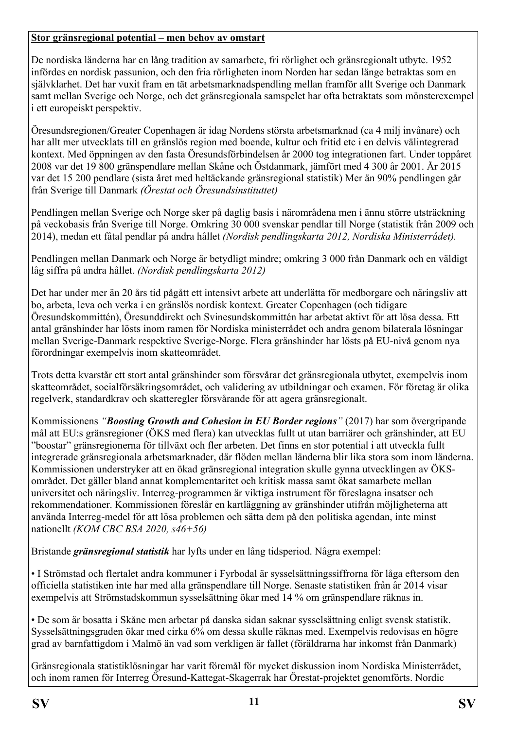**Stor gränsregional potential – men behov av omstart**

De nordiska länderna har en lång tradition av samarbete, fri rörlighet och gränsregionalt utbyte. 1952 infördes en nordisk passunion, och den fria rörligheten inom Norden har sedan länge betraktas som en självklarhet. Det har vuxit fram en tät arbetsmarknadspendling mellan framför allt Sverige och Danmark samt mellan Sverige och Norge, och det gränsregionala samspelet har ofta betraktats som mönsterexempel i ett europeiskt perspektiv.

Öresundsregionen/Greater Copenhagen är idag Nordens största arbetsmarknad (ca 4 milj invånare) och har allt mer utvecklats till en gränslös region med boende, kultur och fritid etc i en delvis välintegrerad kontext. Med öppningen av den fasta Öresundsförbindelsen år 2000 tog integrationen fart. Under toppåret 2008 var det 19 800 gränspendlare mellan Skåne och Östdanmark, jämfört med 4 300 år 2001. År 2015 var det 15 200 pendlare (sista året med heltäckande gränsregional statistik) Mer än 90% pendlingen går från Sverige till Danmark *(Örestat och Öresundsinstituttet)*

Pendlingen mellan Sverige och Norge sker på daglig basis i närområdena men i ännu större utsträckning på veckobasis från Sverige till Norge. Omkring 30 000 svenskar pendlar till Norge (statistik från 2009 och 2014), medan ett fåtal pendlar på andra hållet *(Nordisk pendlingskarta 2012, Nordiska Ministerrådet).*

Pendlingen mellan Danmark och Norge är betydligt mindre; omkring 3 000 från Danmark och en väldigt låg siffra på andra hållet. *(Nordisk pendlingskarta 2012)*

Det har under mer än 20 års tid pågått ett intensivt arbete att underlätta för medborgare och näringsliv att bo, arbeta, leva och verka i en gränslös nordisk kontext. Greater Copenhagen (och tidigare Öresundskommittén), Öresunddirekt och Svinesundskommittén har arbetat aktivt för att lösa dessa. Ett antal gränshinder har lösts inom ramen för Nordiska ministerrådet och andra genom bilaterala lösningar mellan Sverige-Danmark respektive Sverige-Norge. Flera gränshinder har lösts på EU-nivå genom nya förordningar exempelvis inom skatteområdet.

Trots detta kvarstår ett stort antal gränshinder som försvårar det gränsregionala utbytet, exempelvis inom skatteområdet, socialförsäkringsområdet, och validering av utbildningar och examen. För företag är olika regelverk, standardkrav och skatteregler försvårande för att agera gränsregionalt.

Kommissionens *"**Boosting Growth and Cohesion in EU Border regions**"* (2017) har som övergripande mål att EU:s gränsregioner (ÖKS med flera) kan utvecklas fullt ut utan barriärer och gränshinder, att EU "boostar" gränsregionerna för tillväxt och fler arbeten. Det finns en stor potential i att utveckla fullt integrerade gränsregionala arbetsmarknader, där flöden mellan länderna blir lika stora som inom länderna. Kommissionen understryker att en ökad gränsregional integration skulle gynna utvecklingen av ÖKS-området. Det gäller bland annat komplementaritet och kritisk massa samt ökat samarbete mellan universitet och näringsliv. Interreg-programmen är viktiga instrument för föreslagna insatser och rekommendationer. Kommissionen föreslår en kartläggning av gränshinder utifrån möjligheterna att använda Interreg-medel för att lösa problemen och sätta dem på den politiska agendan, inte minst nationellt *(KOM CBC BSA 2020, s46+56)*

Bristande ***gränsregional statistik*** har lyfts under en lång tidsperiod. Några exempel:

• I Strömstad och flertalet andra kommuner i Fyrbodal är sysselsättningssiffrorna för låga eftersom den officiella statistiken inte har med alla gränspendlare till Norge. Senaste statistiken från år 2014 visar exempelvis att Strömstadskommun sysselsättning ökar med 14 % om gränspendlare räknas in.

• De som är bosatta i Skåne men arbetar på danska sidan saknar sysselsättning enligt svensk statistik. Sysselsättningsgraden ökar med cirka 6% om dessa skulle räknas med. Exempelvis redovisas en högre grad av barnfattigdom i Malmö än vad som verkligen är fallet (föräldrarna har inkomst från Danmark)

Gränsregionala statistiklösningar har varit föremål för mycket diskussion inom Nordiska Ministerrådet, och inom ramen för Interreg Öresund-Kattegat-Skagerrak har Örestat-projektet genomförts. Nordic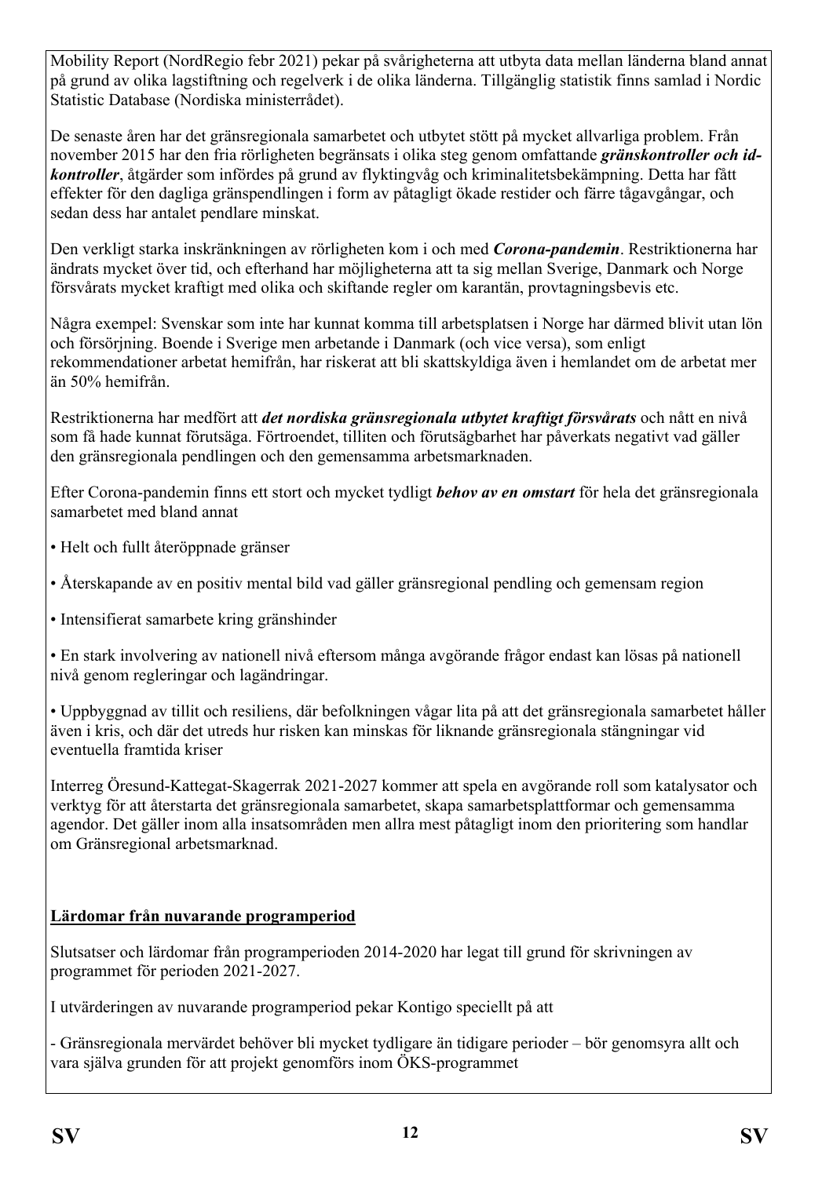Mobility Report (NordRegio febr 2021) pekar på svårigheterna att utbyta data mellan länderna bland annat på grund av olika lagstiftning och regelverk i de olika länderna. Tillgänglig statistik finns samlad i Nordic Statistic Database (Nordiska ministerrådet).

De senaste åren har det gränsregionala samarbetet och utbytet stött på mycket allvarliga problem. Från november 2015 har den fria rörligheten begränsats i olika steg genom omfattande ***gränskontroller och id-kontroller***, åtgärder som infördes på grund av flyktingvåg och kriminalitetsbekämpning. Detta har fått effekter för den dagliga gränspendlingen i form av påtagligt ökade restider och färre tågavgångar, och sedan dess har antalet pendlare minskat.

Den verkligt starka inskränkningen av rörligheten kom i och med ***Corona-pandemin***. Restriktionerna har ändrats mycket över tid, och efterhand har möjligheterna att ta sig mellan Sverige, Danmark och Norge försvårats mycket kraftigt med olika och skiftande regler om karantän, provtagningsbevis etc.

Några exempel: Svenskar som inte har kunnat komma till arbetsplatsen i Norge har därmed blivit utan lön och försörjning. Boende i Sverige men arbetande i Danmark (och vice versa), som enligt rekommendationer arbetat hemifrån, har riskerat att bli skattskyldiga även i hemlandet om de arbetat mer än 50% hemifrån.

Restriktionerna har medfört att ***det nordiska gränsregionala utbytet kraftigt försvårats*** och nått en nivå som få hade kunnat förutsäga. Förtroendet, tilliten och förutsägbarhet har påverkats negativt vad gäller den gränsregionala pendlingen och den gemensamma arbetsmarknaden.

Efter Corona-pandemin finns ett stort och mycket tydligt ***behov av en omstart*** för hela det gränsregionala samarbetet med bland annat

- Helt och fullt återöppnade gränser
- Återskapande av en positiv mental bild vad gäller gränsregional pendling och gemensam region
- Intensifierat samarbete kring gränshinder
- En stark involvering av nationell nivå eftersom många avgörande frågor endast kan lösas på nationell nivå genom regleringar och lagändringar.
- Uppbyggnad av tillit och resiliens, där befolkningen vågar lita på att det gränsregionala samarbetet håller även i kris, och där det utreds hur risken kan minskas för liknande gränsregionala stängningar vid eventuella framtida kriser

Interreg Öresund-Kattegat-Skagerrak 2021-2027 kommer att spela en avgörande roll som katalysator och verktyg för att återstarta det gränsregionala samarbetet, skapa samarbetsplattformar och gemensamma agendor. Det gäller inom alla insatsområden men allra mest påtagligt inom den prioritering som handlar om Gränsregional arbetsmarknad.

**Lärdomar från nuvarande programperiod**

Slutsatser och lärdomar från programperioden 2014-2020 har legat till grund för skrivningen av programmet för perioden 2021-2027.

I utvärderingen av nuvarande programperiod pekar Kontigo speciellt på att

- Gränsregionala mervärdet behöver bli mycket tydligare än tidigare perioder – bör genomsyra allt och vara själva grunden för att projekt genomförs inom ÖKS-programmet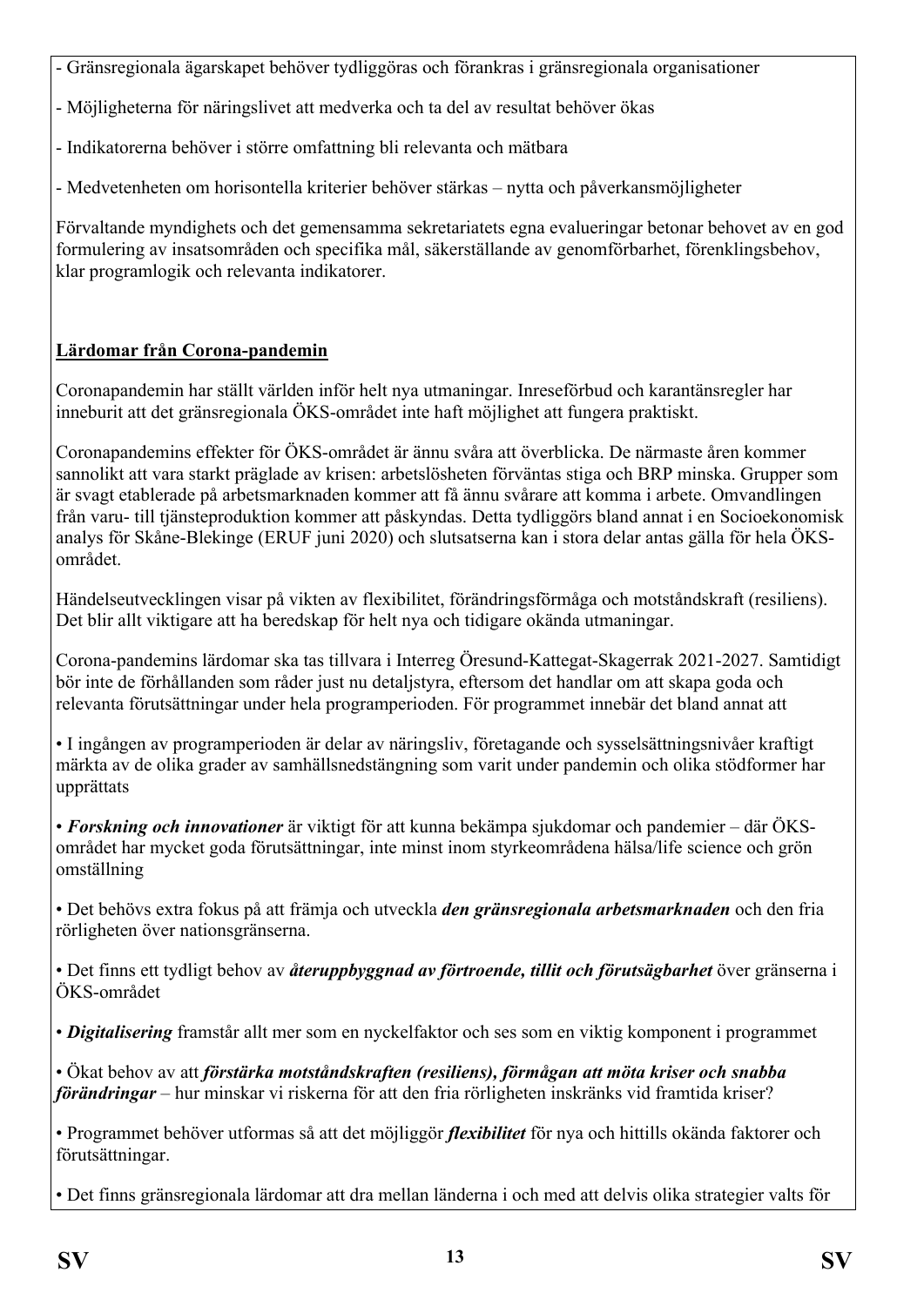- Gränsregionala ägarskapet behöver tydliggöras och förankras i gränsregionala organisationer

- Möjligheterna för näringslivet att medverka och ta del av resultat behöver ökas

- Indikatorerna behöver i större omfattning bli relevanta och mätbara

- Medvetenheten om horisontella kriterier behöver stärkas – nytta och påverkansmöjligheter

Förvaltande myndighets och det gemensamma sekretariatets egna evalueringar betonar behovet av en god formulering av insatsområden och specifika mål, säkerställande av genomförbarhet, förenklingsbehov, klar programlogik och relevanta indikatorer.

**Lärdomar från Corona-pandemin**

Coronapandemin har ställt världen inför helt nya utmaningar. Inreseförbud och karantänsregler har inneburit att det gränsregionala ÖKS-området inte haft möjlighet att fungera praktiskt.

Coronapandemins effekter för ÖKS-området är ännu svåra att överblicka. De närmaste åren kommer sannolikt att vara starkt präglade av krisen: arbetslösheten förväntas stiga och BRP minska. Grupper som är svagt etablerade på arbetsmarknaden kommer att få ännu svårare att komma i arbete. Omvandlingen från varu- till tjänsteproduktion kommer att påskyndas. Detta tydliggörs bland annat i en Socioekonomisk analys för Skåne-Blekinge (ERUF juni 2020) och slutsatserna kan i stora delar antas gälla för hela ÖKS-området.

Händelseutvecklingen visar på vikten av flexibilitet, förändringsförmåga och motståndskraft (resiliens). Det blir allt viktigare att ha beredskap för helt nya och tidigare okända utmaningar.

Corona-pandemins lärdomar ska tas tillvara i Interreg Öresund-Kattegat-Skagerrak 2021-2027. Samtidigt bör inte de förhållanden som råder just nu detaljstyra, eftersom det handlar om att skapa goda och relevanta förutsättningar under hela programperioden. För programmet innebär det bland annat att

• I ingången av programperioden är delar av näringsliv, företagande och sysselsättningsnivåer kraftigt märkta av de olika grader av samhällsnedstängning som varit under pandemin och olika stödformer har upprättats

• ***Forskning och innovationer*** är viktigt för att kunna bekämpa sjukdomar och pandemier – där ÖKS-området har mycket goda förutsättningar, inte minst inom styrkeområdena hälsa/life science och grön omställning

• Det behövs extra fokus på att främja och utveckla ***den gränsregionala arbetsmarknaden*** och den fria rörligheten över nationsgränserna.

• Det finns ett tydligt behov av ***återuppbyggnad av förtroende, tillit och förutsägbarhet*** över gränserna i ÖKS-området

• ***Digitalisering*** framstår allt mer som en nyckelfaktor och ses som en viktig komponent i programmet

• Ökat behov av att ***förstärka motståndskraften (resiliens), förmågan att möta kriser och snabba förändringar*** – hur minskar vi riskerna för att den fria rörligheten inskränks vid framtida kriser?

• Programmet behöver utformas så att det möjliggör ***flexibilitet*** för nya och hittills okända faktorer och förutsättningar.

• Det finns gränsregionala lärdomar att dra mellan länderna i och med att delvis olika strategier valts för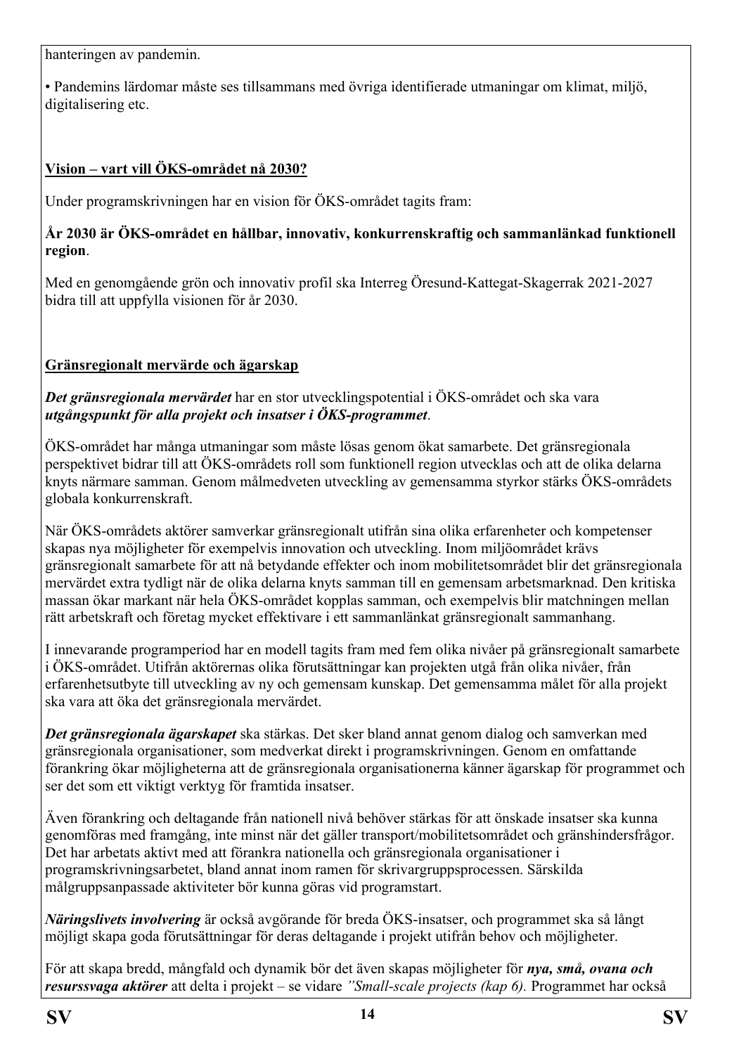hanteringen av pandemin.

• Pandemins lärdomar måste ses tillsammans med övriga identifierade utmaningar om klimat, miljö, digitalisering etc.

**Vision – vart vill ÖKS-området nå 2030?**

Under programskrivningen har en vision för ÖKS-området tagits fram:

**År 2030 är ÖKS-området en hållbar, innovativ, konkurrenskraftig och sammanlänkad funktionell region**.

Med en genomgående grön och innovativ profil ska Interreg Öresund-Kattegat-Skagerrak 2021-2027 bidra till att uppfylla visionen för år 2030.

**Gränsregionalt mervärde och ägarskap**

***Det gränsregionala mervärdet*** har en stor utvecklingspotential i ÖKS-området och ska vara ***utgångspunkt för alla projekt och insatser i ÖKS-programmet***.

ÖKS-området har många utmaningar som måste lösas genom ökat samarbete. Det gränsregionala perspektivet bidrar till att ÖKS-områdets roll som funktionell region utvecklas och att de olika delarna knyts närmare samman. Genom målmedveten utveckling av gemensamma styrkor stärks ÖKS-områdets globala konkurrenskraft.

När ÖKS-områdets aktörer samverkar gränsregionalt utifrån sina olika erfarenheter och kompetenser skapas nya möjligheter för exempelvis innovation och utveckling. Inom miljöområdet krävs gränsregionalt samarbete för att nå betydande effekter och inom mobilitetsområdet blir det gränsregionala mervärdet extra tydligt när de olika delarna knyts samman till en gemensam arbetsmarknad. Den kritiska massan ökar markant när hela ÖKS-området kopplas samman, och exempelvis blir matchningen mellan rätt arbetskraft och företag mycket effektivare i ett sammanlänkat gränsregionalt sammanhang.

I innevarande programperiod har en modell tagits fram med fem olika nivåer på gränsregionalt samarbete i ÖKS-området. Utifrån aktörernas olika förutsättningar kan projekten utgå från olika nivåer, från erfarenhetsutbyte till utveckling av ny och gemensam kunskap. Det gemensamma målet för alla projekt ska vara att öka det gränsregionala mervärdet.

***Det gränsregionala ägarskapet*** ska stärkas. Det sker bland annat genom dialog och samverkan med gränsregionala organisationer, som medverkat direkt i programskrivningen. Genom en omfattande förankring ökar möjligheterna att de gränsregionala organisationerna känner ägarskap för programmet och ser det som ett viktigt verktyg för framtida insatser.

Även förankring och deltagande från nationell nivå behöver stärkas för att önskade insatser ska kunna genomföras med framgång, inte minst när det gäller transport/mobilitetsområdet och gränshindersfrågor. Det har arbetats aktivt med att förankra nationella och gränsregionala organisationer i programskrivningsarbetet, bland annat inom ramen för skrivargruppsprocessen. Särskilda målgruppsanpassade aktiviteter bör kunna göras vid programstart.

***Näringslivets involvering*** är också avgörande för breda ÖKS-insatser, och programmet ska så långt möjligt skapa goda förutsättningar för deras deltagande i projekt utifrån behov och möjligheter.

För att skapa bredd, mångfald och dynamik bör det även skapas möjligheter för ***nya, små, ovana och resurssvaga aktörer*** att delta i projekt – se vidare *"Small-scale projects (kap 6).* Programmet har också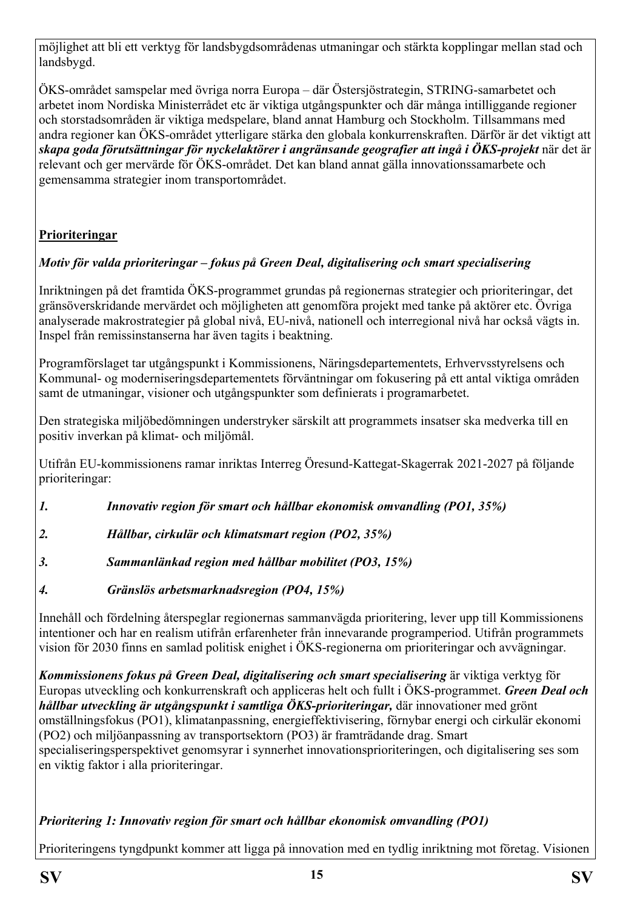möjlighet att bli ett verktyg för landsbygdsområdenas utmaningar och stärkta kopplingar mellan stad och landsbygd.

ÖKS-området samspelar med övriga norra Europa – där Östersjöstrategin, STRING-samarbetet och arbetet inom Nordiska Ministerrådet etc är viktiga utgångspunkter och där många intilliggande regioner och storstadsområden är viktiga medspelare, bland annat Hamburg och Stockholm. Tillsammans med andra regioner kan ÖKS-området ytterligare stärka den globala konkurrenskraften. Därför är det viktigt att ***skapa goda förutsättningar för nyckelaktörer i angränsande geografier att ingå i ÖKS-projekt*** när det är relevant och ger mervärde för ÖKS-området. Det kan bland annat gälla innovationssamarbete och gemensamma strategier inom transportområdet.

**Prioriteringar**

*Motiv för valda prioriteringar – fokus på Green Deal, digitalisering och smart specialisering*

Inriktningen på det framtida ÖKS-programmet grundas på regionernas strategier och prioriteringar, det gränsöverskridande mervärdet och möjligheten att genomföra projekt med tanke på aktörer etc. Övriga analyserade makrostrategier på global nivå, EU-nivå, nationell och interregional nivå har också vägts in. Inspel från remissinstanserna har även tagits i beaktning.

Programförslaget tar utgångspunkt i Kommissionens, Näringsdepartementets, Erhvervsstyrelsens och Kommunal- og moderniseringsdepartementets förväntningar om fokusering på ett antal viktiga områden samt de utmaningar, visioner och utgångspunkter som definierats i programarbetet.

Den strategiska miljöbedömningen understryker särskilt att programmets insatser ska medverka till en positiv inverkan på klimat- och miljömål.

Utifrån EU-kommissionens ramar inriktas Interreg Öresund-Kattegat-Skagerrak 2021-2027 på följande prioriteringar:

1. ***Innovativ region för smart och hållbar ekonomisk omvandling (PO1, 35%)***
2. ***Hållbar, cirkulär och klimatsmart region (PO2, 35%)***
3. ***Sammanlänkad region med hållbar mobilitet (PO3, 15%)***
4. ***Gränslös arbetsmarknadsregion (PO4, 15%)***

Innehåll och fördelning återspeglar regionernas sammanvägda prioritering, lever upp till Kommissionens intentioner och har en realism utifrån erfarenheter från innevarande programperiod. Utifrån programmets vision för 2030 finns en samlad politisk enighet i ÖKS-regionerna om prioriteringar och avvägningar.

***Kommissionens fokus på Green Deal, digitalisering och smart specialisering*** är viktiga verktyg för Europas utveckling och konkurrenskraft och appliceras helt och fullt i ÖKS-programmet. ***Green Deal och hållbar utveckling är utgångspunkt i samtliga ÖKS-prioriteringar,*** där innovationer med grönt omställningsfokus (PO1), klimatanpassning, energieffektivisering, förnybar energi och cirkulär ekonomi (PO2) och miljöanpassning av transportsektorn (PO3) är framträdande drag. Smart specialiseringsperspektivet genomsyrar i synnerhet innovationsprioriteringen, och digitalisering ses som en viktig faktor i alla prioriteringar.

*Prioritering 1: Innovativ region för smart och hållbar ekonomisk omvandling (PO1)*

Prioriteringens tyngdpunkt kommer att ligga på innovation med en tydlig inriktning mot företag. Visionen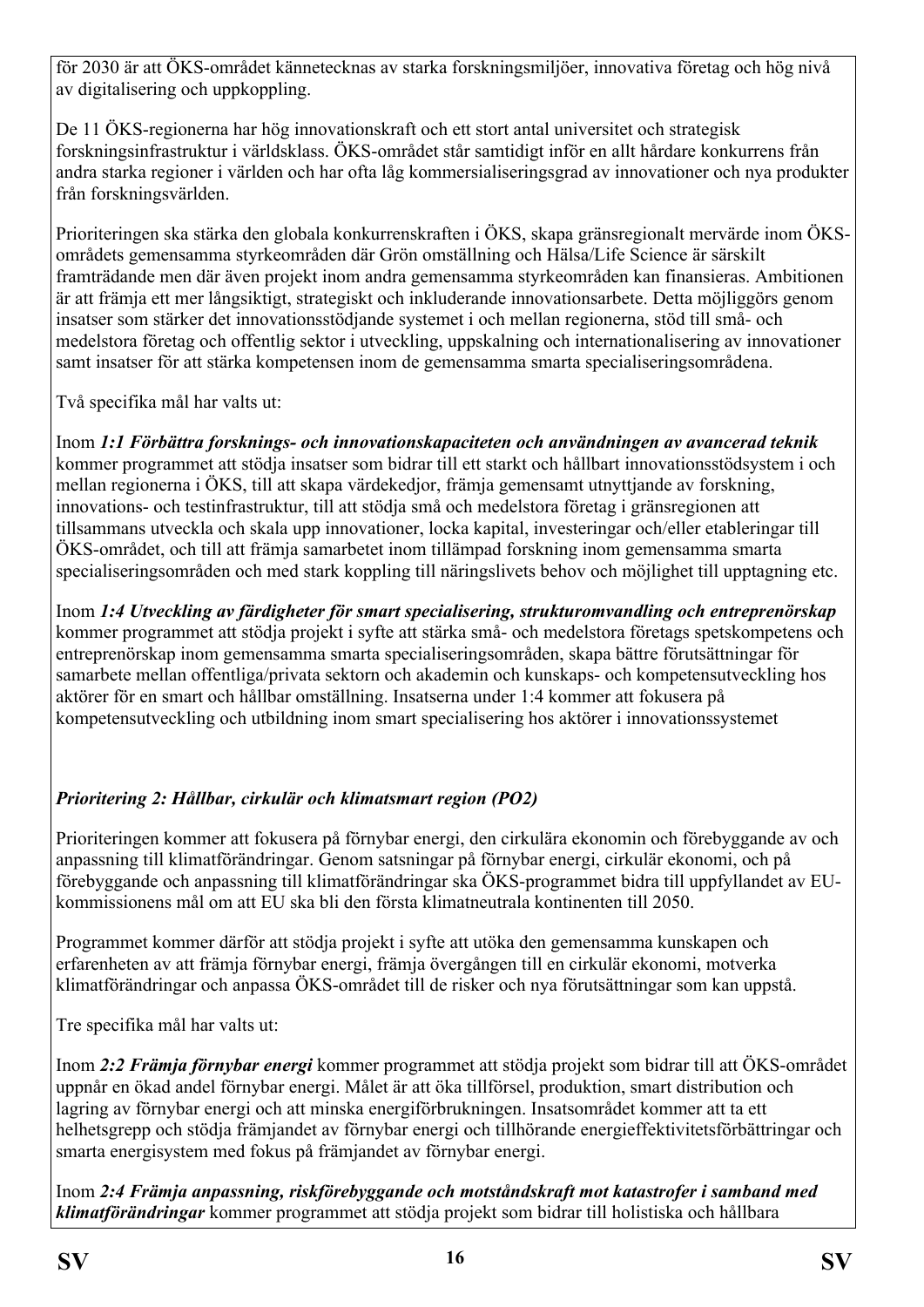för 2030 är att ÖKS-området kännetecknas av starka forskningsmiljöer, innovativa företag och hög nivå av digitalisering och uppkoppling.

De 11 ÖKS-regionerna har hög innovationskraft och ett stort antal universitet och strategisk forskningsinfrastruktur i världsklass. ÖKS-området står samtidigt inför en allt hårdare konkurrens från andra starka regioner i världen och har ofta låg kommersialiseringsgrad av innovationer och nya produkter från forskningsvärlden.

Prioriteringen ska stärka den globala konkurrenskraften i ÖKS, skapa gränsregionalt mervärde inom ÖKS-områdets gemensamma styrkeområden där Grön omställning och Hälsa/Life Science är särskilt framträdande men där även projekt inom andra gemensamma styrkeområden kan finansieras. Ambitionen är att främja ett mer långsiktigt, strategiskt och inkluderande innovationsarbete. Detta möjliggörs genom insatser som stärker det innovationsstödjande systemet i och mellan regionerna, stöd till små- och medelstora företag och offentlig sektor i utveckling, uppskalning och internationalisering av innovationer samt insatser för att stärka kompetensen inom de gemensamma smarta specialiseringsområdena.

Två specifika mål har valts ut:

Inom ***1:1 Förbättra forsknings- och innovationskapaciteten och användningen av avancerad teknik*** kommer programmet att stödja insatser som bidrar till ett starkt och hållbart innovationsstödsystem i och mellan regionerna i ÖKS, till att skapa värdekedjor, främja gemensamt utnyttjande av forskning, innovations- och testinfrastruktur, till att stödja små och medelstora företag i gränsregionen att tillsammans utveckla och skala upp innovationer, locka kapital, investeringar och/eller etableringar till ÖKS-området, och till att främja samarbetet inom tillämpad forskning inom gemensamma smarta specialiseringsområden och med stark koppling till näringslivets behov och möjlighet till upptagning etc.

Inom ***1:4 Utveckling av färdigheter för smart specialisering, strukturomvandling och entreprenörskap*** kommer programmet att stödja projekt i syfte att stärka små- och medelstora företags spetskompetens och entreprenörskap inom gemensamma smarta specialiseringsområden, skapa bättre förutsättningar för samarbete mellan offentliga/privata sektorn och akademin och kunskaps- och kompetensutveckling hos aktörer för en smart och hållbar omställning. Insatserna under 1:4 kommer att fokusera på kompetensutveckling och utbildning inom smart specialisering hos aktörer i innovationssystemet

***Prioritering 2: Hållbar, cirkulär och klimatsmart region (PO2)***

Prioriteringen kommer att fokusera på förnybar energi, den cirkulära ekonomin och förebyggande av och anpassning till klimatförändringar. Genom satsningar på förnybar energi, cirkulär ekonomi, och på förebyggande och anpassning till klimatförändringar ska ÖKS-programmet bidra till uppfyllandet av EU-kommissionens mål om att EU ska bli den första klimatneutrala kontinenten till 2050.

Programmet kommer därför att stödja projekt i syfte att utöka den gemensamma kunskapen och erfarenheten av att främja förnybar energi, främja övergången till en cirkulär ekonomi, motverka klimatförändringar och anpassa ÖKS-området till de risker och nya förutsättningar som kan uppstå.

Tre specifika mål har valts ut:

Inom ***2:2 Främja förnybar energi*** kommer programmet att stödja projekt som bidrar till att ÖKS-området uppnår en ökad andel förnybar energi. Målet är att öka tillförsel, produktion, smart distribution och lagring av förnybar energi och att minska energiförbrukningen. Insatsområdet kommer att ta ett helhetsgrepp och stödja främjandet av förnybar energi och tillhörande energieffektivitetsförbättringar och smarta energisystem med fokus på främjandet av förnybar energi.

Inom ***2:4 Främja anpassning, riskförebyggande och motståndskraft mot katastrofer i samband med klimatförändringar*** kommer programmet att stödja projekt som bidrar till holistiska och hållbara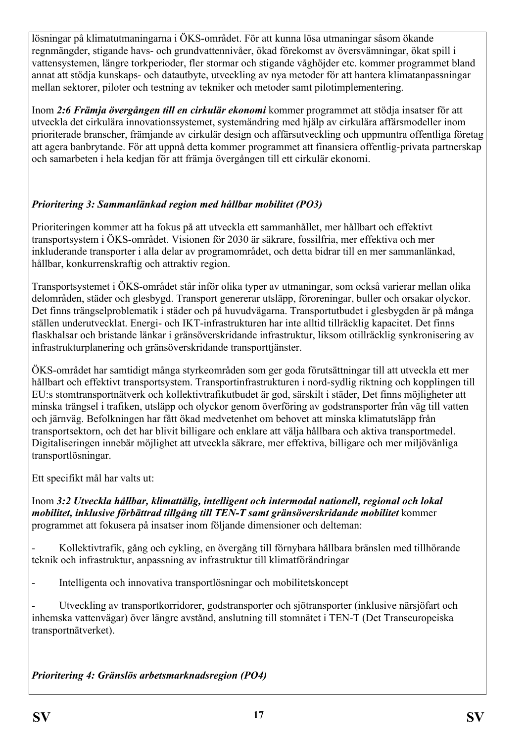lösningar på klimatutmaningarna i ÖKS-området. För att kunna lösa utmaningar såsom ökande regnmängder, stigande havs- och grundvattennivåer, ökad förekomst av översvämningar, ökat spill i vattensystemen, längre torkperioder, fler stormar och stigande våghöjder etc. kommer programmet bland annat att stödja kunskaps- och datautbyte, utveckling av nya metoder för att hantera klimatanpassningar mellan sektorer, piloter och testning av tekniker och metoder samt pilotimplementering.

Inom ***2:6 Främja övergången till en cirkulär ekonomi*** kommer programmet att stödja insatser för att utveckla det cirkulära innovationssystemet, systemändring med hjälp av cirkulära affärsmodeller inom prioriterade branscher, främjande av cirkulär design och affärsutveckling och uppmuntra offentliga företag att agera banbrytande. För att uppnå detta kommer programmet att finansiera offentlig-privata partnerskap och samarbeten i hela kedjan för att främja övergången till ett cirkulär ekonomi.

***Prioritering 3: Sammanlänkad region med hållbar mobilitet (PO3)***

Prioriteringen kommer att ha fokus på att utveckla ett sammanhållet, mer hållbart och effektivt transportsystem i ÖKS-området. Visionen för 2030 är säkrare, fossilfria, mer effektiva och mer inkluderande transporter i alla delar av programområdet, och detta bidrar till en mer sammanlänkad, hållbar, konkurrenskraftig och attraktiv region.

Transportsystemet i ÖKS-området står inför olika typer av utmaningar, som också varierar mellan olika delområden, städer och glesbygd. Transport genererar utsläpp, föroreningar, buller och orsakar olyckor. Det finns trängselproblematik i städer och på huvudvägarna. Transportutbudet i glesbygden är på många ställen underutvecklat. Energi- och IKT-infrastrukturen har inte alltid tillräcklig kapacitet. Det finns flaskhalsar och bristande länkar i gränsöverskridande infrastruktur, liksom otillräcklig synkronisering av infrastrukturplanering och gränsöverskridande transporttjänster.

ÖKS-området har samtidigt många styrkeområden som ger goda förutsättningar till att utveckla ett mer hållbart och effektivt transportsystem. Transportinfrastrukturen i nord-sydlig riktning och kopplingen till EU:s stomtransportnätverk och kollektivtrafikutbudet är god, särskilt i städer, Det finns möjligheter att minska trängsel i trafiken, utsläpp och olyckor genom överföring av godstransporter från väg till vatten och järnväg. Befolkningen har fått ökad medvetenhet om behovet att minska klimatutsläpp från transportsektorn, och det har blivit billigare och enklare att välja hållbara och aktiva transportmedel. Digitaliseringen innebär möjlighet att utveckla säkrare, mer effektiva, billigare och mer miljövänliga transportlösningar.

Ett specifikt mål har valts ut:

Inom ***3:2 Utveckla hållbar, klimattålig, intelligent och intermodal nationell, regional och lokal mobilitet, inklusive förbättrad tillgång till TEN-T samt gränsöverskridande mobilitet*** kommer programmet att fokusera på insatser inom följande dimensioner och delteman:

- Kollektivtrafik, gång och cykling, en övergång till förnybara hållbara bränslen med tillhörande teknik och infrastruktur, anpassning av infrastruktur till klimatförändringar
- Intelligenta och innovativa transportlösningar och mobilitetskoncept
- Utveckling av transportkorridorer, godstransporter och sjötransporter (inklusive närsjöfart och inhemska vattenvägar) över längre avstånd, anslutning till stomnätet i TEN-T (Det Transeuropeiska transportnätverket).

***Prioritering 4: Gränslös arbetsmarknadsregion (PO4)***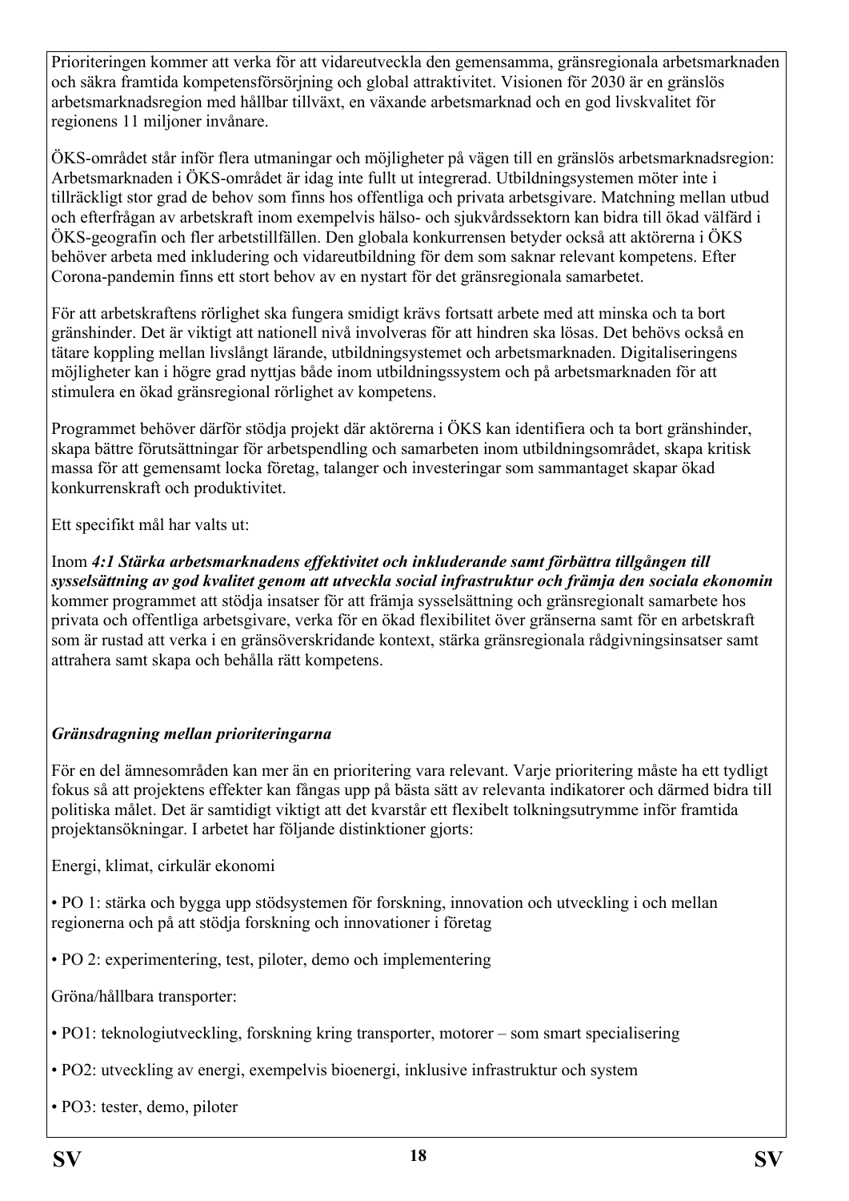Prioriteringen kommer att verka för att vidareutveckla den gemensamma, gränsregionala arbetsmarknaden och säkra framtida kompetensförsörjning och global attraktivitet. Visionen för 2030 är en gränslös arbetsmarknadsregion med hållbar tillväxt, en växande arbetsmarknad och en god livskvalitet för regionens 11 miljoner invånare.

ÖKS-området står inför flera utmaningar och möjligheter på vägen till en gränslös arbetsmarknadsregion: Arbetsmarknaden i ÖKS-området är idag inte fullt ut integrerad. Utbildningsystemen möter inte i tillräckligt stor grad de behov som finns hos offentliga och privata arbetsgivare. Matchning mellan utbud och efterfrågan av arbetskraft inom exempelvis hälso- och sjukvårdssektorn kan bidra till ökad välfärd i ÖKS-geografin och fler arbetstillfällen. Den globala konkurrensen betyder också att aktörerna i ÖKS behöver arbeta med inkludering och vidareutbildning för dem som saknar relevant kompetens. Efter Corona-pandemin finns ett stort behov av en nystart för det gränsregionala samarbetet.

För att arbetskraftens rörlighet ska fungera smidigt krävs fortsatt arbete med att minska och ta bort gränshinder. Det är viktigt att nationell nivå involveras för att hindren ska lösas. Det behövs också en tätare koppling mellan livslångt lärande, utbildningsystemet och arbetsmarknaden. Digitaliseringens möjligheter kan i högre grad nyttjas både inom utbildningssystem och på arbetsmarknaden för att stimulera en ökad gränsregional rörlighet av kompetens.

Programmet behöver därför stödja projekt där aktörerna i ÖKS kan identifiera och ta bort gränshinder, skapa bättre förutsättningar för arbetspendling och samarbeten inom utbildningsområdet, skapa kritisk massa för att gemensamt locka företag, talanger och investeringar som sammantaget skapar ökad konkurrenskraft och produktivitet.

Ett specifikt mål har valts ut:

Inom ***4:1 Stärka arbetsmarknadens effektivitet och inkluderande samt förbättra tillgången till sysselsättning av god kvalitet genom att utveckla social infrastruktur och främja den sociala ekonomin*** kommer programmet att stödja insatser för att främja sysselsättning och gränsregionalt samarbete hos privata och offentliga arbetsgivare, verka för en ökad flexibilitet över gränserna samt för en arbetskraft som är rustad att verka i en gränsöverskridande kontext, stärka gränsregionala rådgivningsinsatser samt attrahera samt skapa och behålla rätt kompetens.

***Gränsdragning mellan prioriteringarna***

För en del ämnesområden kan mer än en prioritering vara relevant. Varje prioritering måste ha ett tydligt fokus så att projektens effekter kan fångas upp på bästa sätt av relevanta indikatorer och därmed bidra till politiska målet. Det är samtidigt viktigt att det kvarstår ett flexibelt tolkningsutrymme inför framtida projektansökningar. I arbetet har följande distinktioner gjorts:

Energi, klimat, cirkulär ekonomi

- PO 1: stärka och bygga upp stödsystemen för forskning, innovation och utveckling i och mellan regionerna och på att stödja forskning och innovationer i företag
- PO 2: experimentering, test, piloter, demo och implementering

Gröna/hållbara transporter:

- PO1: teknologiutveckling, forskning kring transporter, motorer – som smart specialisering
- PO2: utveckling av energi, exempelvis bioenergi, inklusive infrastruktur och system
- PO3: tester, demo, piloter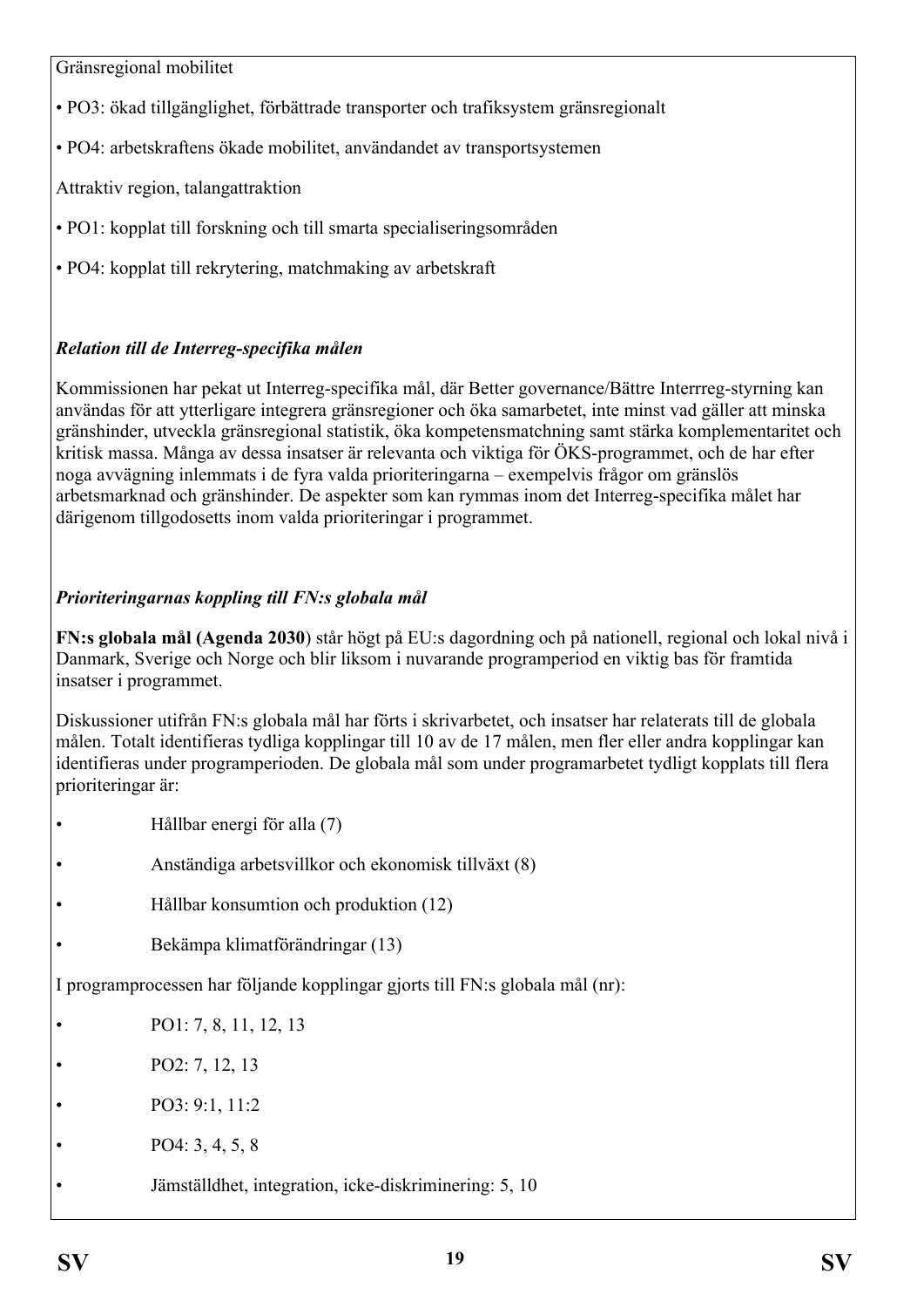Gränsregional mobilitet

- PO3: ökad tillgänglighet, förbättrade transporter och trafiksystem gränsregionalt
- PO4: arbetskraftens ökade mobilitet, användandet av transportsystemen

Attraktiv region, talangattraktion

- PO1: kopplat till forskning och till smarta specialiseringsområden
- PO4: kopplat till rekrytering, matchmaking av arbetskraft

***Relation till de Interreg-specifika målen***

Kommissionen har pekat ut Interreg-specifika mål, där Better governance/Bättre Interrreg-styrning kan användas för att ytterligare integrera gränsregioner och öka samarbetet, inte minst vad gäller att minska gränshinder, utveckla gränsregional statistik, öka kompetensmatchning samt stärka komplementaritet och kritisk massa. Många av dessa insatser är relevanta och viktiga för ÖKS-programmet, och de har efter noga avvägning inlemmats i de fyra valda prioriteringarna – exempelvis frågor om gränslös arbetsmarknad och gränshinder. De aspekter som kan rymmas inom det Interreg-specifika målet har därigenom tillgodosetts inom valda prioriteringar i programmet.

***Prioriteringarnas koppling till FN:s globala mål***

**FN:s globala mål (Agenda 2030**) står högt på EU:s dagordning och på nationell, regional och lokal nivå i Danmark, Sverige och Norge och blir liksom i nuvarande programperiod en viktig bas för framtida insatser i programmet.

Diskussioner utifrån FN:s globala mål har förts i skrivarbetet, och insatser har relaterats till de globala målen. Totalt identifieras tydliga kopplingar till 10 av de 17 målen, men fler eller andra kopplingar kan identifieras under programperioden. De globala mål som under programarbetet tydligt kopplats till flera prioriteringar är:

- Hållbar energi för alla (7)
- Anständiga arbetsvillkor och ekonomisk tillväxt (8)
- Hållbar konsumtion och produktion (12)
- Bekämpa klimatförändringar (13)

I programprocessen har följande kopplingar gjorts till FN:s globala mål (nr):

- PO1: 7, 8, 11, 12, 13
- PO2: 7, 12, 13
- PO3: 9:1, 11:2
- PO4: 3, 4, 5, 8
- Jämställdhet, integration, icke-diskriminering: 5, 10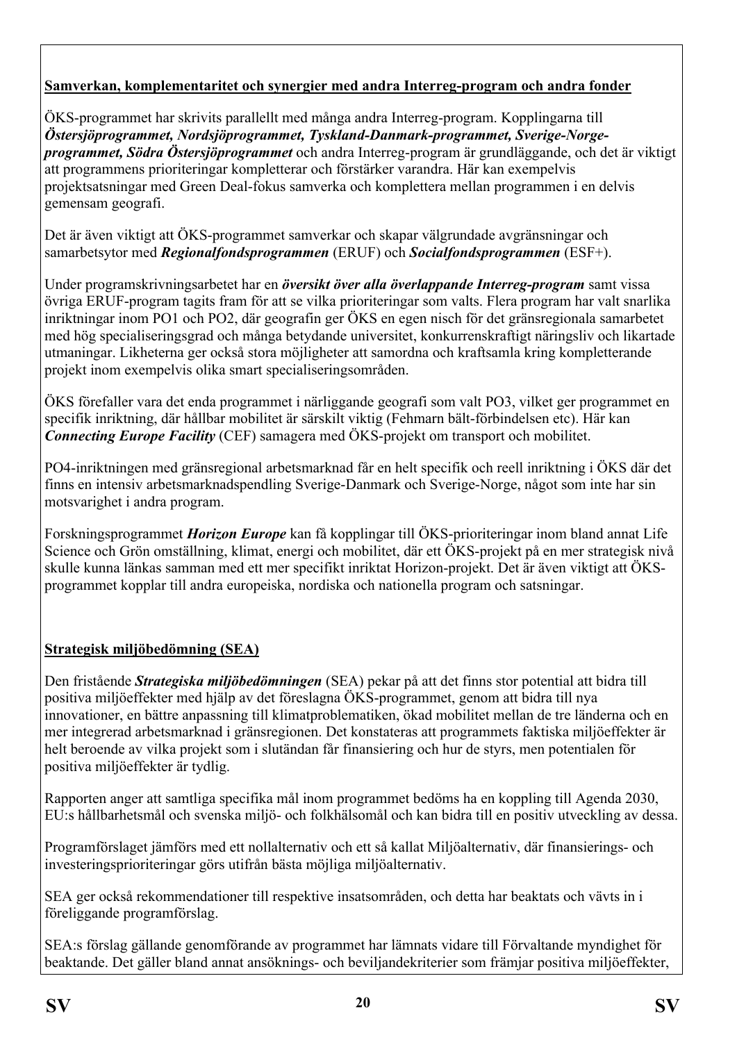**Samverkan, komplementaritet och synergier med andra Interreg-program och andra fonder**

ÖKS-programmet har skrivits parallellt med många andra Interreg-program. Kopplingarna till ***Östersjöprogrammet, Nordsjöprogrammet, Tyskland-Danmark-programmet, Sverige-Norge-programmet, Södra Östersjöprogrammet*** och andra Interreg-program är grundläggande, och det är viktigt att programmens prioriteringar kompletterar och förstärker varandra. Här kan exempelvis projektsatsningar med Green Deal-fokus samverka och komplettera mellan programmen i en delvis gemensam geografi.

Det är även viktigt att ÖKS-programmet samverkar och skapar välgrundade avgränsningar och samarbetsytor med ***Regionalfondsprogrammen*** (ERUF) och ***Socialfondsprogrammen*** (ESF+).

Under programskrivningsarbetet har en ***översikt över alla överlappande Interreg-program*** samt vissa övriga ERUF-program tagits fram för att se vilka prioriteringar som valts. Flera program har valt snarlika inriktningar inom PO1 och PO2, där geografin ger ÖKS en egen nisch för det gränsregionala samarbetet med hög specialiseringsgrad och många betydande universitet, konkurrenskraftigt näringsliv och likartade utmaningar. Likheterna ger också stora möjligheter att samordna och kraftsamla kring kompletterande projekt inom exempelvis olika smart specialiseringsområden.

ÖKS förefaller vara det enda programmet i närliggande geografi som valt PO3, vilket ger programmet en specifik inriktning, där hållbar mobilitet är särskilt viktig (Fehmarn bält-förbindelsen etc). Här kan ***Connecting Europe Facility*** (CEF) samagera med ÖKS-projekt om transport och mobilitet.

PO4-inriktningen med gränsregional arbetsmarknad får en helt specifik och reell inriktning i ÖKS där det finns en intensiv arbetsmarknadspendling Sverige-Danmark och Sverige-Norge, något som inte har sin motsvarighet i andra program.

Forskningsprogrammet ***Horizon Europe*** kan få kopplingar till ÖKS-prioriteringar inom bland annat Life Science och Grön omställning, klimat, energi och mobilitet, där ett ÖKS-projekt på en mer strategisk nivå skulle kunna länkas samman med ett mer specifikt inriktat Horizon-projekt. Det är även viktigt att ÖKS-programmet kopplar till andra europeiska, nordiska och nationella program och satsningar.

**Strategisk miljöbedömning (SEA)**

Den fristående ***Strategiska miljöbedömningen*** (SEA) pekar på att det finns stor potential att bidra till positiva miljöeffekter med hjälp av det föreslagna ÖKS-programmet, genom att bidra till nya innovationer, en bättre anpassning till klimatproblematiken, ökad mobilitet mellan de tre länderna och en mer integrerad arbetsmarknad i gränsregionen. Det konstateras att programmets faktiska miljöeffekter är helt beroende av vilka projekt som i slutändan får finansiering och hur de styrs, men potentialen för positiva miljöeffekter är tydlig.

Rapporten anger att samtliga specifika mål inom programmet bedöms ha en koppling till Agenda 2030, EU:s hållbarhetsmål och svenska miljö- och folkhälsomål och kan bidra till en positiv utveckling av dessa.

Programförslaget jämförs med ett nollalternativ och ett så kallat Miljöalternativ, där finansierings- och investeringsprioriteringar görs utifrån bästa möjliga miljöalternativ.

SEA ger också rekommendationer till respektive insatsområden, och detta har beaktats och vävts in i föreliggande programförslag.

SEA:s förslag gällande genomförande av programmet har lämnats vidare till Förvaltande myndighet för beaktande. Det gäller bland annat ansöknings- och beviljandekriterier som främjar positiva miljöeffekter,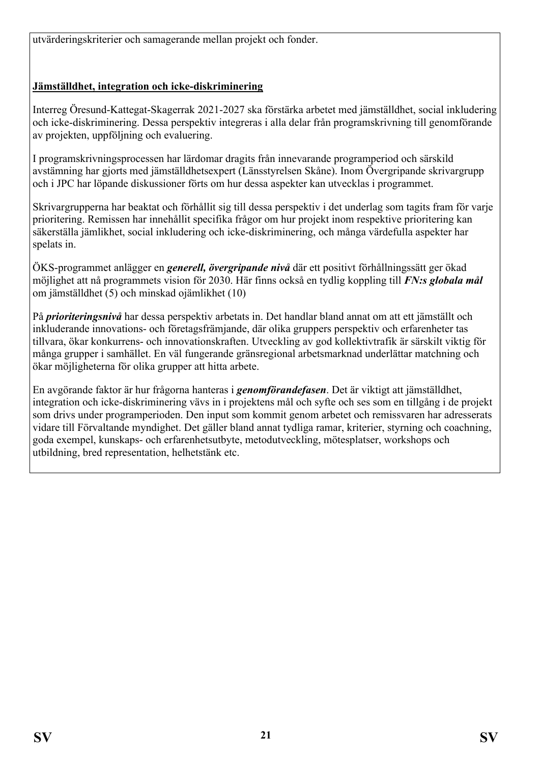utvärderingskriterier och samagerande mellan projekt och fonder.

**Jämställdhet, integration och icke-diskriminering**

Interreg Öresund-Kattegat-Skagerrak 2021-2027 ska förstärka arbetet med jämställdhet, social inkludering och icke-diskriminering. Dessa perspektiv integreras i alla delar från programskrivning till genomförande av projekten, uppföljning och evaluering.

I programskrivningsprocessen har lärdomar dragits från innevarande programperiod och särskild avstämning har gjorts med jämställdhetsexpert (Länsstyrelsen Skåne). Inom Övergripande skrivargrupp och i JPC har löpande diskussioner förts om hur dessa aspekter kan utvecklas i programmet.

Skrivargrupperna har beaktat och förhållit sig till dessa perspektiv i det underlag som tagits fram för varje prioritering. Remissen har innehållit specifika frågor om hur projekt inom respektive prioritering kan säkerställa jämlikhet, social inkludering och icke-diskriminering, och många värdefulla aspekter har spelats in.

ÖKS-programmet anlägger en ***generell, övergripande nivå*** där ett positivt förhållningssätt ger ökad möjlighet att nå programmets vision för 2030. Här finns också en tydlig koppling till ***FN:s globala mål*** om jämställdhet (5) och minskad ojämlikhet (10)

På ***prioriteringsnivå*** har dessa perspektiv arbetats in. Det handlar bland annat om att ett jämställt och inkluderande innovations- och företagsfrämjande, där olika gruppers perspektiv och erfarenheter tas tillvara, ökar konkurrens- och innovationskraften. Utveckling av god kollektivtrafik är särskilt viktig för många grupper i samhället. En väl fungerande gränsregional arbetsmarknad underlättar matchning och ökar möjligheterna för olika grupper att hitta arbete.

En avgörande faktor är hur frågorna hanteras i ***genomförandefasen***. Det är viktigt att jämställdhet, integration och icke-diskriminering vävs in i projektens mål och syfte och ses som en tillgång i de projekt som drivs under programperioden. Den input som kommit genom arbetet och remissvaren har adresserats vidare till Förvaltande myndighet. Det gäller bland annat tydliga ramar, kriterier, styrning och coachning, goda exempel, kunskaps- och erfarenhetsutbyte, metodutveckling, mötesplatser, workshops och utbildning, bred representation, helhetstänk etc.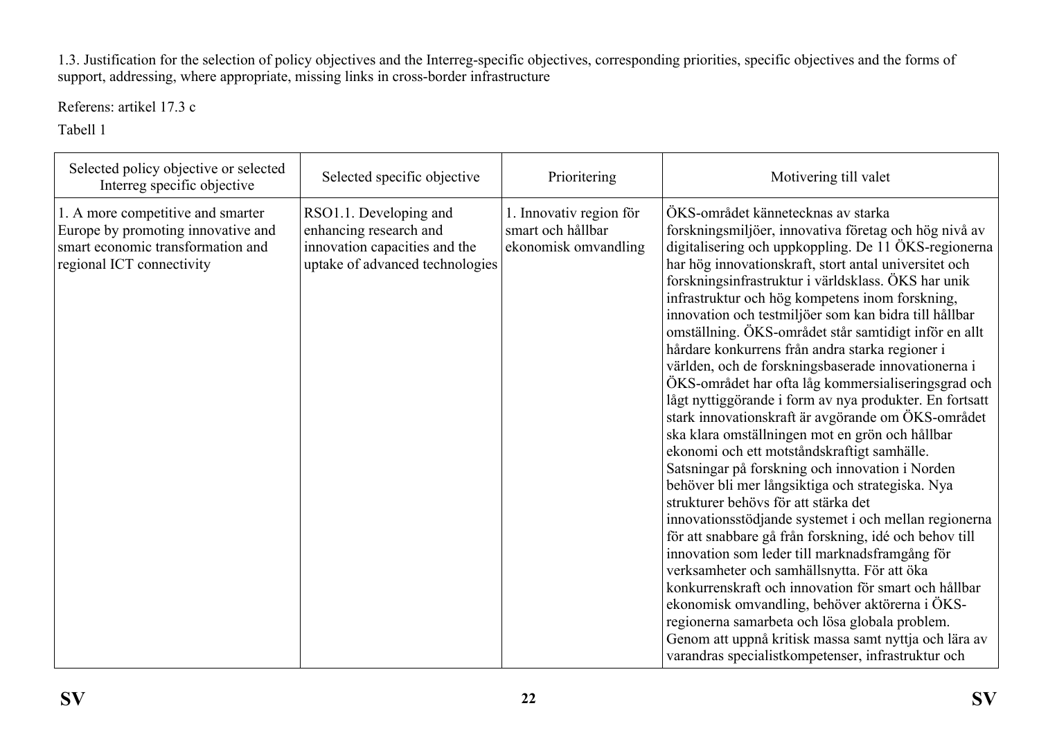1.3. Justification for the selection of policy objectives and the Interreg-specific objectives, corresponding priorities, specific objectives and the forms of support, addressing, where appropriate, missing links in cross-border infrastructure

Referens: artikel 17.3 c

Tabell 1

| Selected policy objective or selected Interreg specific objective | Selected specific objective | Prioritering | Motivering till valet |
|---|---|---|---|
| 1. A more competitive and smarter Europe by promoting innovative and smart economic transformation and regional ICT connectivity | RSO1.1. Developing and enhancing research and innovation capacities and the uptake of advanced technologies | 1. Innovativ region för smart och hållbar ekonomisk omvandling | ÖKS-området kännetecknas av starka forskningsmiljöer, innovativa företag och hög nivå av digitalisering och uppkoppling. De 11 ÖKS-regionerna har hög innovationskraft, stort antal universitet och forskningsinfrastruktur i världsklass. ÖKS har unik infrastruktur och hög kompetens inom forskning, innovation och testmiljöer som kan bidra till hållbar omställning. ÖKS-området står samtidigt inför en allt hårdare konkurrens från andra starka regioner i världen, och de forskningsbaserade innovationerna i ÖKS-området har ofta låg kommersialiseringsgrad och lågt nyttiggörande i form av nya produkter. En fortsatt stark innovationskraft är avgörande om ÖKS-området ska klara omställningen mot en grön och hållbar ekonomi och ett motståndskraftigt samhälle. Satsningar på forskning och innovation i Norden behöver bli mer långsiktiga och strategiska. Nya strukturer behövs för att stärka det innovationsstödjande systemet i och mellan regionerna för att snabbare gå från forskning, idé och behov till innovation som leder till marknadsframgång för verksamheter och samhällsnytta. För att öka konkurrenskraft och innovation för smart och hållbar ekonomisk omvandling, behöver aktörerna i ÖKS-regionerna samarbeta och lösa globala problem. Genom att uppnå kritisk massa samt nyttja och lära av varandras specialistkompetenser, infrastruktur och |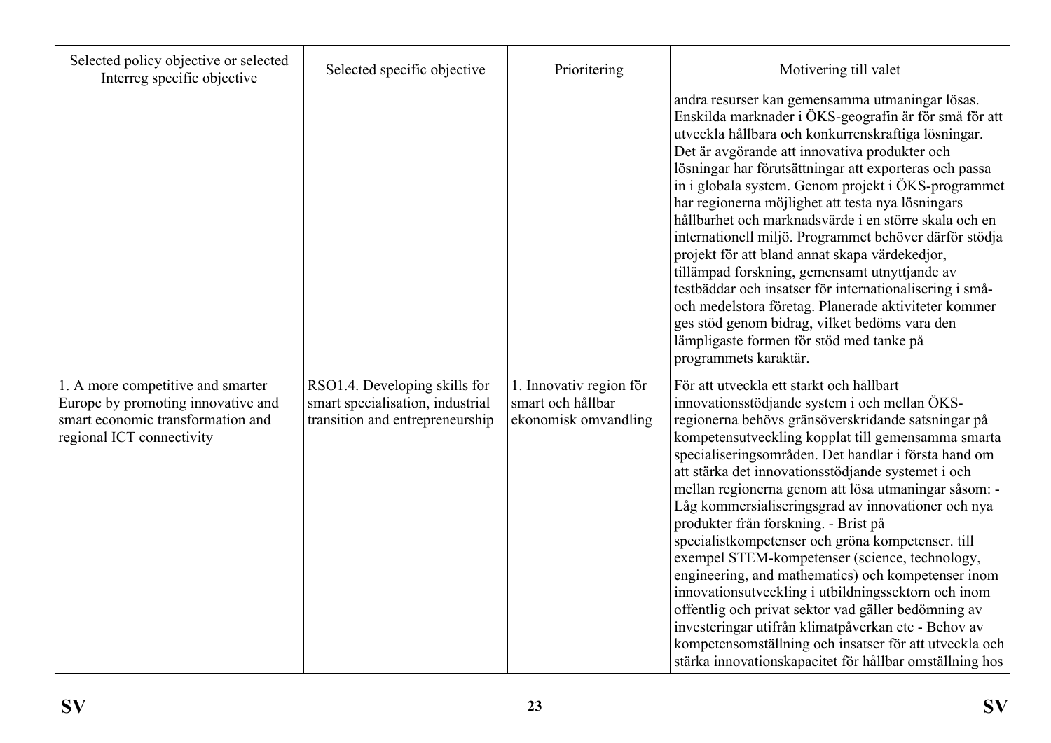| Selected policy objective or selected Interreg specific objective | Selected specific objective | Prioritering | Motivering till valet |
|---|---|---|---|
| | | | andra resurser kan gemensamma utmaningar lösas. Enskilda marknader i ÖKS-geografin är för små för att utveckla hållbara och konkurrenskraftiga lösningar. Det är avgörande att innovativa produkter och lösningar har förutsättningar att exporteras och passa in i globala system. Genom projekt i ÖKS-programmet har regionerna möjlighet att testa nya lösningars hållbarhet och marknadsvärde i en större skala och en internationell miljö. Programmet behöver därför stödja projekt för att bland annat skapa värdekedjor, tillämpad forskning, gemensamt utnyttjande av testbäddar och insatser för internationalisering i små- och medelstora företag. Planerade aktiviteter kommer ges stöd genom bidrag, vilket bedöms vara den lämpligaste formen för stöd med tanke på programmets karaktär. |
| 1. A more competitive and smarter Europe by promoting innovative and smart economic transformation and regional ICT connectivity | RSO1.4. Developing skills for smart specialisation, industrial transition and entrepreneurship | 1. Innovativ region för smart och hållbar ekonomisk omvandling | För att utveckla ett starkt och hållbart innovationsstödjande system i och mellan ÖKS-regionerna behövs gränsöverskridande satsningar på kompetensutveckling kopplat till gemensamma smarta specialiseringsområden. Det handlar i första hand om att stärka det innovationsstödjande systemet i och mellan regionerna genom att lösa utmaningar såsom: - Låg kommersialiseringsgrad av innovationer och nya produkter från forskning. - Brist på specialistkompetenser och gröna kompetenser. till exempel STEM-kompetenser (science, technology, engineering, and mathematics) och kompetenser inom innovationsutveckling i utbildningssektorn och inom offentlig och privat sektor vad gäller bedömning av investeringar utifrån klimatpåverkan etc - Behov av kompetensomställning och insatser för att utveckla och stärka innovationskapacitet för hållbar omställning hos |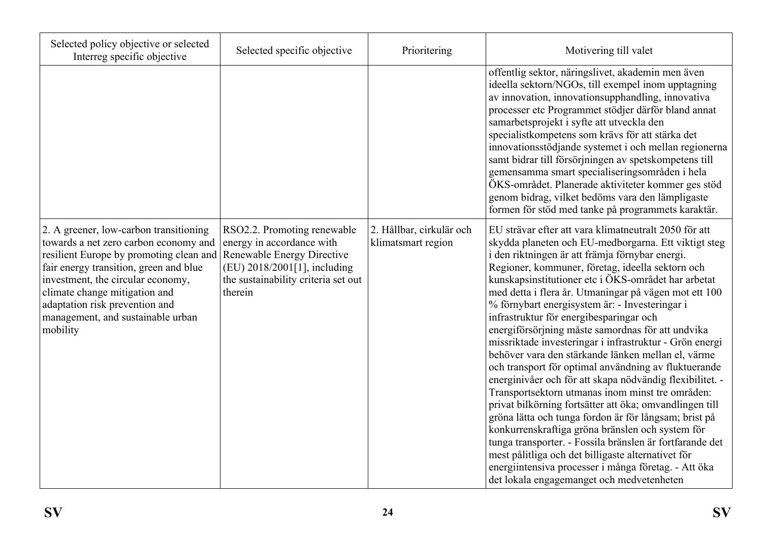| Selected policy objective or selected Interreg specific objective | Selected specific objective | Prioritering | Motivering till valet |
|---|---|---|---|
| | | | offentlig sektor, näringslivet, akademin men även ideella sektorn/NGOs, till exempel inom upptagning av innovation, innovationsupphandling, innovativa processer etc Programmet stödjer därför bland annat samarbetsprojekt i syfte att utveckla den specialistkompetens som krävs för att stärka det innovationsstödjande systemet i och mellan regionerna samt bidrar till försörjningen av spetskompetens till gemensamma smart specialiseringsområden i hela ÖKS-området. Planerade aktiviteter kommer ges stöd genom bidrag, vilket bedöms vara den lämpligaste formen för stöd med tanke på programmets karaktär. |
| 2. A greener, low-carbon transitioning towards a net zero carbon economy and resilient Europe by promoting clean and fair energy transition, green and blue investment, the circular economy, climate change mitigation and adaptation risk prevention and management, and sustainable urban mobility | RSO2.2. Promoting renewable energy in accordance with Renewable Energy Directive (EU) 2018/2001[1], including the sustainability criteria set out therein | 2. Hållbar, cirkulär och klimatsmart region | EU strävar efter att vara klimatneutralt 2050 för att skydda planeten och EU-medborgarna. Ett viktigt steg i den riktningen är att främja förnybar energi. Regioner, kommuner, företag, ideella sektorn och kunskapsinstitutioner etc i ÖKS-området har arbetat med detta i flera år. Utmaningar på vägen mot ett 100 % förnybart energisystem är: - Investeringar i infrastruktur för energibesparingar och energiförsörjning måste samordnas för att undvika missriktade investeringar i infrastruktur - Grön energi behöver vara den stärkande länken mellan el, värme och transport för optimal användning av fluktuerande energinivåer och för att skapa nödvändig flexibilitet. - Transportsektorn utmanas inom minst tre områden: privat bilkörning fortsätter att öka; omvandlingen till gröna lätta och tunga fordon är för långsam; brist på konkurrenskraftiga gröna bränslen och system för tunga transporter. - Fossila bränslen är fortfarande det mest pålitliga och det billigaste alternativet för energiintensiva processer i många företag. - Att öka det lokala engagemanget och medvetenheten |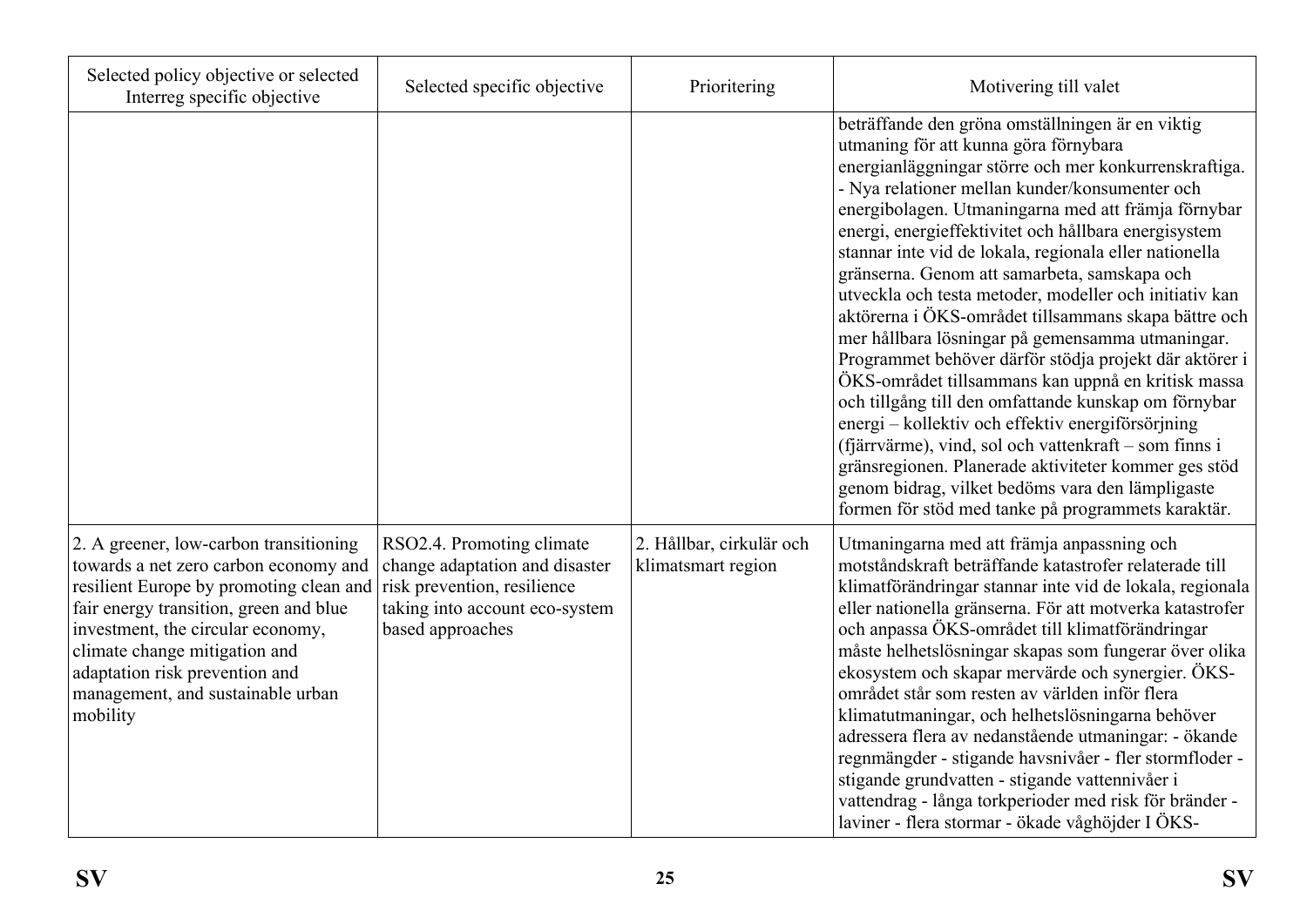| Selected policy objective or selected Interreg specific objective | Selected specific objective | Prioritering | Motivering till valet |
|---|---|---|---|
| | | | beträffande den gröna omställningen är en viktig utmaning för att kunna göra förnybara energianläggningar större och mer konkurrenskraftiga. - Nya relationer mellan kunder/konsumenter och energibolagen. Utmaningarna med att främja förnybar energi, energieffektivitet och hållbara energisystem stannar inte vid de lokala, regionala eller nationella gränserna. Genom att samarbeta, samskapa och utveckla och testa metoder, modeller och initiativ kan aktörerna i ÖKS-området tillsammans skapa bättre och mer hållbara lösningar på gemensamma utmaningar. Programmet behöver därför stödja projekt där aktörer i ÖKS-området tillsammans kan uppnå en kritisk massa och tillgång till den omfattande kunskap om förnybar energi – kollektiv och effektiv energiförsörjning (fjärrvärme), vind, sol och vattenkraft – som finns i gränsregionen. Planerade aktiviteter kommer ges stöd genom bidrag, vilket bedöms vara den lämpligaste formen för stöd med tanke på programmets karaktär. |
| 2. A greener, low-carbon transitioning towards a net zero carbon economy and resilient Europe by promoting clean and fair energy transition, green and blue investment, the circular economy, climate change mitigation and adaptation risk prevention and management, and sustainable urban mobility | RSO2.4. Promoting climate change adaptation and disaster risk prevention, resilience taking into account eco-system based approaches | 2. Hållbar, cirkulär och klimatsmart region | Utmaningarna med att främja anpassning och motståndskraft beträffande katastrofer relaterade till klimatförändringar stannar inte vid de lokala, regionala eller nationella gränserna. För att motverka katastrofer och anpassa ÖKS-området till klimatförändringar måste helhetslösningar skapas som fungerar över olika ekosystem och skapar mervärde och synergier. ÖKS-området står som resten av världen inför flera klimatutmaningar, och helhetslösningarna behöver adressera flera av nedanstående utmaningar: - ökande regnmängder - stigande havsnivåer - fler stormfloder - stigande grundvatten - stigande vattennivåer i vattendrag - långa torkperioder med risk för bränder - laviner - flera stormar - ökade våghöjder I ÖKS- |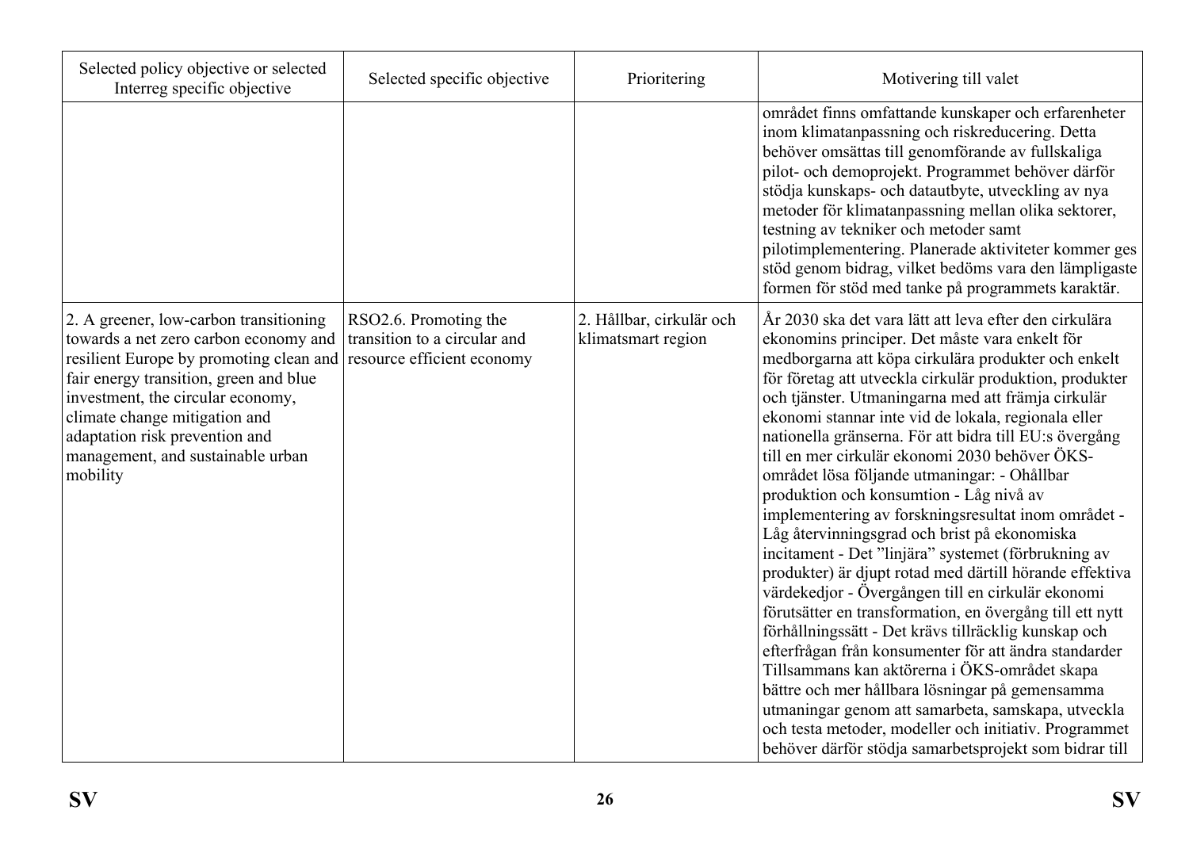| Selected policy objective or selected Interreg specific objective | Selected specific objective | Prioritering | Motivering till valet |
|---|---|---|---|
| | | | området finns omfattande kunskaper och erfarenheter inom klimatanpassning och riskreducering. Detta behöver omsättas till genomförande av fullskaliga pilot- och demoprojekt. Programmet behöver därför stödja kunskaps- och datautbyte, utveckling av nya metoder för klimatanpassning mellan olika sektorer, testning av tekniker och metoder samt pilotimplementering. Planerade aktiviteter kommer ges stöd genom bidrag, vilket bedöms vara den lämpligaste formen för stöd med tanke på programmets karaktär. |
| 2. A greener, low-carbon transitioning towards a net zero carbon economy and resilient Europe by promoting clean and fair energy transition, green and blue investment, the circular economy, climate change mitigation and adaptation risk prevention and management, and sustainable urban mobility | RSO2.6. Promoting the transition to a circular and resource efficient economy | 2. Hållbar, cirkulär och klimatsmart region | År 2030 ska det vara lätt att leva efter den cirkulära ekonomins principer. Det måste vara enkelt för medborgarna att köpa cirkulära produkter och enkelt för företag att utveckla cirkulär produktion, produkter och tjänster. Utmaningarna med att främja cirkulär ekonomi stannar inte vid de lokala, regionala eller nationella gränserna. För att bidra till EU:s övergång till en mer cirkulär ekonomi 2030 behöver ÖKS-området lösa följande utmaningar: - Ohållbar produktion och konsumtion - Låg nivå av implementering av forskningsresultat inom området - Låg återvinningsgrad och brist på ekonomiska incitament - Det "linjära" systemet (förbrukning av produkter) är djupt rotad med därtill hörande effektiva värdekedjor - Övergången till en cirkulär ekonomi förutsätter en transformation, en övergång till ett nytt förhållningssätt - Det krävs tillräcklig kunskap och efterfrågan från konsumenter för att ändra standarder Tillsammans kan aktörerna i ÖKS-området skapa bättre och mer hållbara lösningar på gemensamma utmaningar genom att samarbeta, samskapa, utveckla och testa metoder, modeller och initiativ. Programmet behöver därför stödja samarbetsprojekt som bidrar till |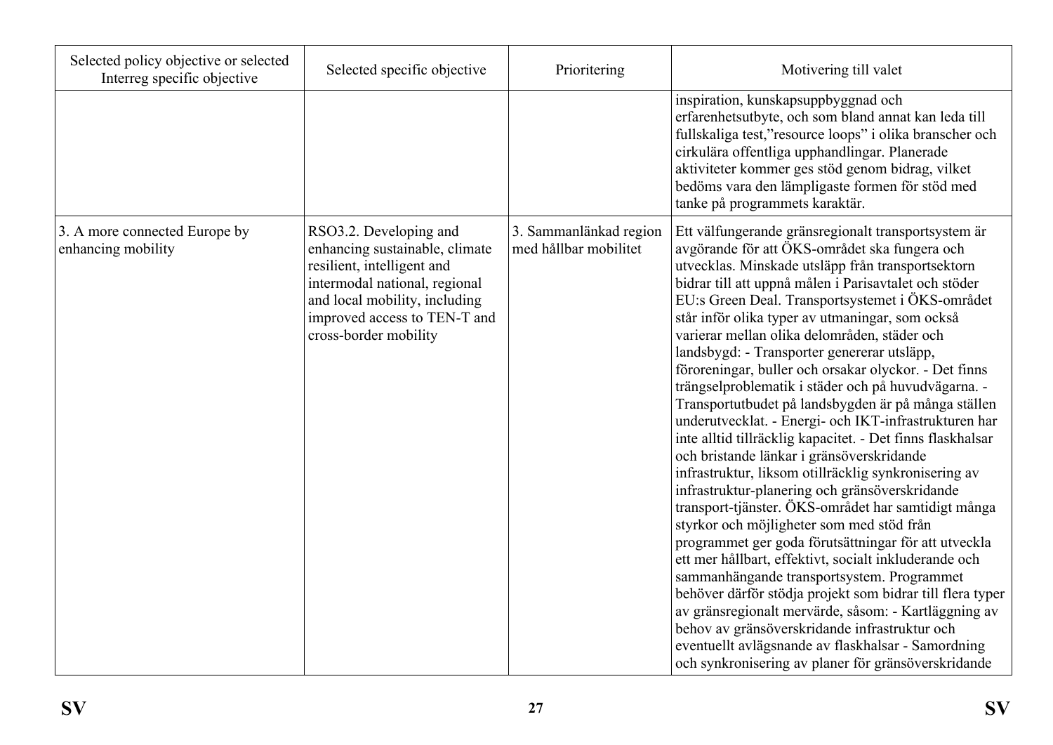| Selected policy objective or selected Interreg specific objective | Selected specific objective | Prioritering | Motivering till valet |
|---|---|---|---|
| | | | inspiration, kunskapsuppbyggnad och erfarenhetsutbyte, och som bland annat kan leda till fullskaliga test,"resource loops" i olika branscher och cirkulära offentliga upphandlingar. Planerade aktiviteter kommer ges stöd genom bidrag, vilket bedöms vara den lämpligaste formen för stöd med tanke på programmets karaktär. |
| 3. A more connected Europe by enhancing mobility | RSO3.2. Developing and enhancing sustainable, climate resilient, intelligent and intermodal national, regional and local mobility, including improved access to TEN-T and cross-border mobility | 3. Sammanlänkad region med hållbar mobilitet | Ett välfungerande gränsregionalt transportsystem är avgörande för att ÖKS-området ska fungera och utvecklas. Minskade utsläpp från transportsektorn bidrar till att uppnå målen i Parisavtalet och stöder EU:s Green Deal. Transportsystemet i ÖKS-området står inför olika typer av utmaningar, som också varierar mellan olika delområden, städer och landsbygd: - Transporter genererar utsläpp, föroreningar, buller och orsakar olyckor. - Det finns trängselproblematik i städer och på huvudvägarna. - Transportutbudet på landsbygden är på många ställen underutvecklat. - Energi- och IKT-infrastrukturen har inte alltid tillräcklig kapacitet. - Det finns flaskhalsar och bristande länkar i gränsöverskridande infrastruktur, liksom otillräcklig synkronisering av infrastruktur-planering och gränsöverskridande transport-tjänster. ÖKS-området har samtidigt många styrkor och möjligheter som med stöd från programmet ger goda förutsättningar för att utveckla ett mer hållbart, effektivt, socialt inkluderande och sammanhängande transportsystem. Programmet behöver därför stödja projekt som bidrar till flera typer av gränsregionalt mervärde, såsom: - Kartläggning av behov av gränsöverskridande infrastruktur och eventuellt avlägsnande av flaskhalsar - Samordning och synkronisering av planer för gränsöverskridande |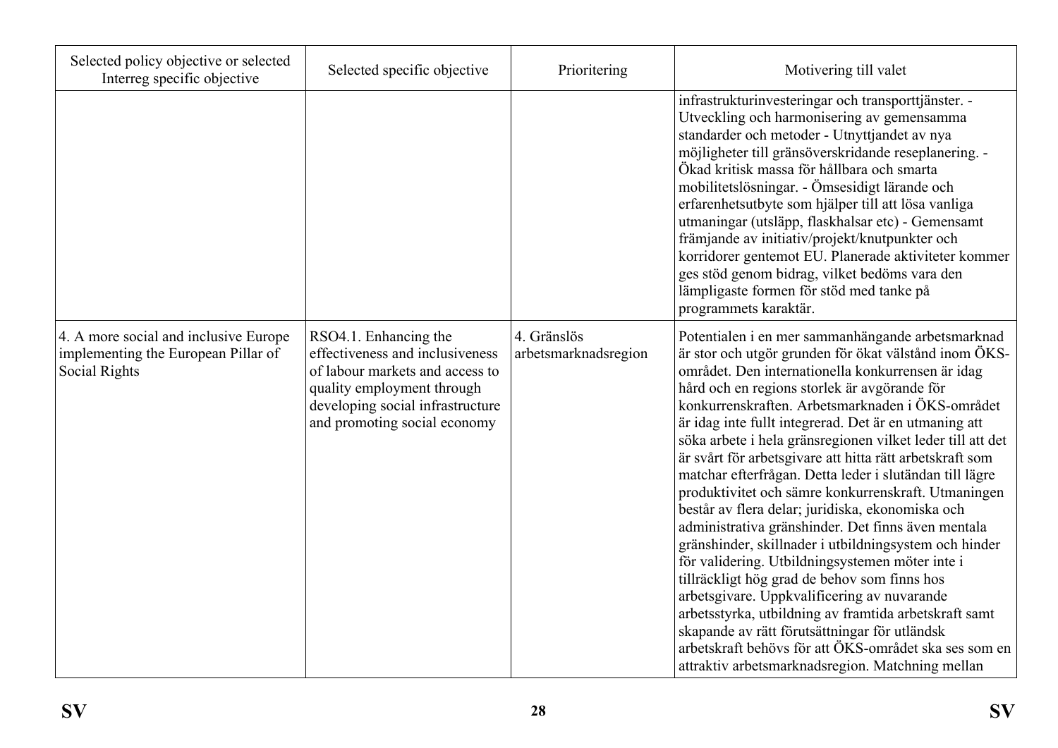| Selected policy objective or selected Interreg specific objective | Selected specific objective | Prioritering | Motivering till valet |
|---|---|---|---|
| | | | infrastrukturinvesteringar och transporttjänster. - Utveckling och harmonisering av gemensamma standarder och metoder - Utnyttjandet av nya möjligheter till gränsöverskridande reseplanering. - Ökad kritisk massa för hållbara och smarta mobilitetslösningar. - Ömsesidigt lärande och erfarenhetsutbyte som hjälper till att lösa vanliga utmaningar (utsläpp, flaskhalsar etc) - Gemensamt främjande av initiativ/projekt/knutpunkter och korridorer gentemot EU. Planerade aktiviteter kommer ges stöd genom bidrag, vilket bedöms vara den lämpligaste formen för stöd med tanke på programmets karaktär. |
| 4. A more social and inclusive Europe implementing the European Pillar of Social Rights | RSO4.1. Enhancing the effectiveness and inclusiveness of labour markets and access to quality employment through developing social infrastructure and promoting social economy | 4. Gränslös arbetsmarknadsregion | Potentialen i en mer sammanhängande arbetsmarknad är stor och utgör grunden för ökat välstånd inom ÖKS-området. Den internationella konkurrensen är idag hård och en regions storlek är avgörande för konkurrenskraften. Arbetsmarknaden i ÖKS-området är idag inte fullt integrerad. Det är en utmaning att söka arbete i hela gränsregionen vilket leder till att det är svårt för arbetsgivare att hitta rätt arbetskraft som matchar efterfrågan. Detta leder i slutändan till lägre produktivitet och sämre konkurrenskraft. Utmaningen består av flera delar; juridiska, ekonomiska och administrativa gränshinder. Det finns även mentala gränshinder, skillnader i utbildningsystem och hinder för validering. Utbildningsystemen möter inte i tillräckligt hög grad de behov som finns hos arbetsgivare. Uppkvalificering av nuvarande arbetsstyrka, utbildning av framtida arbetskraft samt skapande av rätt förutsättningar för utländsk arbetskraft behövs för att ÖKS-området ska ses som en attraktiv arbetsmarknadsregion. Matchning mellan |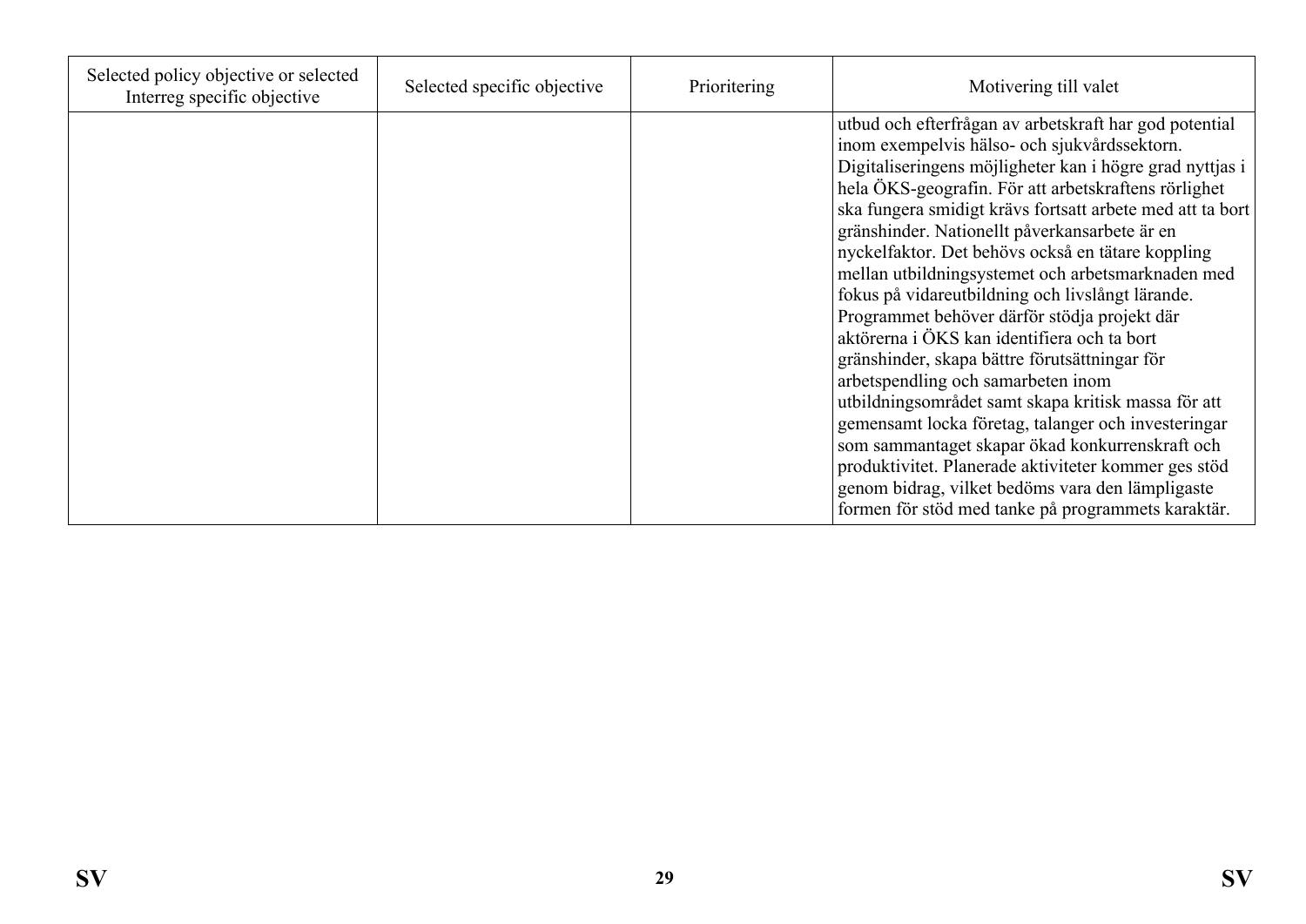| Selected policy objective or selected Interreg specific objective | Selected specific objective | Prioritering | Motivering till valet |
|---|---|---|---|
| | | | utbud och efterfrågan av arbetskraft har god potential inom exempelvis hälso- och sjukvårdssektorn. Digitaliseringens möjligheter kan i högre grad nyttjas i hela ÖKS-geografin. För att arbetskraftens rörlighet ska fungera smidigt krävs fortsatt arbete med att ta bort gränshinder. Nationellt påverkansarbete är en nyckelfaktor. Det behövs också en tätare koppling mellan utbildningsystemet och arbetsmarknaden med fokus på vidareutbildning och livslångt lärande. Programmet behöver därför stödja projekt där aktörerna i ÖKS kan identifiera och ta bort gränshinder, skapa bättre förutsättningar för arbetspendling och samarbeten inom utbildningsområdet samt skapa kritisk massa för att gemensamt locka företag, talanger och investeringar som sammantaget skapar ökad konkurrenskraft och produktivitet. Planerade aktiviteter kommer ges stöd genom bidrag, vilket bedöms vara den lämpligaste formen för stöd med tanke på programmets karaktär. |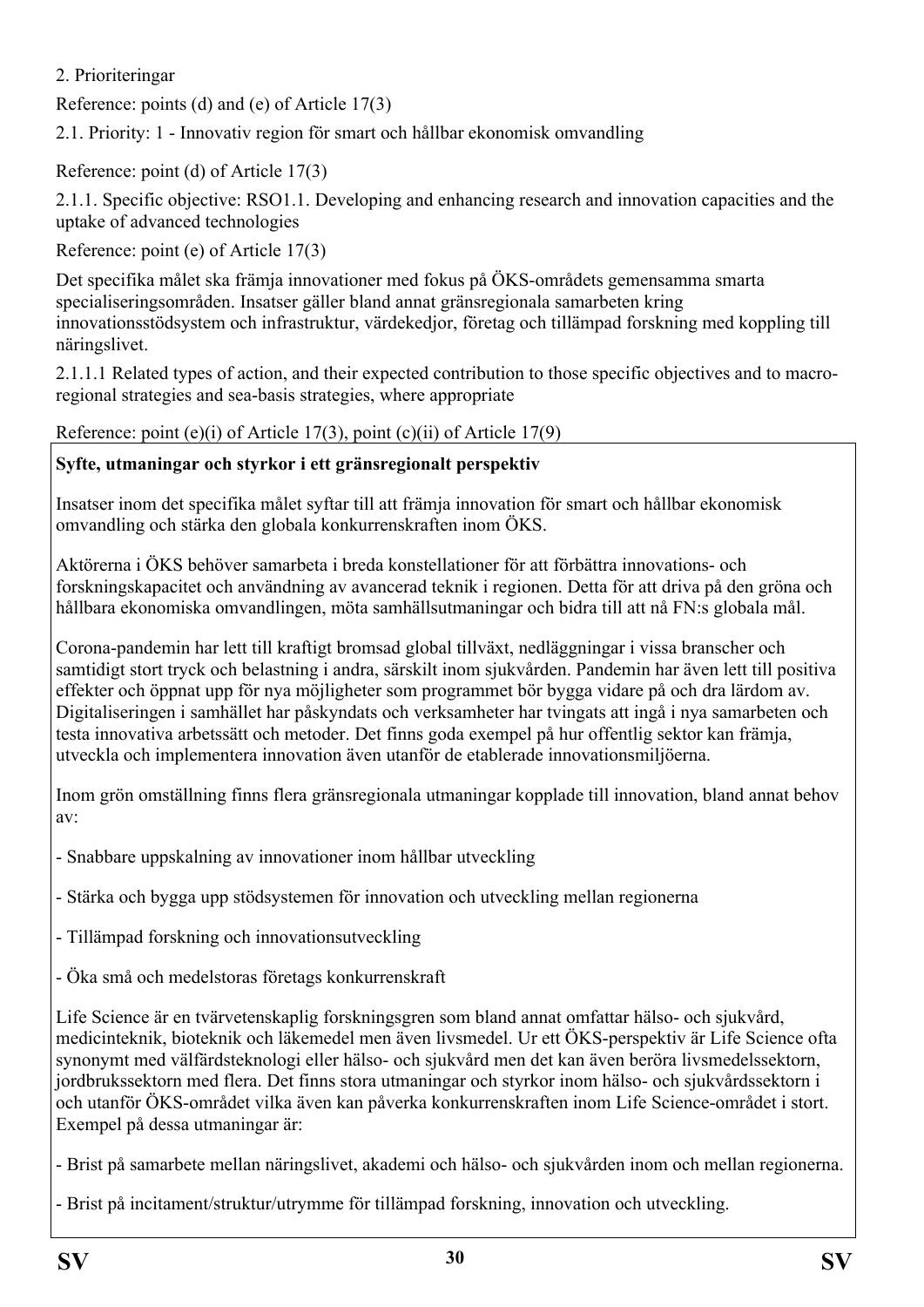2. Prioriteringar

Reference: points (d) and (e) of Article 17(3)

2.1. Priority: 1 - Innovativ region för smart och hållbar ekonomisk omvandling

Reference: point (d) of Article 17(3)

2.1.1. Specific objective: RSO1.1. Developing and enhancing research and innovation capacities and the uptake of advanced technologies

Reference: point (e) of Article 17(3)

Det specifika målet ska främja innovationer med fokus på ÖKS-områdets gemensamma smarta specialiseringsområden. Insatser gäller bland annat gränsregionala samarbeten kring innovationsstödsystem och infrastruktur, värdekedjor, företag och tillämpad forskning med koppling till näringslivet.

2.1.1.1 Related types of action, and their expected contribution to those specific objectives and to macro-regional strategies and sea-basis strategies, where appropriate

Reference: point (e)(i) of Article 17(3), point (c)(ii) of Article 17(9)

**Syfte, utmaningar och styrkor i ett gränsregionalt perspektiv**

Insatser inom det specifika målet syftar till att främja innovation för smart och hållbar ekonomisk omvandling och stärka den globala konkurrenskraften inom ÖKS.

Aktörerna i ÖKS behöver samarbeta i breda konstellationer för att förbättra innovations- och forskningskapacitet och användning av avancerad teknik i regionen. Detta för att driva på den gröna och hållbara ekonomiska omvandlingen, möta samhällsutmaningar och bidra till att nå FN:s globala mål.

Corona-pandemin har lett till kraftigt bromsad global tillväxt, nedläggningar i vissa branscher och samtidigt stort tryck och belastning i andra, särskilt inom sjukvården. Pandemin har även lett till positiva effekter och öppnat upp för nya möjligheter som programmet bör bygga vidare på och dra lärdom av. Digitaliseringen i samhället har påskyndats och verksamheter har tvingats att ingå i nya samarbeten och testa innovativa arbetssätt och metoder. Det finns goda exempel på hur offentlig sektor kan främja, utveckla och implementera innovation även utanför de etablerade innovationsmiljöerna.

Inom grön omställning finns flera gränsregionala utmaningar kopplade till innovation, bland annat behov av:

- Snabbare uppskalning av innovationer inom hållbar utveckling
- Stärka och bygga upp stödsystemen för innovation och utveckling mellan regionerna
- Tillämpad forskning och innovationsutveckling
- Öka små och medelstoras företags konkurrenskraft

Life Science är en tvärvetenskaplig forskningsgren som bland annat omfattar hälso- och sjukvård, medicinteknik, bioteknik och läkemedel men även livsmedel. Ur ett ÖKS-perspektiv är Life Science ofta synonymt med välfärdsteknologi eller hälso- och sjukvård men det kan även beröra livsmedelssektorn, jordbrukssektorn med flera. Det finns stora utmaningar och styrkor inom hälso- och sjukvårdssektorn i och utanför ÖKS-området vilka även kan påverka konkurrenskraften inom Life Science-området i stort. Exempel på dessa utmaningar är:

- Brist på samarbete mellan näringslivet, akademi och hälso- och sjukvården inom och mellan regionerna.
- Brist på incitament/struktur/utrymme för tillämpad forskning, innovation och utveckling.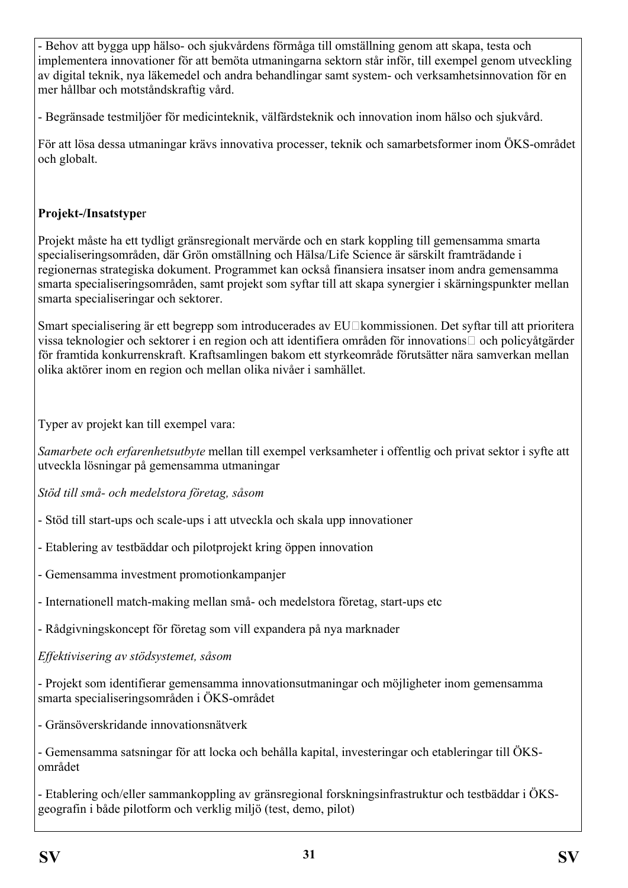- Behov att bygga upp hälso- och sjukvårdens förmåga till omställning genom att skapa, testa och implementera innovationer för att bemöta utmaningarna sektorn står inför, till exempel genom utveckling av digital teknik, nya läkemedel och andra behandlingar samt system- och verksamhetsinnovation för en mer hållbar och motståndskraftig vård.

- Begränsade testmiljöer för medicinteknik, välfärdsteknik och innovation inom hälso och sjukvård.

För att lösa dessa utmaningar krävs innovativa processer, teknik och samarbetsformer inom ÖKS-området och globalt.

**Projekt-/Insatstyper**

Projekt måste ha ett tydligt gränsregionalt mervärde och en stark koppling till gemensamma smarta specialiseringsområden, där Grön omställning och Hälsa/Life Science är särskilt framträdande i regionernas strategiska dokument. Programmet kan också finansiera insatser inom andra gemensamma smarta specialiseringsområden, samt projekt som syftar till att skapa synergier i skärningspunkter mellan smarta specialiseringar och sektorer.

Smart specialisering är ett begrepp som introducerades av EU-kommissionen. Det syftar till att prioritera vissa teknologier och sektorer i en region och att identifiera områden för innovations- och policyåtgärder för framtida konkurrenskraft. Kraftsamlingen bakom ett styrkeområde förutsätter nära samverkan mellan olika aktörer inom en region och mellan olika nivåer i samhället.

Typer av projekt kan till exempel vara:

*Samarbete och erfarenhetsutbyte* mellan till exempel verksamheter i offentlig och privat sektor i syfte att utveckla lösningar på gemensamma utmaningar

*Stöd till små- och medelstora företag, såsom*

- Stöd till start-ups och scale-ups i att utveckla och skala upp innovationer

- Etablering av testbäddar och pilotprojekt kring öppen innovation

- Gemensamma investment promotionkampanjer

- Internationell match-making mellan små- och medelstora företag, start-ups etc

- Rådgivningskoncept för företag som vill expandera på nya marknader

*Effektivisering av stödsystemet, såsom*

- Projekt som identifierar gemensamma innovationsutmaningar och möjligheter inom gemensamma smarta specialiseringsområden i ÖKS-området

- Gränsöverskridande innovationsnätverk

- Gemensamma satsningar för att locka och behålla kapital, investeringar och etableringar till ÖKS-området

- Etablering och/eller sammankoppling av gränsregional forskningsinfrastruktur och testbäddar i ÖKS-geografin i både pilotform och verklig miljö (test, demo, pilot)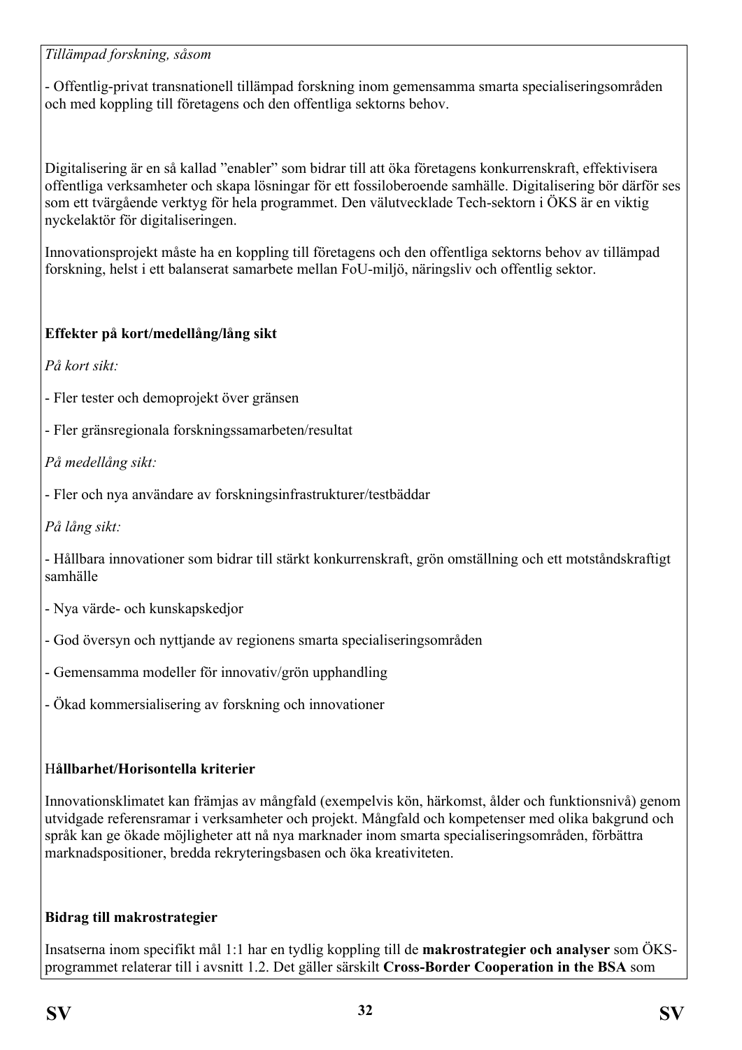*Tillämpad forskning, såsom*

- Offentlig-privat transnationell tillämpad forskning inom gemensamma smarta specialiseringsområden och med koppling till företagens och den offentliga sektorns behov.

Digitalisering är en så kallad ”enabler” som bidrar till att öka företagens konkurrenskraft, effektivisera offentliga verksamheter och skapa lösningar för ett fossiloberoende samhälle. Digitalisering bör därför ses som ett tvärgående verktyg för hela programmet. Den välutvecklade Tech-sektorn i ÖKS är en viktig nyckelaktör för digitaliseringen.

Innovationsprojekt måste ha en koppling till företagens och den offentliga sektorns behov av tillämpad forskning, helst i ett balanserat samarbete mellan FoU-miljö, näringsliv och offentlig sektor.

**Effekter på kort/medellång/lång sikt**

*På kort sikt:*

- Fler tester och demoprojekt över gränsen
- Fler gränsregionala forskningssamarbeten/resultat

*På medellång sikt:*

- Fler och nya användare av forskningsinfrastrukturer/testbäddar

*På lång sikt:*

- Hållbara innovationer som bidrar till stärkt konkurrenskraft, grön omställning och ett motståndskraftigt samhälle
- Nya värde- och kunskapskedjor
- God översyn och nyttjande av regionens smarta specialiseringsområden
- Gemensamma modeller för innovativ/grön upphandling
- Ökad kommersialisering av forskning och innovationer

H**ållbarhet/Horisontella kriterier**

Innovationsklimatet kan främjas av mångfald (exempelvis kön, härkomst, ålder och funktionsnivå) genom utvidgade referensramar i verksamheter och projekt. Mångfald och kompetenser med olika bakgrund och språk kan ge ökade möjligheter att nå nya marknader inom smarta specialiseringsområden, förbättra marknadspositioner, bredda rekryteringsbasen och öka kreativiteten.

**Bidrag till makrostrategier**

Insatserna inom specifikt mål 1:1 har en tydlig koppling till de **makrostrategier och analyser** som ÖKS-programmet relaterar till i avsnitt 1.2. Det gäller särskilt **Cross-Border Cooperation in the BSA** som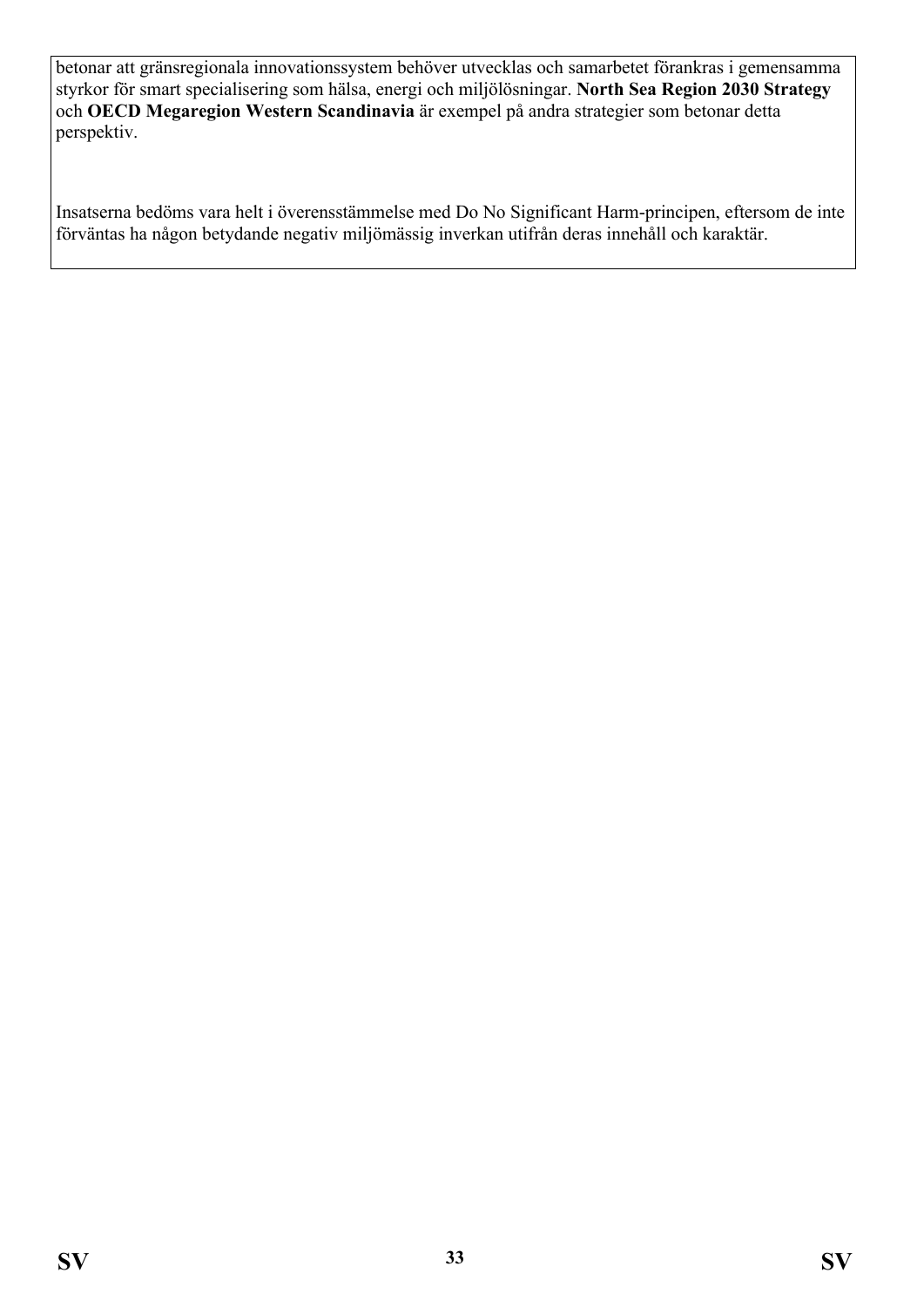betonar att gränsregionala innovationssystem behöver utvecklas och samarbetet förankras i gemensamma styrkor för smart specialisering som hälsa, energi och miljölösningar. **North Sea Region 2030 Strategy** och **OECD Megaregion Western Scandinavia** är exempel på andra strategier som betonar detta perspektiv.

Insatserna bedöms vara helt i överensstämmelse med Do No Significant Harm-principen, eftersom de inte förväntas ha någon betydande negativ miljömässig inverkan utifrån deras innehåll och karaktär.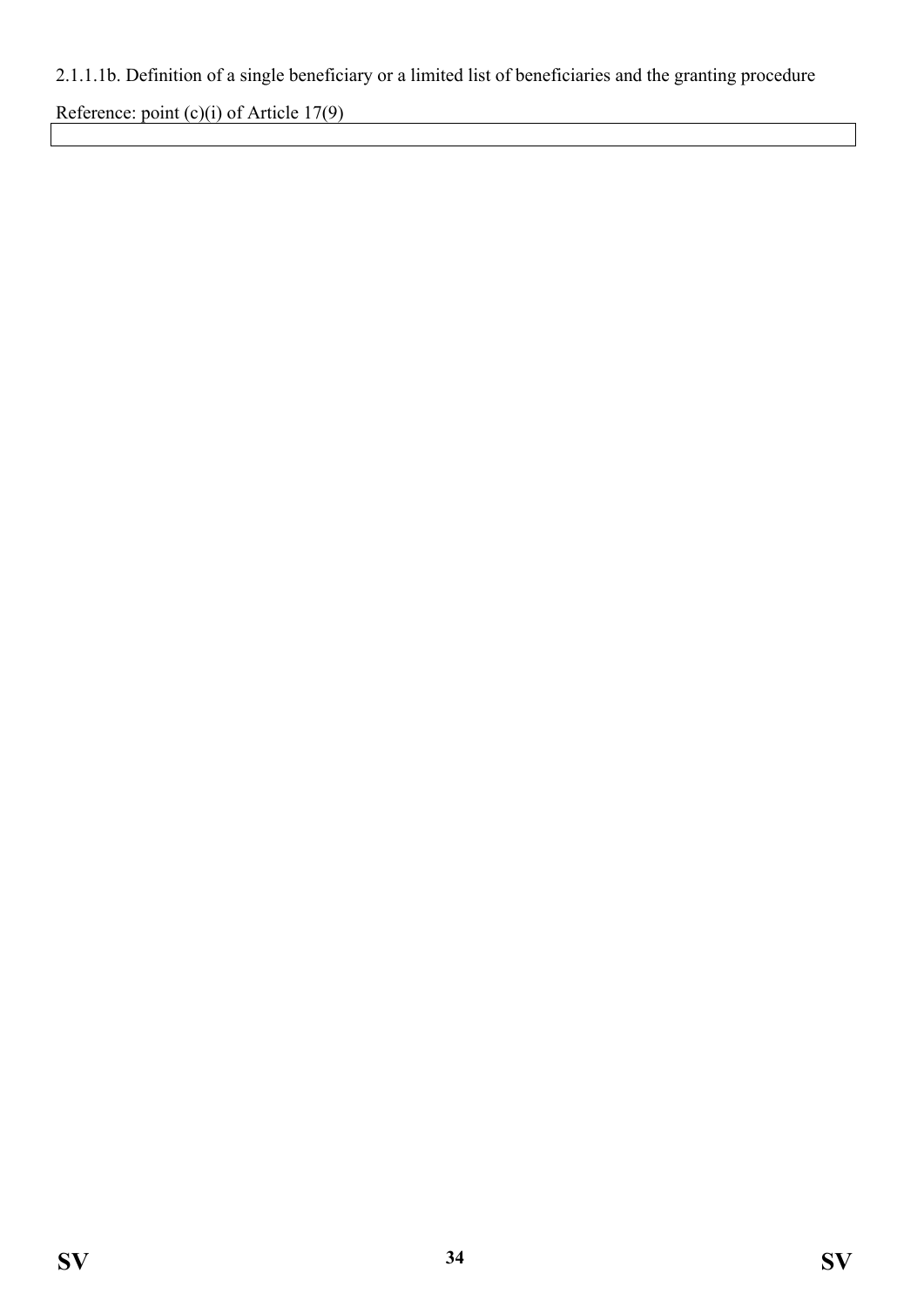2.1.1.1b. Definition of a single beneficiary or a limited list of beneficiaries and the granting procedure

Reference: point (c)(i) of Article 17(9)

| |
|---|
| |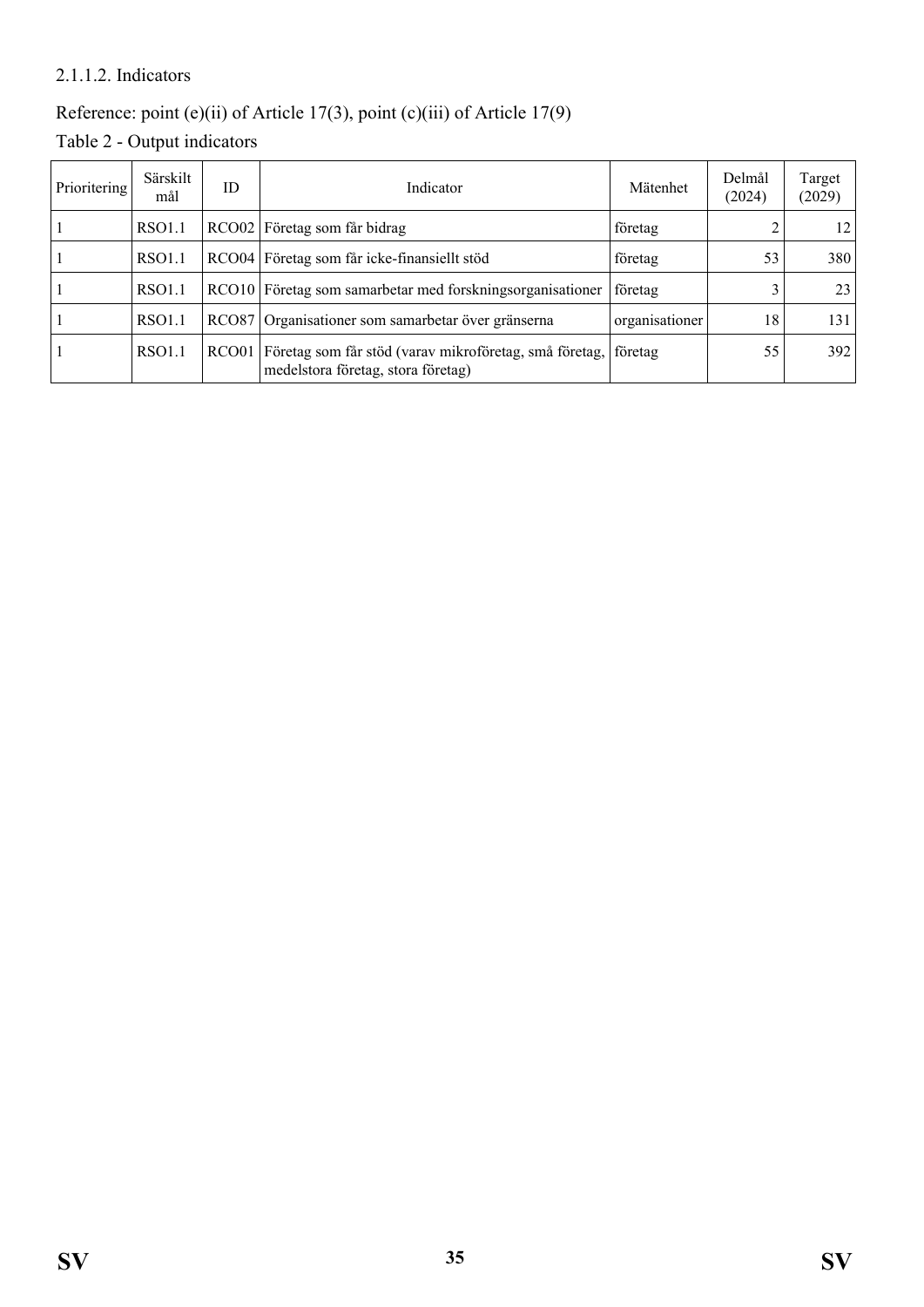2.1.1.2. Indicators

Reference: point (e)(ii) of Article 17(3), point (c)(iii) of Article 17(9)

Table 2 - Output indicators

| Prioritering | Särskilt mål | ID | Indicator | Mätenhet | Delmål (2024) | Target (2029) |
|---|---|---|---|---|---|---|
| 1 | RSO1.1 | RCO02 | Företag som får bidrag | företag | 2 | 12 |
| 1 | RSO1.1 | RCO04 | Företag som får icke-finansiellt stöd | företag | 53 | 380 |
| 1 | RSO1.1 | RCO10 | Företag som samarbetar med forskningsorganisationer | företag | 3 | 23 |
| 1 | RSO1.1 | RCO87 | Organisationer som samarbetar över gränserna | organisationer | 18 | 131 |
| 1 | RSO1.1 | RCO01 | Företag som får stöd (varav mikroföretag, små företag, medelstora företag, stora företag) | företag | 55 | 392 |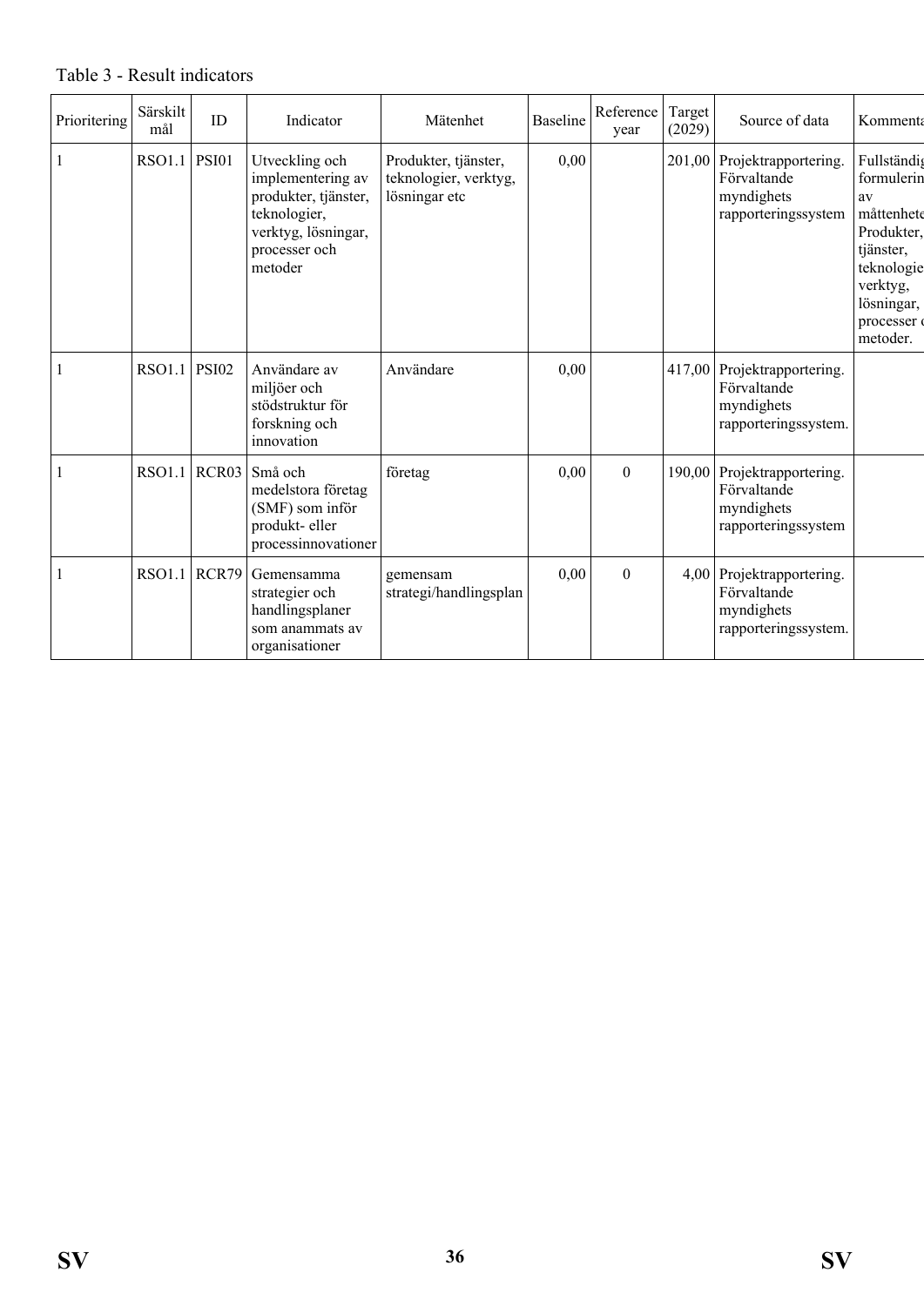Table 3 - Result indicators

| Prioritering | Särskilt mål | ID | Indicator | Mätenhet | Baseline | Reference year | Target (2029) | Source of data | Kommenta |
|---|---|---|---|---|---|---|---|---|---|
| 1 | RSO1.1 | PSI01 | Utveckling och implementering av produkter, tjänster, teknologier, verktyg, lösningar, processer och metoder | Produkter, tjänster, teknologier, verktyg, lösningar etc | 0,00 | | 201,00 | Projektrapportering. Förvaltande myndighets rapporteringssystem | Fullständig formulerin av måttenhete Produkter, tjänster, teknologie verktyg, lösningar, processer o metoder. |
| 1 | RSO1.1 | PSI02 | Användare av miljöer och stödstruktur för forskning och innovation | Användare | 0,00 | | 417,00 | Projektrapportering. Förvaltande myndighets rapporteringssystem. | |
| 1 | RSO1.1 | RCR03 | Små och medelstora företag (SMF) som inför produkt- eller processinnovationer | företag | 0,00 | 0 | 190,00 | Projektrapportering. Förvaltande myndighets rapporteringssystem | |
| 1 | RSO1.1 | RCR79 | Gemensamma strategier och handlingsplaner som anammats av organisationer | gemensam strategi/handlingsplan | 0,00 | 0 | 4,00 | Projektrapportering. Förvaltande myndighets rapporteringssystem. | |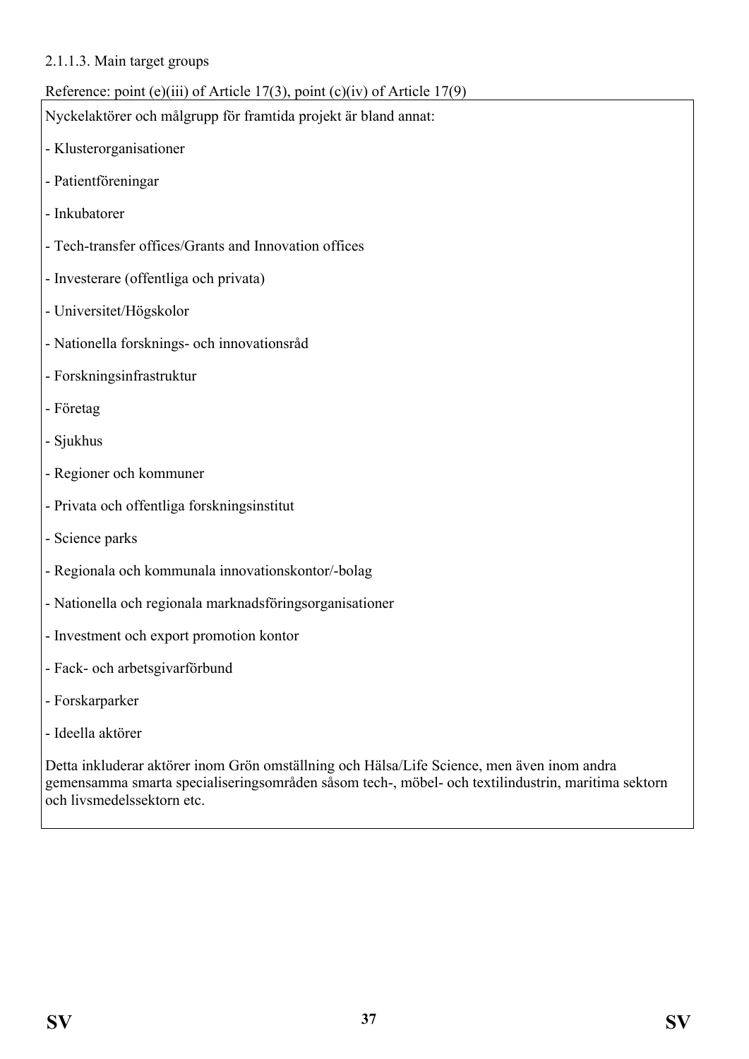2.1.1.3. Main target groups

Reference: point (e)(iii) of Article 17(3), point (c)(iv) of Article 17(9)

Nyckelaktörer och målgrupp för framtida projekt är bland annat:

- Klusterorganisationer
- Patientföreningar
- Inkubatorer
- Tech-transfer offices/Grants and Innovation offices
- Investerare (offentliga och privata)
- Universitet/Högskolor
- Nationella forsknings- och innovationsråd
- Forskningsinfrastruktur
- Företag
- Sjukhus
- Regioner och kommuner
- Privata och offentliga forskningsinstitut
- Science parks
- Regionala och kommunala innovationskontor/-bolag
- Nationella och regionala marknadsföringsorganisationer
- Investment och export promotion kontor
- Fack- och arbetsgivarförbund
- Forskarparker
- Ideella aktörer

Detta inkluderar aktörer inom Grön omställning och Hälsa/Life Science, men även inom andra gemensamma smarta specialiseringsområden såsom tech-, möbel- och textilindustrin, maritima sektorn och livsmedelssektorn etc.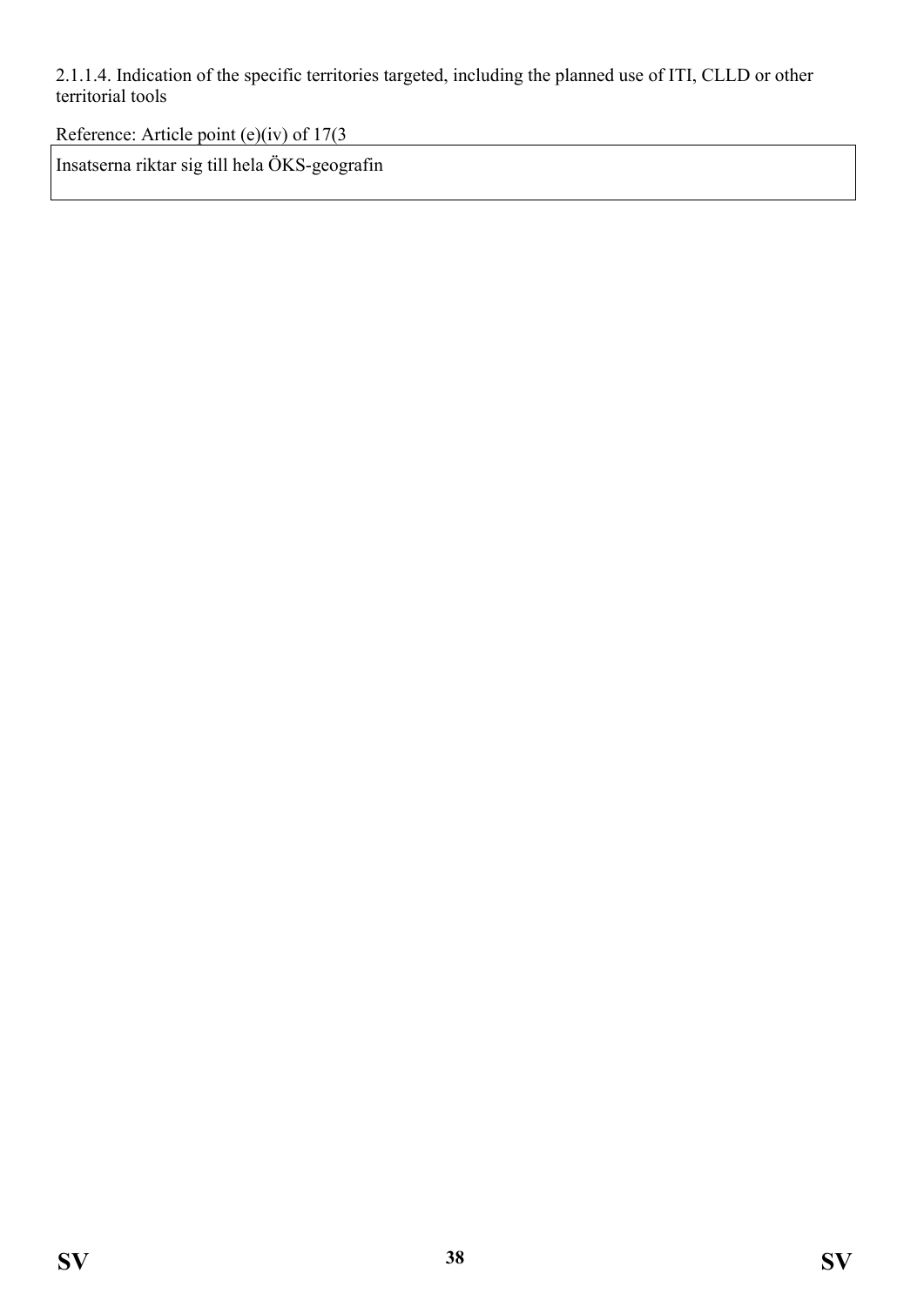2.1.1.4. Indication of the specific territories targeted, including the planned use of ITI, CLLD or other territorial tools

Reference: Article point (e)(iv) of 17(3

| Insatserna riktar sig till hela ÖKS-geografin |
| --- |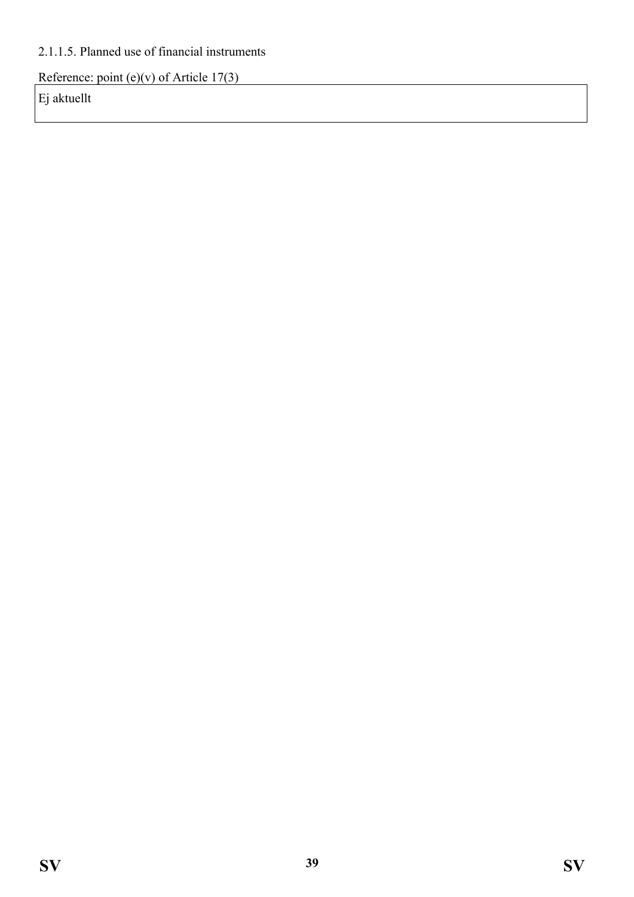2.1.1.5. Planned use of financial instruments

Reference: point (e)(v) of Article 17(3)

| Ej aktuellt |
| --- |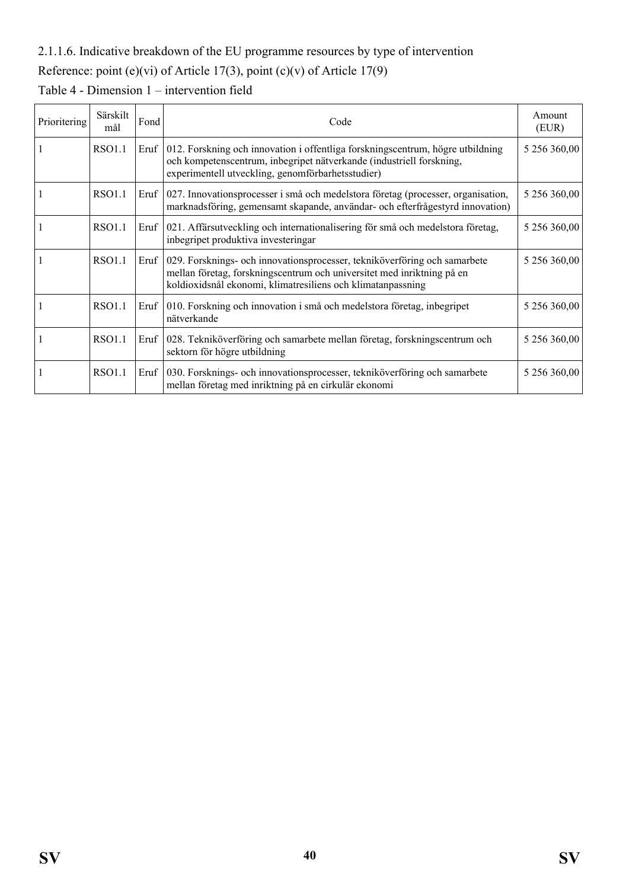2.1.1.6. Indicative breakdown of the EU programme resources by type of intervention

Reference: point (e)(vi) of Article 17(3), point (c)(v) of Article 17(9)

Table 4 - Dimension 1 – intervention field

| Prioritering | Särskilt mål | Fond | Code | Amount (EUR) |
|---|---|---|---|---|
| 1 | RSO1.1 | Eruf | 012. Forskning och innovation i offentliga forskningscentrum, högre utbildning och kompetenscentrum, inbegripet nätverkande (industriell forskning, experimentell utveckling, genomförbarhetsstudier) | 5 256 360,00 |
| 1 | RSO1.1 | Eruf | 027. Innovationsprocesser i små och medelstora företag (processer, organisation, marknadsföring, gemensamt skapande, användar- och efterfrågestyrd innovation) | 5 256 360,00 |
| 1 | RSO1.1 | Eruf | 021. Affärsutveckling och internationalisering för små och medelstora företag, inbegripet produktiva investeringar | 5 256 360,00 |
| 1 | RSO1.1 | Eruf | 029. Forsknings- och innovationsprocesser, tekniköverföring och samarbete mellan företag, forskningscentrum och universitet med inriktning på en koldioxidsnål ekonomi, klimatresiliens och klimatanpassning | 5 256 360,00 |
| 1 | RSO1.1 | Eruf | 010. Forskning och innovation i små och medelstora företag, inbegripet nätverkande | 5 256 360,00 |
| 1 | RSO1.1 | Eruf | 028. Tekniköverföring och samarbete mellan företag, forskningscentrum och sektorn för högre utbildning | 5 256 360,00 |
| 1 | RSO1.1 | Eruf | 030. Forsknings- och innovationsprocesser, tekniköverföring och samarbete mellan företag med inriktning på en cirkulär ekonomi | 5 256 360,00 |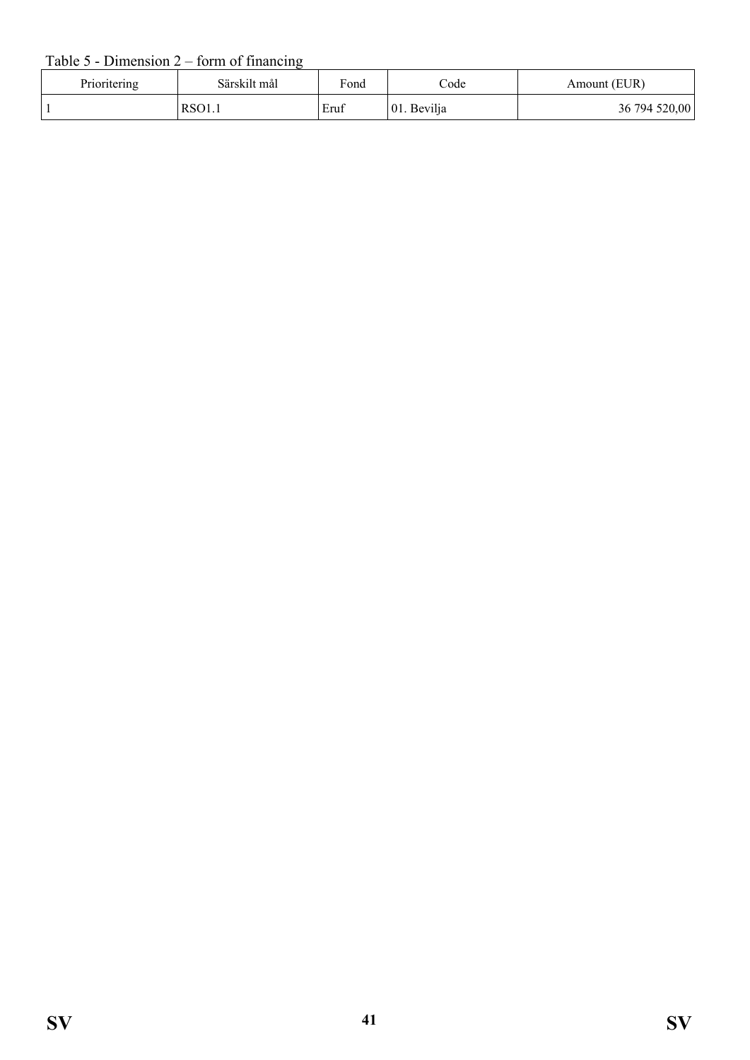Table 5 - Dimension 2 – form of financing

| Prioritering | Särskilt mål | Fond | Code | Amount (EUR) |
| --- | --- | --- | --- | --- |
| 1 | RSO1.1 | Eruf | 01. Bevilja | 36 794 520,00 |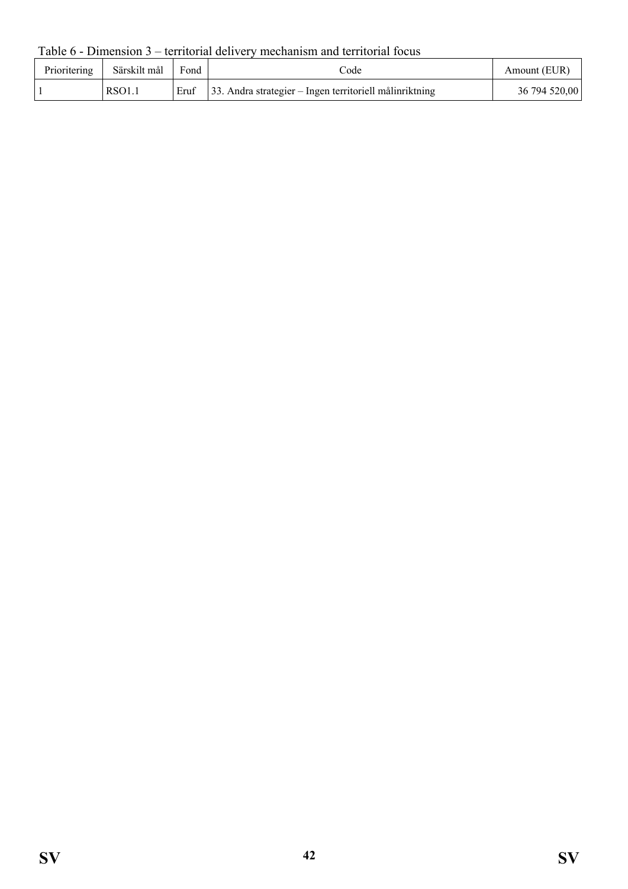Table 6 - Dimension 3 – territorial delivery mechanism and territorial focus

| Prioritering | Särskilt mål | Fond | Code | Amount (EUR) |
|---|---|---|---|---|
| 1 | RSO1.1 | Eruf | 33. Andra strategier – Ingen territoriell målinriktning | 36 794 520,00 |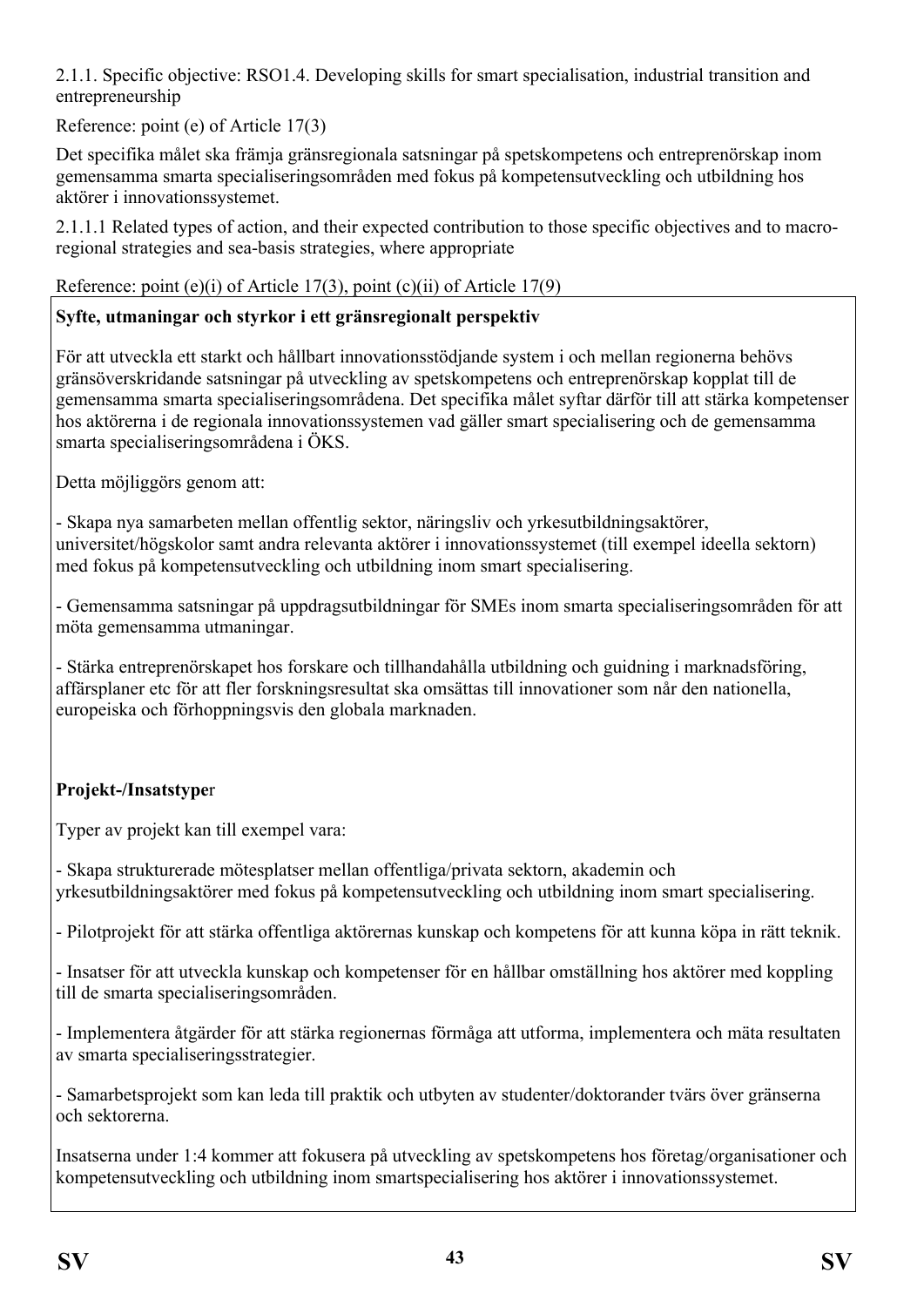2.1.1. Specific objective: RSO1.4. Developing skills for smart specialisation, industrial transition and entrepreneurship

Reference: point (e) of Article 17(3)

Det specifika målet ska främja gränsregionala satsningar på spetskompetens och entreprenörskap inom gemensamma smarta specialiseringsområden med fokus på kompetensutveckling och utbildning hos aktörer i innovationssystemet.

2.1.1.1 Related types of action, and their expected contribution to those specific objectives and to macro-regional strategies and sea-basis strategies, where appropriate

Reference: point (e)(i) of Article 17(3), point (c)(ii) of Article 17(9)

**Syfte, utmaningar och styrkor i ett gränsregionalt perspektiv**

För att utveckla ett starkt och hållbart innovationsstödjande system i och mellan regionerna behövs gränsöverskridande satsningar på utveckling av spetskompetens och entreprenörskap kopplat till de gemensamma smarta specialiseringsområdena. Det specifika målet syftar därför till att stärka kompetenser hos aktörerna i de regionala innovationssystemen vad gäller smart specialisering och de gemensamma smarta specialiseringsområdena i ÖKS.

Detta möjliggörs genom att:

- Skapa nya samarbeten mellan offentlig sektor, näringsliv och yrkesutbildningsaktörer, universitet/högskolor samt andra relevanta aktörer i innovationssystemet (till exempel ideella sektorn) med fokus på kompetensutveckling och utbildning inom smart specialisering.

- Gemensamma satsningar på uppdragsutbildningar för SMEs inom smarta specialiseringsområden för att möta gemensamma utmaningar.

- Stärka entreprenörskapet hos forskare och tillhandahålla utbildning och guidning i marknadsföring, affärsplaner etc för att fler forskningsresultat ska omsättas till innovationer som når den nationella, europeiska och förhoppningsvis den globala marknaden.

**Projekt-/Insatstyper**

Typer av projekt kan till exempel vara:

- Skapa strukturerade mötesplatser mellan offentliga/privata sektorn, akademin och yrkesutbildningsaktörer med fokus på kompetensutveckling och utbildning inom smart specialisering.

- Pilotprojekt för att stärka offentliga aktörernas kunskap och kompetens för att kunna köpa in rätt teknik.

- Insatser för att utveckla kunskap och kompetenser för en hållbar omställning hos aktörer med koppling till de smarta specialiseringsområden.

- Implementera åtgärder för att stärka regionernas förmåga att utforma, implementera och mäta resultaten av smarta specialiseringsstrategier.

- Samarbetsprojekt som kan leda till praktik och utbyten av studenter/doktorander tvärs över gränserna och sektorerna.

Insatserna under 1:4 kommer att fokusera på utveckling av spetskompetens hos företag/organisationer och kompetensutveckling och utbildning inom smartspecialisering hos aktörer i innovationssystemet.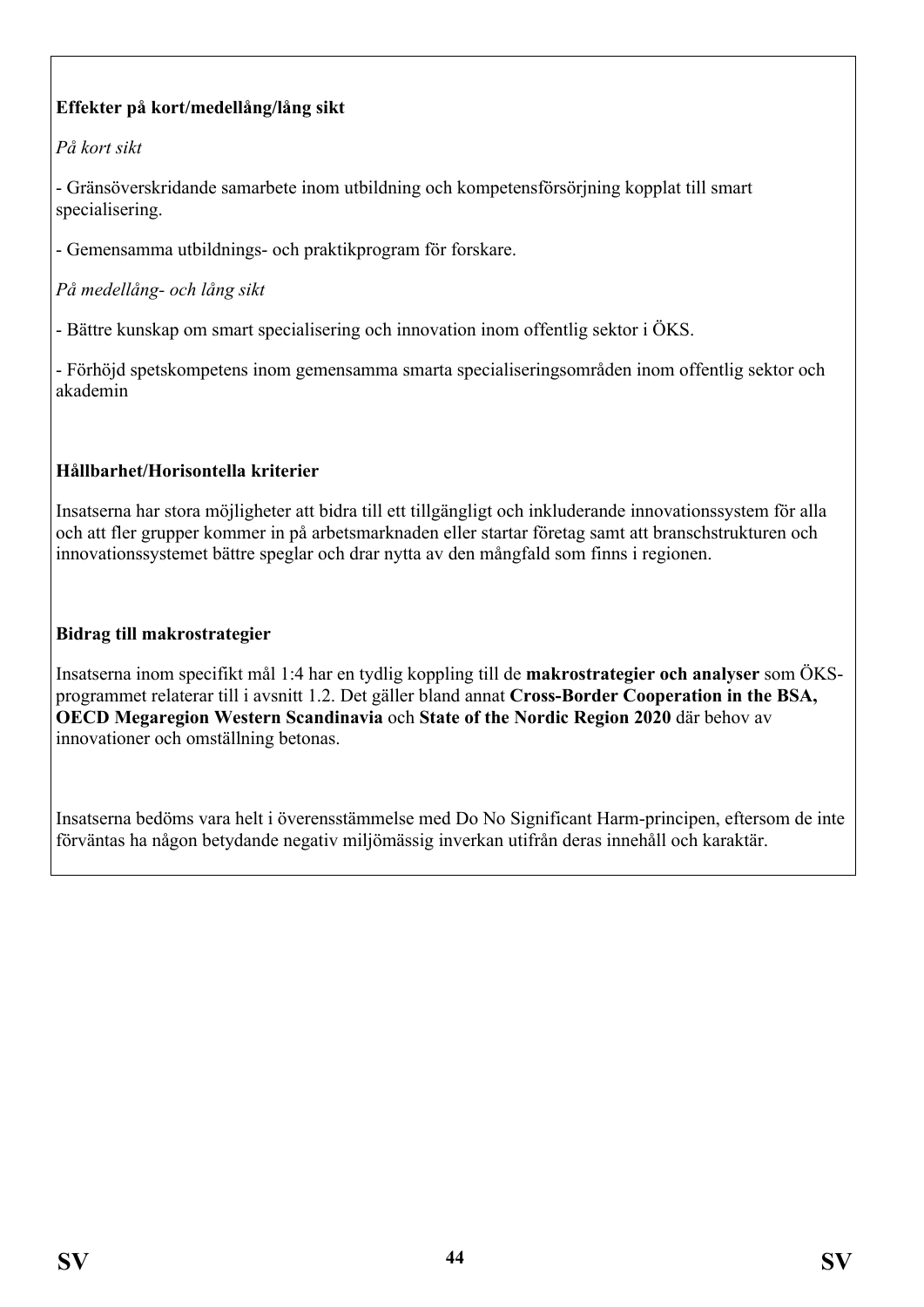**Effekter på kort/medellång/lång sikt**

*På kort sikt*

- Gränsöverskridande samarbete inom utbildning och kompetensförsörjning kopplat till smart specialisering.

- Gemensamma utbildnings- och praktikprogram för forskare.

*På medellång- och lång sikt*

- Bättre kunskap om smart specialisering och innovation inom offentlig sektor i ÖKS.

- Förhöjd spetskompetens inom gemensamma smarta specialiseringsområden inom offentlig sektor och akademin

**Hållbarhet/Horisontella kriterier**

Insatserna har stora möjligheter att bidra till ett tillgängligt och inkluderande innovationssystem för alla och att fler grupper kommer in på arbetsmarknaden eller startar företag samt att branschstrukturen och innovationssystemet bättre speglar och drar nytta av den mångfald som finns i regionen.

**Bidrag till makrostrategier**

Insatserna inom specifikt mål 1:4 har en tydlig koppling till de **makrostrategier och analyser** som ÖKS-programmet relaterar till i avsnitt 1.2. Det gäller bland annat **Cross-Border Cooperation in the BSA, OECD Megaregion Western Scandinavia** och **State of the Nordic Region 2020** där behov av innovationer och omställning betonas.

Insatserna bedöms vara helt i överensstämmelse med Do No Significant Harm-principen, eftersom de inte förväntas ha någon betydande negativ miljömässig inverkan utifrån deras innehåll och karaktär.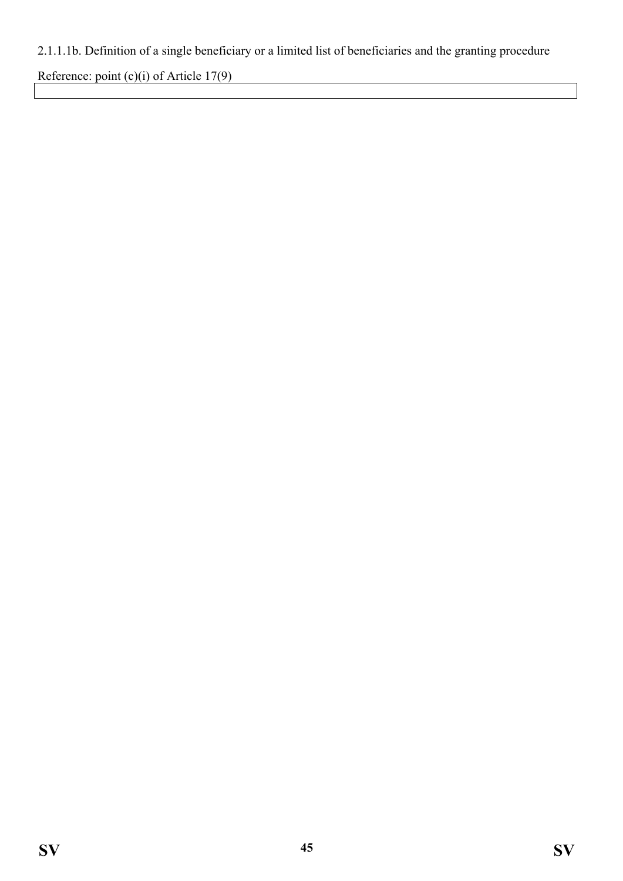2.1.1.1b. Definition of a single beneficiary or a limited list of beneficiaries and the granting procedure

Reference: point (c)(i) of Article 17(9)

| |
|---|
| |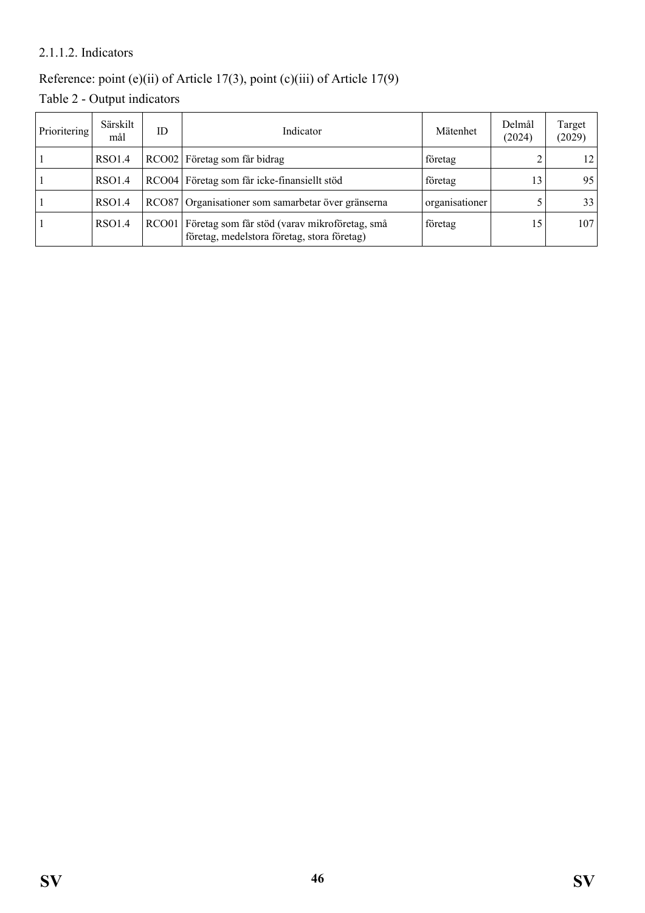2.1.1.2. Indicators

Reference: point (e)(ii) of Article 17(3), point (c)(iii) of Article 17(9)

Table 2 - Output indicators

| Prioritering | Särskilt mål | ID | Indicator | Mätenhet | Delmål (2024) | Target (2029) |
|---|---|---|---|---|---|---|
| 1 | RSO1.4 | RCO02 | Företag som får bidrag | företag | 2 | 12 |
| 1 | RSO1.4 | RCO04 | Företag som får icke-finansiellt stöd | företag | 13 | 95 |
| 1 | RSO1.4 | RCO87 | Organisationer som samarbetar över gränserna | organisationer | 5 | 33 |
| 1 | RSO1.4 | RCO01 | Företag som får stöd (varav mikroföretag, små företag, medelstora företag, stora företag) | företag | 15 | 107 |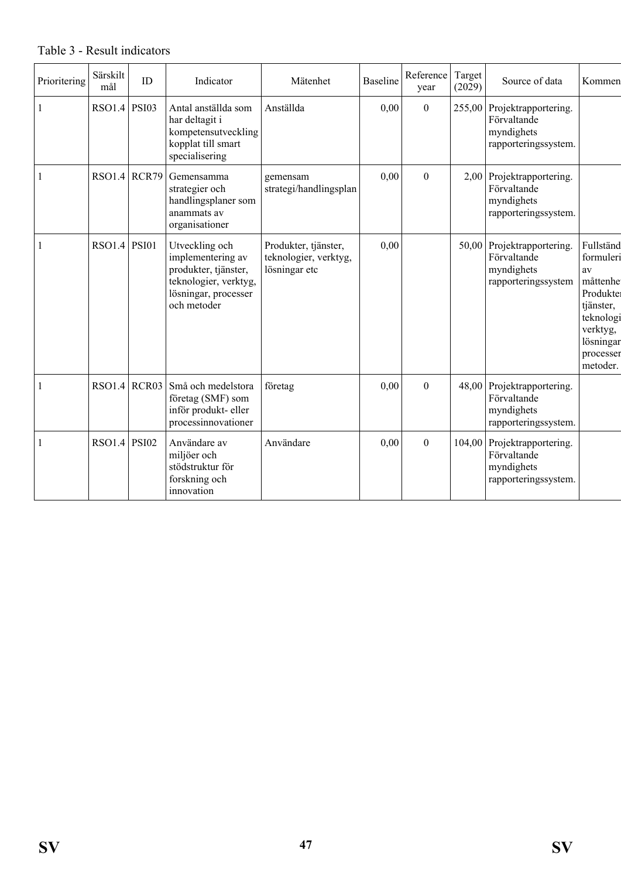Table 3 - Result indicators

| Prioritering | Särskilt mål | ID | Indicator | Mätenhet | Baseline | Reference year | Target (2029) | Source of data | Kommen |
|---|---|---|---|---|---|---|---|---|---|
| 1 | RSO1.4 | PSI03 | Antal anställda som har deltagit i kompetensutveckling kopplat till smart specialisering | Anställda | 0,00 | 0 | 255,00 | Projektrapportering. Förvaltande myndighets rapporteringssystem. | |
| 1 | RSO1.4 | RCR79 | Gemensamma strategier och handlingsplaner som anammats av organisationer | gemensam strategi/handlingsplan | 0,00 | 0 | 2,00 | Projektrapportering. Förvaltande myndighets rapporteringssystem. | |
| 1 | RSO1.4 | PSI01 | Utveckling och implementering av produkter, tjänster, teknologier, verktyg, lösningar, processer och metoder | Produkter, tjänster, teknologier, verktyg, lösningar etc | 0,00 | | 50,00 | Projektrapportering. Förvaltande myndighets rapporteringssystem | Fullständ formuleri av måttenhet Produkter tjänster, teknologi verktyg, lösningar processer metoder. |
| 1 | RSO1.4 | RCR03 | Små och medelstora företag (SMF) som inför produkt- eller processinnovationer | företag | 0,00 | 0 | 48,00 | Projektrapportering. Förvaltande myndighets rapporteringssystem. | |
| 1 | RSO1.4 | PSI02 | Användare av miljöer och stödstruktur för forskning och innovation | Användare | 0,00 | 0 | 104,00 | Projektrapportering. Förvaltande myndighets rapporteringssystem. | |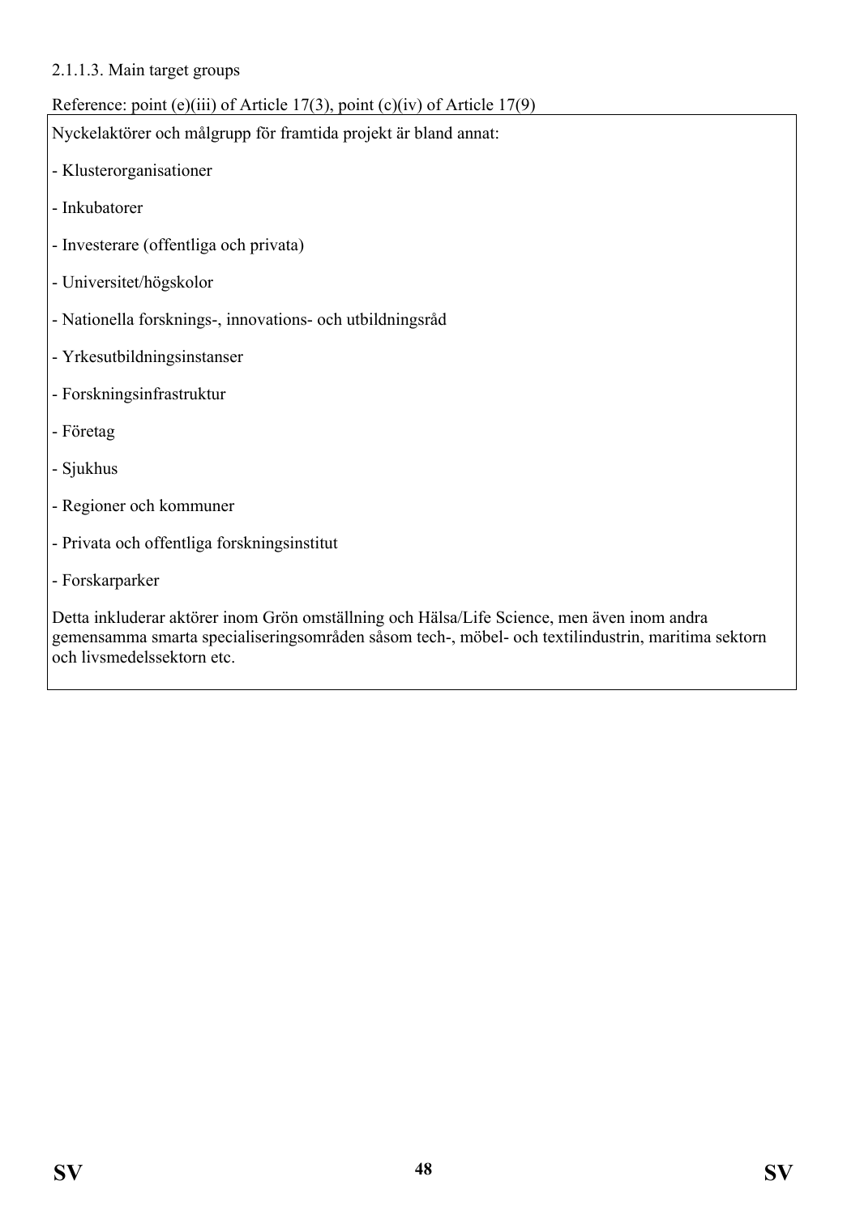#### 2.1.1.3. Main target groups

Reference: point (e)(iii) of Article 17(3), point (c)(iv) of Article 17(9)

Nyckelaktörer och målgrupp för framtida projekt är bland annat:

- Klusterorganisationer
- Inkubatorer
- Investerare (offentliga och privata)
- Universitet/högskolor
- Nationella forsknings-, innovations- och utbildningsråd
- Yrkesutbildningsinstanser
- Forskningsinfrastruktur
- Företag
- Sjukhus
- Regioner och kommuner
- Privata och offentliga forskningsinstitut
- Forskarparker

Detta inkluderar aktörer inom Grön omställning och Hälsa/Life Science, men även inom andra gemensamma smarta specialiseringsområden såsom tech-, möbel- och textilindustrin, maritima sektorn och livsmedelssektorn etc.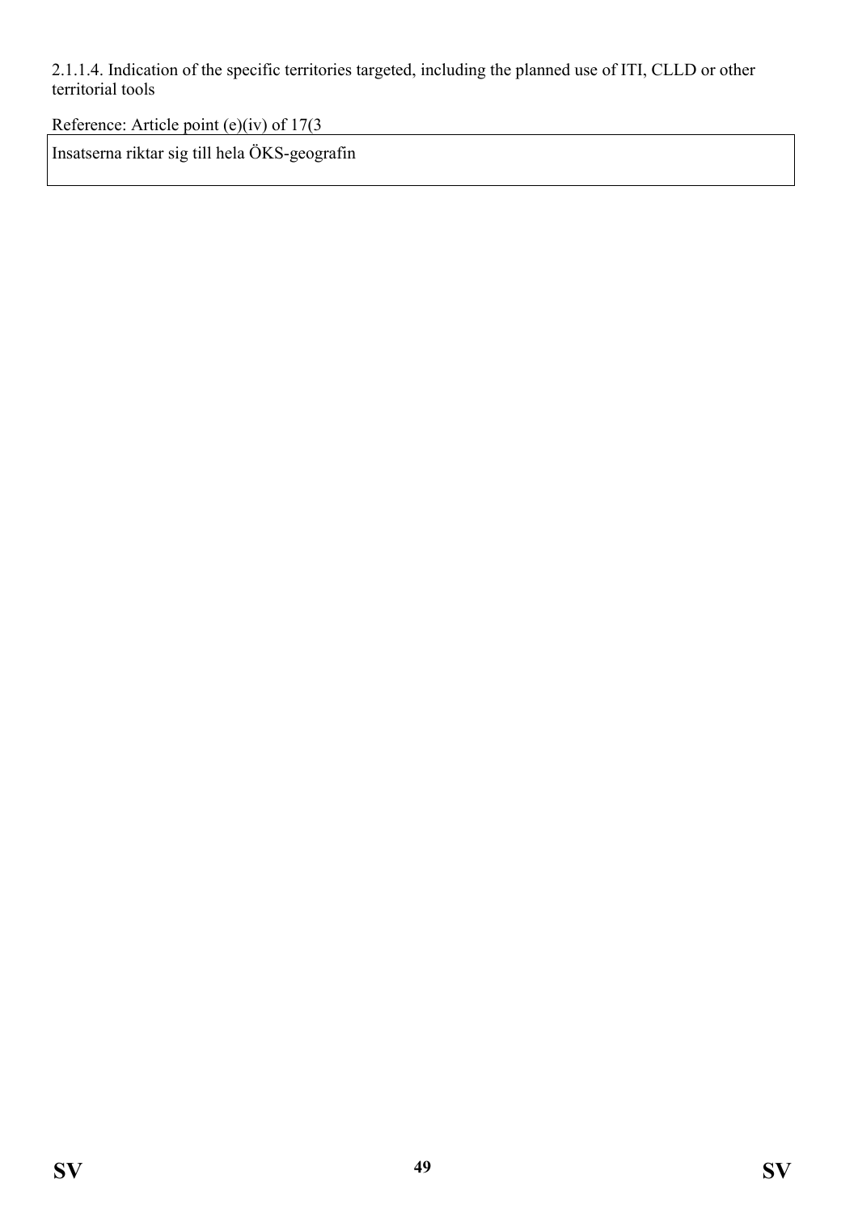2.1.1.4. Indication of the specific territories targeted, including the planned use of ITI, CLLD or other territorial tools

Reference: Article point (e)(iv) of 17(3

| Insatserna riktar sig till hela ÖKS-geografin |
| --- |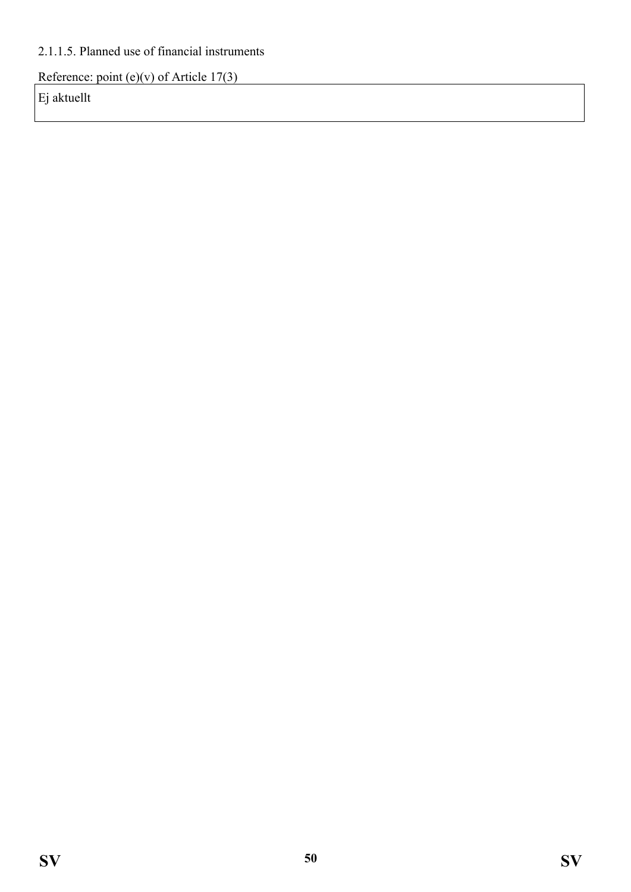2.1.1.5. Planned use of financial instruments

Reference: point (e)(v) of Article 17(3)

| Ej aktuellt |
| --- |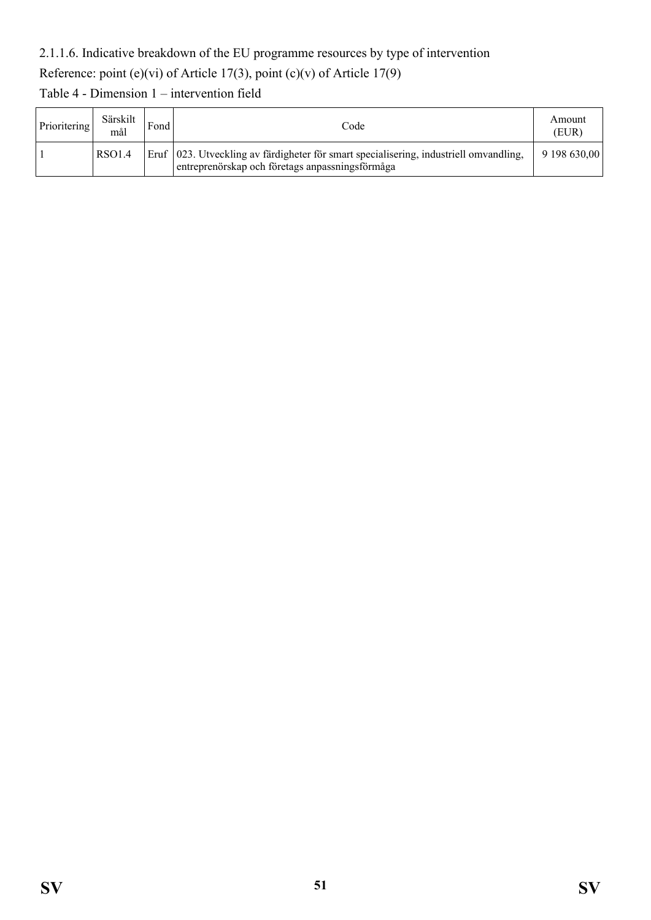2.1.1.6. Indicative breakdown of the EU programme resources by type of intervention

Reference: point (e)(vi) of Article 17(3), point (c)(v) of Article 17(9)

Table 4 - Dimension 1 – intervention field

| Prioritering | Särskilt mål | Fond | Code | Amount (EUR) |
|---|---|---|---|---|
| 1 | RSO1.4 | Eruf | 023. Utveckling av färdigheter för smart specialisering, industriell omvandling, entreprenörskap och företags anpassningsförmåga | 9 198 630,00 |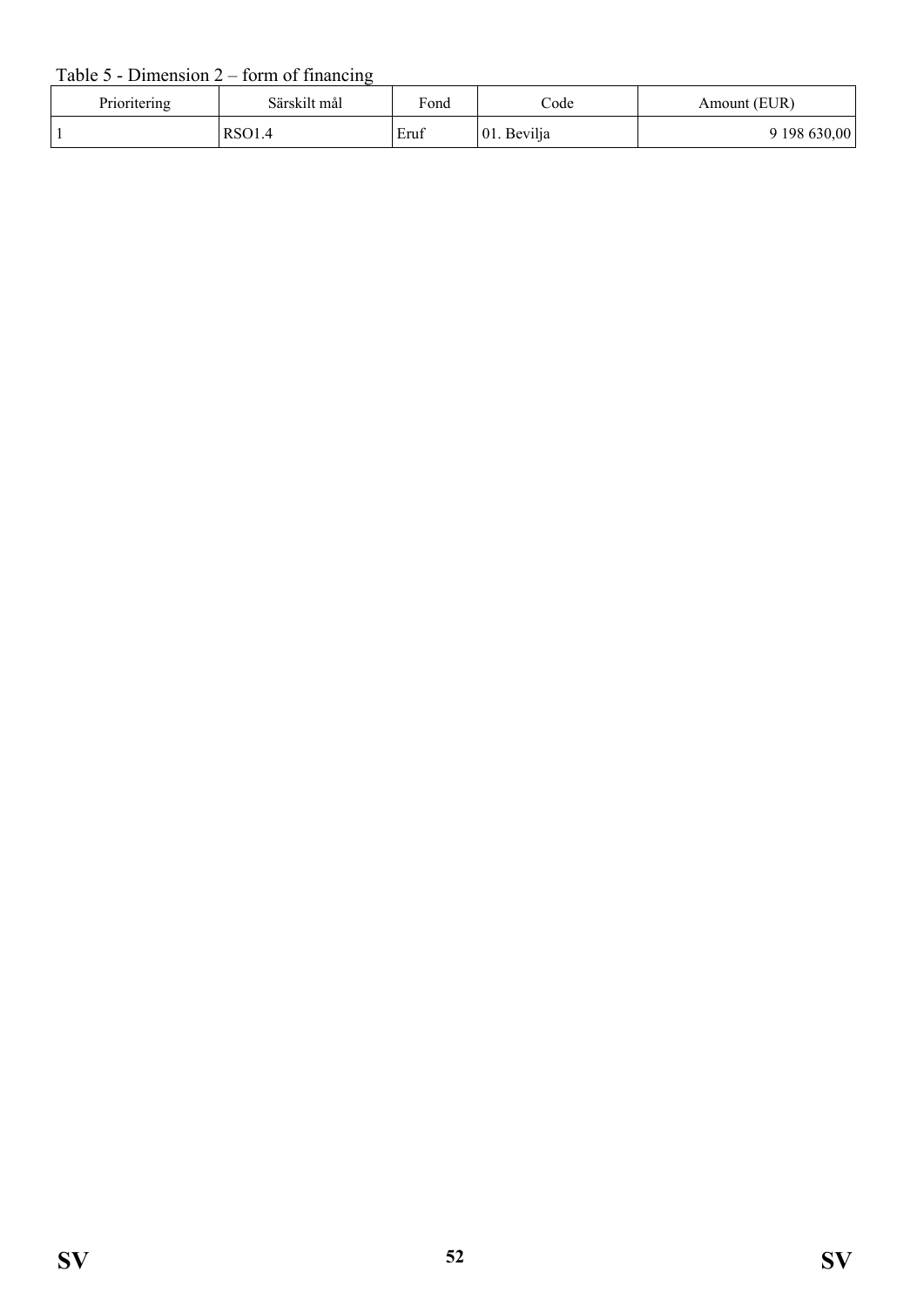Table 5 - Dimension 2 – form of financing

| Prioritering | Särskilt mål | Fond | Code | Amount (EUR) |
| --- | --- | --- | --- | --- |
| 1 | RSO1.4 | Eruf | 01. Bevilja | 9 198 630,00 |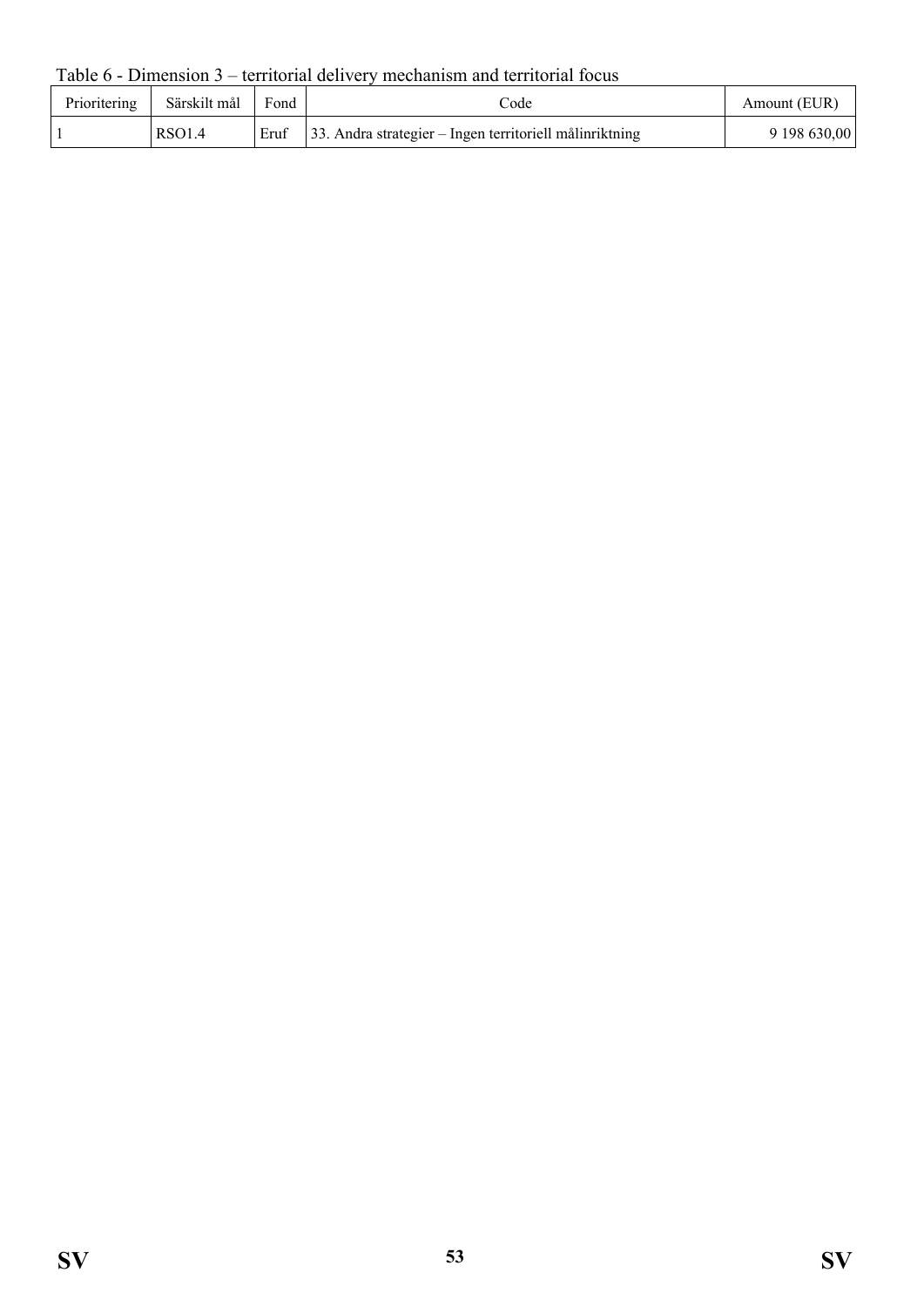Table 6 - Dimension 3 – territorial delivery mechanism and territorial focus

| Prioritering | Särskilt mål | Fond | Code | Amount (EUR) |
| --- | --- | --- | --- | --- |
| 1 | RSO1.4 | Eruf | 33. Andra strategier – Ingen territoriell målinriktning | 9 198 630,00 |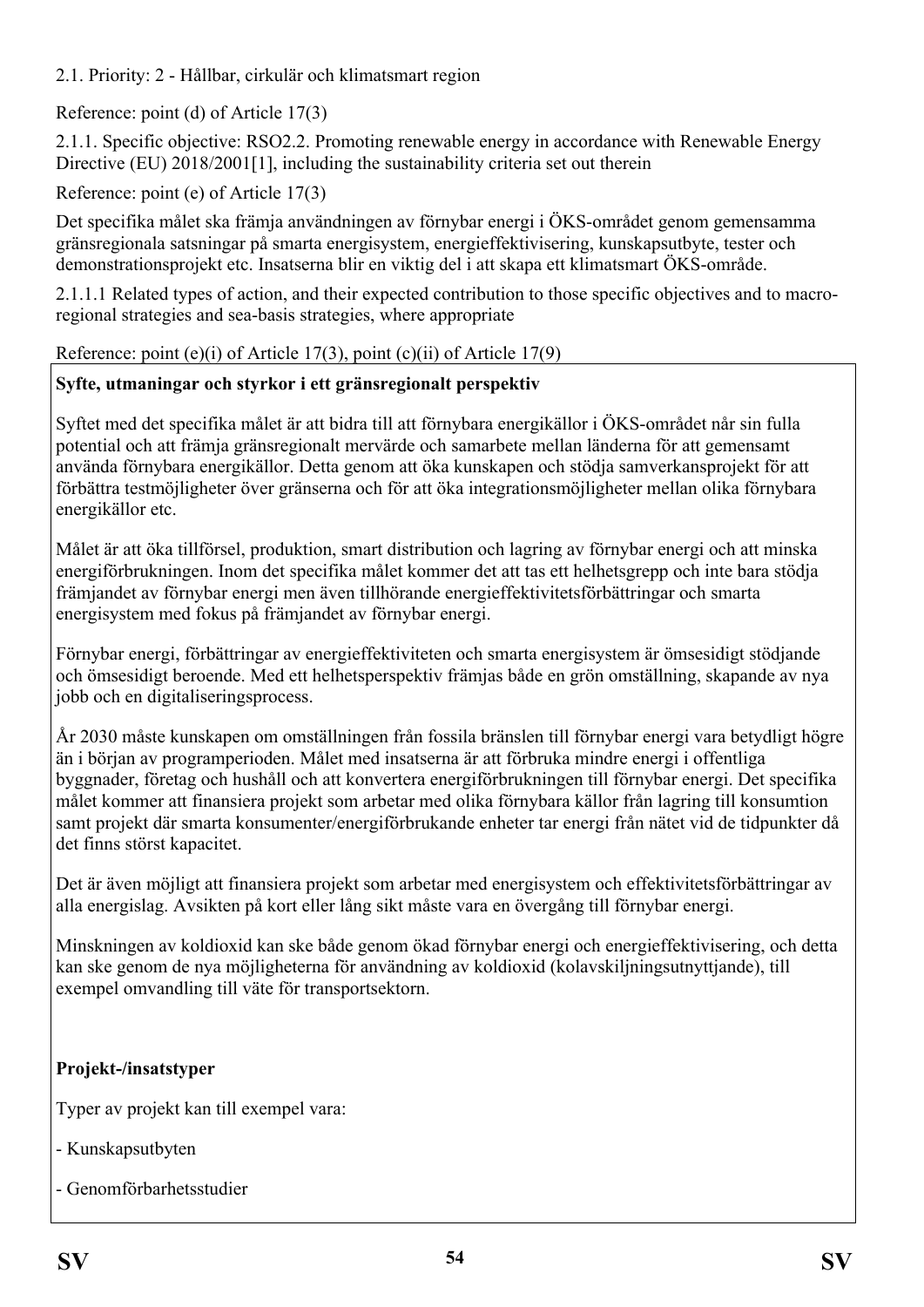2.1. Priority: 2 - Hållbar, cirkulär och klimatsmart region

Reference: point (d) of Article 17(3)

2.1.1. Specific objective: RSO2.2. Promoting renewable energy in accordance with Renewable Energy Directive (EU) 2018/2001[1], including the sustainability criteria set out therein

Reference: point (e) of Article 17(3)

Det specifika målet ska främja användningen av förnybar energi i ÖKS-området genom gemensamma gränsregionala satsningar på smarta energisystem, energieffektivisering, kunskapsutbyte, tester och demonstrationsprojekt etc. Insatserna blir en viktig del i att skapa ett klimatsmart ÖKS-område.

2.1.1.1 Related types of action, and their expected contribution to those specific objectives and to macro-regional strategies and sea-basis strategies, where appropriate

Reference: point (e)(i) of Article 17(3), point (c)(ii) of Article 17(9)

**Syfte, utmaningar och styrkor i ett gränsregionalt perspektiv**

Syftet med det specifika målet är att bidra till att förnybara energikällor i ÖKS-området når sin fulla potential och att främja gränsregionalt mervärde och samarbete mellan länderna för att gemensamt använda förnybara energikällor. Detta genom att öka kunskapen och stödja samverkansprojekt för att förbättra testmöjligheter över gränserna och för att öka integrationsmöjligheter mellan olika förnybara energikällor etc.

Målet är att öka tillförsel, produktion, smart distribution och lagring av förnybar energi och att minska energiförbrukningen. Inom det specifika målet kommer det att tas ett helhetsgrepp och inte bara stödja främjandet av förnybar energi men även tillhörande energieffektivitetsförbättringar och smarta energisystem med fokus på främjandet av förnybar energi.

Förnybar energi, förbättringar av energieffektiviteten och smarta energisystem är ömsesidigt stödjande och ömsesidigt beroende. Med ett helhetsperspektiv främjas både en grön omställning, skapande av nya jobb och en digitaliseringsprocess.

År 2030 måste kunskapen om omställningen från fossila bränslen till förnybar energi vara betydligt högre än i början av programperioden. Målet med insatserna är att förbruka mindre energi i offentliga byggnader, företag och hushåll och att konvertera energiförbrukningen till förnybar energi. Det specifika målet kommer att finansiera projekt som arbetar med olika förnybara källor från lagring till konsumtion samt projekt där smarta konsumenter/energiförbrukande enheter tar energi från nätet vid de tidpunkter då det finns störst kapacitet.

Det är även möjligt att finansiera projekt som arbetar med energisystem och effektivitetsförbättringar av alla energislag. Avsikten på kort eller lång sikt måste vara en övergång till förnybar energi.

Minskningen av koldioxid kan ske både genom ökad förnybar energi och energieffektivisering, och detta kan ske genom de nya möjligheterna för användning av koldioxid (kolavskiljningsutnyttjande), till exempel omvandling till väte för transportsektorn.

**Projekt-/insatstyper**

Typer av projekt kan till exempel vara:

- Kunskapsutbyten
- Genomförbarhetsstudier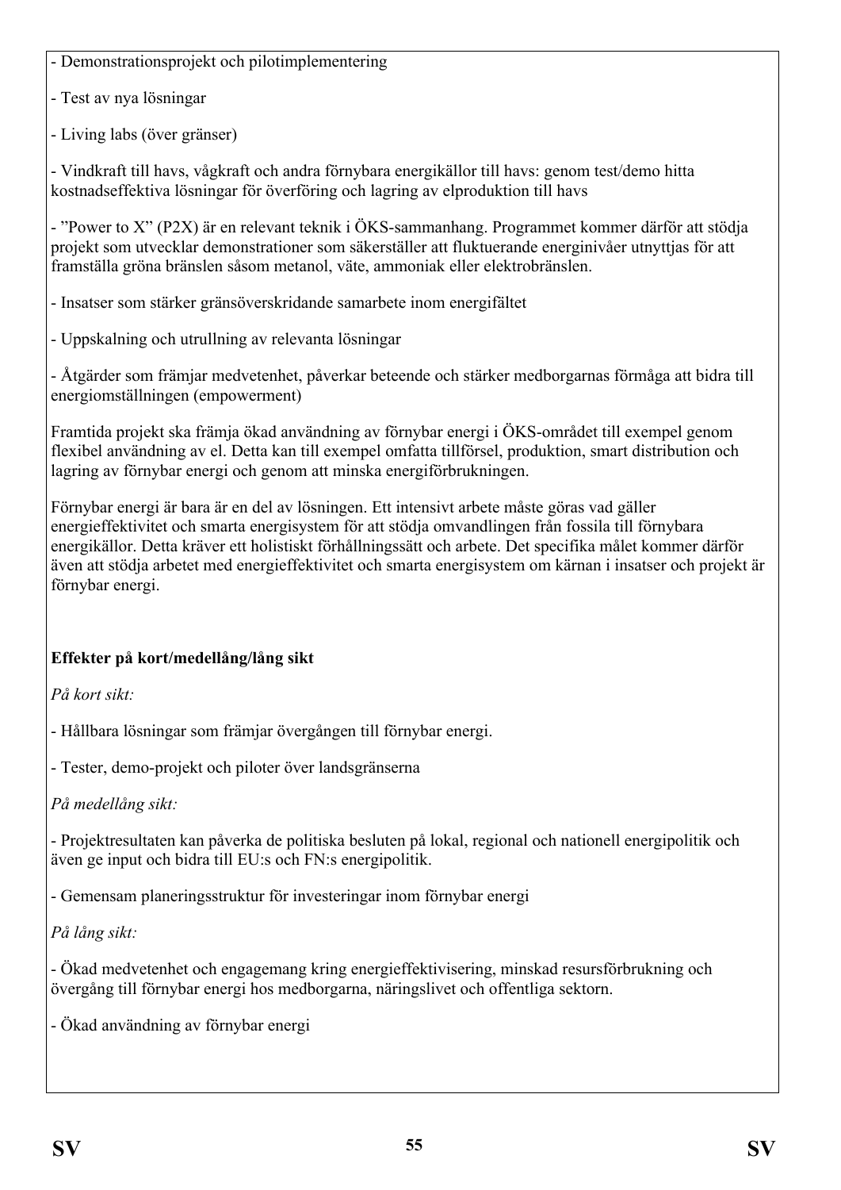- Demonstrationsprojekt och pilotimplementering

- Test av nya lösningar

- Living labs (över gränser)

- Vindkraft till havs, vågkraft och andra förnybara energikällor till havs: genom test/demo hitta kostnadseffektiva lösningar för överföring och lagring av elproduktion till havs

- ”Power to X” (P2X) är en relevant teknik i ÖKS-sammanhang. Programmet kommer därför att stödja projekt som utvecklar demonstrationer som säkerställer att fluktuerande energinivåer utnyttjas för att framställa gröna bränslen såsom metanol, väte, ammoniak eller elektrobränslen.

- Insatser som stärker gränsöverskridande samarbete inom energifältet

- Uppskalning och utrullning av relevanta lösningar

- Åtgärder som främjar medvetenhet, påverkar beteende och stärker medborgarnas förmåga att bidra till energiomställningen (empowerment)

Framtida projekt ska främja ökad användning av förnybar energi i ÖKS-området till exempel genom flexibel användning av el. Detta kan till exempel omfatta tillförsel, produktion, smart distribution och lagring av förnybar energi och genom att minska energiförbrukningen.

Förnybar energi är bara är en del av lösningen. Ett intensivt arbete måste göras vad gäller energieffektivitet och smarta energisystem för att stödja omvandlingen från fossila till förnybara energikällor. Detta kräver ett holistiskt förhållningssätt och arbete. Det specifika målet kommer därför även att stödja arbetet med energieffektivitet och smarta energisystem om kärnan i insatser och projekt är förnybar energi.

**Effekter på kort/medellång/lång sikt**

*På kort sikt:*

- Hållbara lösningar som främjar övergången till förnybar energi.

- Tester, demo-projekt och piloter över landsgränserna

*På medellång sikt:*

- Projektresultaten kan påverka de politiska besluten på lokal, regional och nationell energipolitik och även ge input och bidra till EU:s och FN:s energipolitik.

- Gemensam planeringsstruktur för investeringar inom förnybar energi

*På lång sikt:*

- Ökad medvetenhet och engagemang kring energieffektivisering, minskad resursförbrukning och övergång till förnybar energi hos medborgarna, näringslivet och offentliga sektorn.

- Ökad användning av förnybar energi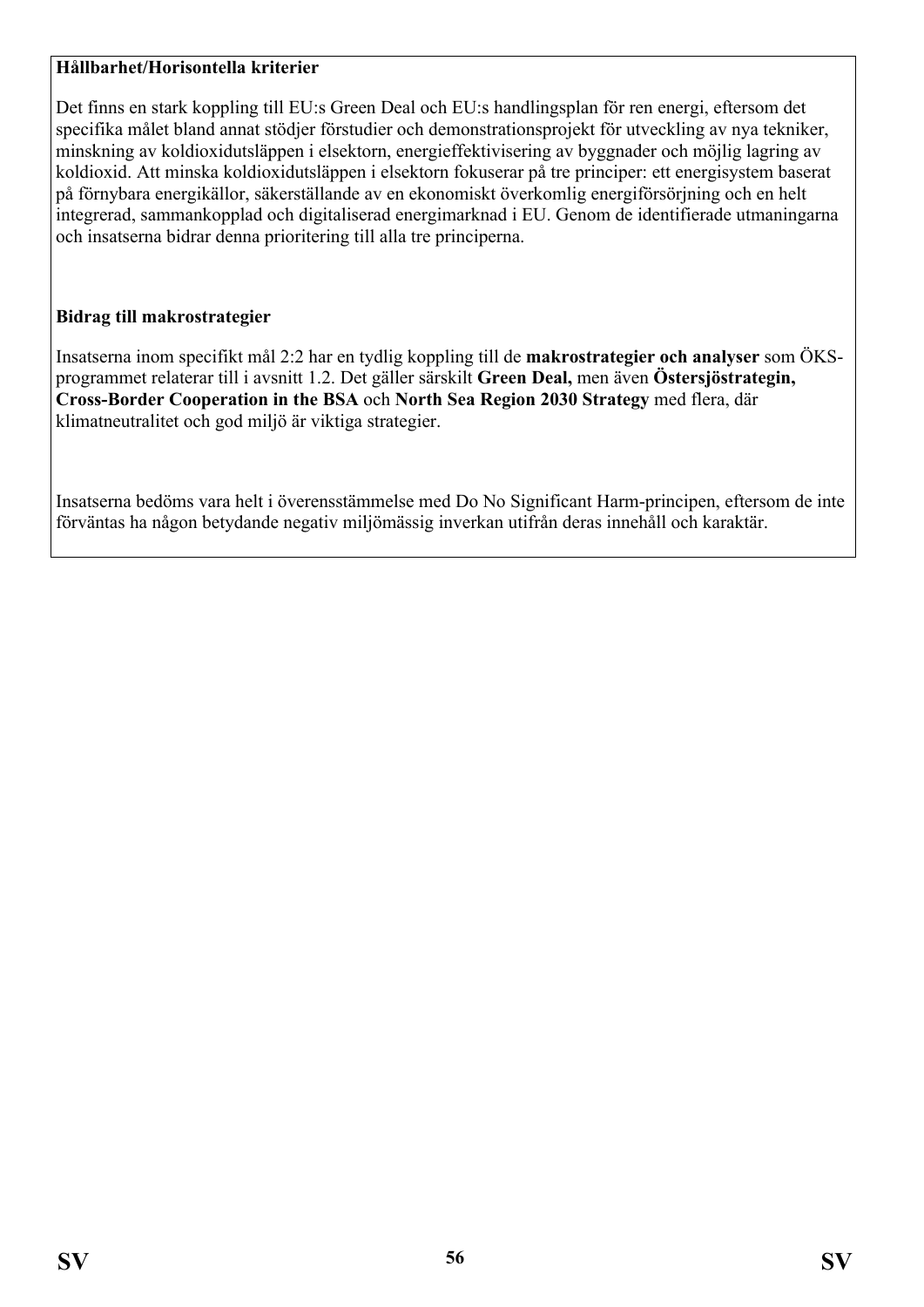**Hållbarhet/Horisontella kriterier**

Det finns en stark koppling till EU:s Green Deal och EU:s handlingsplan för ren energi, eftersom det specifika målet bland annat stödjer förstudier och demonstrationsprojekt för utveckling av nya tekniker, minskning av koldioxidutsläppen i elsektorn, energieffektivisering av byggnader och möjlig lagring av koldioxid. Att minska koldioxidutsläppen i elsektorn fokuserar på tre principer: ett energisystem baserat på förnybara energikällor, säkerställande av en ekonomiskt överkomlig energiförsörjning och en helt integrerad, sammankopplad och digitaliserad energimarknad i EU. Genom de identifierade utmaningarna och insatserna bidrar denna prioritering till alla tre principerna.

**Bidrag till makrostrategier**

Insatserna inom specifikt mål 2:2 har en tydlig koppling till de **makrostrategier och analyser** som ÖKS-programmet relaterar till i avsnitt 1.2. Det gäller särskilt **Green Deal,** men även **Östersjöstrategin, Cross-Border Cooperation in the BSA** och **North Sea Region 2030 Strategy** med flera, där klimatneutralitet och god miljö är viktiga strategier.

Insatserna bedöms vara helt i överensstämmelse med Do No Significant Harm-principen, eftersom de inte förväntas ha någon betydande negativ miljömässig inverkan utifrån deras innehåll och karaktär.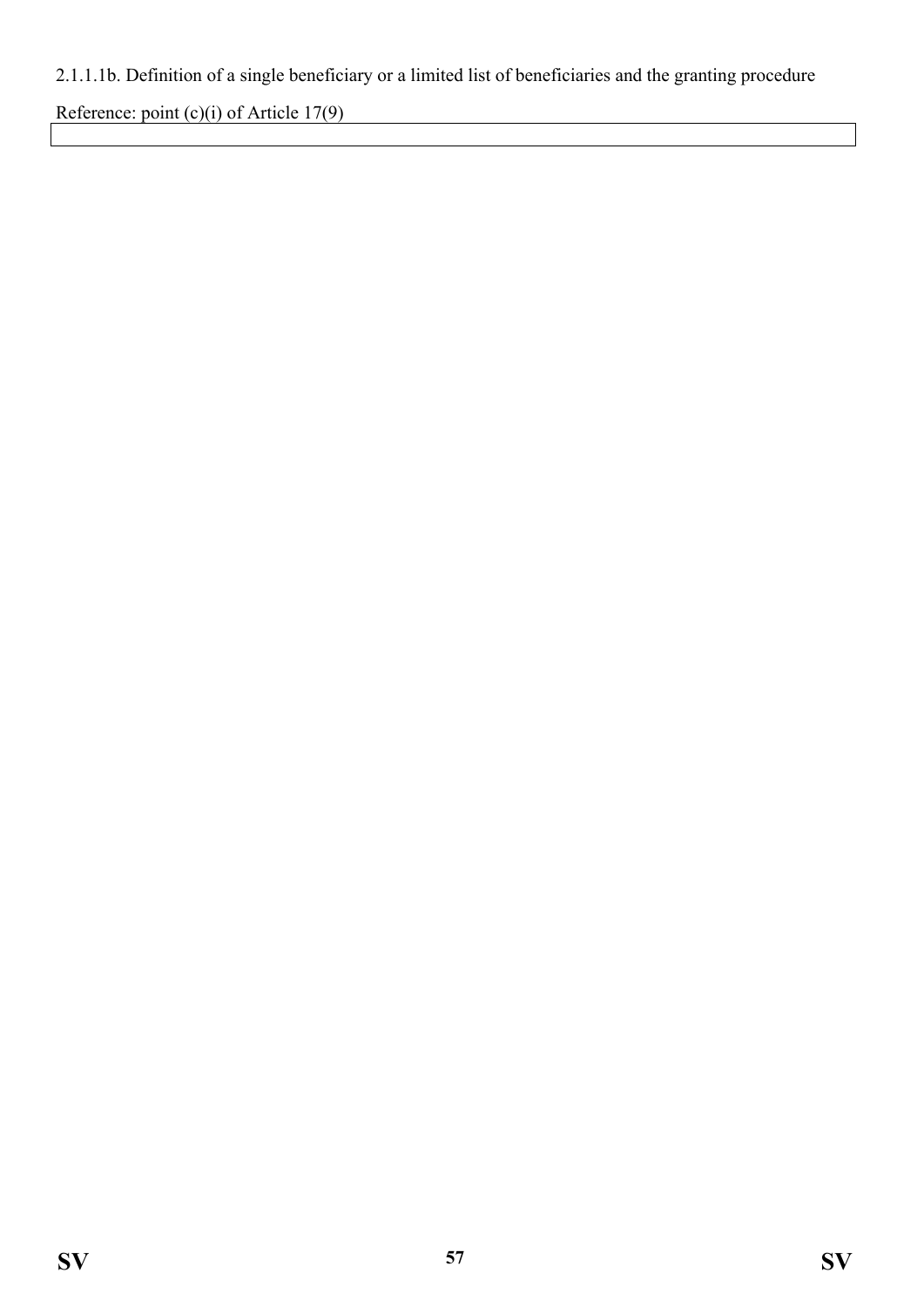2.1.1.1b. Definition of a single beneficiary or a limited list of beneficiaries and the granting procedure

Reference: point (c)(i) of Article 17(9)

| |
|---|
| |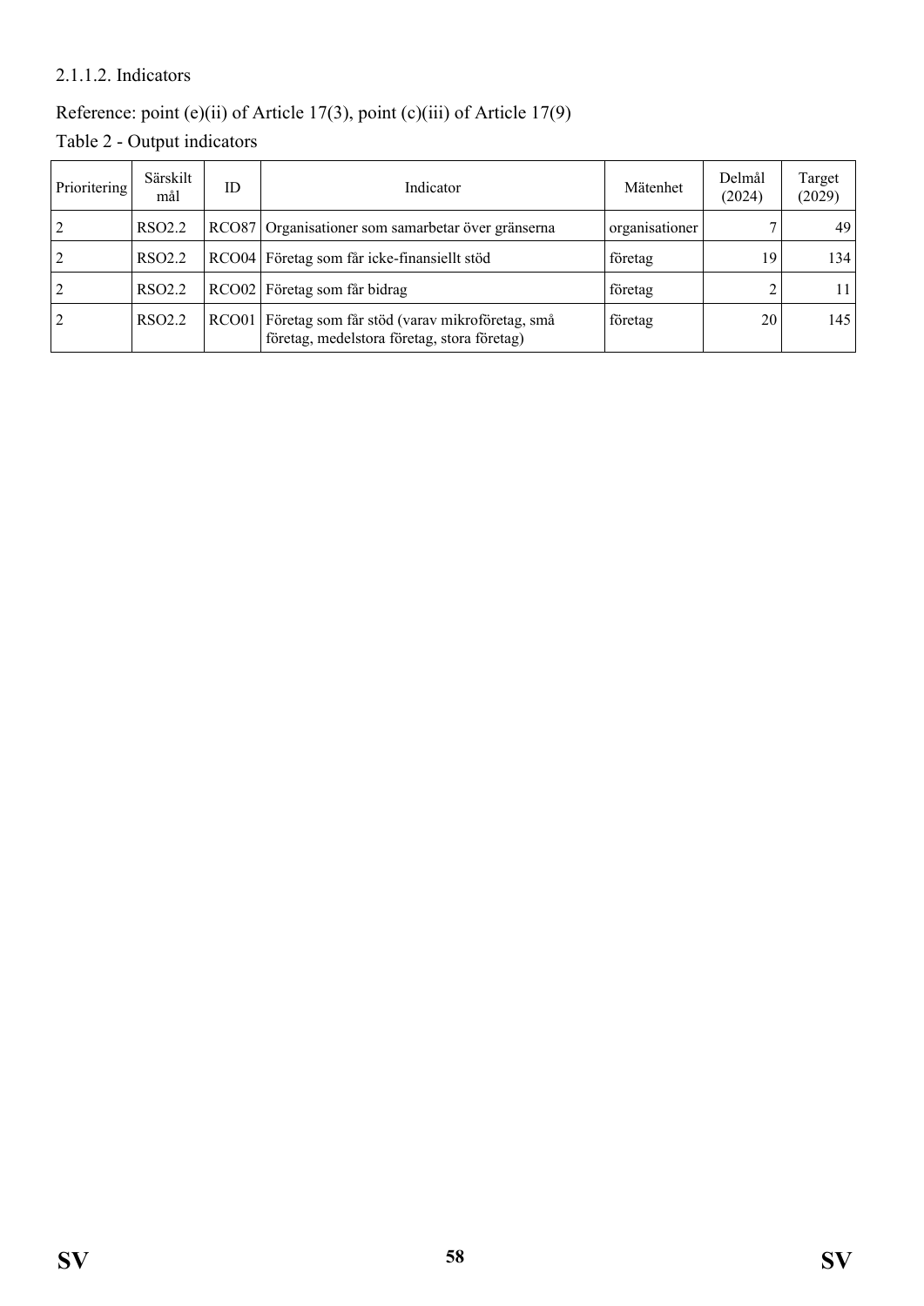2.1.1.2. Indicators

Reference: point (e)(ii) of Article 17(3), point (c)(iii) of Article 17(9)

Table 2 - Output indicators

| Prioritering | Särskilt mål | ID | Indicator | Mätenhet | Delmål (2024) | Target (2029) |
|---|---|---|---|---|---|---|
| 2 | RSO2.2 | RCO87 | Organisationer som samarbetar över gränserna | organisationer | 7 | 49 |
| 2 | RSO2.2 | RCO04 | Företag som får icke-finansiellt stöd | företag | 19 | 134 |
| 2 | RSO2.2 | RCO02 | Företag som får bidrag | företag | 2 | 11 |
| 2 | RSO2.2 | RCO01 | Företag som får stöd (varav mikroföretag, små företag, medelstora företag, stora företag) | företag | 20 | 145 |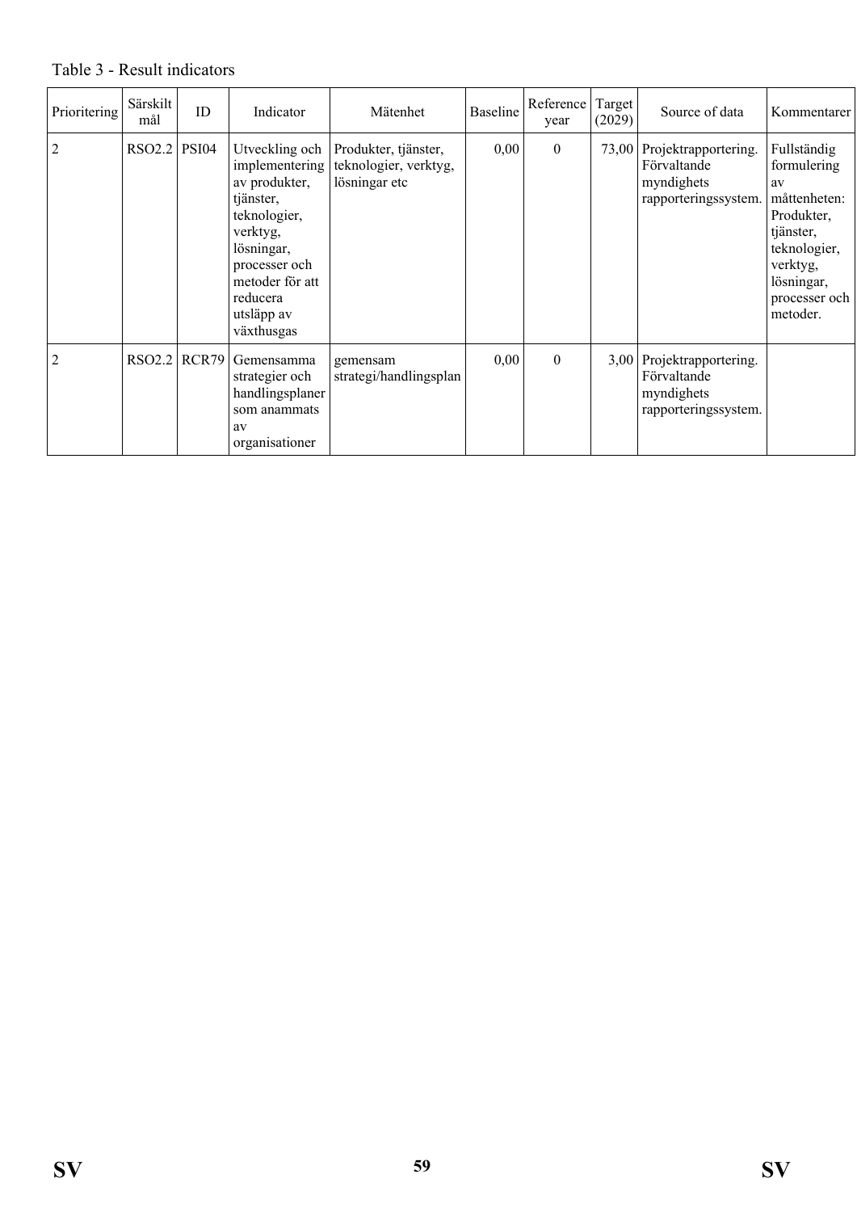Table 3 - Result indicators

| Prioritering | Särskilt mål | ID | Indicator | Mätenhet | Baseline | Reference year | Target (2029) | Source of data | Kommentarer |
|---|---|---|---|---|---|---|---|---|---|
| 2 | RSO2.2 | PSI04 | Utveckling och implementering av produkter, tjänster, teknologier, verktyg, lösningar, processer och metoder för att reducera utsläpp av växthusgas | Produkter, tjänster, teknologier, verktyg, lösningar etc | 0,00 | 0 | 73,00 | Projektrapportering. Förvaltande myndighets rapporteringssystem. | Fullständig formulering av måttenheten: Produkter, tjänster, teknologier, verktyg, lösningar, processer och metoder. |
| 2 | RSO2.2 | RCR79 | Gemensamma strategier och handlingsplaner som anammats av organisationer | gemensam strategi/handlingsplan | 0,00 | 0 | 3,00 | Projektrapportering. Förvaltande myndighets rapporteringssystem. | |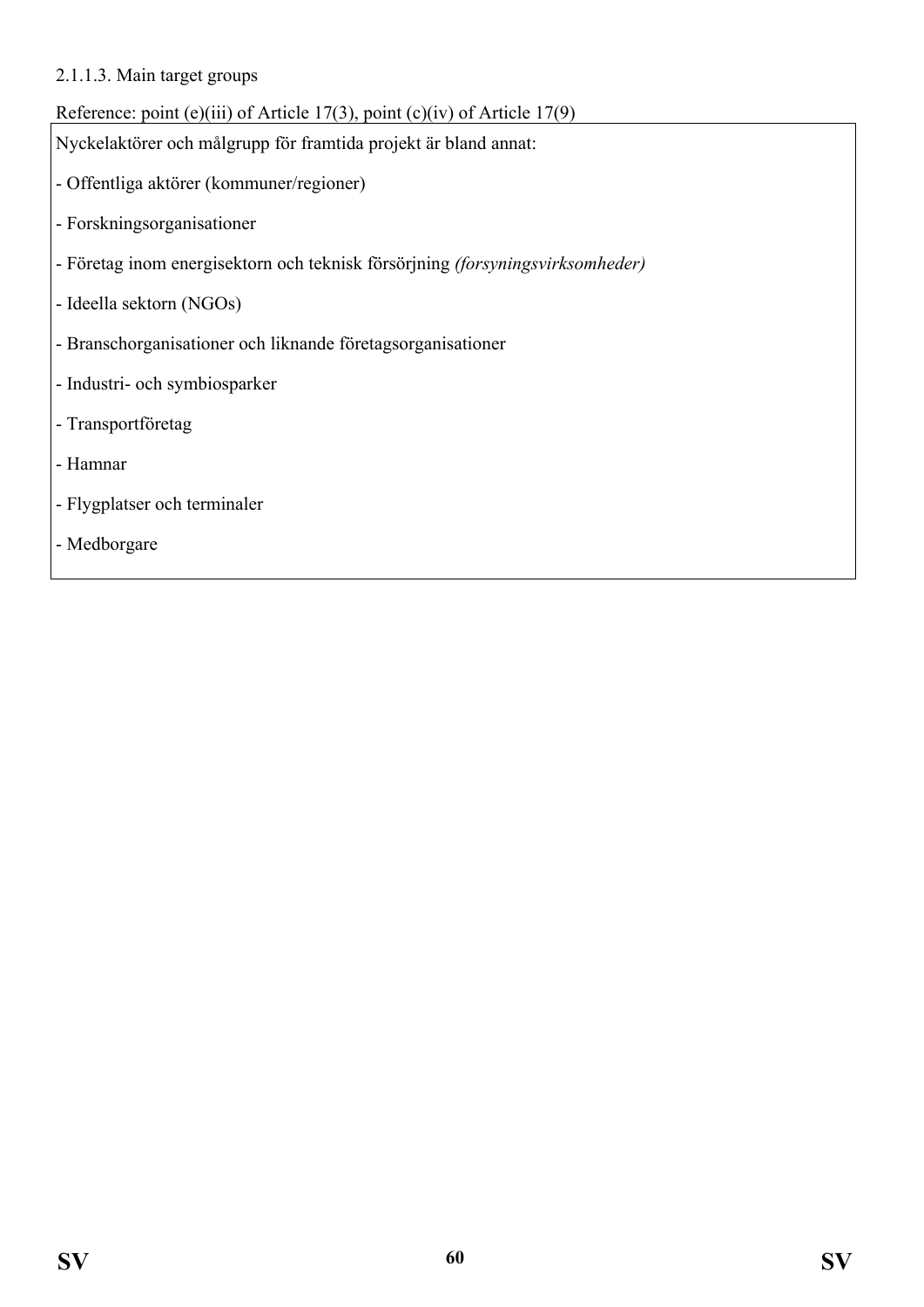2.1.1.3. Main target groups

Reference: point (e)(iii) of Article 17(3), point (c)(iv) of Article 17(9)

Nyckelaktörer och målgrupp för framtida projekt är bland annat:

- Offentliga aktörer (kommuner/regioner)
- Forskningsorganisationer
- Företag inom energisektorn och teknisk försörjning *(forsyningsvirksomheder)*
- Ideella sektorn (NGOs)
- Branschorganisationer och liknande företagsorganisationer
- Industri- och symbiosparker
- Transportföretag
- Hamnar
- Flygplatser och terminaler
- Medborgare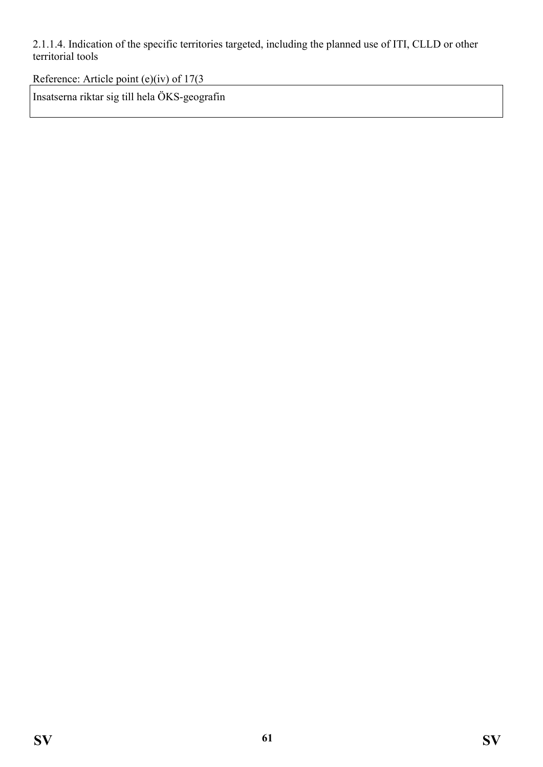2.1.1.4. Indication of the specific territories targeted, including the planned use of ITI, CLLD or other territorial tools

Reference: Article point (e)(iv) of 17(3

| Insatserna riktar sig till hela ÖKS-geografin |
| --- |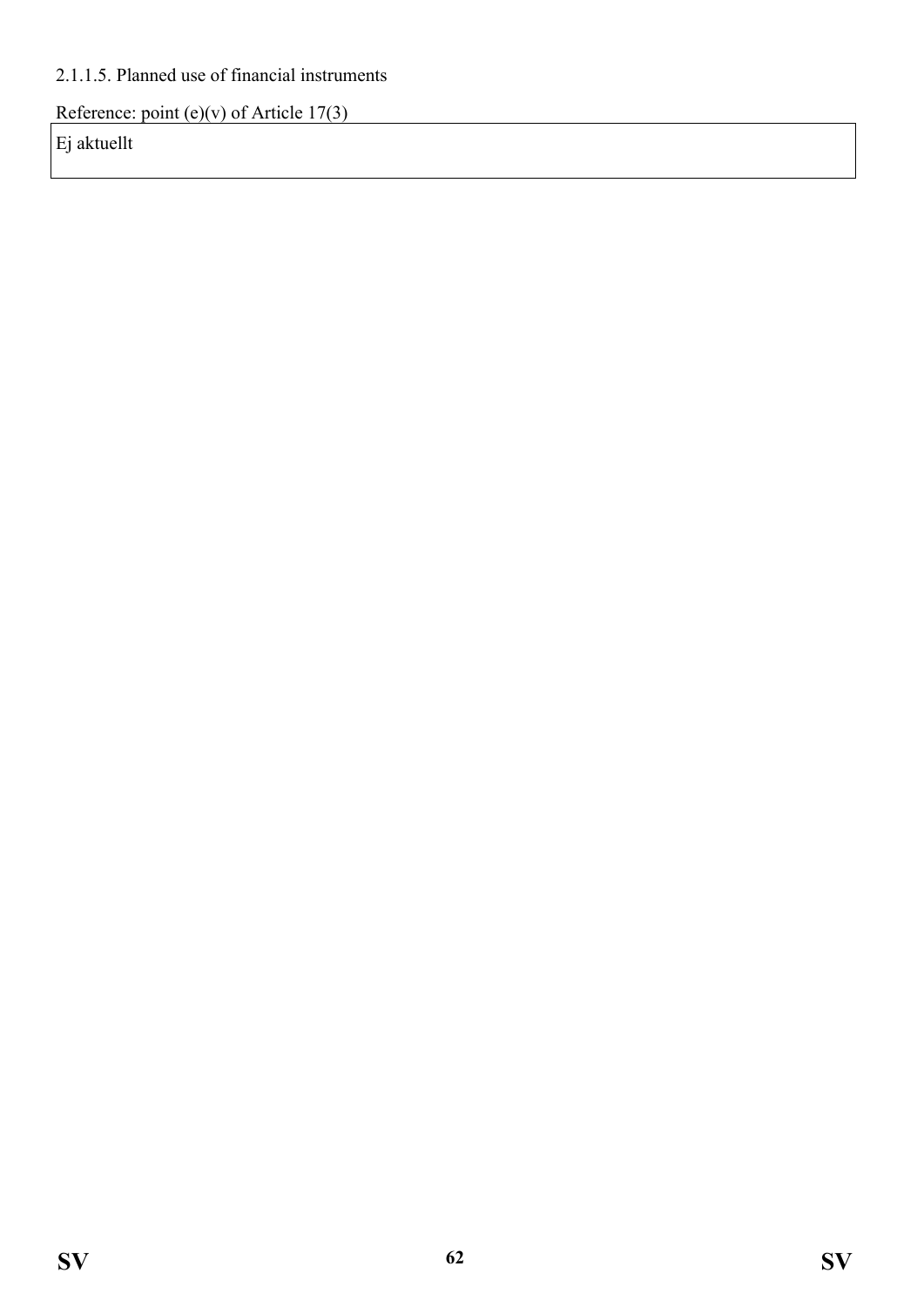2.1.1.5. Planned use of financial instruments

Reference: point (e)(v) of Article 17(3)

| Ej aktuellt |
| --- |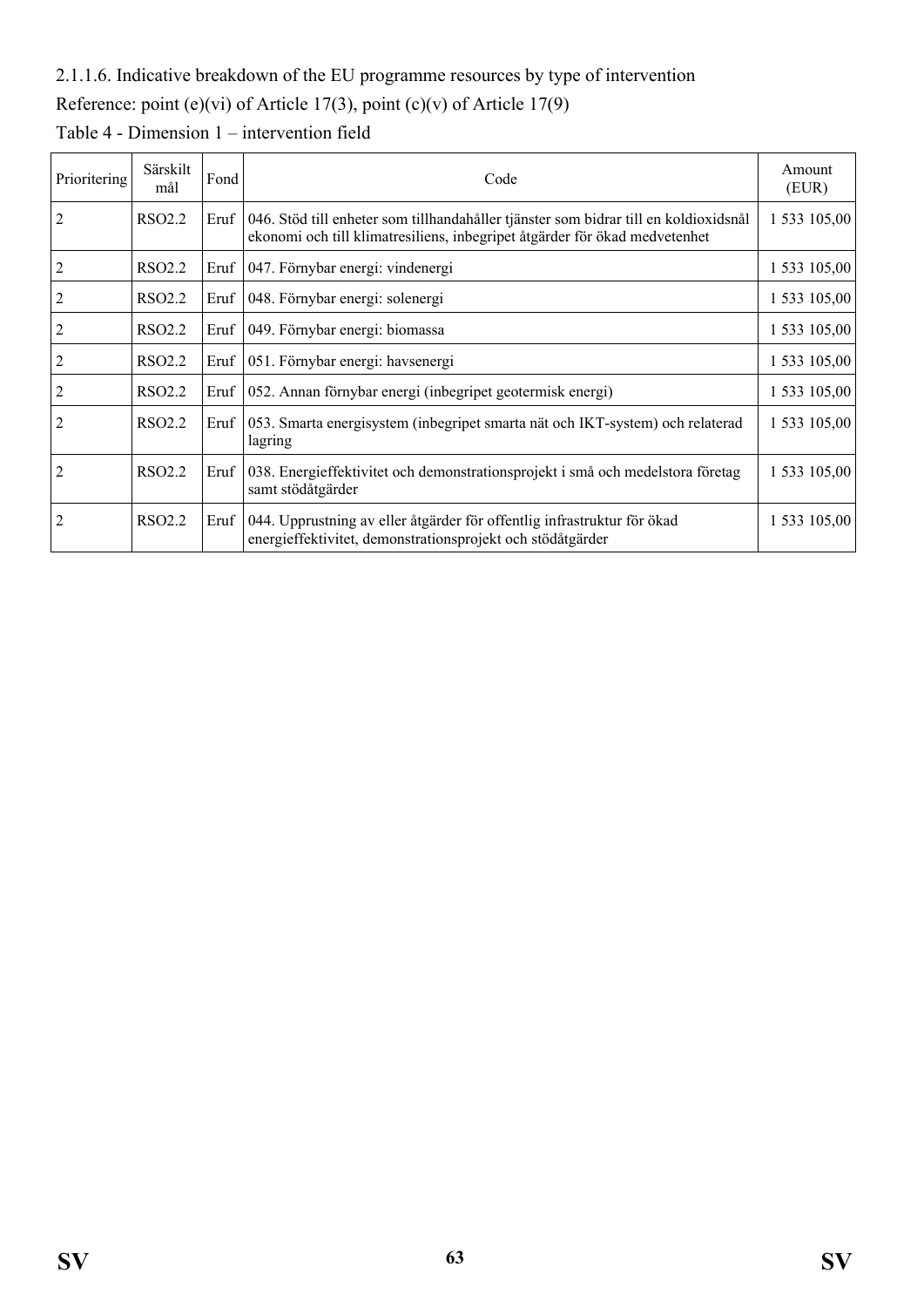2.1.1.6. Indicative breakdown of the EU programme resources by type of intervention

Reference: point (e)(vi) of Article 17(3), point (c)(v) of Article 17(9)

Table 4 - Dimension 1 – intervention field

| Prioritering | Särskilt mål | Fond | Code | Amount (EUR) |
|---|---|---|---|---|
| 2 | RSO2.2 | Eruf | 046. Stöd till enheter som tillhandahåller tjänster som bidrar till en koldioxidsnål ekonomi och till klimatresiliens, inbegripet åtgärder för ökad medvetenhet | 1 533 105,00 |
| 2 | RSO2.2 | Eruf | 047. Förnybar energi: vindenergi | 1 533 105,00 |
| 2 | RSO2.2 | Eruf | 048. Förnybar energi: solenergi | 1 533 105,00 |
| 2 | RSO2.2 | Eruf | 049. Förnybar energi: biomassa | 1 533 105,00 |
| 2 | RSO2.2 | Eruf | 051. Förnybar energi: havsenergi | 1 533 105,00 |
| 2 | RSO2.2 | Eruf | 052. Annan förnybar energi (inbegripet geotermisk energi) | 1 533 105,00 |
| 2 | RSO2.2 | Eruf | 053. Smarta energisystem (inbegripet smarta nät och IKT-system) och relaterad lagring | 1 533 105,00 |
| 2 | RSO2.2 | Eruf | 038. Energieffektivitet och demonstrationsprojekt i små och medelstora företag samt stödåtgärder | 1 533 105,00 |
| 2 | RSO2.2 | Eruf | 044. Upprustning av eller åtgärder för offentlig infrastruktur för ökad energieffektivitet, demonstrationsprojekt och stödåtgärder | 1 533 105,00 |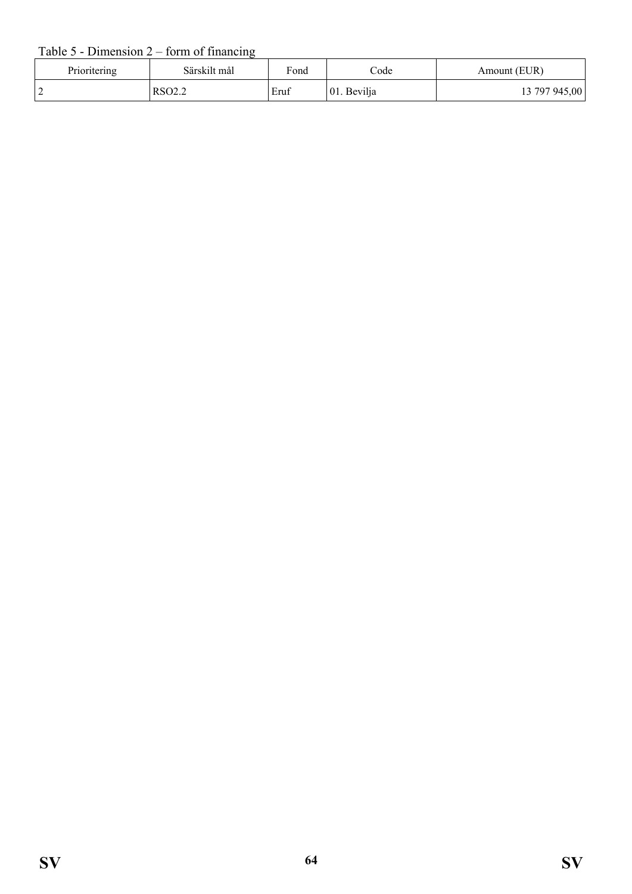Table 5 - Dimension 2 – form of financing

| Prioritering | Särskilt mål | Fond | Code | Amount (EUR) |
|---|---|---|---|---|
| 2 | RSO2.2 | Eruf | 01. Bevilja | 13 797 945,00 |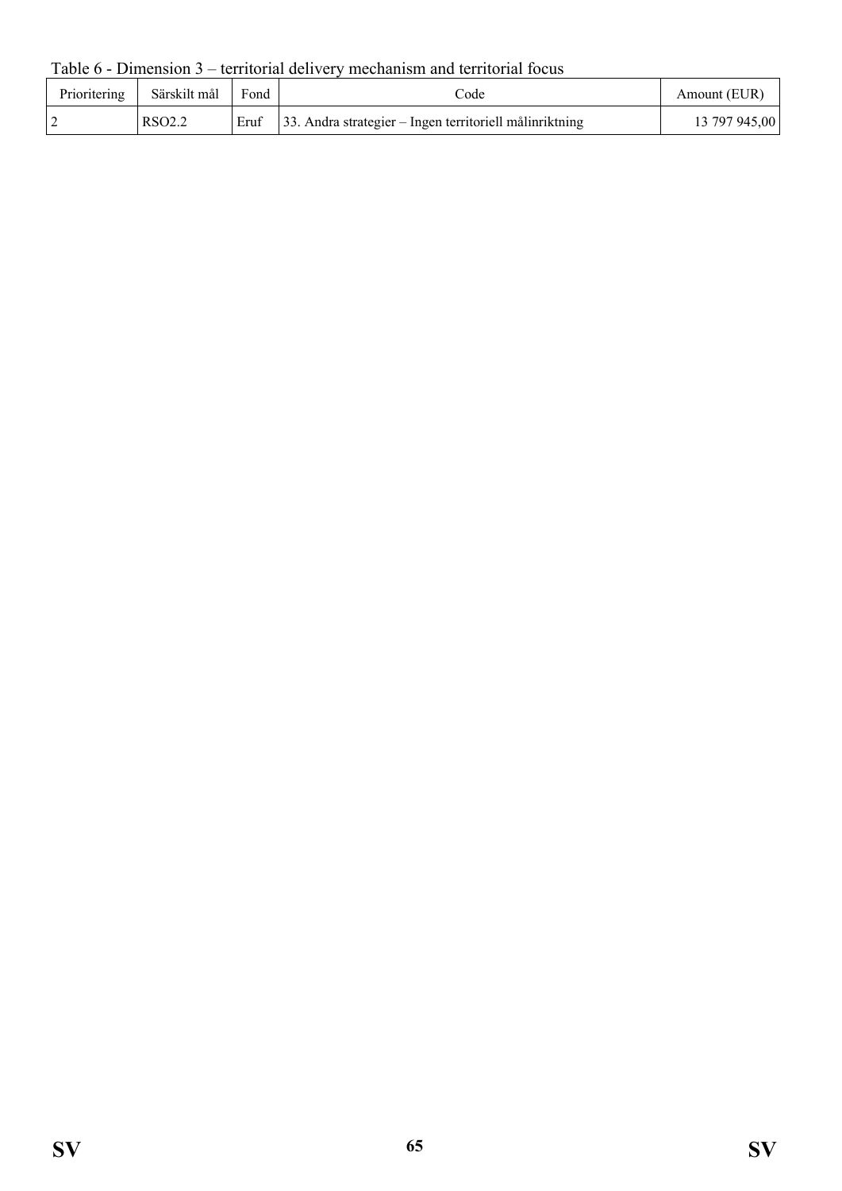Table 6 - Dimension 3 – territorial delivery mechanism and territorial focus

| Prioritering | Särskilt mål | Fond | Code | Amount (EUR) |
|---|---|---|---|---|
| 2 | RSO2.2 | Eruf | 33. Andra strategier – Ingen territoriell målinriktning | 13 797 945,00 |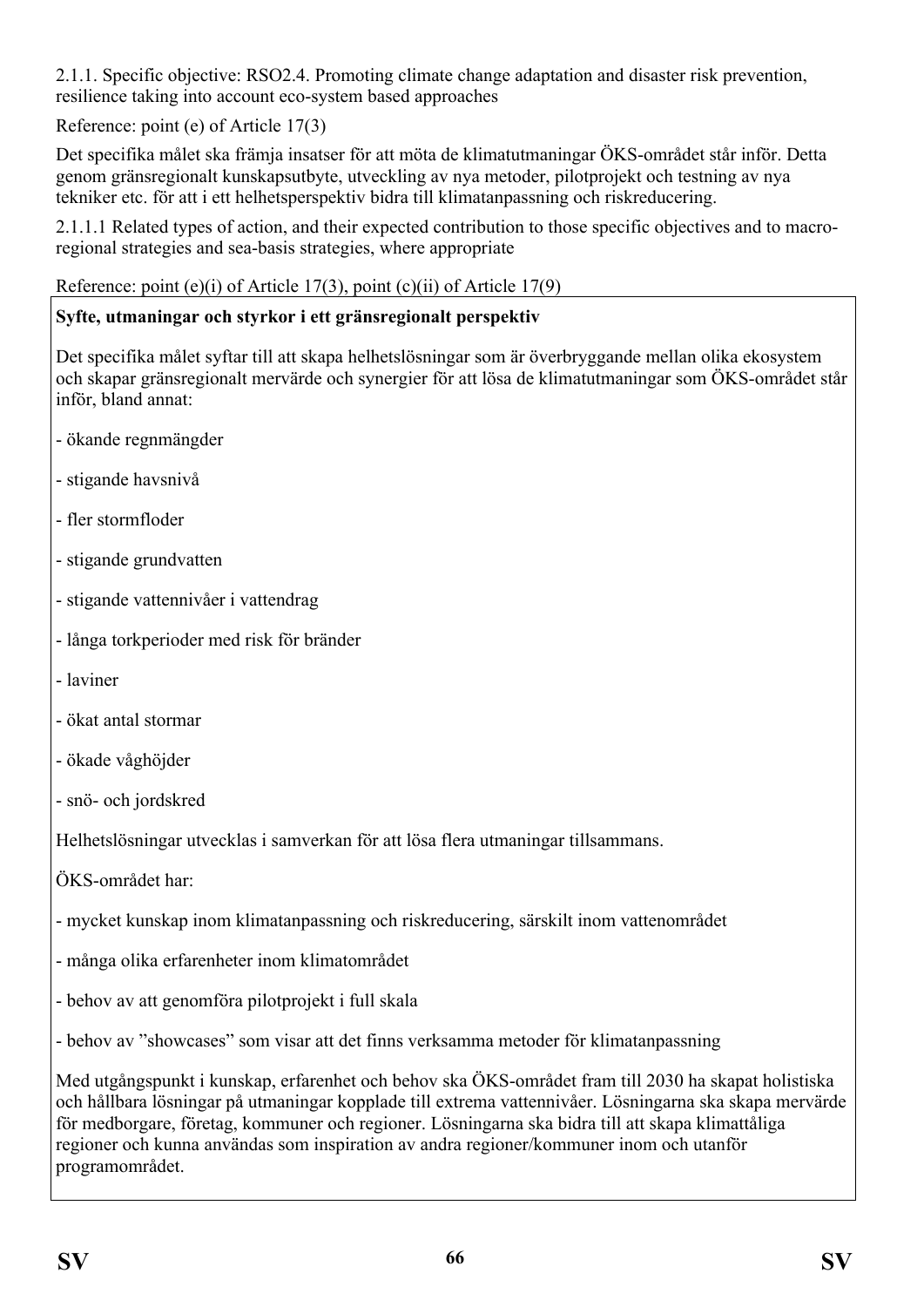2.1.1. Specific objective: RSO2.4. Promoting climate change adaptation and disaster risk prevention, resilience taking into account eco-system based approaches

Reference: point (e) of Article 17(3)

Det specifika målet ska främja insatser för att möta de klimatutmaningar ÖKS-området står inför. Detta genom gränsregionalt kunskapsutbyte, utveckling av nya metoder, pilotprojekt och testning av nya tekniker etc. för att i ett helhetsperspektiv bidra till klimatanpassning och riskreducering.

2.1.1.1 Related types of action, and their expected contribution to those specific objectives and to macro-regional strategies and sea-basis strategies, where appropriate

Reference: point (e)(i) of Article 17(3), point (c)(ii) of Article 17(9)

**Syfte, utmaningar och styrkor i ett gränsregionalt perspektiv**

Det specifika målet syftar till att skapa helhetslösningar som är överbryggande mellan olika ekosystem och skapar gränsregionalt mervärde och synergier för att lösa de klimatutmaningar som ÖKS-området står inför, bland annat:

- ökande regnmängder
- stigande havsnivå
- fler stormfloder
- stigande grundvatten
- stigande vattennivåer i vattendrag
- långa torkperioder med risk för bränder
- laviner
- ökat antal stormar
- ökade våghöjder
- snö- och jordskred

Helhetslösningar utvecklas i samverkan för att lösa flera utmaningar tillsammans.

ÖKS-området har:

- mycket kunskap inom klimatanpassning och riskreducering, särskilt inom vattenområdet
- många olika erfarenheter inom klimatområdet
- behov av att genomföra pilotprojekt i full skala
- behov av "showcases" som visar att det finns verksamma metoder för klimatanpassning

Med utgångspunkt i kunskap, erfarenhet och behov ska ÖKS-området fram till 2030 ha skapat holistiska och hållbara lösningar på utmaningar kopplade till extrema vattennivåer. Lösningarna ska skapa mervärde för medborgare, företag, kommuner och regioner. Lösningarna ska bidra till att skapa klimattåliga regioner och kunna användas som inspiration av andra regioner/kommuner inom och utanför programområdet.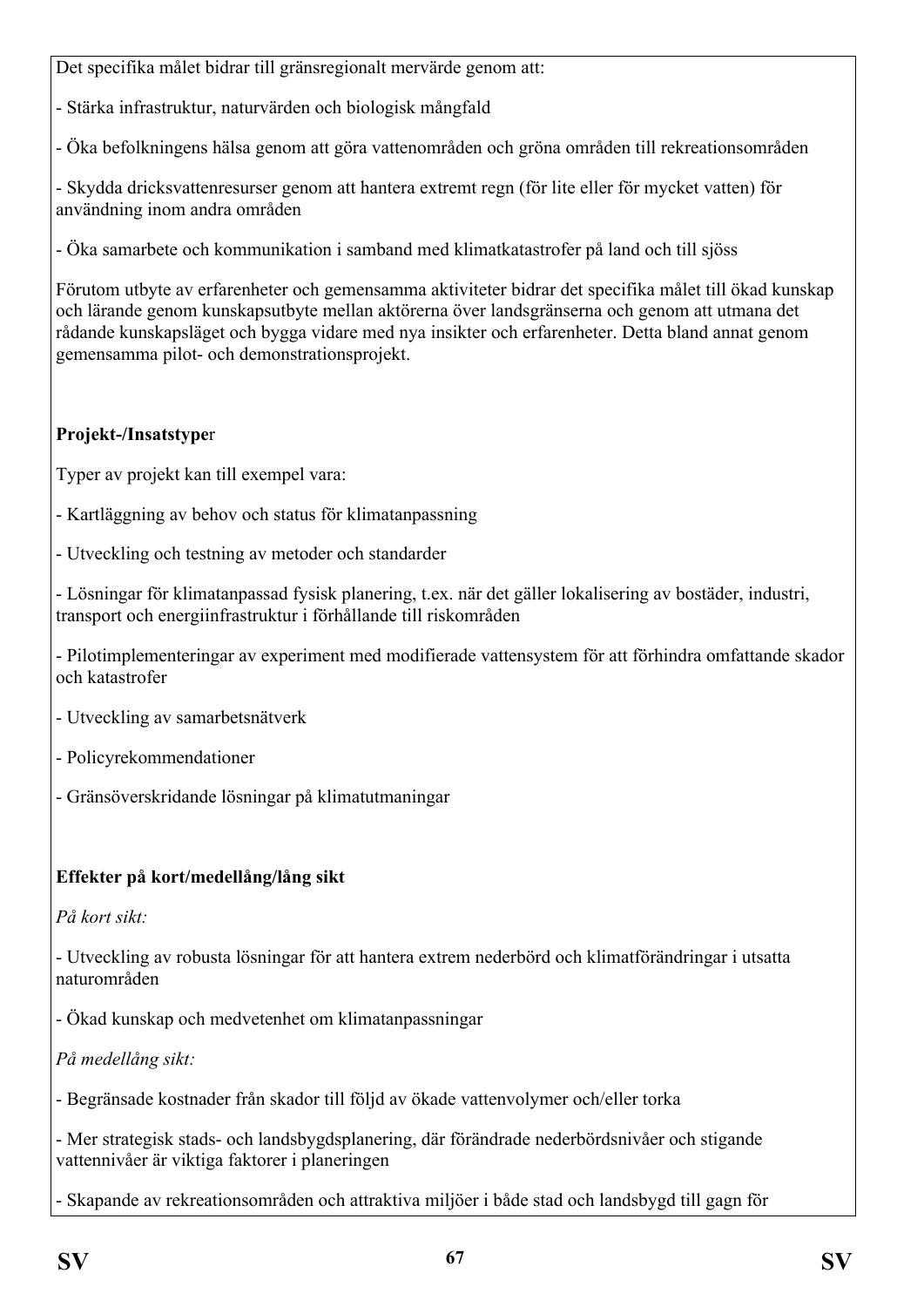Det specifika målet bidrar till gränsregionalt mervärde genom att:

- Stärka infrastruktur, naturvärden och biologisk mångfald

- Öka befolkningens hälsa genom att göra vattenområden och gröna områden till rekreationsområden

- Skydda dricksvattenresurser genom att hantera extremt regn (för lite eller för mycket vatten) för användning inom andra områden

- Öka samarbete och kommunikation i samband med klimatkatastrofer på land och till sjöss

Förutom utbyte av erfarenheter och gemensamma aktiviteter bidrar det specifika målet till ökad kunskap och lärande genom kunskapsutbyte mellan aktörerna över landsgränserna och genom att utmana det rådande kunskapsläget och bygga vidare med nya insikter och erfarenheter. Detta bland annat genom gemensamma pilot- och demonstrationsprojekt.

**Projekt-/Insatstype**r

Typer av projekt kan till exempel vara:

- Kartläggning av behov och status för klimatanpassning

- Utveckling och testning av metoder och standarder

- Lösningar för klimatanpassad fysisk planering, t.ex. när det gäller lokalisering av bostäder, industri, transport och energiinfrastruktur i förhållande till riskområden

- Pilotimplementeringar av experiment med modifierade vattensystem för att förhindra omfattande skador och katastrofer

- Utveckling av samarbetsnätverk

- Policyrekommendationer

- Gränsöverskridande lösningar på klimatutmaningar

**Effekter på kort/medellång/lång sikt**

*På kort sikt:*

- Utveckling av robusta lösningar för att hantera extrem nederbörd och klimatförändringar i utsatta naturområden

- Ökad kunskap och medvetenhet om klimatanpassningar

*På medellång sikt:*

- Begränsade kostnader från skador till följd av ökade vattenvolymer och/eller torka

- Mer strategisk stads- och landsbygdsplanering, där förändrade nederbördsnivåer och stigande vattennivåer är viktiga faktorer i planeringen

- Skapande av rekreationsområden och attraktiva miljöer i både stad och landsbygd till gagn för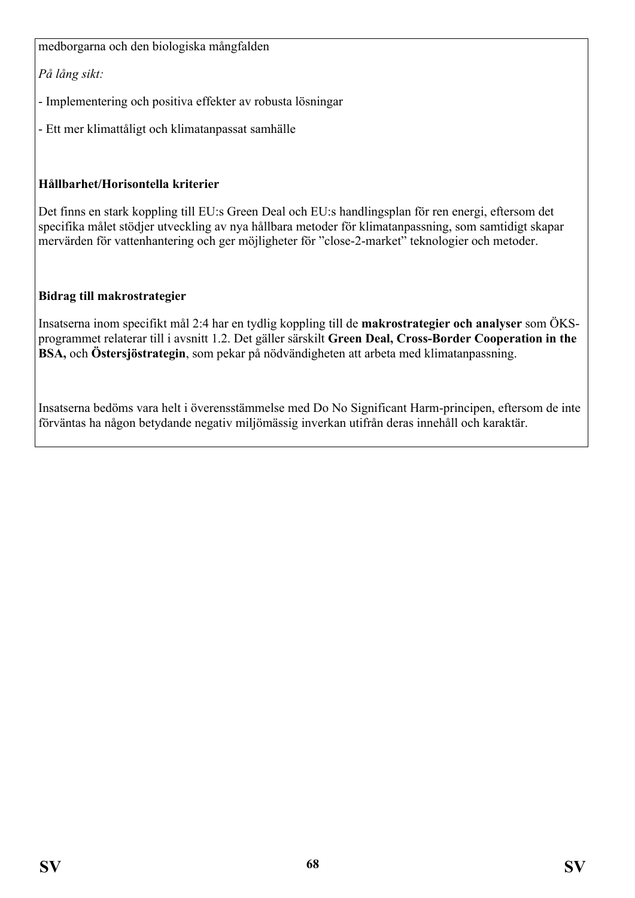medborgarna och den biologiska mångfalden

*På lång sikt:*

- Implementering och positiva effekter av robusta lösningar

- Ett mer klimattåligt och klimatanpassat samhälle

**Hållbarhet/Horisontella kriterier**

Det finns en stark koppling till EU:s Green Deal och EU:s handlingsplan för ren energi, eftersom det specifika målet stödjer utveckling av nya hållbara metoder för klimatanpassning, som samtidigt skapar mervärden för vattenhantering och ger möjligheter för ”close-2-market” teknologier och metoder.

**Bidrag till makrostrategier**

Insatserna inom specifikt mål 2:4 har en tydlig koppling till de **makrostrategier och analyser** som ÖKS-programmet relaterar till i avsnitt 1.2. Det gäller särskilt **Green Deal, Cross-Border Cooperation in the BSA,** och **Östersjöstrategin**, som pekar på nödvändigheten att arbeta med klimatanpassning.

Insatserna bedöms vara helt i överensstämmelse med Do No Significant Harm-principen, eftersom de inte förväntas ha någon betydande negativ miljömässig inverkan utifrån deras innehåll och karaktär.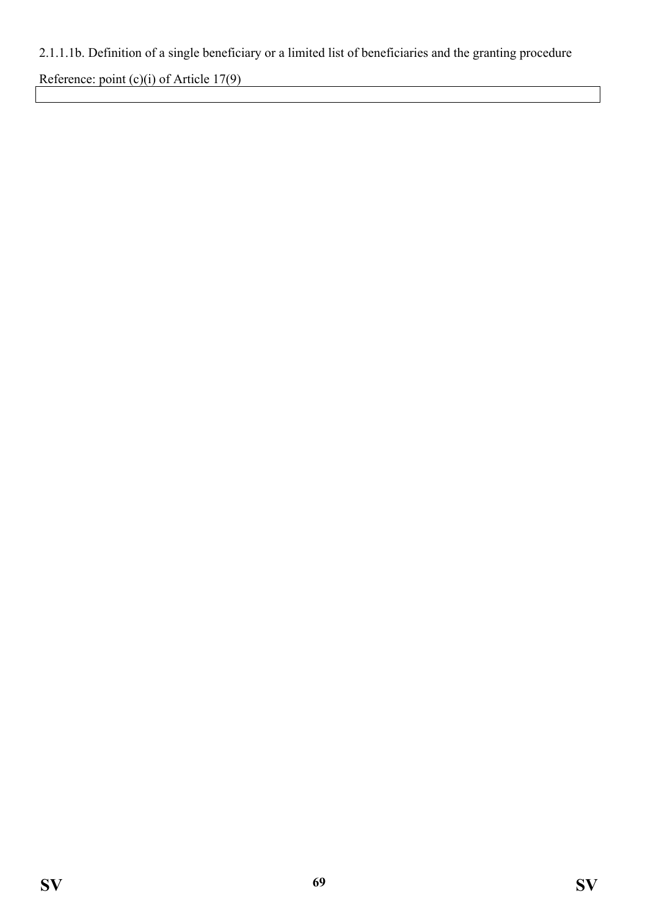2.1.1.1b. Definition of a single beneficiary or a limited list of beneficiaries and the granting procedure

Reference: point (c)(i) of Article 17(9)

| |
|---|
| |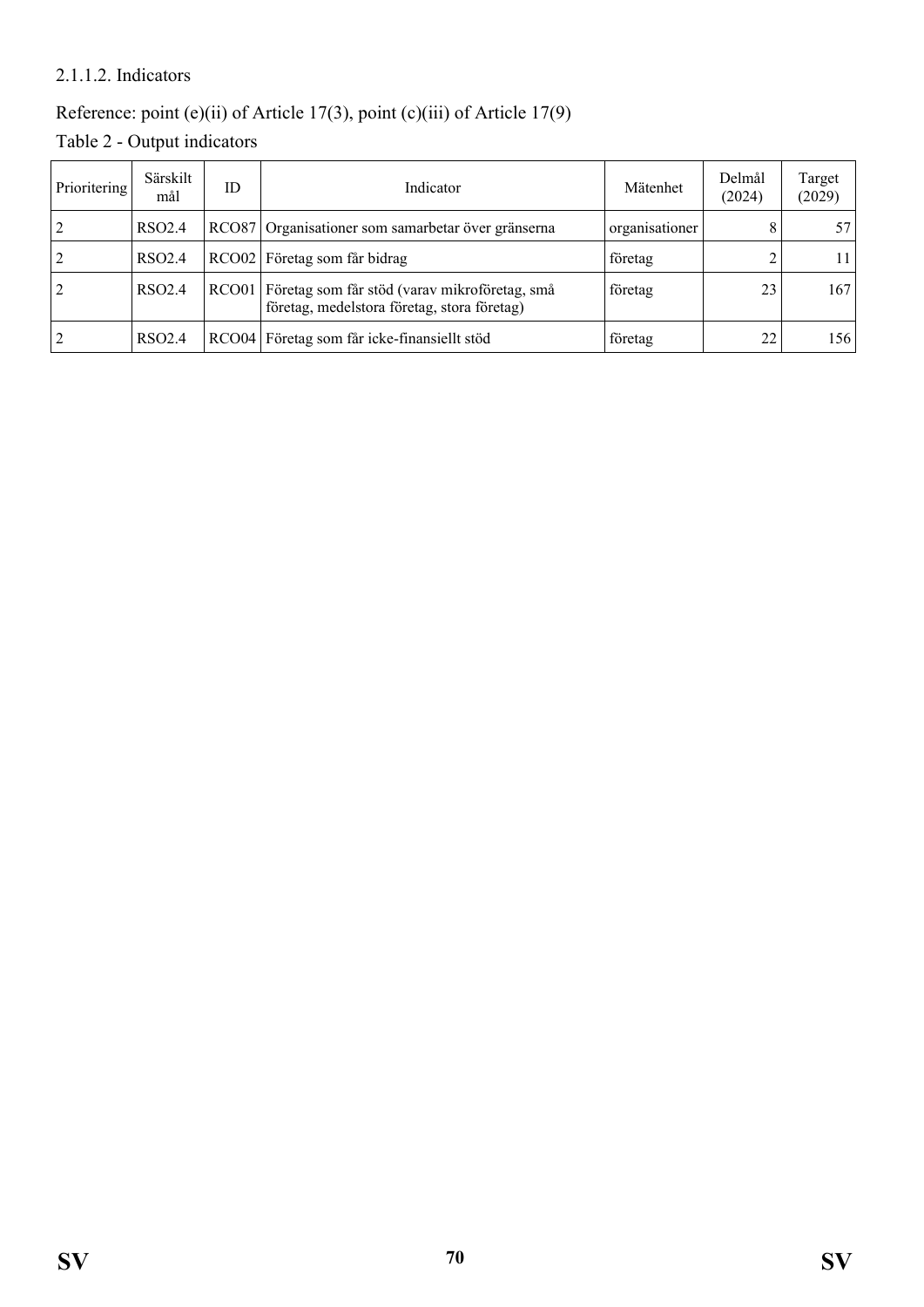2.1.1.2. Indicators

Reference: point (e)(ii) of Article 17(3), point (c)(iii) of Article 17(9)

Table 2 - Output indicators

| Prioritering | Särskilt mål | ID | Indicator | Mätenhet | Delmål (2024) | Target (2029) |
|---|---|---|---|---|---|---|
| 2 | RSO2.4 | RCO87 | Organisationer som samarbetar över gränserna | organisationer | 8 | 57 |
| 2 | RSO2.4 | RCO02 | Företag som får bidrag | företag | 2 | 11 |
| 2 | RSO2.4 | RCO01 | Företag som får stöd (varav mikroföretag, små företag, medelstora företag, stora företag) | företag | 23 | 167 |
| 2 | RSO2.4 | RCO04 | Företag som får icke-finansiellt stöd | företag | 22 | 156 |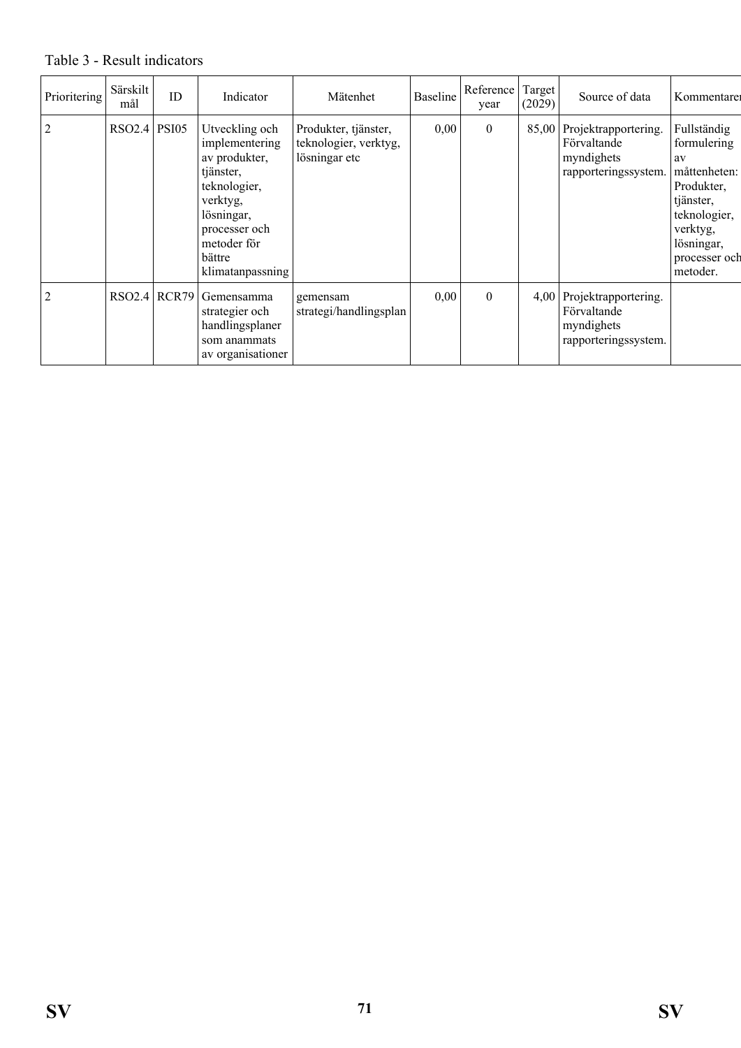Table 3 - Result indicators

| Prioritering | Särskilt mål | ID | Indicator | Mätenhet | Baseline | Reference year | Target (2029) | Source of data | Kommentarer |
|---|---|---|---|---|---|---|---|---|---|
| 2 | RSO2.4 | PSI05 | Utveckling och implementering av produkter, tjänster, teknologier, verktyg, lösningar, processer och metoder för bättre klimatanpassning | Produkter, tjänster, teknologier, verktyg, lösningar etc | 0,00 | 0 | 85,00 | Projektrapportering. Förvaltande myndighets rapporteringssystem. | Fullständig formulering av måttenheten: Produkter, tjänster, teknologier, verktyg, lösningar, processer och metoder. |
| 2 | RSO2.4 | RCR79 | Gemensamma strategier och handlingsplaner som anammats av organisationer | gemensam strategi/handlingsplan | 0,00 | 0 | 4,00 | Projektrapportering. Förvaltande myndighets rapporteringssystem. | |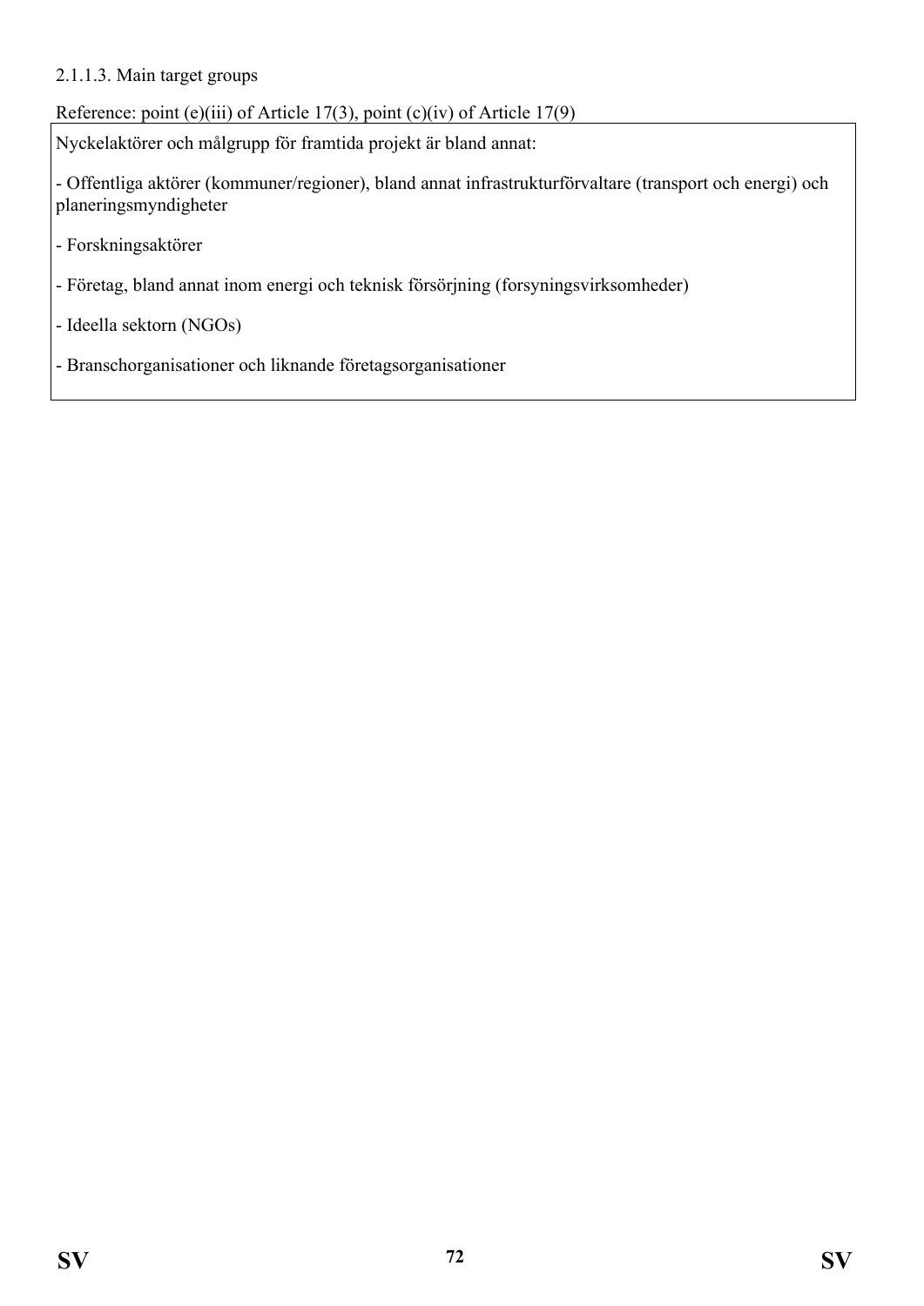2.1.1.3. Main target groups

Reference: point (e)(iii) of Article 17(3), point (c)(iv) of Article 17(9)

Nyckelaktörer och målgrupp för framtida projekt är bland annat:

- Offentliga aktörer (kommuner/regioner), bland annat infrastrukturförvaltare (transport och energi) och planeringsmyndigheter
- Forskningsaktörer
- Företag, bland annat inom energi och teknisk försörjning (forsyningsvirksomheder)
- Ideella sektorn (NGOs)
- Branschorganisationer och liknande företagsorganisationer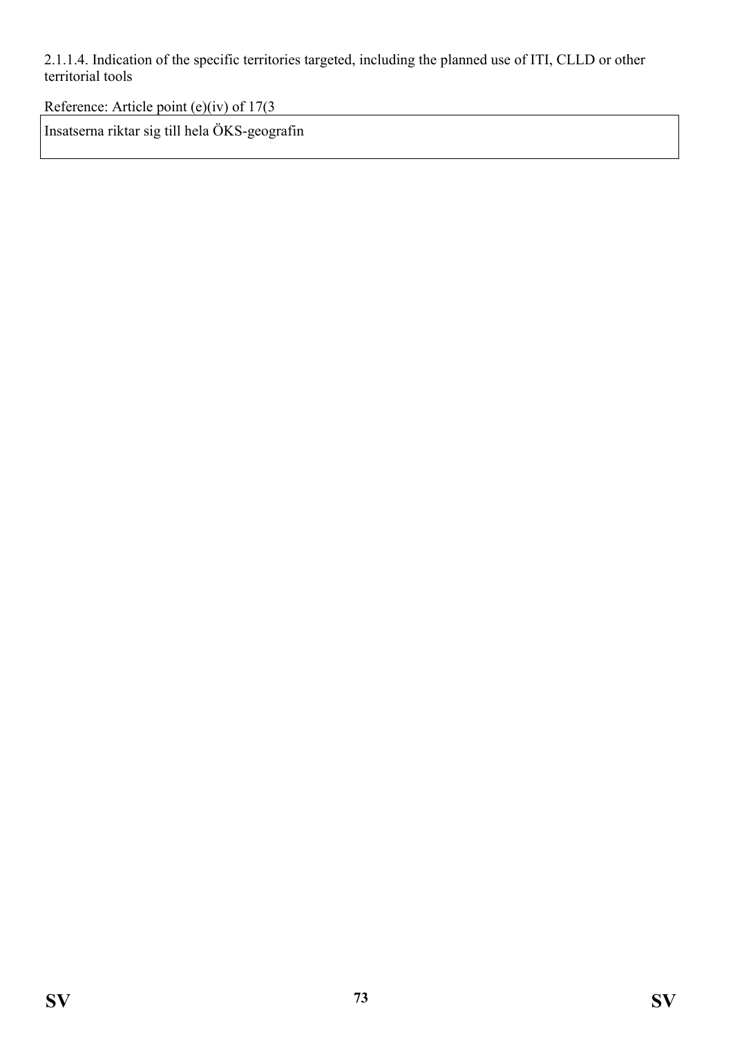2.1.1.4. Indication of the specific territories targeted, including the planned use of ITI, CLLD or other territorial tools

Reference: Article point (e)(iv) of 17(3

| Insatserna riktar sig till hela ÖKS-geografin |
| --- |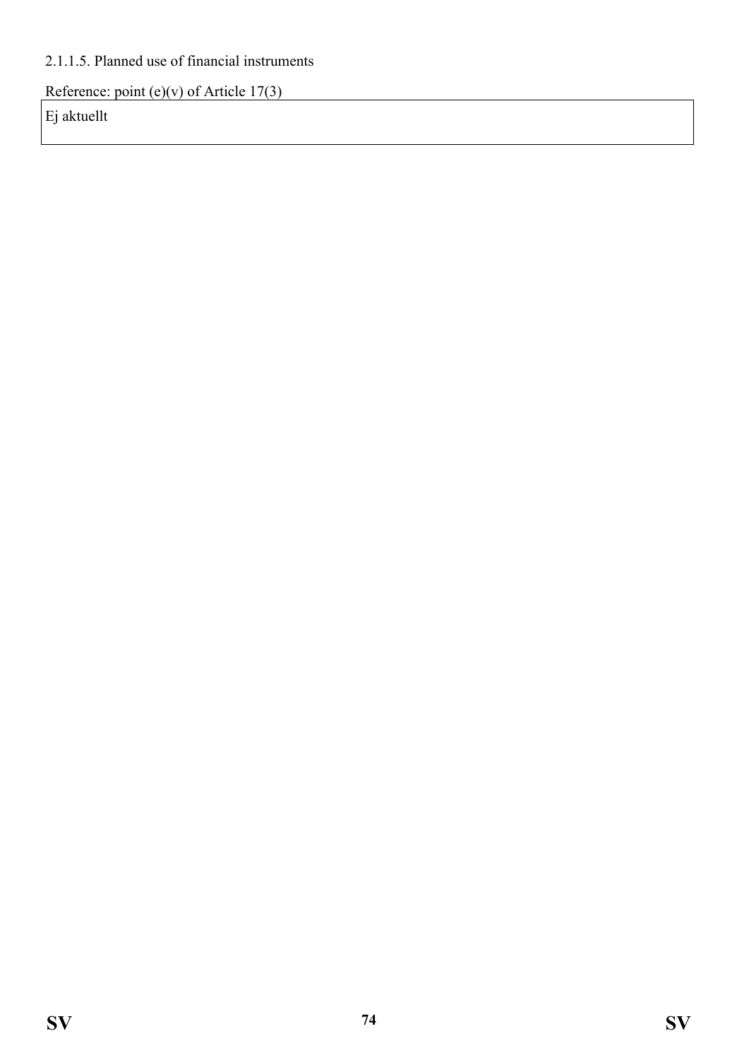2.1.1.5. Planned use of financial instruments

Reference: point (e)(v) of Article 17(3)

| Ej aktuellt |
| --- |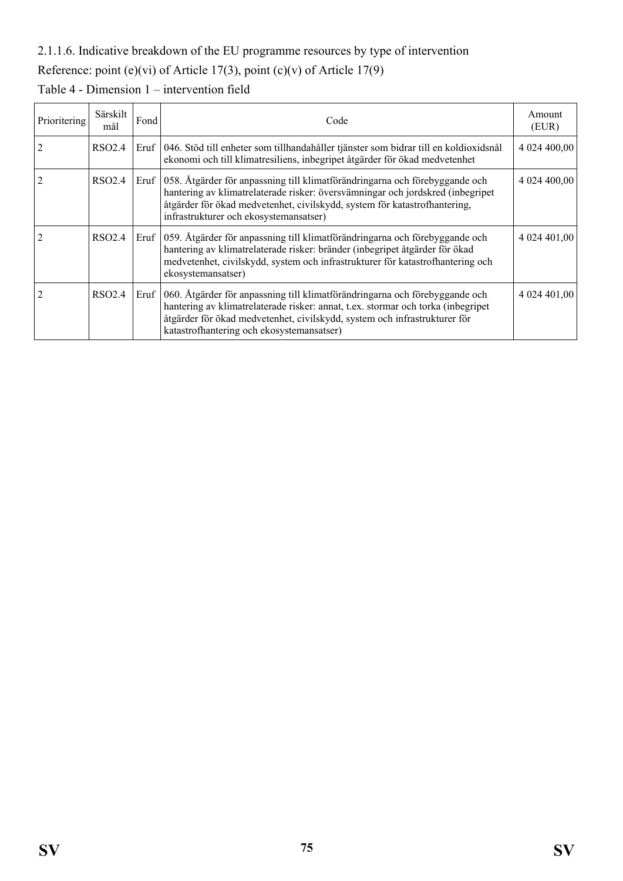2.1.1.6. Indicative breakdown of the EU programme resources by type of intervention

Reference: point (e)(vi) of Article 17(3), point (c)(v) of Article 17(9)

Table 4 - Dimension 1 – intervention field

| Prioritering | Särskilt mål | Fond | Code | Amount (EUR) |
|---|---|---|---|---|
| 2 | RSO2.4 | Eruf | 046. Stöd till enheter som tillhandahåller tjänster som bidrar till en koldioxidsnål ekonomi och till klimatresiliens, inbegripet åtgärder för ökad medvetenhet | 4 024 400,00 |
| 2 | RSO2.4 | Eruf | 058. Åtgärder för anpassning till klimatförändringarna och förebyggande och hantering av klimatrelaterade risker: översvämningar och jordskred (inbegripet åtgärder för ökad medvetenhet, civilskydd, system för katastrofhantering, infrastrukturer och ekosystemansatser) | 4 024 400,00 |
| 2 | RSO2.4 | Eruf | 059. Åtgärder för anpassning till klimatförändringarna och förebyggande och hantering av klimatrelaterade risker: bränder (inbegripet åtgärder för ökad medvetenhet, civilskydd, system och infrastrukturer för katastrofhantering och ekosystemansatser) | 4 024 401,00 |
| 2 | RSO2.4 | Eruf | 060. Åtgärder för anpassning till klimatförändringarna och förebyggande och hantering av klimatrelaterade risker: annat, t.ex. stormar och torka (inbegripet åtgärder för ökad medvetenhet, civilskydd, system och infrastrukturer för katastrofhantering och ekosystemansatser) | 4 024 401,00 |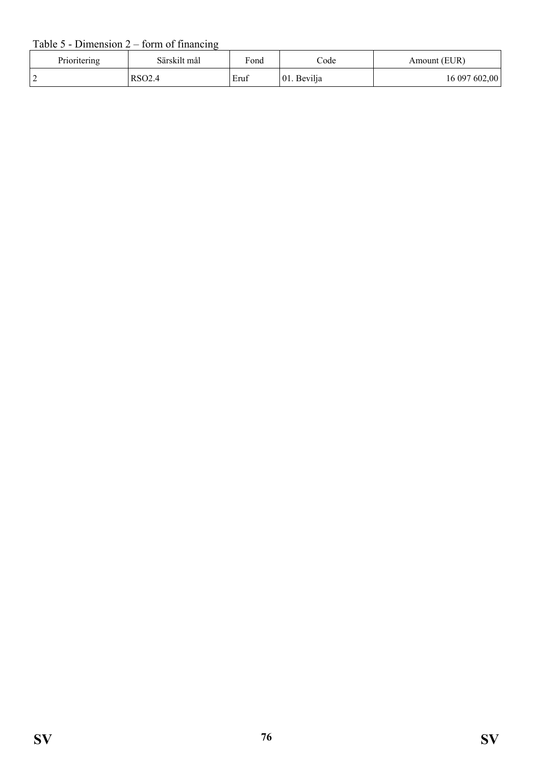Table 5 - Dimension 2 – form of financing

| Prioritering | Särskilt mål | Fond | Code | Amount (EUR) |
| --- | --- | --- | --- | --- |
| 2 | RSO2.4 | Eruf | 01. Bevilja | 16 097 602,00 |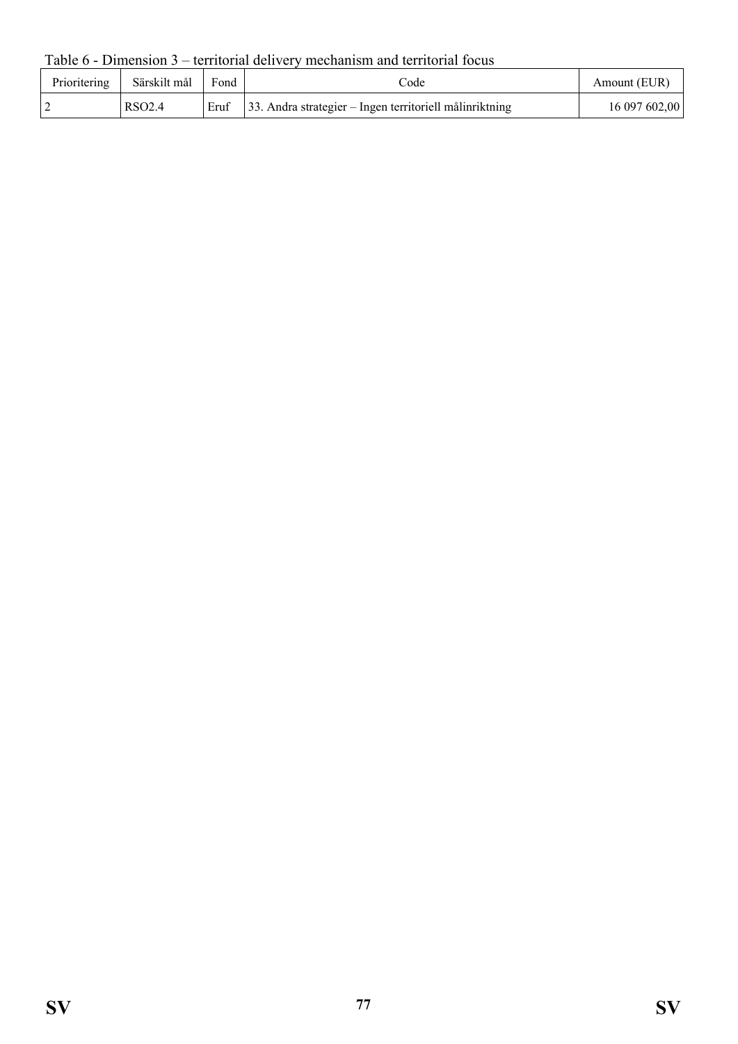Table 6 - Dimension 3 – territorial delivery mechanism and territorial focus

| Prioritering | Särskilt mål | Fond | Code | Amount (EUR) |
|---|---|---|---|---|
| 2 | RSO2.4 | Eruf | 33. Andra strategier – Ingen territoriell målinriktning | 16 097 602,00 |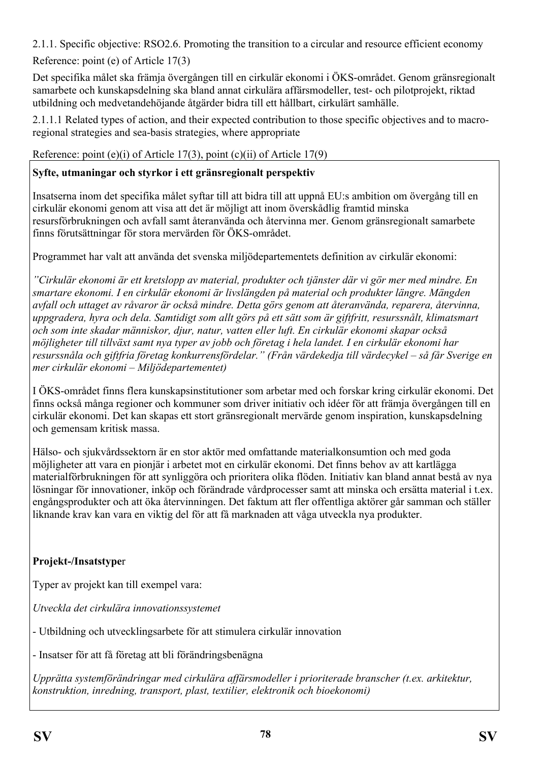2.1.1. Specific objective: RSO2.6. Promoting the transition to a circular and resource efficient economy

Reference: point (e) of Article 17(3)

Det specifika målet ska främja övergången till en cirkulär ekonomi i ÖKS-området. Genom gränsregionalt samarbete och kunskapsdelning ska bland annat cirkulära affärsmodeller, test- och pilotprojekt, riktad utbildning och medvetandehöjande åtgärder bidra till ett hållbart, cirkulärt samhälle.

2.1.1.1 Related types of action, and their expected contribution to those specific objectives and to macro-regional strategies and sea-basis strategies, where appropriate

Reference: point (e)(i) of Article 17(3), point (c)(ii) of Article 17(9)

**Syfte, utmaningar och styrkor i ett gränsregionalt perspektiv**

Insatserna inom det specifika målet syftar till att bidra till att uppnå EU:s ambition om övergång till en cirkulär ekonomi genom att visa att det är möjligt att inom överskådlig framtid minska resursförbrukningen och avfall samt återanvända och återvinna mer. Genom gränsregionalt samarbete finns förutsättningar för stora mervärden för ÖKS-området.

Programmet har valt att använda det svenska miljödepartementets definition av cirkulär ekonomi:

*"Cirkulär ekonomi är ett kretslopp av material, produkter och tjänster där vi gör mer med mindre. En smartare ekonomi. I en cirkulär ekonomi är livslängden på material och produkter längre. Mängden avfall och uttaget av råvaror är också mindre. Detta görs genom att återanvända, reparera, återvinna, uppgradera, hyra och dela. Samtidigt som allt görs på ett sätt som är giftfritt, resurssnålt, klimatsmart och som inte skadar människor, djur, natur, vatten eller luft. En cirkulär ekonomi skapar också möjligheter till tillväxt samt nya typer av jobb och företag i hela landet. I en cirkulär ekonomi har resurssnåla och giftfria företag konkurrensfördelar." (Från värdekedja till värdecykel – så får Sverige en mer cirkulär ekonomi – Miljödepartementet)*

I ÖKS-området finns flera kunskapsinstitutioner som arbetar med och forskar kring cirkulär ekonomi. Det finns också många regioner och kommuner som driver initiativ och idéer för att främja övergången till en cirkulär ekonomi. Det kan skapas ett stort gränsregionalt mervärde genom inspiration, kunskapsdelning och gemensam kritisk massa.

Hälso- och sjukvårdssektorn är en stor aktör med omfattande materialkonsumtion och med goda möjligheter att vara en pionjär i arbetet mot en cirkulär ekonomi. Det finns behov av att kartlägga materialförbrukningen för att synliggöra och prioritera olika flöden. Initiativ kan bland annat bestå av nya lösningar för innovationer, inköp och förändrade vårdprocesser samt att minska och ersätta material i t.ex. engångsprodukter och att öka återvinningen. Det faktum att fler offentliga aktörer går samman och ställer liknande krav kan vara en viktig del för att få marknaden att våga utveckla nya produkter.

**Projekt-/Insatstyper**

Typer av projekt kan till exempel vara:

*Utveckla det cirkulära innovationssystemet*

- Utbildning och utvecklingsarbete för att stimulera cirkulär innovation
- Insatser för att få företag att bli förändringsbenägna

*Upprätta systemförändringar med cirkulära affärsmodeller i prioriterade branscher (t.ex. arkitektur, konstruktion, inredning, transport, plast, textilier, elektronik och bioekonomi)*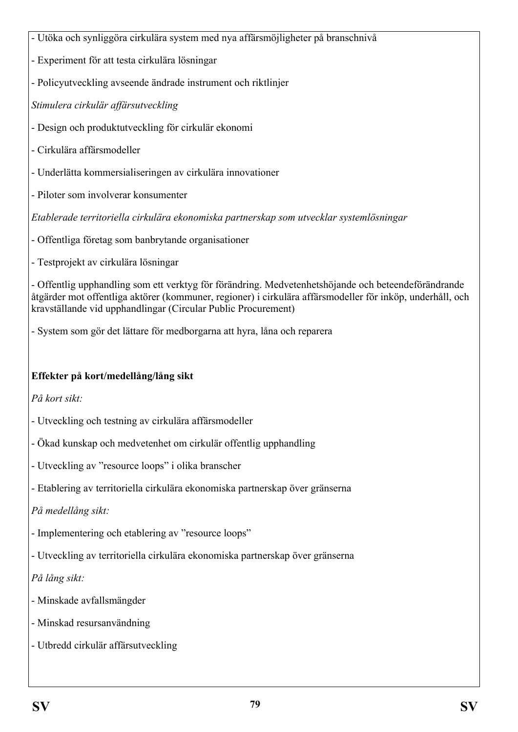- Utöka och synliggöra cirkulära system med nya affärsmöjligheter på branschnivå

- Experiment för att testa cirkulära lösningar

- Policyutveckling avseende ändrade instrument och riktlinjer

*Stimulera cirkulär affärsutveckling*

- Design och produktutveckling för cirkulär ekonomi

- Cirkulära affärsmodeller

- Underlätta kommersialiseringen av cirkulära innovationer

- Piloter som involverar konsumenter

*Etablerade territoriella cirkulära ekonomiska partnerskap som utvecklar systemlösningar*

- Offentliga företag som banbrytande organisationer

- Testprojekt av cirkulära lösningar

- Offentlig upphandling som ett verktyg för förändring. Medvetenhetshöjande och beteendeförändrande åtgärder mot offentliga aktörer (kommuner, regioner) i cirkulära affärsmodeller för inköp, underhåll, och kravställande vid upphandlingar (Circular Public Procurement)

- System som gör det lättare för medborgarna att hyra, låna och reparera

**Effekter på kort/medellång/lång sikt**

*På kort sikt:*

- Utveckling och testning av cirkulära affärsmodeller

- Ökad kunskap och medvetenhet om cirkulär offentlig upphandling

- Utveckling av ”resource loops” i olika branscher

- Etablering av territoriella cirkulära ekonomiska partnerskap över gränserna

*På medellång sikt:*

- Implementering och etablering av ”resource loops”

- Utveckling av territoriella cirkulära ekonomiska partnerskap över gränserna

*På lång sikt:*

- Minskade avfallsmängder

- Minskad resursanvändning

- Utbredd cirkulär affärsutveckling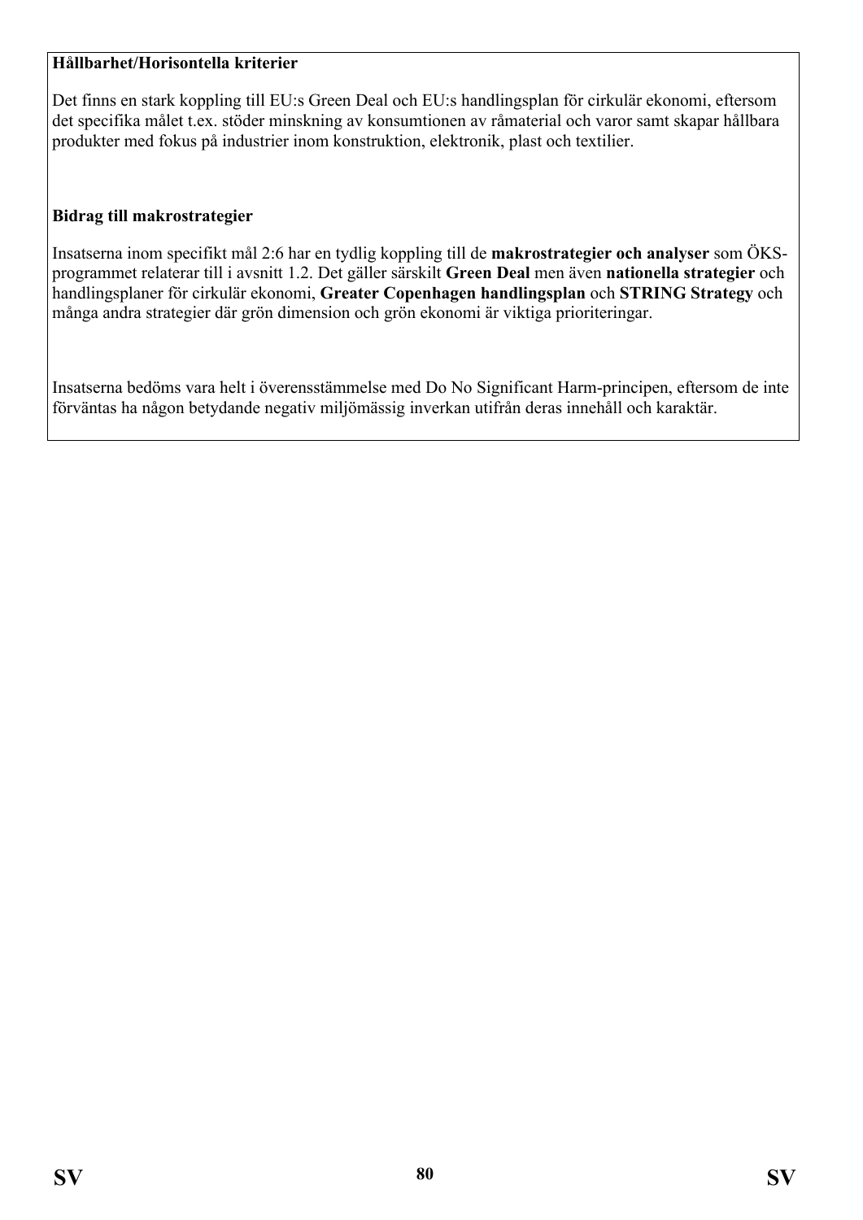**Hållbarhet/Horisontella kriterier**

Det finns en stark koppling till EU:s Green Deal och EU:s handlingsplan för cirkulär ekonomi, eftersom det specifika målet t.ex. stöder minskning av konsumtionen av råmaterial och varor samt skapar hållbara produkter med fokus på industrier inom konstruktion, elektronik, plast och textilier.

**Bidrag till makrostrategier**

Insatserna inom specifikt mål 2:6 har en tydlig koppling till de **makrostrategier och analyser** som ÖKS-programmet relaterar till i avsnitt 1.2. Det gäller särskilt **Green Deal** men även **nationella strategier** och handlingsplaner för cirkulär ekonomi, **Greater Copenhagen handlingsplan** och **STRING Strategy** och många andra strategier där grön dimension och grön ekonomi är viktiga prioriteringar.

Insatserna bedöms vara helt i överensstämmelse med Do No Significant Harm-principen, eftersom de inte förväntas ha någon betydande negativ miljömässig inverkan utifrån deras innehåll och karaktär.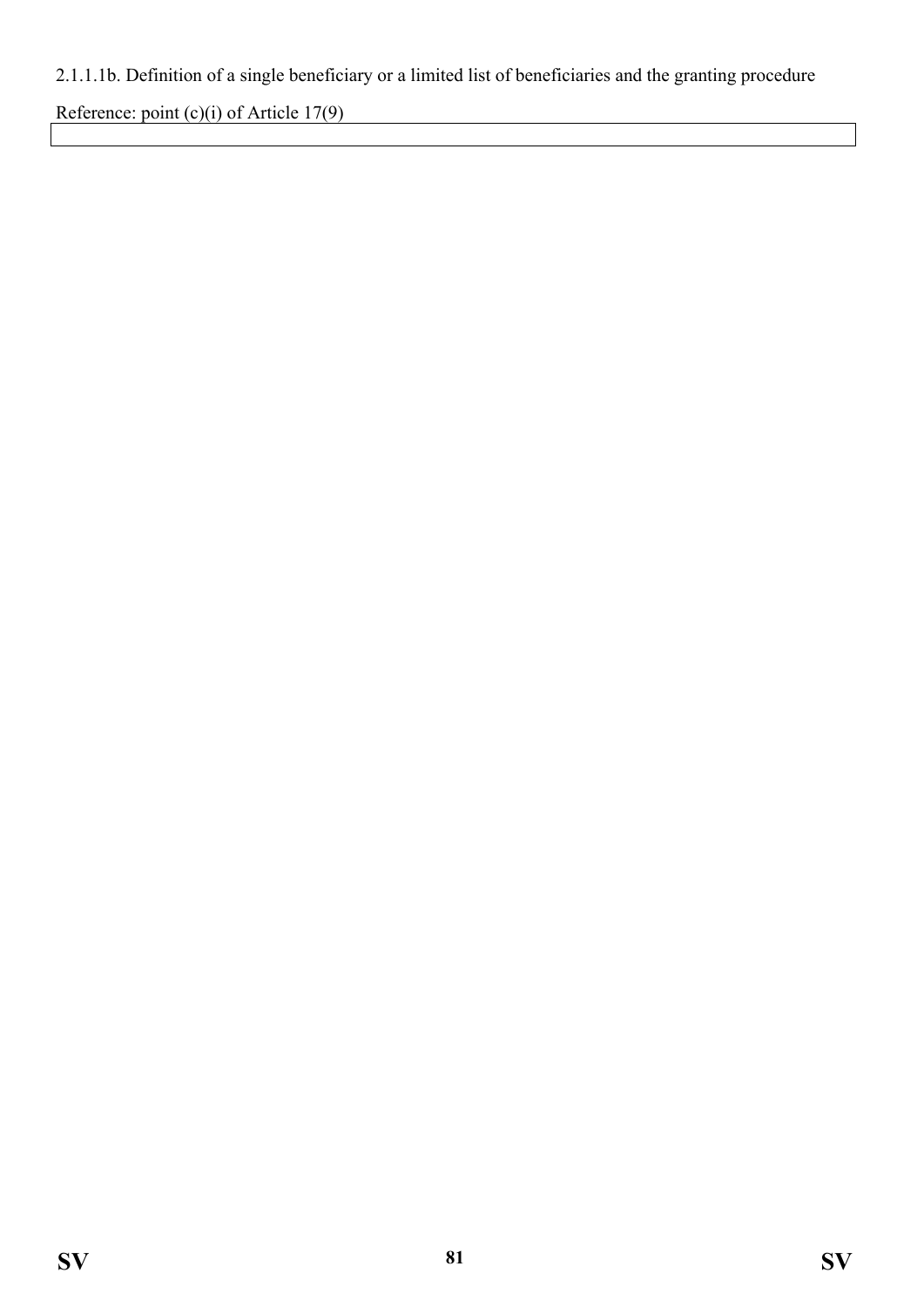2.1.1.1b. Definition of a single beneficiary or a limited list of beneficiaries and the granting procedure

Reference: point (c)(i) of Article 17(9)

| |
|---|
| |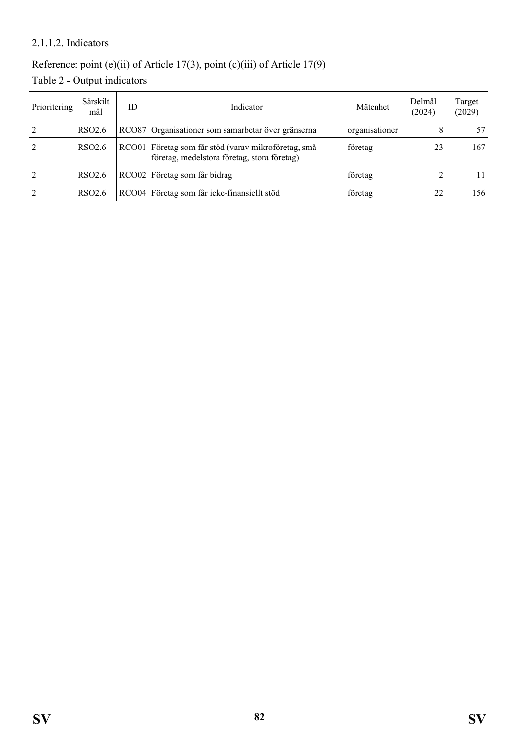2.1.1.2. Indicators

Reference: point (e)(ii) of Article 17(3), point (c)(iii) of Article 17(9)

Table 2 - Output indicators

| Prioritering | Särskilt mål | ID | Indicator | Mätenhet | Delmål (2024) | Target (2029) |
|---|---|---|---|---|---|---|
| 2 | RSO2.6 | RCO87 | Organisationer som samarbetar över gränserna | organisationer | 8 | 57 |
| 2 | RSO2.6 | RCO01 | Företag som får stöd (varav mikroföretag, små företag, medelstora företag, stora företag) | företag | 23 | 167 |
| 2 | RSO2.6 | RCO02 | Företag som får bidrag | företag | 2 | 11 |
| 2 | RSO2.6 | RCO04 | Företag som får icke-finansiellt stöd | företag | 22 | 156 |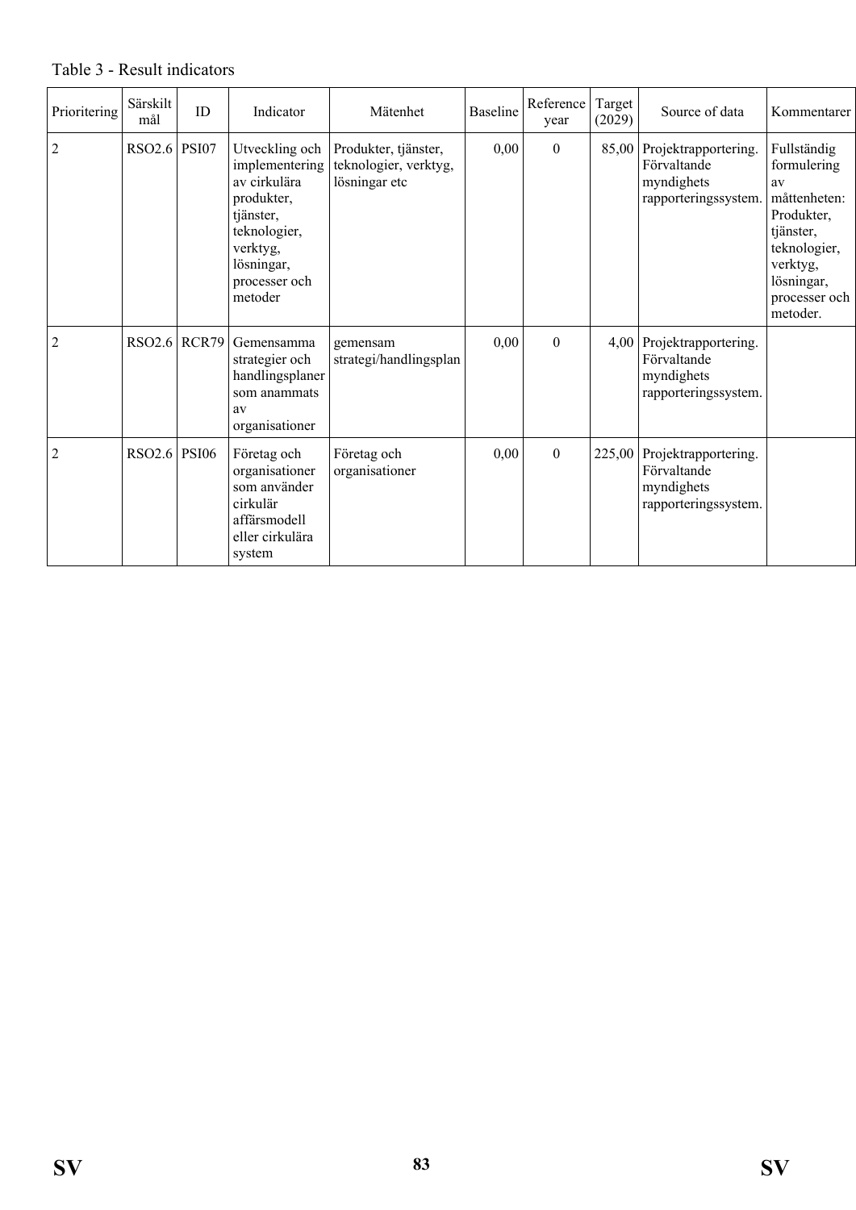Table 3 - Result indicators

| Prioritering | Särskilt mål | ID | Indicator | Mätenhet | Baseline | Reference year | Target (2029) | Source of data | Kommentarer |
|---|---|---|---|---|---|---|---|---|---|
| 2 | RSO2.6 | PSI07 | Utveckling och implementering av cirkulära produkter, tjänster, teknologier, verktyg, lösningar, processer och metoder | Produkter, tjänster, teknologier, verktyg, lösningar etc | 0,00 | 0 | 85,00 | Projektrapportering. Förvaltande myndighets rapporteringssystem. | Fullständig formulering av måttenheten: Produkter, tjänster, teknologier, verktyg, lösningar, processer och metoder. |
| 2 | RSO2.6 | RCR79 | Gemensamma strategier och handlingsplaner som anammats av organisationer | gemensam strategi/handlingsplan | 0,00 | 0 | 4,00 | Projektrapportering. Förvaltande myndighets rapporteringssystem. | |
| 2 | RSO2.6 | PSI06 | Företag och organisationer som använder cirkulär affärsmodell eller cirkulära system | Företag och organisationer | 0,00 | 0 | 225,00 | Projektrapportering. Förvaltande myndighets rapporteringssystem. | |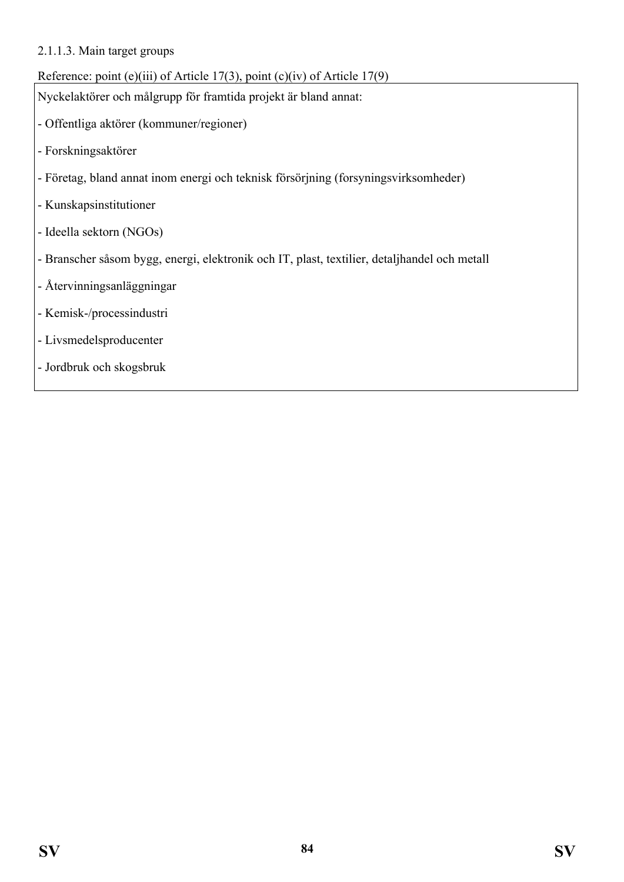#### 2.1.1.3. Main target groups

Reference: point (e)(iii) of Article 17(3), point (c)(iv) of Article 17(9)

Nyckelaktörer och målgrupp för framtida projekt är bland annat:

- Offentliga aktörer (kommuner/regioner)
- Forskningsaktörer
- Företag, bland annat inom energi och teknisk försörjning (forsyningsvirksomheder)
- Kunskapsinstitutioner
- Ideella sektorn (NGOs)
- Branscher såsom bygg, energi, elektronik och IT, plast, textilier, detaljhandel och metall
- Återvinningsanläggningar
- Kemisk-/processindustri
- Livsmedelsproducenter
- Jordbruk och skogsbruk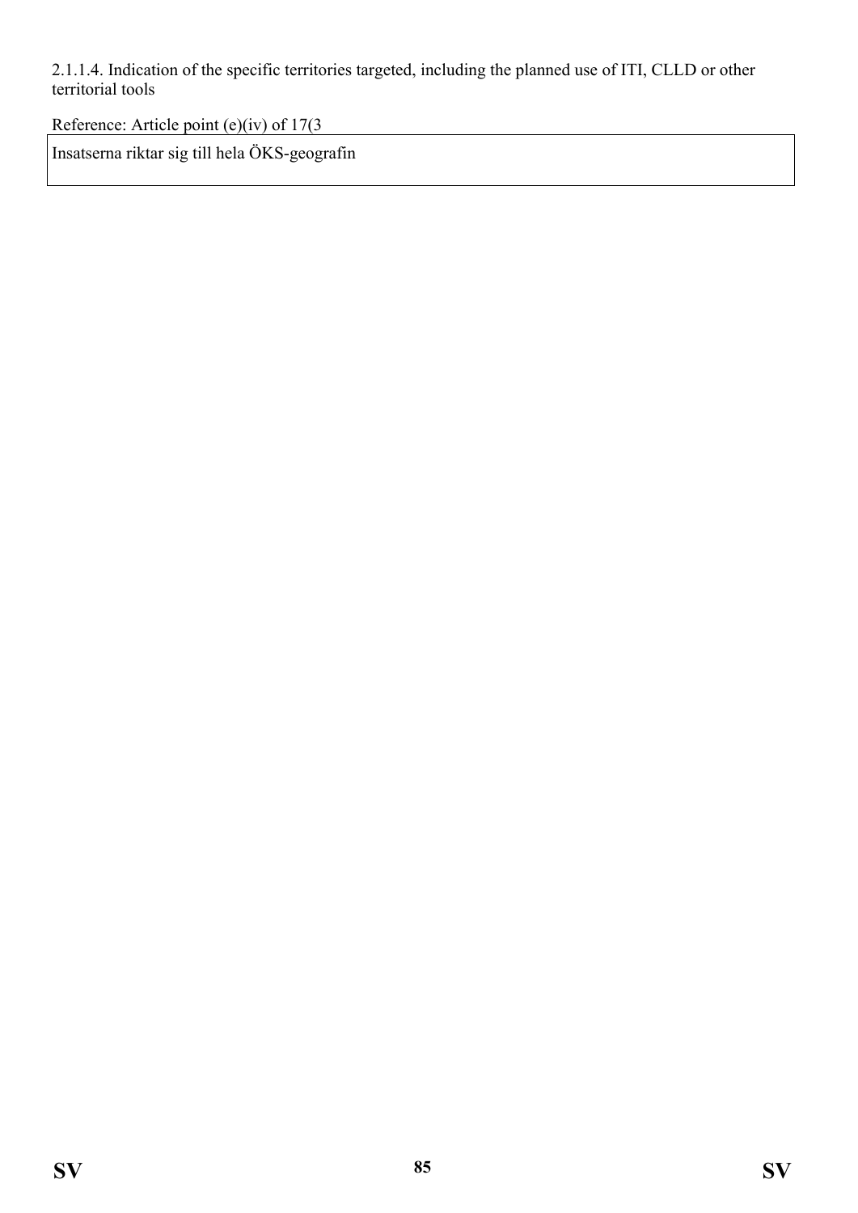2.1.1.4. Indication of the specific territories targeted, including the planned use of ITI, CLLD or other territorial tools

Reference: Article point (e)(iv) of 17(3

| Insatserna riktar sig till hela ÖKS-geografin |
| --- |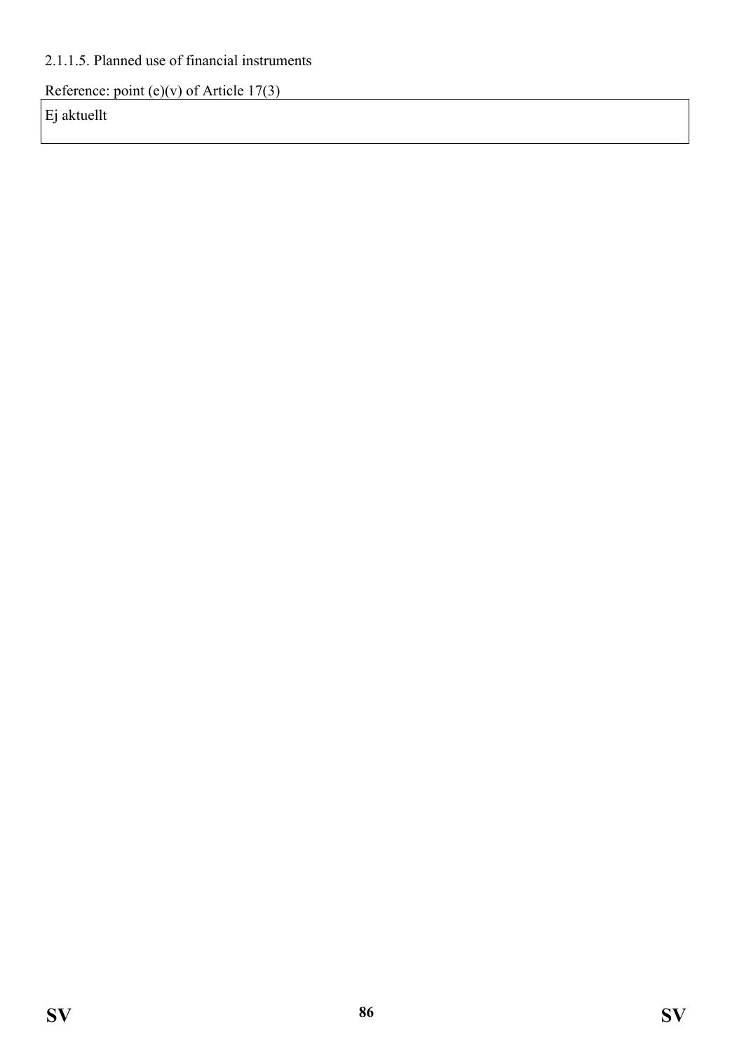#### 2.1.1.5. Planned use of financial instruments

Reference: point (e)(v) of Article 17(3)

| Ej aktuellt |
| --- |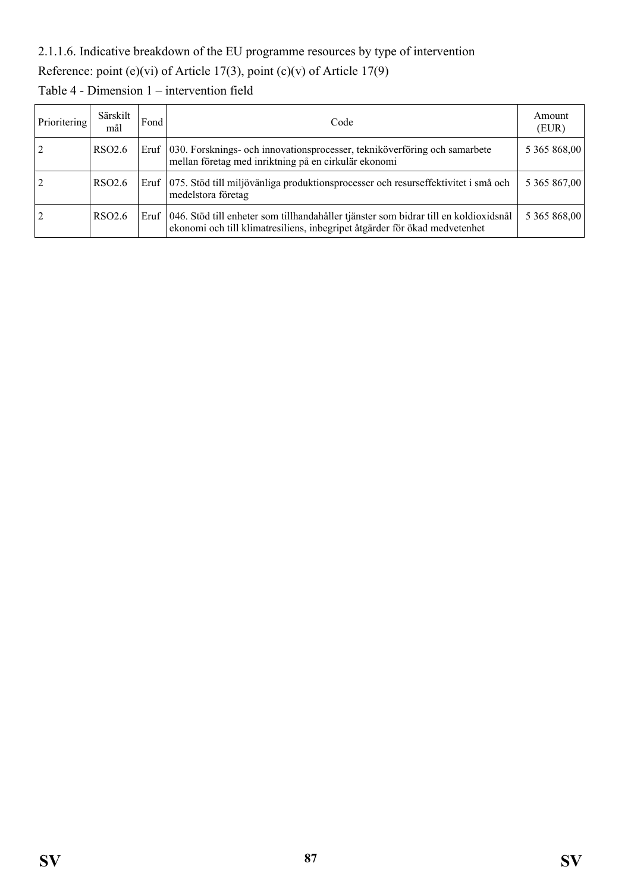2.1.1.6. Indicative breakdown of the EU programme resources by type of intervention

Reference: point (e)(vi) of Article 17(3), point (c)(v) of Article 17(9)

Table 4 - Dimension 1 – intervention field

| Prioritering | Särskilt mål | Fond | Code | Amount (EUR) |
|---|---|---|---|---|
| 2 | RSO2.6 | Eruf | 030. Forsknings- och innovationsprocesser, tekniköverföring och samarbete mellan företag med inriktning på en cirkulär ekonomi | 5 365 868,00 |
| 2 | RSO2.6 | Eruf | 075. Stöd till miljövänliga produktionsprocesser och resurseffektivitet i små och medelstora företag | 5 365 867,00 |
| 2 | RSO2.6 | Eruf | 046. Stöd till enheter som tillhandahåller tjänster som bidrar till en koldioxidsnål ekonomi och till klimatresiliens, inbegripet åtgärder för ökad medvetenhet | 5 365 868,00 |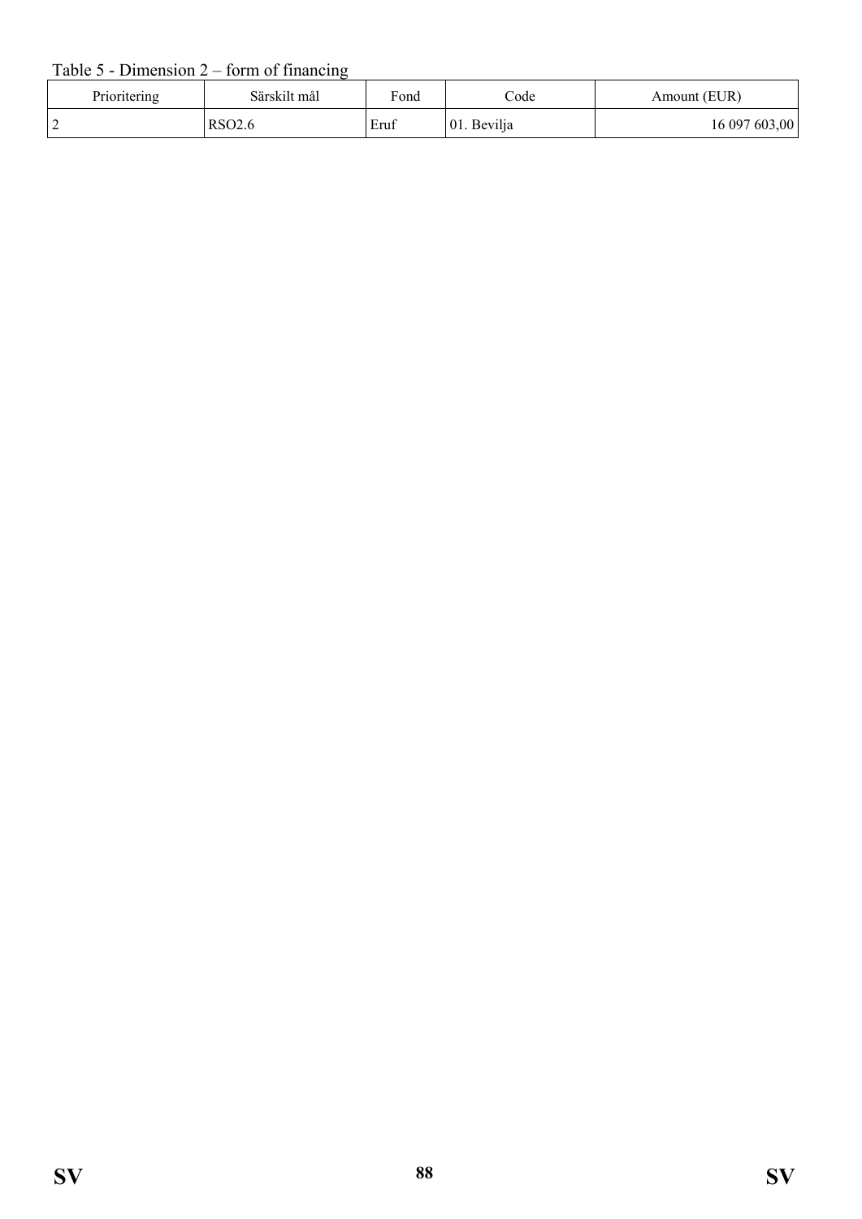Table 5 - Dimension 2 – form of financing

| Prioritering | Särskilt mål | Fond | Code | Amount (EUR) |
|---|---|---|---|---|
| 2 | RSO2.6 | Eruf | 01. Bevilja | 16 097 603,00 |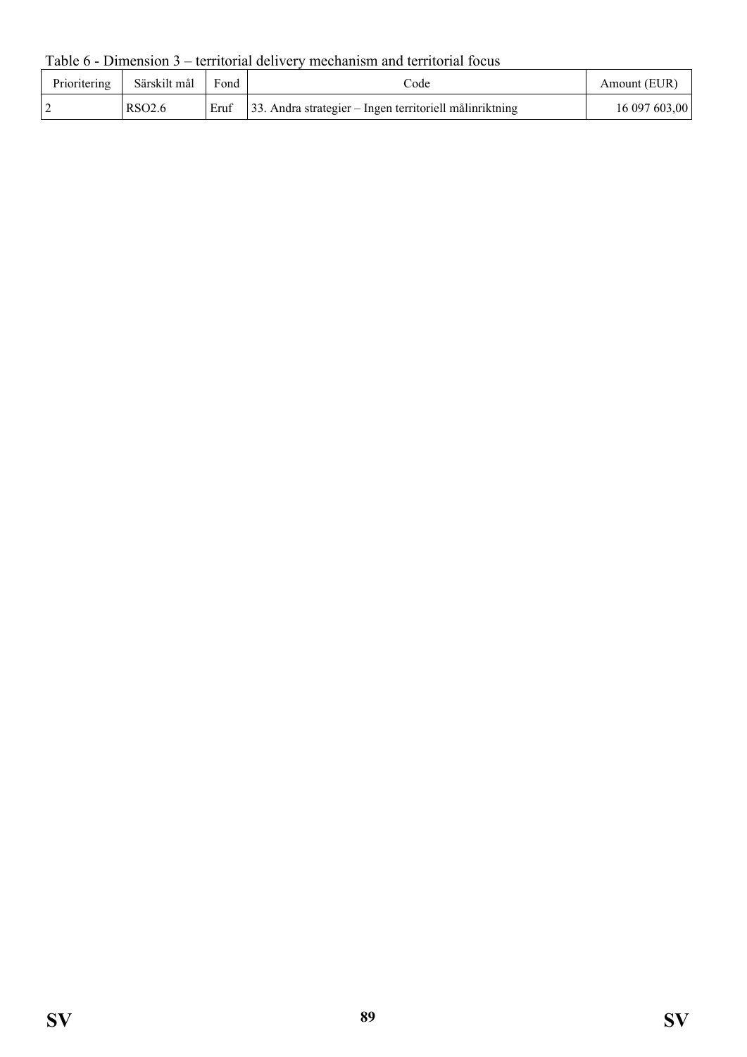Table 6 - Dimension 3 – territorial delivery mechanism and territorial focus

| Prioritering | Särskilt mål | Fond | Code | Amount (EUR) |
|---|---|---|---|---|
| 2 | RSO2.6 | Eruf | 33. Andra strategier – Ingen territoriell målinriktning | 16 097 603,00 |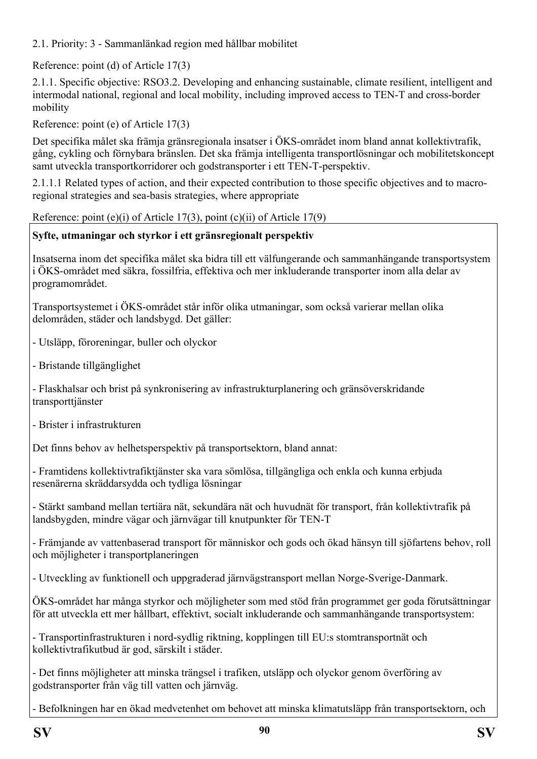2.1. Priority: 3 - Sammanlänkad region med hållbar mobilitet

Reference: point (d) of Article 17(3)

2.1.1. Specific objective: RSO3.2. Developing and enhancing sustainable, climate resilient, intelligent and intermodal national, regional and local mobility, including improved access to TEN-T and cross-border mobility

Reference: point (e) of Article 17(3)

Det specifika målet ska främja gränsregionala insatser i ÖKS-området inom bland annat kollektivtrafik, gång, cykling och förnybara bränslen. Det ska främja intelligenta transportlösningar och mobilitetskoncept samt utveckla transportkorridorer och godstransporter i ett TEN-T-perspektiv.

2.1.1.1 Related types of action, and their expected contribution to those specific objectives and to macro-regional strategies and sea-basis strategies, where appropriate

Reference: point (e)(i) of Article 17(3), point (c)(ii) of Article 17(9)

**Syfte, utmaningar och styrkor i ett gränsregionalt perspektiv**

Insatserna inom det specifika målet ska bidra till ett välfungerande och sammanhängande transportsystem i ÖKS-området med säkra, fossilfria, effektiva och mer inkluderande transporter inom alla delar av programområdet.

Transportsystemet i ÖKS-området står inför olika utmaningar, som också varierar mellan olika delområden, städer och landsbygd. Det gäller:

- Utsläpp, föroreningar, buller och olyckor

- Bristande tillgänglighet

- Flaskhalsar och brist på synkronisering av infrastrukturplanering och gränsöverskridande transporttjänster

- Brister i infrastrukturen

Det finns behov av helhetsperspektiv på transportsektorn, bland annat:

- Framtidens kollektivtrafiktjänster ska vara sömlösa, tillgängliga och enkla och kunna erbjuda resenärerna skräddarsydda och tydliga lösningar

- Stärkt samband mellan tertiära nät, sekundära nät och huvudnät för transport, från kollektivtrafik på landsbygden, mindre vägar och järnvägar till knutpunkter för TEN-T

- Främjande av vattenbaserad transport för människor och gods och ökad hänsyn till sjöfartens behov, roll och möjligheter i transportplaneringen

- Utveckling av funktionell och uppgraderad järnvägstransport mellan Norge-Sverige-Danmark.

ÖKS-området har många styrkor och möjligheter som med stöd från programmet ger goda förutsättningar för att utveckla ett mer hållbart, effektivt, socialt inkluderande och sammanhängande transportsystem:

- Transportinfrastrukturen i nord-sydlig riktning, kopplingen till EU:s stomtransportnät och kollektivtrafikutbud är god, särskilt i städer.

- Det finns möjligheter att minska trängsel i trafiken, utsläpp och olyckor genom överföring av godstransporter från väg till vatten och järnväg.

- Befolkningen har en ökad medvetenhet om behovet att minska klimatutsläpp från transportsektorn, och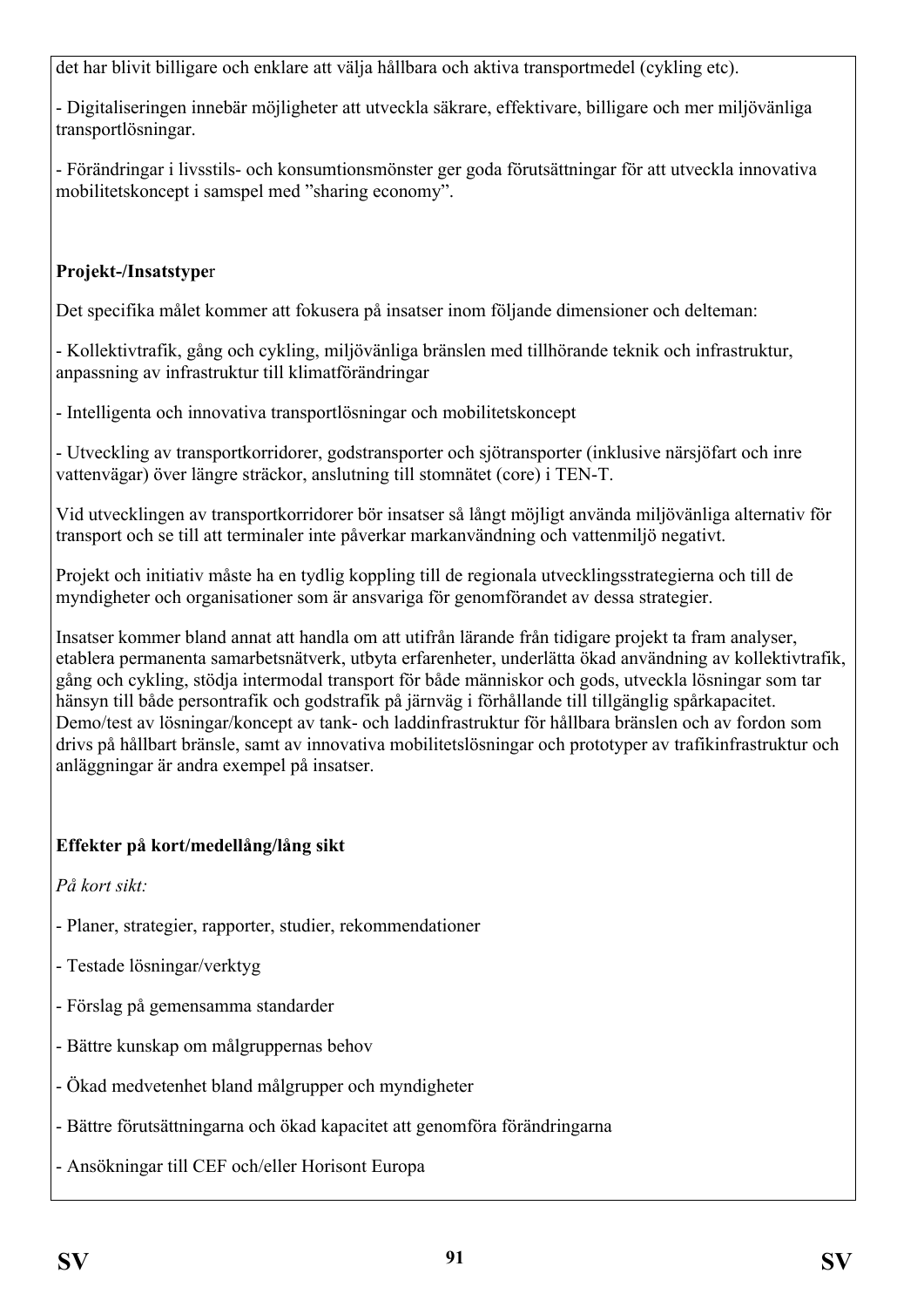det har blivit billigare och enklare att välja hållbara och aktiva transportmedel (cykling etc).

- Digitaliseringen innebär möjligheter att utveckla säkrare, effektivare, billigare och mer miljövänliga transportlösningar.

- Förändringar i livsstils- och konsumtionsmönster ger goda förutsättningar för att utveckla innovativa mobilitetskoncept i samspel med "sharing economy".

**Projekt-/Insatstyper**

Det specifika målet kommer att fokusera på insatser inom följande dimensioner och delteman:

- Kollektivtrafik, gång och cykling, miljövänliga bränslen med tillhörande teknik och infrastruktur, anpassning av infrastruktur till klimatförändringar

- Intelligenta och innovativa transportlösningar och mobilitetskoncept

- Utveckling av transportkorridorer, godstransporter och sjötransporter (inklusive närsjöfart och inre vattenvägar) över längre sträckor, anslutning till stomnätet (core) i TEN-T.

Vid utvecklingen av transportkorridorer bör insatser så långt möjligt använda miljövänliga alternativ för transport och se till att terminaler inte påverkar markanvändning och vattenmiljö negativt.

Projekt och initiativ måste ha en tydlig koppling till de regionala utvecklingsstrategierna och till de myndigheter och organisationer som är ansvariga för genomförandet av dessa strategier.

Insatser kommer bland annat att handla om att utifrån lärande från tidigare projekt ta fram analyser, etablera permanenta samarbetsnätverk, utbyta erfarenheter, underlätta ökad användning av kollektivtrafik, gång och cykling, stödja intermodal transport för både människor och gods, utveckla lösningar som tar hänsyn till både persontrafik och godstrafik på järnväg i förhållande till tillgänglig spårkapacitet. Demo/test av lösningar/koncept av tank- och laddinfrastruktur för hållbara bränslen och av fordon som drivs på hållbart bränsle, samt av innovativa mobilitetslösningar och prototyper av trafikinfrastruktur och anläggningar är andra exempel på insatser.

**Effekter på kort/medellång/lång sikt**

*På kort sikt:*

- Planer, strategier, rapporter, studier, rekommendationer

- Testade lösningar/verktyg

- Förslag på gemensamma standarder

- Bättre kunskap om målgruppernas behov

- Ökad medvetenhet bland målgrupper och myndigheter

- Bättre förutsättningarna och ökad kapacitet att genomföra förändringarna

- Ansökningar till CEF och/eller Horisont Europa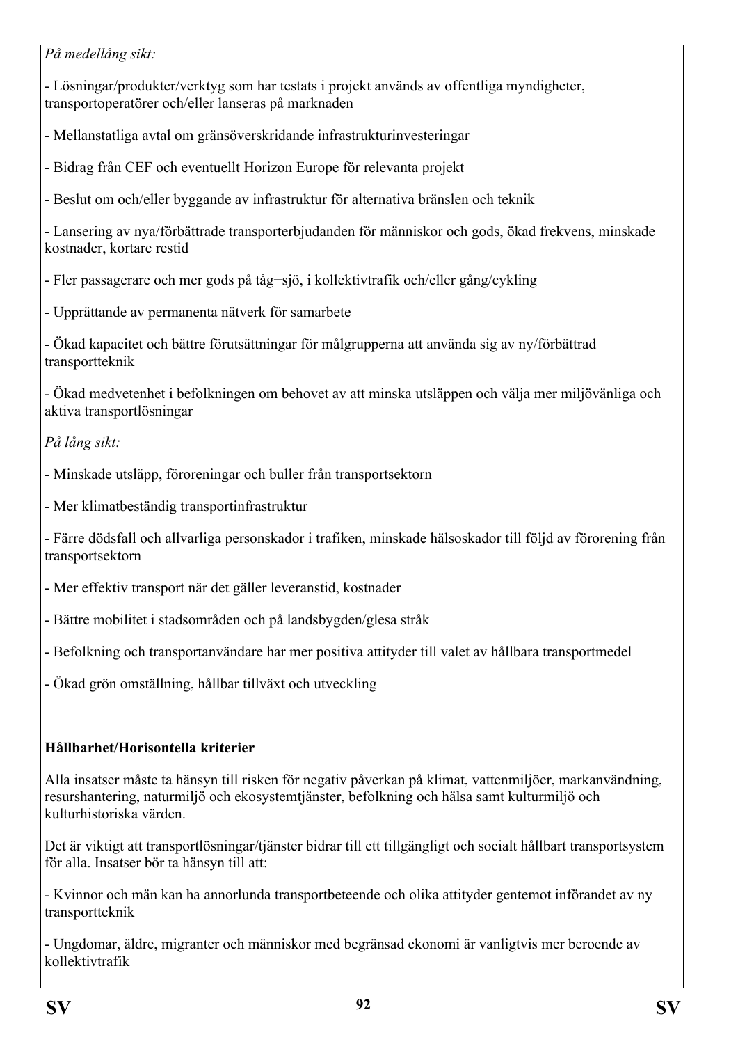*På medellång sikt:*

- Lösningar/produkter/verktyg som har testats i projekt används av offentliga myndigheter, transportoperatörer och/eller lanseras på marknaden

- Mellanstatliga avtal om gränsöverskridande infrastrukturinvesteringar

- Bidrag från CEF och eventuellt Horizon Europe för relevanta projekt

- Beslut om och/eller byggande av infrastruktur för alternativa bränslen och teknik

- Lansering av nya/förbättrade transporterbjudanden för människor och gods, ökad frekvens, minskade kostnader, kortare restid

- Fler passagerare och mer gods på tåg+sjö, i kollektivtrafik och/eller gång/cykling

- Upprättande av permanenta nätverk för samarbete

- Ökad kapacitet och bättre förutsättningar för målgrupperna att använda sig av ny/förbättrad transportteknik

- Ökad medvetenhet i befolkningen om behovet av att minska utsläppen och välja mer miljövänliga och aktiva transportlösningar

*På lång sikt:*

- Minskade utsläpp, föroreningar och buller från transportsektorn

- Mer klimatbeständig transportinfrastruktur

- Färre dödsfall och allvarliga personskador i trafiken, minskade hälsoskador till följd av förorening från transportsektorn

- Mer effektiv transport när det gäller leveranstid, kostnader

- Bättre mobilitet i stadsområden och på landsbygden/glesa stråk

- Befolkning och transportanvändare har mer positiva attityder till valet av hållbara transportmedel

- Ökad grön omställning, hållbar tillväxt och utveckling

**Hållbarhet/Horisontella kriterier**

Alla insatser måste ta hänsyn till risken för negativ påverkan på klimat, vattenmiljöer, markanvändning, resurshantering, naturmiljö och ekosystemtjänster, befolkning och hälsa samt kulturmiljö och kulturhistoriska värden.

Det är viktigt att transportlösningar/tjänster bidrar till ett tillgängligt och socialt hållbart transportsystem för alla. Insatser bör ta hänsyn till att:

- Kvinnor och män kan ha annorlunda transportbeteende och olika attityder gentemot införandet av ny transportteknik

- Ungdomar, äldre, migranter och människor med begränsad ekonomi är vanligtvis mer beroende av kollektivtrafik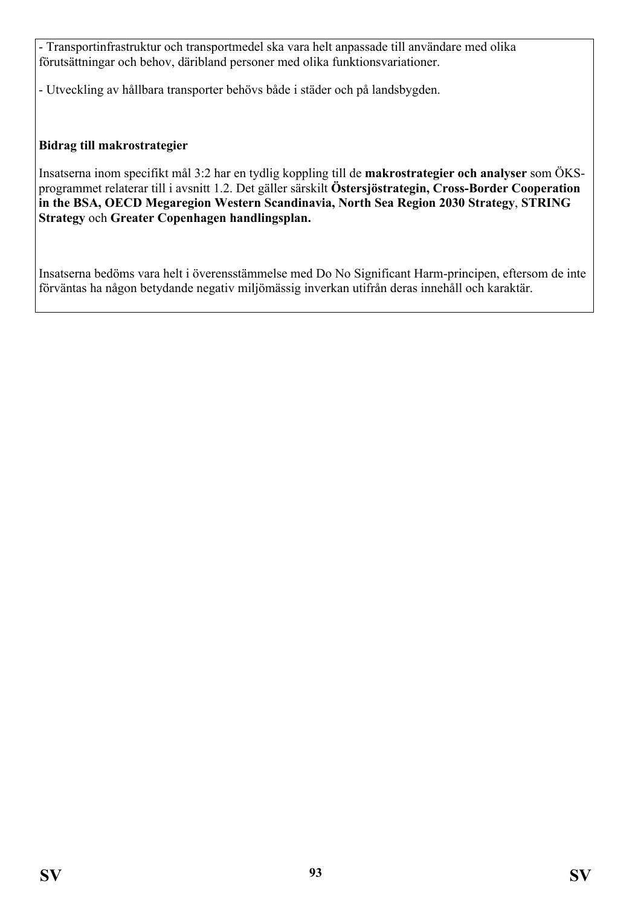- Transportinfrastruktur och transportmedel ska vara helt anpassade till användare med olika förutsättningar och behov, däribland personer med olika funktionsvariationer.

- Utveckling av hållbara transporter behövs både i städer och på landsbygden.

**Bidrag till makrostrategier**

Insatserna inom specifikt mål 3:2 har en tydlig koppling till de **makrostrategier och analyser** som ÖKS-programmet relaterar till i avsnitt 1.2. Det gäller särskilt **Östersjöstrategin, Cross-Border Cooperation in the BSA, OECD Megaregion Western Scandinavia, North Sea Region 2030 Strategy**, **STRING Strategy** och **Greater Copenhagen handlingsplan.**

Insatserna bedöms vara helt i överensstämmelse med Do No Significant Harm-principen, eftersom de inte förväntas ha någon betydande negativ miljömässig inverkan utifrån deras innehåll och karaktär.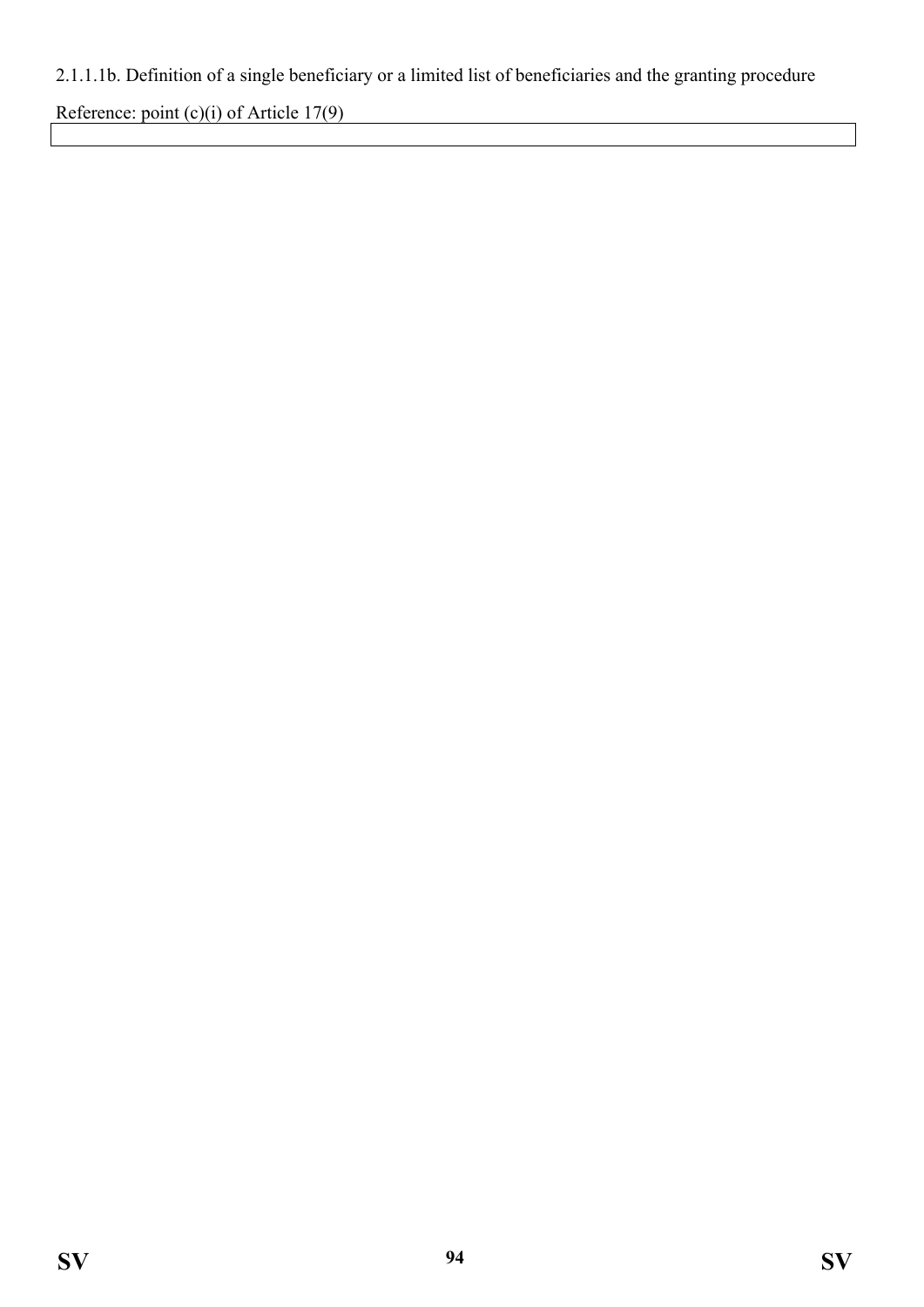2.1.1.1b. Definition of a single beneficiary or a limited list of beneficiaries and the granting procedure

Reference: point (c)(i) of Article 17(9)

| |
|---|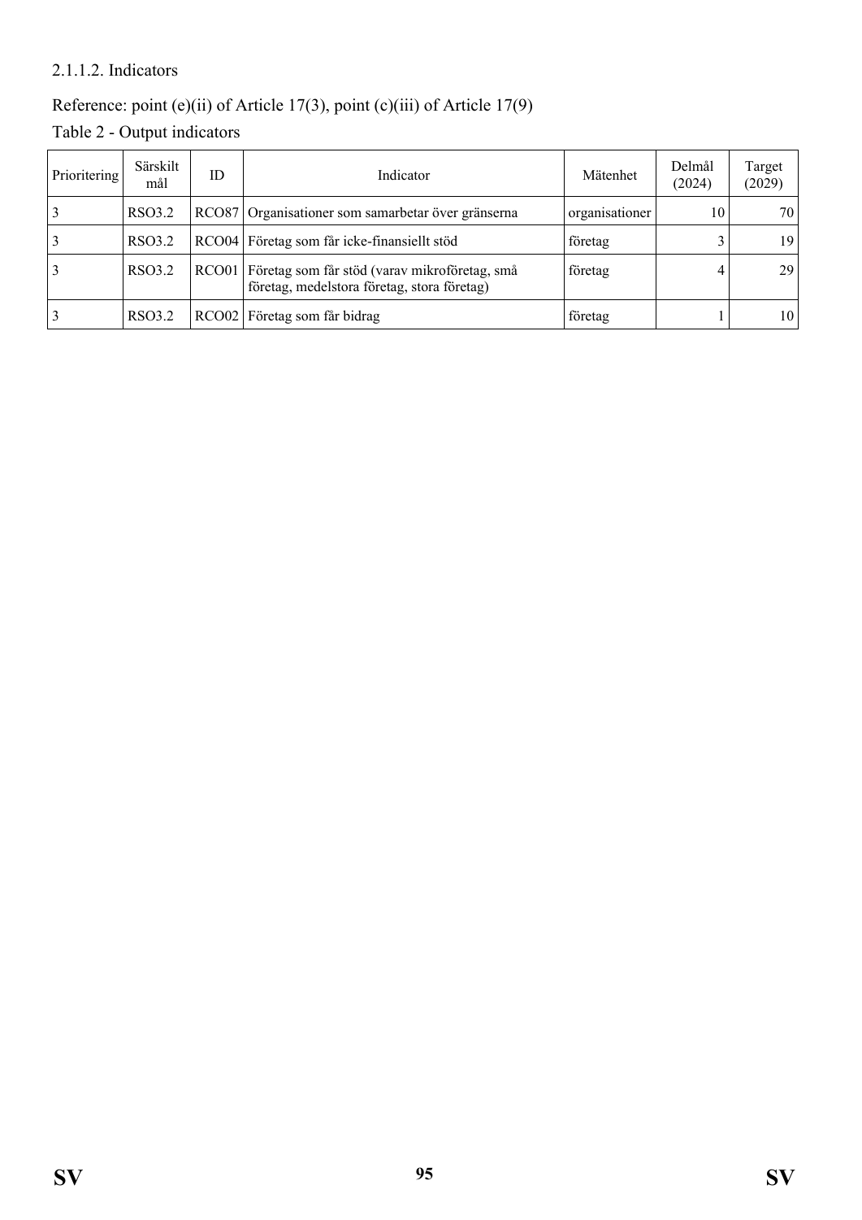2.1.1.2. Indicators

Reference: point (e)(ii) of Article 17(3), point (c)(iii) of Article 17(9)

Table 2 - Output indicators

| Prioritering | Särskilt mål | ID | Indicator | Mätenhet | Delmål (2024) | Target (2029) |
|---|---|---|---|---|---|---|
| 3 | RSO3.2 | RCO87 | Organisationer som samarbetar över gränserna | organisationer | 10 | 70 |
| 3 | RSO3.2 | RCO04 | Företag som får icke-finansiellt stöd | företag | 3 | 19 |
| 3 | RSO3.2 | RCO01 | Företag som får stöd (varav mikroföretag, små företag, medelstora företag, stora företag) | företag | 4 | 29 |
| 3 | RSO3.2 | RCO02 | Företag som får bidrag | företag | 1 | 10 |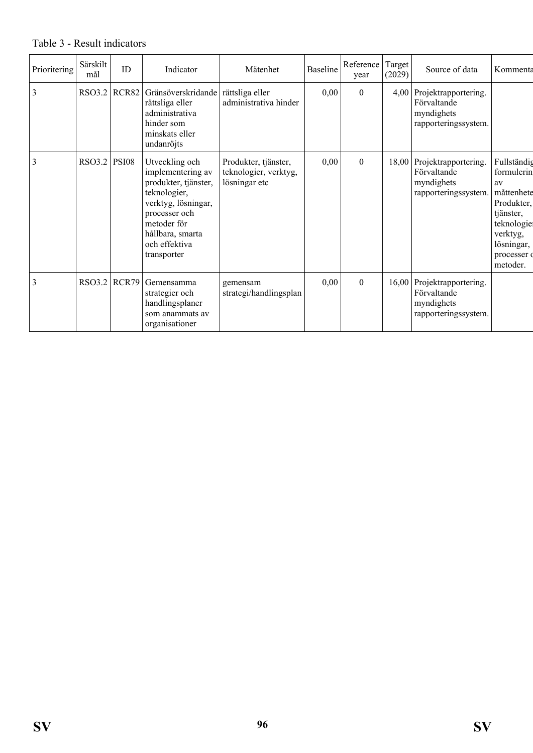Table 3 - Result indicators

| Prioritering | Särskilt mål | ID | Indicator | Mätenhet | Baseline | Reference year | Target (2029) | Source of data | Kommenta |
|---|---|---|---|---|---|---|---|---|---|
| 3 | RSO3.2 | RCR82 | Gränsöverskridande rättsliga eller administrativa hinder som minskats eller undanröjts | rättsliga eller administrativa hinder | 0,00 | 0 | 4,00 | Projektrapportering. Förvaltande myndighets rapporteringssystem. | |
| 3 | RSO3.2 | PSI08 | Utveckling och implementering av produkter, tjänster, teknologier, verktyg, lösningar, processer och metoder för hållbara, smarta och effektiva transporter | Produkter, tjänster, teknologier, verktyg, lösningar etc | 0,00 | 0 | 18,00 | Projektrapportering. Förvaltande myndighets rapporteringssystem. | Fullständig formulerin av måttenhete Produkter, tjänster, teknologier verktyg, lösningar, processer o metoder. |
| 3 | RSO3.2 | RCR79 | Gemensamma strategier och handlingsplaner som anammats av organisationer | gemensam strategi/handlingsplan | 0,00 | 0 | 16,00 | Projektrapportering. Förvaltande myndighets rapporteringssystem. | |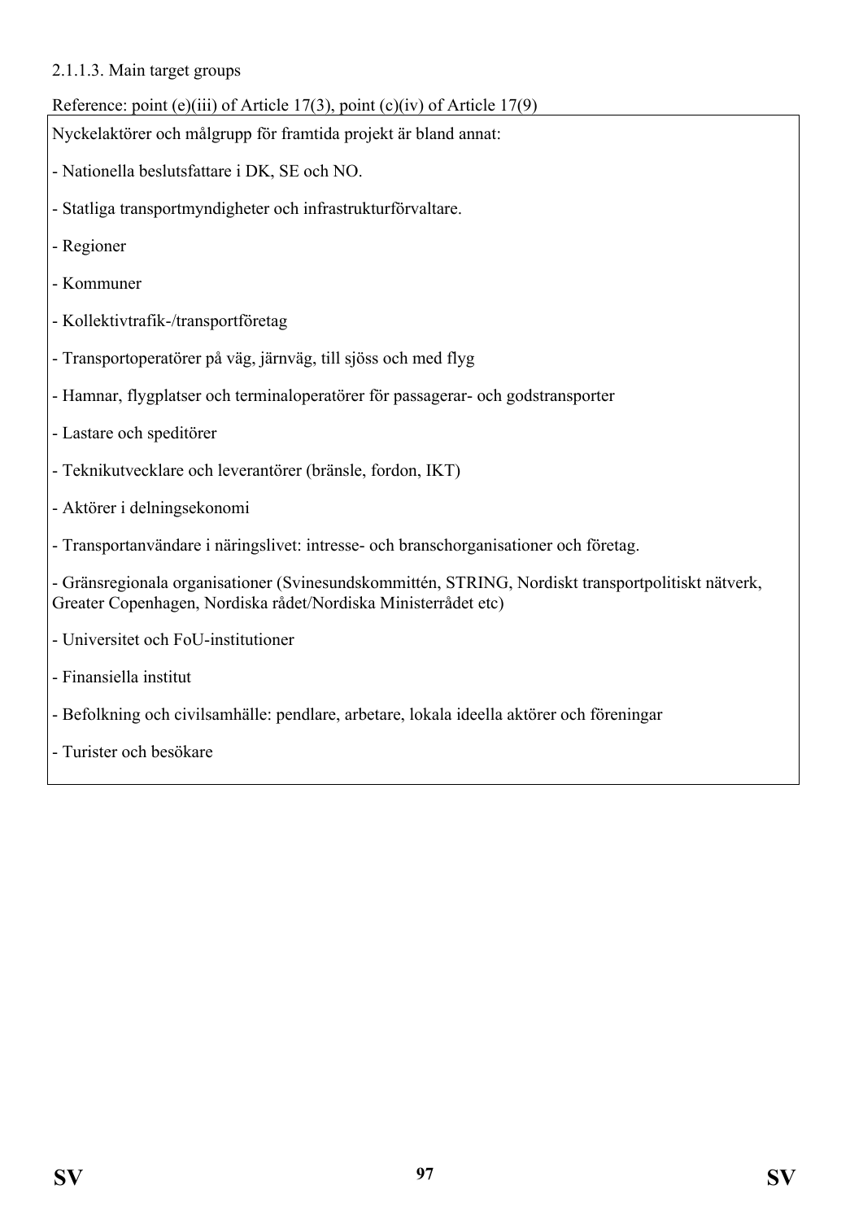#### 2.1.1.3. Main target groups

Reference: point (e)(iii) of Article 17(3), point (c)(iv) of Article 17(9)

Nyckelaktörer och målgrupp för framtida projekt är bland annat:

- Nationella beslutsfattare i DK, SE och NO.
- Statliga transportmyndigheter och infrastrukturförvaltare.
- Regioner
- Kommuner
- Kollektivtrafik-/transportföretag
- Transportoperatörer på väg, järnväg, till sjöss och med flyg
- Hamnar, flygplatser och terminaloperatörer för passagerar- och godstransporter
- Lastare och speditörer
- Teknikutvecklare och leverantörer (bränsle, fordon, IKT)
- Aktörer i delningsekonomi
- Transportanvändare i näringslivet: intresse- och branschorganisationer och företag.
- Gränsregionala organisationer (Svinesundskommittén, STRING, Nordiskt transportpolitiskt nätverk, Greater Copenhagen, Nordiska rådet/Nordiska Ministerrådet etc)
- Universitet och FoU-institutioner
- Finansiella institut
- Befolkning och civilsamhälle: pendlare, arbetare, lokala ideella aktörer och föreningar
- Turister och besökare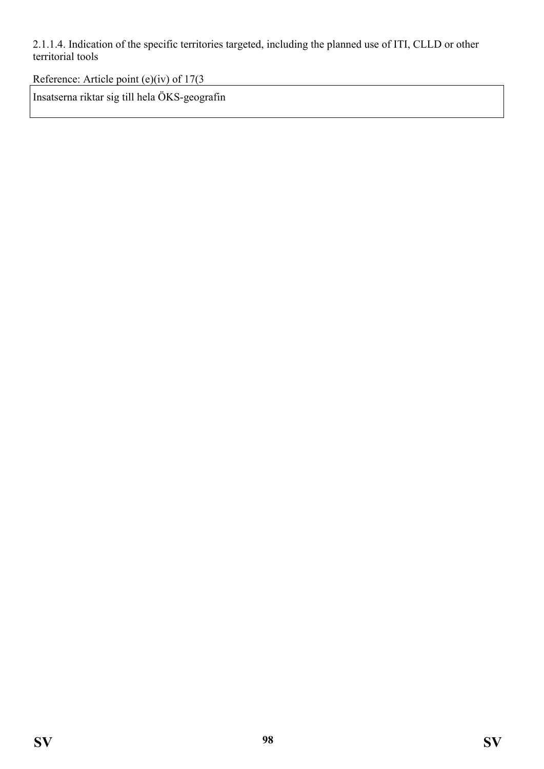2.1.1.4. Indication of the specific territories targeted, including the planned use of ITI, CLLD or other territorial tools

Reference: Article point (e)(iv) of 17(3

| Insatserna riktar sig till hela ÖKS-geografin |
| --- |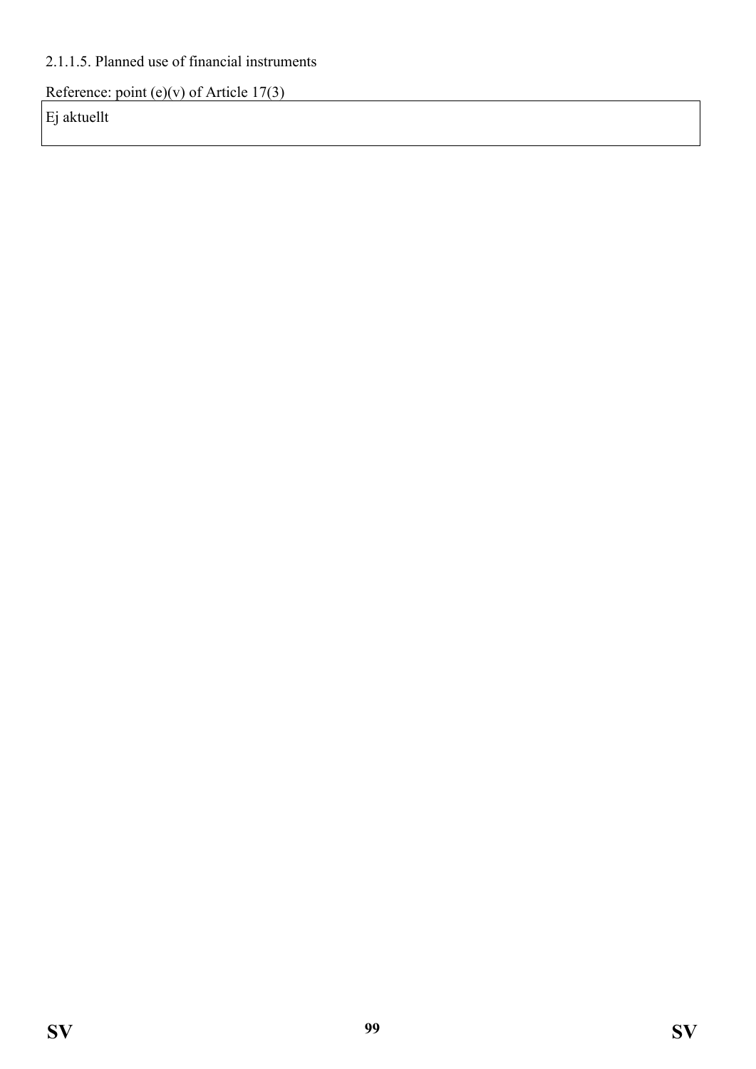2.1.1.5. Planned use of financial instruments

Reference: point (e)(v) of Article 17(3)

| Ej aktuellt |
|---|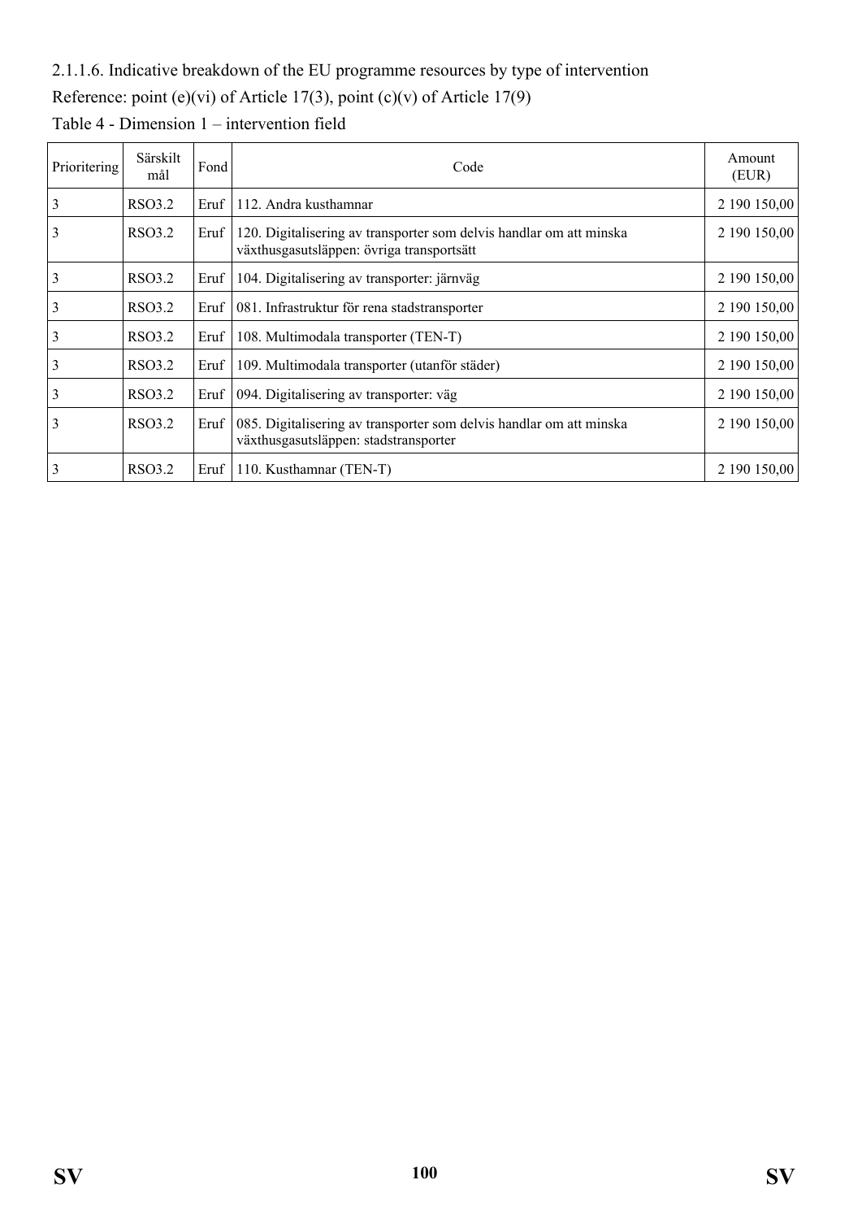2.1.1.6. Indicative breakdown of the EU programme resources by type of intervention

Reference: point (e)(vi) of Article 17(3), point (c)(v) of Article 17(9)

Table 4 - Dimension 1 – intervention field

| Prioritering | Särskilt mål | Fond | Code | Amount (EUR) |
|---|---|---|---|---|
| 3 | RSO3.2 | Eruf | 112. Andra kusthamnar | 2 190 150,00 |
| 3 | RSO3.2 | Eruf | 120. Digitalisering av transporter som delvis handlar om att minska växthusgasutsläppen: övriga transportsätt | 2 190 150,00 |
| 3 | RSO3.2 | Eruf | 104. Digitalisering av transporter: järnväg | 2 190 150,00 |
| 3 | RSO3.2 | Eruf | 081. Infrastruktur för rena stadstransporter | 2 190 150,00 |
| 3 | RSO3.2 | Eruf | 108. Multimodala transporter (TEN-T) | 2 190 150,00 |
| 3 | RSO3.2 | Eruf | 109. Multimodala transporter (utanför städer) | 2 190 150,00 |
| 3 | RSO3.2 | Eruf | 094. Digitalisering av transporter: väg | 2 190 150,00 |
| 3 | RSO3.2 | Eruf | 085. Digitalisering av transporter som delvis handlar om att minska växthusgasutsläppen: stadstransporter | 2 190 150,00 |
| 3 | RSO3.2 | Eruf | 110. Kusthamnar (TEN-T) | 2 190 150,00 |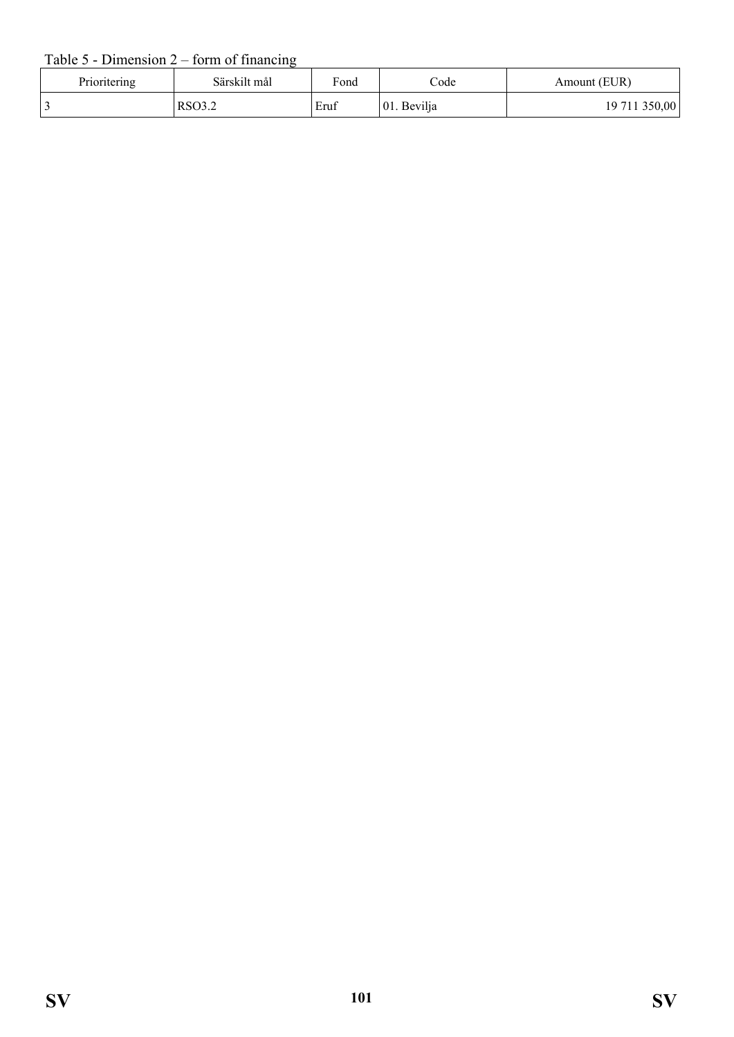Table 5 - Dimension 2 – form of financing

| Prioritering | Särskilt mål | Fond | Code | Amount (EUR) |
|---|---|---|---|---|
| 3 | RSO3.2 | Eruf | 01. Bevilja | 19 711 350,00 |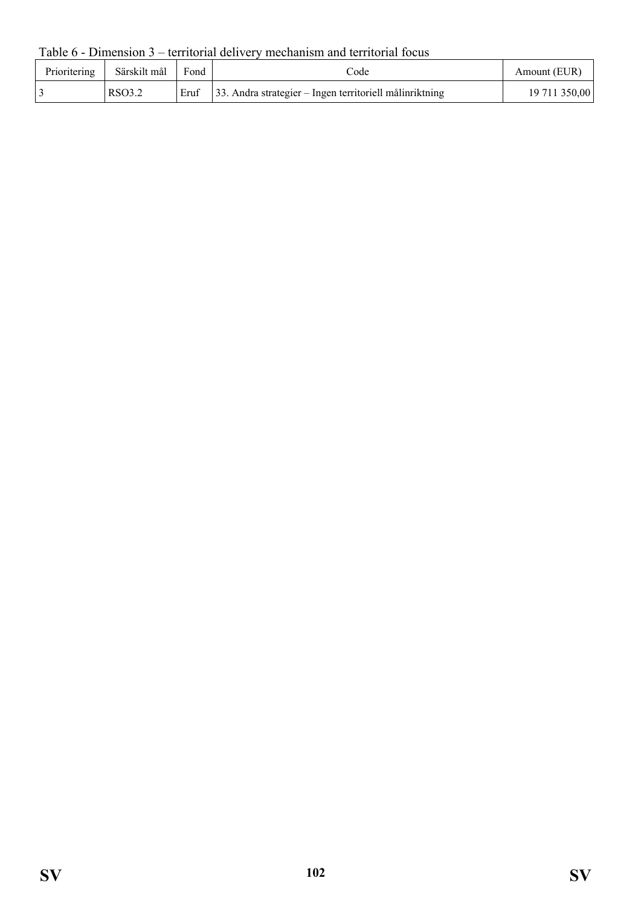Table 6 - Dimension 3 – territorial delivery mechanism and territorial focus

| Prioritering | Särskilt mål | Fond | Code | Amount (EUR) |
|---|---|---|---|---|
| 3 | RSO3.2 | Eruf | 33. Andra strategier – Ingen territoriell målinriktning | 19 711 350,00 |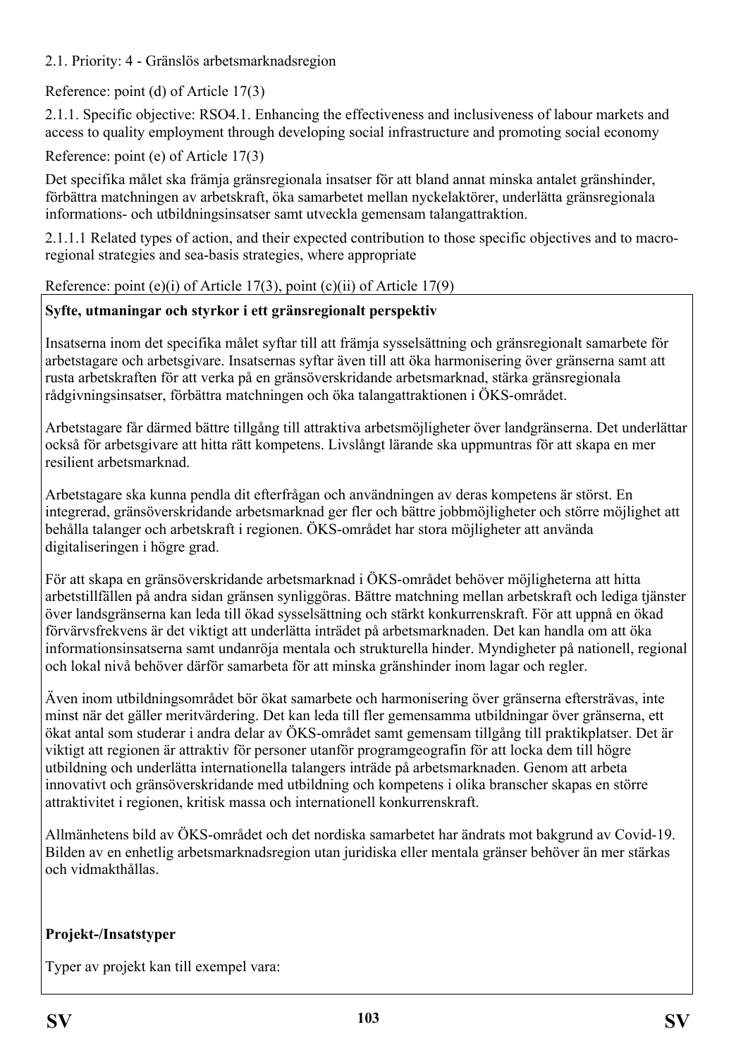2.1. Priority: 4 - Gränslös arbetsmarknadsregion

Reference: point (d) of Article 17(3)

2.1.1. Specific objective: RSO4.1. Enhancing the effectiveness and inclusiveness of labour markets and access to quality employment through developing social infrastructure and promoting social economy

Reference: point (e) of Article 17(3)

Det specifika målet ska främja gränsregionala insatser för att bland annat minska antalet gränshinder, förbättra matchningen av arbetskraft, öka samarbetet mellan nyckelaktörer, underlätta gränsregionala informations- och utbildningsinsatser samt utveckla gemensam talangattraktion.

2.1.1.1 Related types of action, and their expected contribution to those specific objectives and to macro-regional strategies and sea-basis strategies, where appropriate

Reference: point (e)(i) of Article 17(3), point (c)(ii) of Article 17(9)

**Syfte, utmaningar och styrkor i ett gränsregionalt perspektiv**

Insatserna inom det specifika målet syftar till att främja sysselsättning och gränsregionalt samarbete för arbetstagare och arbetsgivare. Insatsernas syftar även till att öka harmonisering över gränserna samt att rusta arbetskraften för att verka på en gränsöverskridande arbetsmarknad, stärka gränsregionala rådgivningsinsatser, förbättra matchningen och öka talangattraktionen i ÖKS-området.

Arbetstagare får därmed bättre tillgång till attraktiva arbetsmöjligheter över landgränserna. Det underlättar också för arbetsgivare att hitta rätt kompetens. Livslångt lärande ska uppmuntras för att skapa en mer resilient arbetsmarknad.

Arbetstagare ska kunna pendla dit efterfrågan och användningen av deras kompetens är störst. En integrerad, gränsöverskridande arbetsmarknad ger fler och bättre jobbmöjligheter och större möjlighet att behålla talanger och arbetskraft i regionen. ÖKS-området har stora möjligheter att använda digitaliseringen i högre grad.

För att skapa en gränsöverskridande arbetsmarknad i ÖKS-området behöver möjligheterna att hitta arbetstillfällen på andra sidan gränsen synliggöras. Bättre matchning mellan arbetskraft och lediga tjänster över landsgränserna kan leda till ökad sysselsättning och stärkt konkurrenskraft. För att uppnå en ökad förvärvsfrekvens är det viktigt att underlätta inträdet på arbetsmarknaden. Det kan handla om att öka informationsinsatserna samt undanröja mentala och strukturella hinder. Myndigheter på nationell, regional och lokal nivå behöver därför samarbeta för att minska gränshinder inom lagar och regler.

Även inom utbildningsområdet bör ökat samarbete och harmonisering över gränserna eftersträvas, inte minst när det gäller meritvärdering. Det kan leda till fler gemensamma utbildningar över gränserna, ett ökat antal som studerar i andra delar av ÖKS-området samt gemensam tillgång till praktikplatser. Det är viktigt att regionen är attraktiv för personer utanför programgeografin för att locka dem till högre utbildning och underlätta internationella talangers inträde på arbetsmarknaden. Genom att arbeta innovativt och gränsöverskridande med utbildning och kompetens i olika branscher skapas en större attraktivitet i regionen, kritisk massa och internationell konkurrenskraft.

Allmänhetens bild av ÖKS-området och det nordiska samarbetet har ändrats mot bakgrund av Covid-19. Bilden av en enhetlig arbetsmarknadsregion utan juridiska eller mentala gränser behöver än mer stärkas och vidmakthållas.

**Projekt-/Insatstyper**

Typer av projekt kan till exempel vara: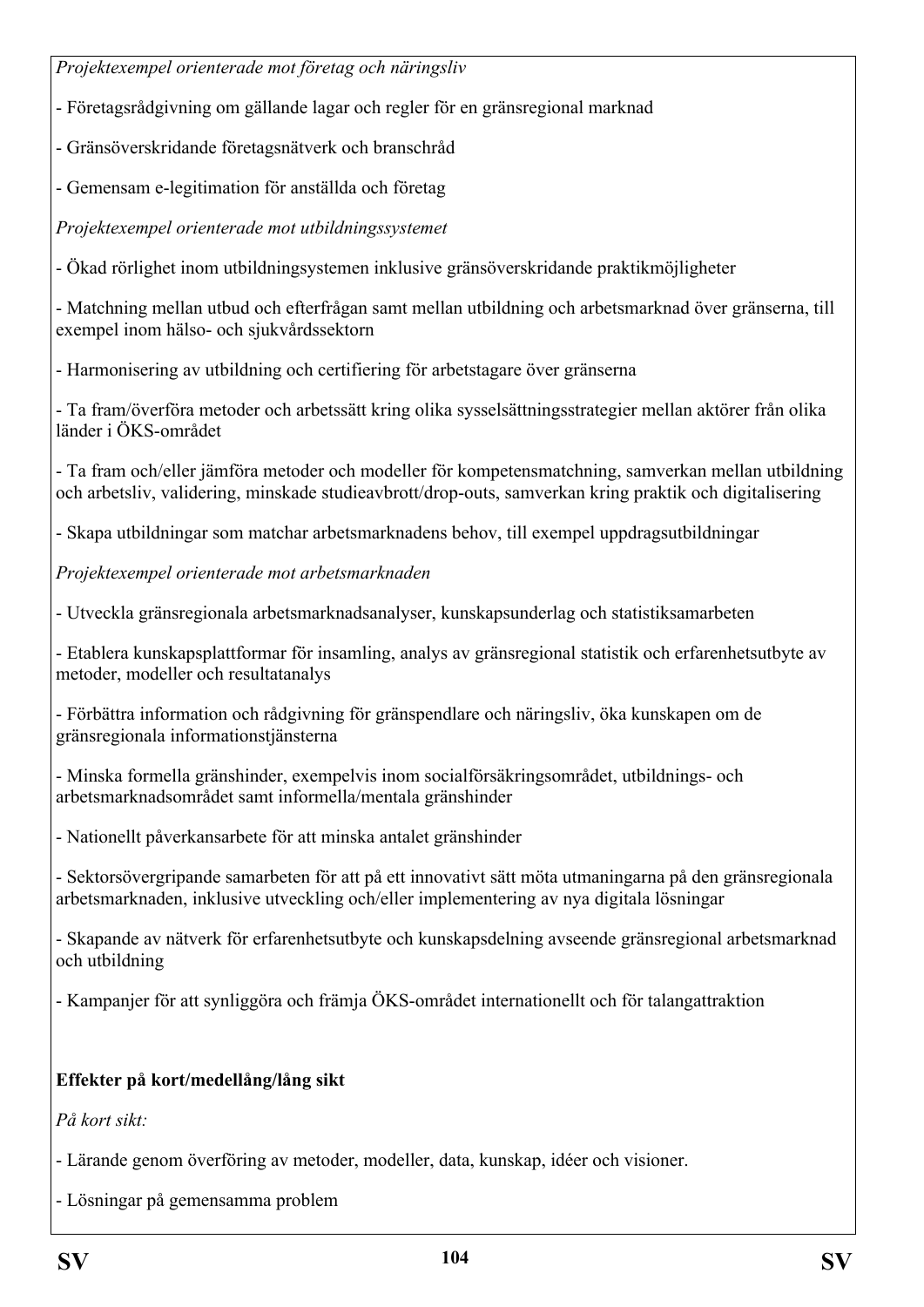*Projektexempel orienterade mot företag och näringsliv*

- Företagsrådgivning om gällande lagar och regler för en gränsregional marknad

- Gränsöverskridande företagsnätverk och branschråd

- Gemensam e-legitimation för anställda och företag

*Projektexempel orienterade mot utbildningssystemet*

- Ökad rörlighet inom utbildningsystemen inklusive gränsöverskridande praktikmöjligheter

- Matchning mellan utbud och efterfrågan samt mellan utbildning och arbetsmarknad över gränserna, till exempel inom hälso- och sjukvårdssektorn

- Harmonisering av utbildning och certifiering för arbetstagare över gränserna

- Ta fram/överföra metoder och arbetssätt kring olika sysselsättningsstrategier mellan aktörer från olika länder i ÖKS-området

- Ta fram och/eller jämföra metoder och modeller för kompetensmatchning, samverkan mellan utbildning och arbetsliv, validering, minskade studieavbrott/drop-outs, samverkan kring praktik och digitalisering

- Skapa utbildningar som matchar arbetsmarknadens behov, till exempel uppdragsutbildningar

*Projektexempel orienterade mot arbetsmarknaden*

- Utveckla gränsregionala arbetsmarknadsanalyser, kunskapsunderlag och statistiksamarbeten

- Etablera kunskapsplattformar för insamling, analys av gränsregional statistik och erfarenhetsutbyte av metoder, modeller och resultatanalys

- Förbättra information och rådgivning för gränspendlare och näringsliv, öka kunskapen om de gränsregionala informationstjänsterna

- Minska formella gränshinder, exempelvis inom socialförsäkringsområdet, utbildnings- och arbetsmarknadsområdet samt informella/mentala gränshinder

- Nationellt påverkansarbete för att minska antalet gränshinder

- Sektorsövergripande samarbeten för att på ett innovativt sätt möta utmaningarna på den gränsregionala arbetsmarknaden, inklusive utveckling och/eller implementering av nya digitala lösningar

- Skapande av nätverk för erfarenhetsutbyte och kunskapsdelning avseende gränsregional arbetsmarknad och utbildning

- Kampanjer för att synliggöra och främja ÖKS-området internationellt och för talangattraktion

**Effekter på kort/medellång/lång sikt**

*På kort sikt:*

- Lärande genom överföring av metoder, modeller, data, kunskap, idéer och visioner.

- Lösningar på gemensamma problem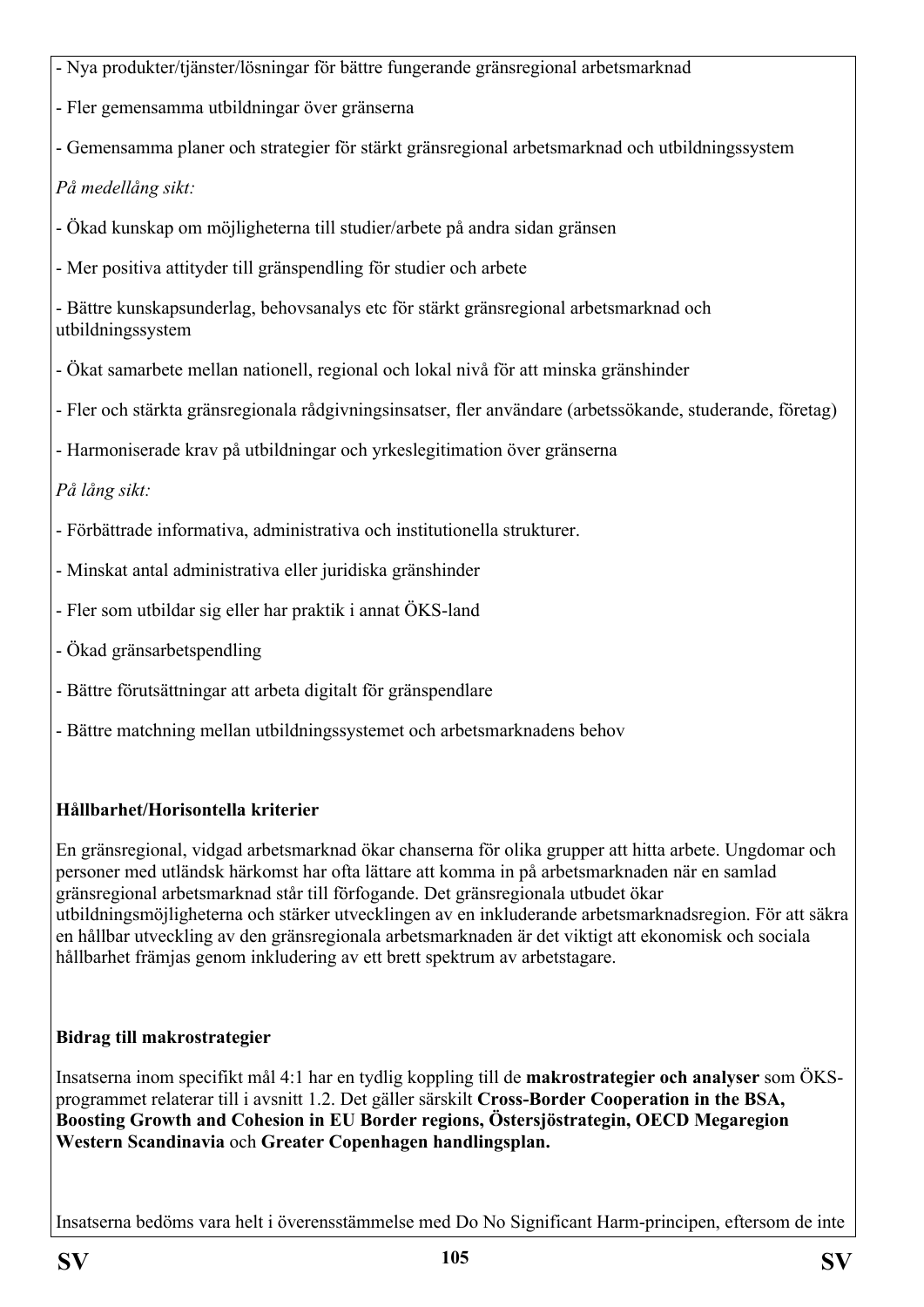- Nya produkter/tjänster/lösningar för bättre fungerande gränsregional arbetsmarknad

- Fler gemensamma utbildningar över gränserna

- Gemensamma planer och strategier för stärkt gränsregional arbetsmarknad och utbildningssystem

*På medellång sikt:*

- Ökad kunskap om möjligheterna till studier/arbete på andra sidan gränsen

- Mer positiva attityder till gränspendling för studier och arbete

- Bättre kunskapsunderlag, behovsanalys etc för stärkt gränsregional arbetsmarknad och utbildningssystem

- Ökat samarbete mellan nationell, regional och lokal nivå för att minska gränshinder

- Fler och stärkta gränsregionala rådgivningsinsatser, fler användare (arbetssökande, studerande, företag)

- Harmoniserade krav på utbildningar och yrkeslegitimation över gränserna

*På lång sikt:*

- Förbättrade informativa, administrativa och institutionella strukturer.

- Minskat antal administrativa eller juridiska gränshinder

- Fler som utbildar sig eller har praktik i annat ÖKS-land

- Ökad gränsarbetspendling

- Bättre förutsättningar att arbeta digitalt för gränspendlare

- Bättre matchning mellan utbildningssystemet och arbetsmarknadens behov

**Hållbarhet/Horisontella kriterier**

En gränsregional, vidgad arbetsmarknad ökar chanserna för olika grupper att hitta arbete. Ungdomar och personer med utländsk härkomst har ofta lättare att komma in på arbetsmarknaden när en samlad gränsregional arbetsmarknad står till förfogande. Det gränsregionala utbudet ökar utbildningsmöjligheterna och stärker utvecklingen av en inkluderande arbetsmarknadsregion. För att säkra en hållbar utveckling av den gränsregionala arbetsmarknaden är det viktigt att ekonomisk och sociala hållbarhet främjas genom inkludering av ett brett spektrum av arbetstagare.

**Bidrag till makrostrategier**

Insatserna inom specifikt mål 4:1 har en tydlig koppling till de **makrostrategier och analyser** som ÖKS-programmet relaterar till i avsnitt 1.2. Det gäller särskilt **Cross-Border Cooperation in the BSA, Boosting Growth and Cohesion in EU Border regions, Östersjöstrategin, OECD Megaregion Western Scandinavia** och **Greater Copenhagen handlingsplan.**

Insatserna bedöms vara helt i överensstämmelse med Do No Significant Harm-principen, eftersom de inte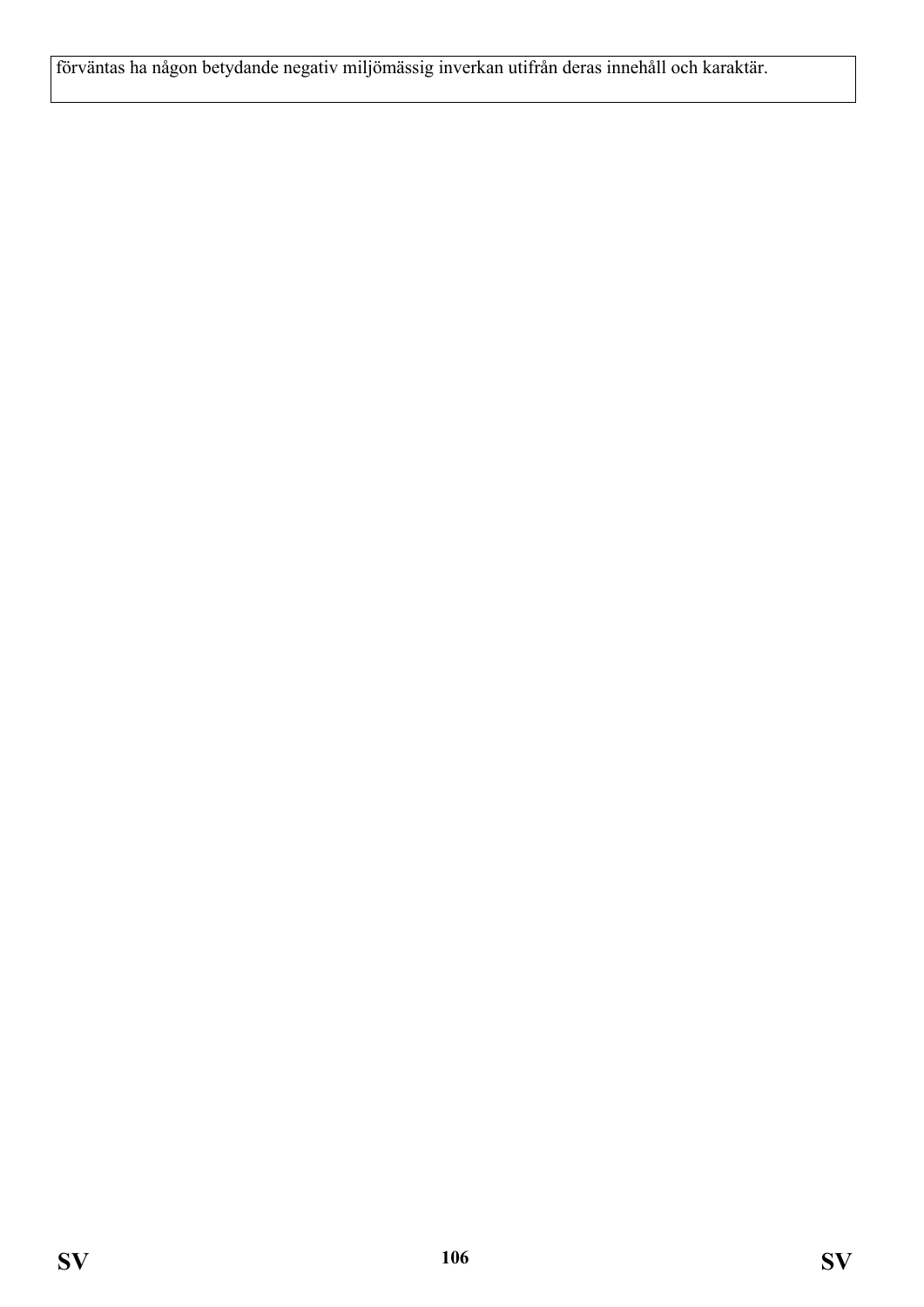förväntas ha någon betydande negativ miljömässig inverkan utifrån deras innehåll och karaktär.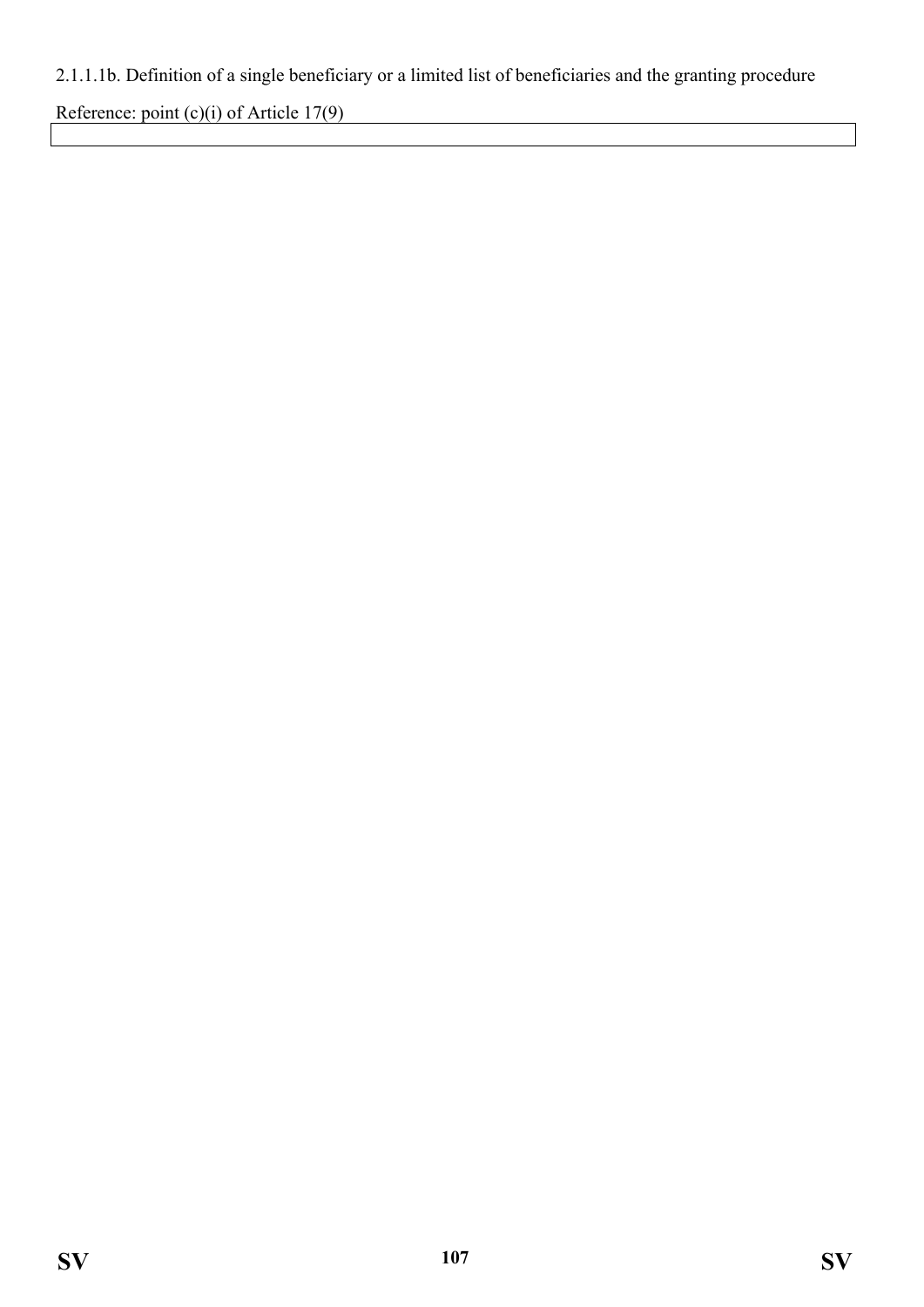2.1.1.1b. Definition of a single beneficiary or a limited list of beneficiaries and the granting procedure

Reference: point (c)(i) of Article 17(9)

| |
|---|
| |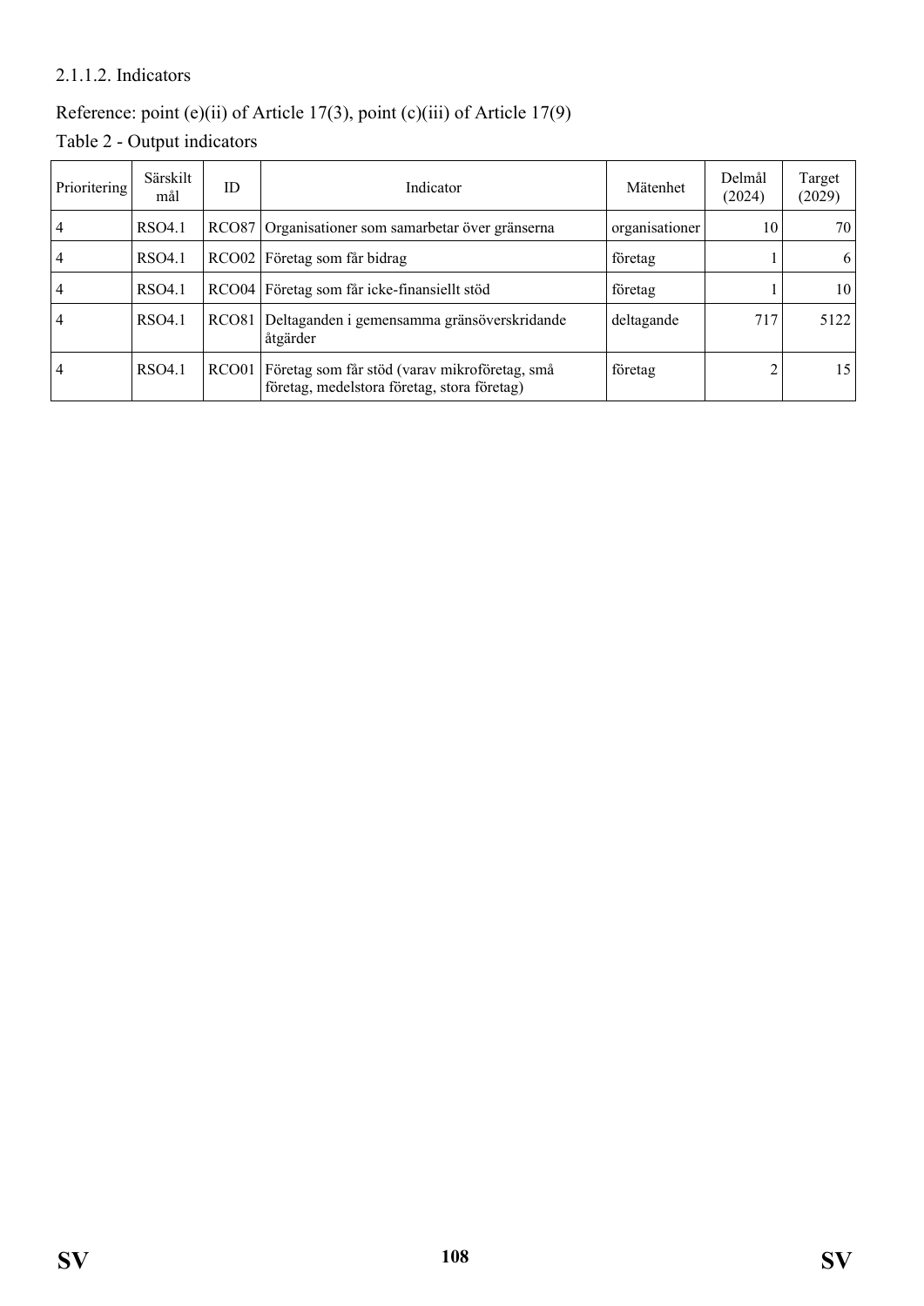2.1.1.2. Indicators

Reference: point (e)(ii) of Article 17(3), point (c)(iii) of Article 17(9)

Table 2 - Output indicators

| Prioritering | Särskilt mål | ID | Indicator | Mätenhet | Delmål (2024) | Target (2029) |
|---|---|---|---|---|---|---|
| 4 | RSO4.1 | RCO87 | Organisationer som samarbetar över gränserna | organisationer | 10 | 70 |
| 4 | RSO4.1 | RCO02 | Företag som får bidrag | företag | 1 | 6 |
| 4 | RSO4.1 | RCO04 | Företag som får icke-finansiellt stöd | företag | 1 | 10 |
| 4 | RSO4.1 | RCO81 | Deltaganden i gemensamma gränsöverskridande åtgärder | deltagande | 717 | 5122 |
| 4 | RSO4.1 | RCO01 | Företag som får stöd (varav mikroföretag, små företag, medelstora företag, stora företag) | företag | 2 | 15 |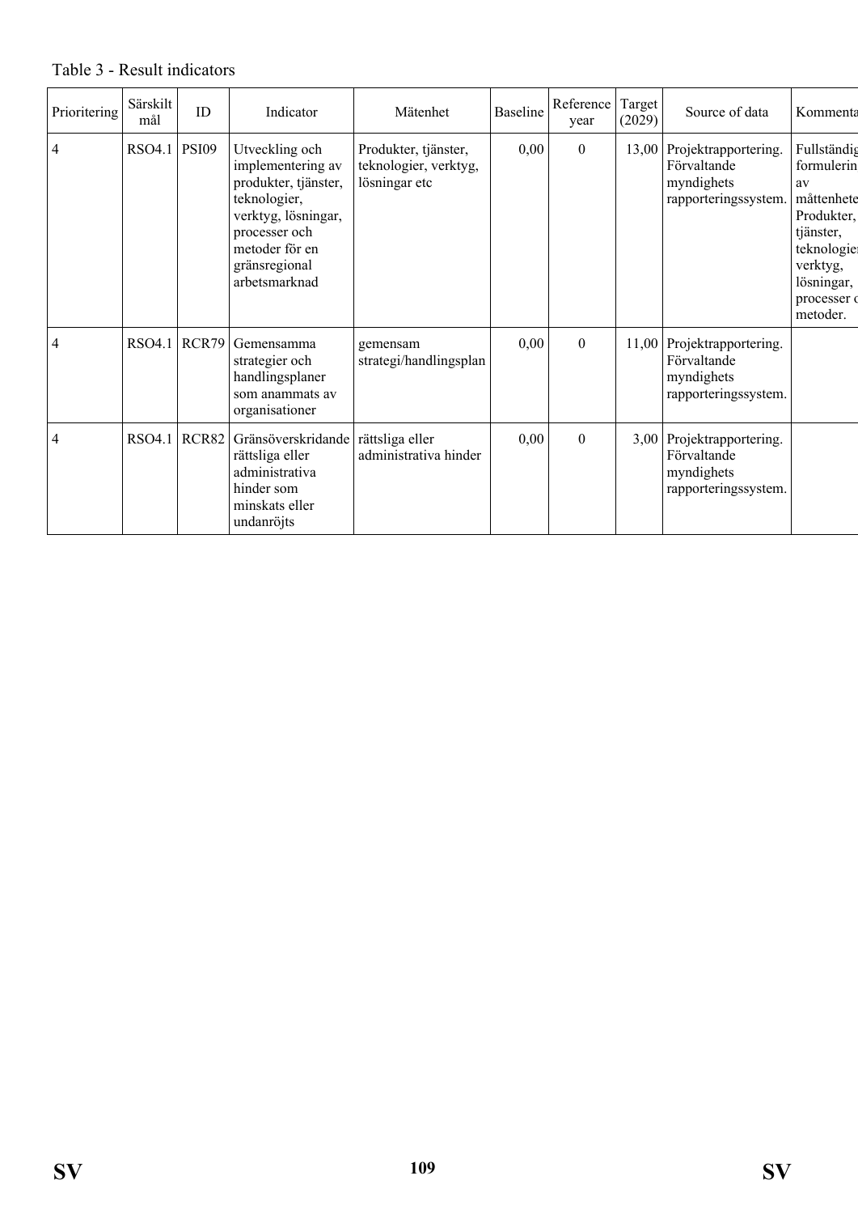Table 3 - Result indicators

| Prioritering | Särskilt mål | ID | Indicator | Mätenhet | Baseline | Reference year | Target (2029) | Source of data | Kommenta |
|---|---|---|---|---|---|---|---|---|---|
| 4 | RSO4.1 | PSI09 | Utveckling och implementering av produkter, tjänster, teknologier, verktyg, lösningar, processer och metoder för en gränsregional arbetsmarknad | Produkter, tjänster, teknologier, verktyg, lösningar etc | 0,00 | 0 | 13,00 | Projektrapportering. Förvaltande myndighets rapporteringssystem. | Fullständig formulerin av måttenhete Produkter, tjänster, teknologier verktyg, lösningar, processer c metoder. |
| 4 | RSO4.1 | RCR79 | Gemensamma strategier och handlingsplaner som anammats av organisationer | gemensam strategi/handlingsplan | 0,00 | 0 | 11,00 | Projektrapportering. Förvaltande myndighets rapporteringssystem. | |
| 4 | RSO4.1 | RCR82 | Gränsöverskridande rättsliga eller administrativa hinder som minskats eller undanröjts | rättsliga eller administrativa hinder | 0,00 | 0 | 3,00 | Projektrapportering. Förvaltande myndighets rapporteringssystem. | |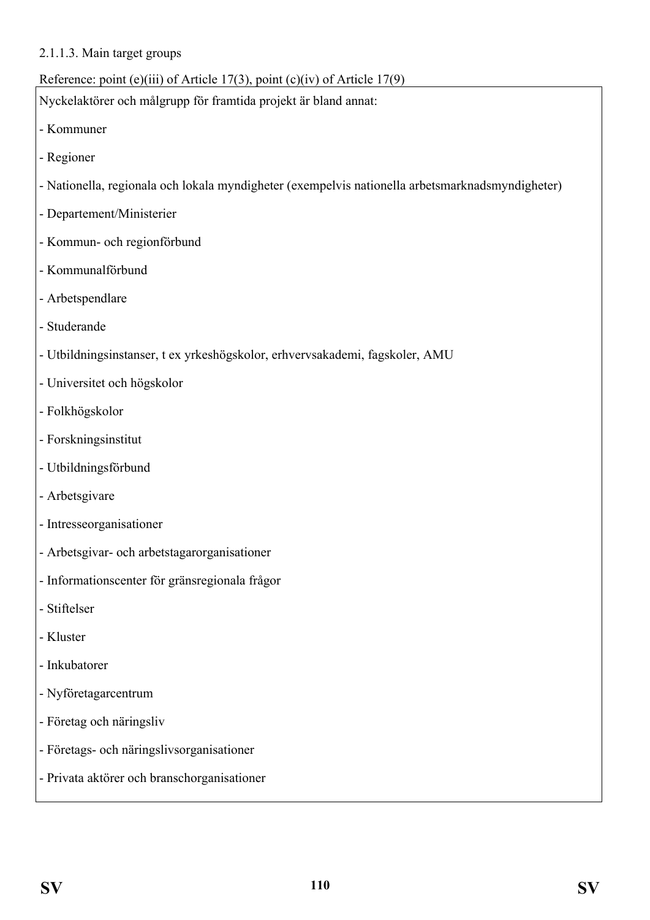2.1.1.3. Main target groups

Reference: point (e)(iii) of Article 17(3), point (c)(iv) of Article 17(9)

Nyckelaktörer och målgrupp för framtida projekt är bland annat:

- Kommuner
- Regioner
- Nationella, regionala och lokala myndigheter (exempelvis nationella arbetsmarknadsmyndigheter)
- Departement/Ministerier
- Kommun- och regionförbund
- Kommunalförbund
- Arbetspendlare
- Studerande
- Utbildningsinstanser, t ex yrkeshögskolor, erhvervsakademi, fagskoler, AMU
- Universitet och högskolor
- Folkhögskolor
- Forskningsinstitut
- Utbildningsförbund
- Arbetsgivare
- Intresseorganisationer
- Arbetsgivar- och arbetstagarorganisationer
- Informationscenter för gränsregionala frågor
- Stiftelser
- Kluster
- Inkubatorer
- Nyföretagarcentrum
- Företag och näringsliv
- Företags- och näringslivsorganisationer
- Privata aktörer och branschorganisationer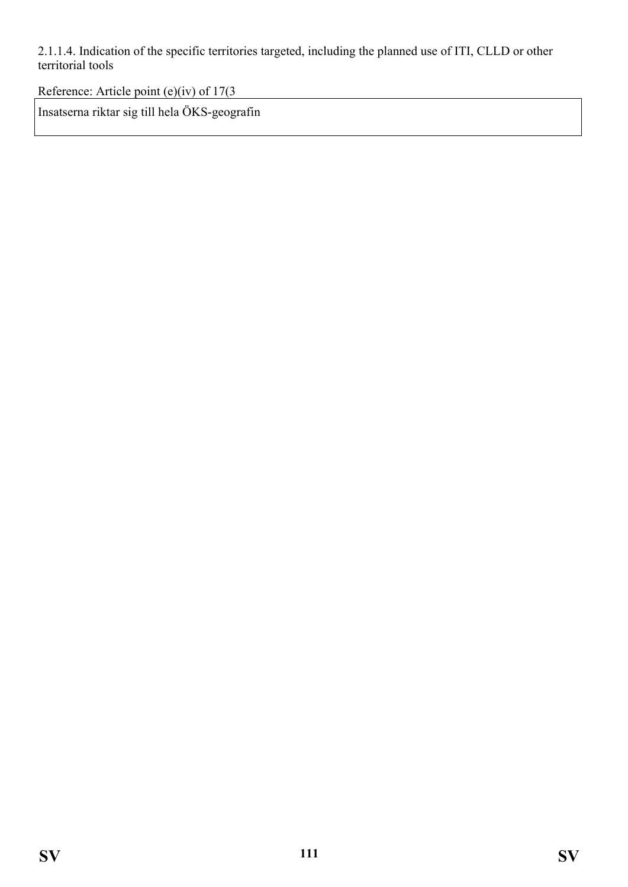2.1.1.4. Indication of the specific territories targeted, including the planned use of ITI, CLLD or other territorial tools

Reference: Article point (e)(iv) of 17(3

| Insatserna riktar sig till hela ÖKS-geografin |
| --- |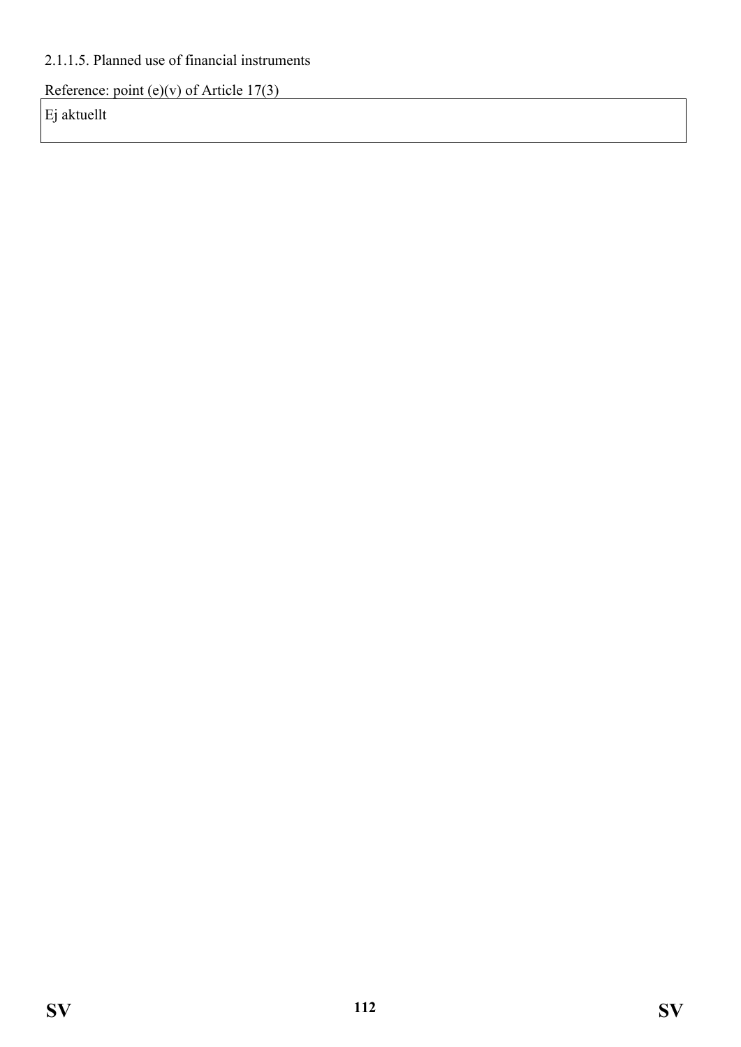2.1.1.5. Planned use of financial instruments

Reference: point (e)(v) of Article 17(3)

| Ej aktuellt |
| --- |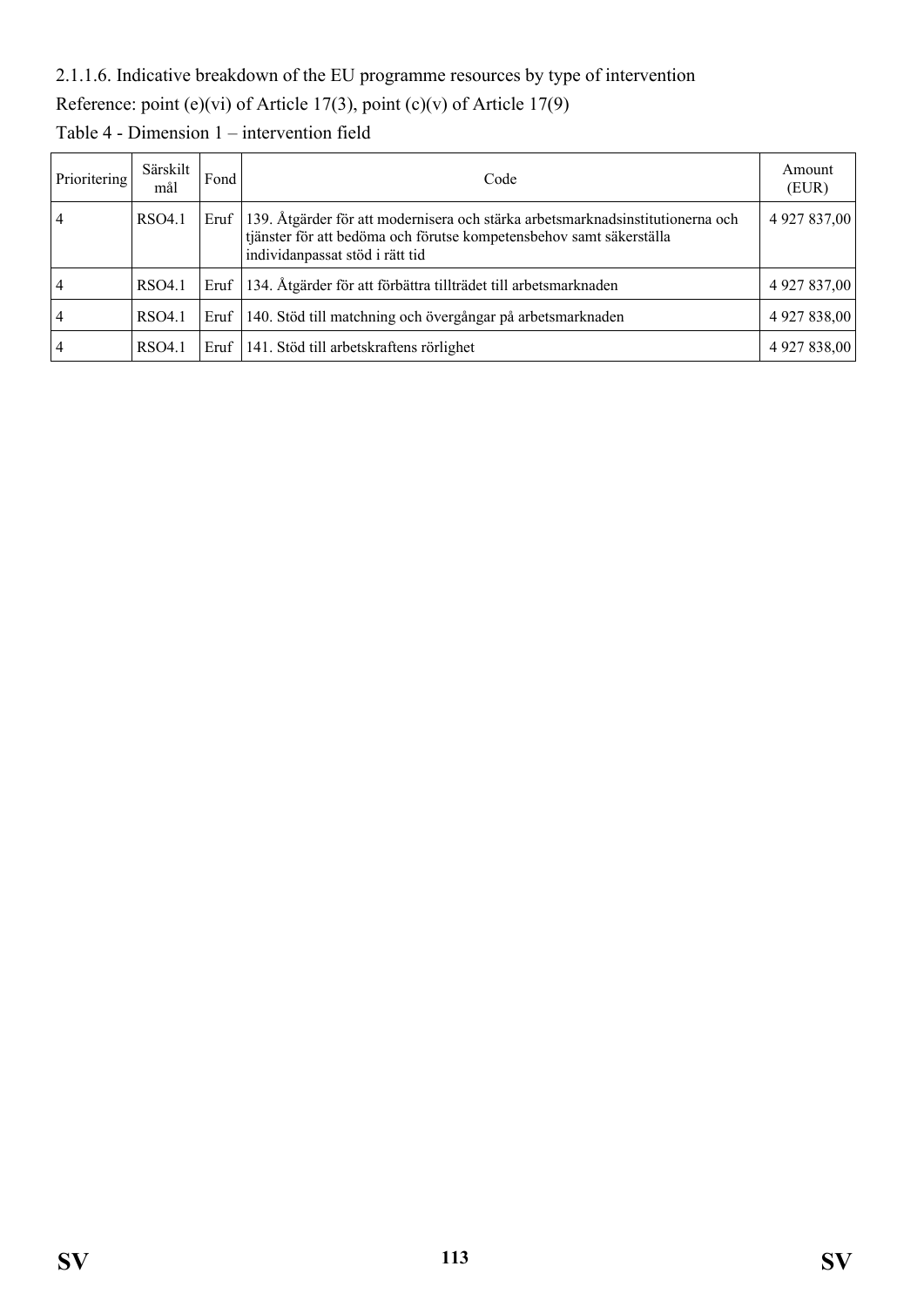2.1.1.6. Indicative breakdown of the EU programme resources by type of intervention

Reference: point (e)(vi) of Article 17(3), point (c)(v) of Article 17(9)

Table 4 - Dimension 1 – intervention field

| Prioritering | Särskilt mål | Fond | Code | Amount (EUR) |
|---|---|---|---|---|
| 4 | RSO4.1 | Eruf | 139. Åtgärder för att modernisera och stärka arbetsmarknadsinstitutionerna och tjänster för att bedöma och förutse kompetensbehov samt säkerställa individanpassat stöd i rätt tid | 4 927 837,00 |
| 4 | RSO4.1 | Eruf | 134. Åtgärder för att förbättra tillträdet till arbetsmarknaden | 4 927 837,00 |
| 4 | RSO4.1 | Eruf | 140. Stöd till matchning och övergångar på arbetsmarknaden | 4 927 838,00 |
| 4 | RSO4.1 | Eruf | 141. Stöd till arbetskraftens rörlighet | 4 927 838,00 |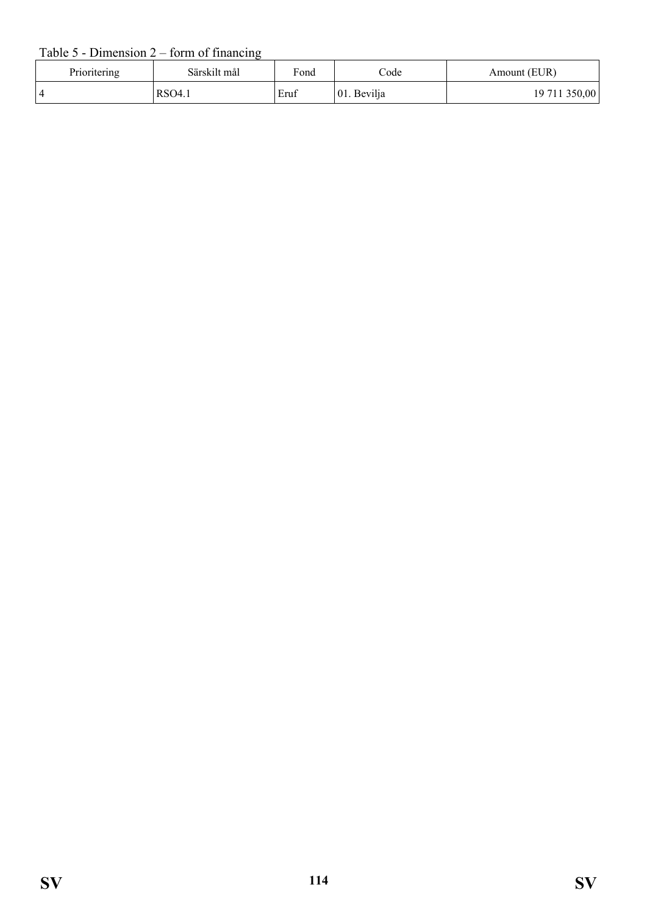Table 5 - Dimension 2 – form of financing

| Prioritering | Särskilt mål | Fond | Code | Amount (EUR) |
|---|---|---|---|---|
| 4 | RSO4.1 | Eruf | 01. Bevilja | 19 711 350,00 |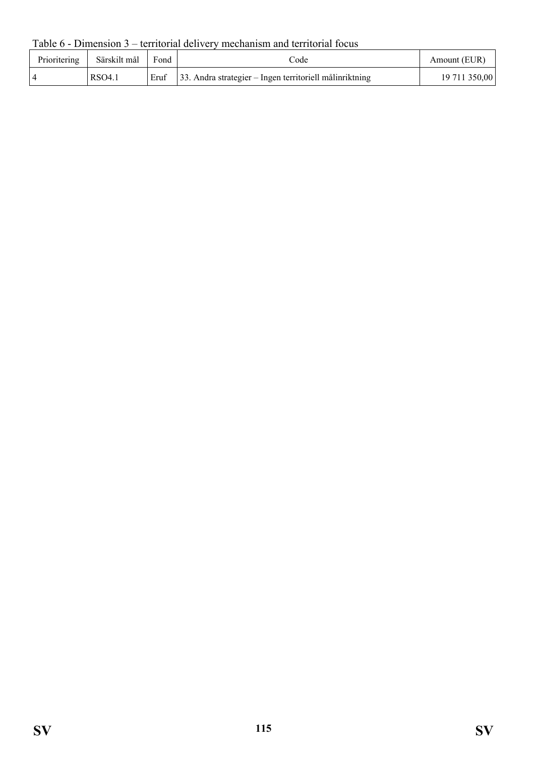Table 6 - Dimension 3 – territorial delivery mechanism and territorial focus

| Prioritering | Särskilt mål | Fond | Code | Amount (EUR) |
|---|---|---|---|---|
| 4 | RSO4.1 | Eruf | 33. Andra strategier – Ingen territoriell målinriktning | 19 711 350,00 |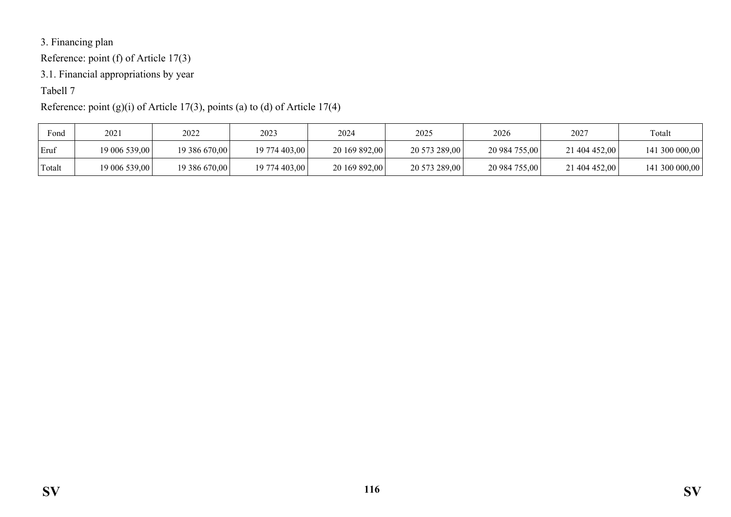3. Financing plan

Reference: point (f) of Article 17(3)

3.1. Financial appropriations by year

Tabell 7

Reference: point (g)(i) of Article 17(3), points (a) to (d) of Article 17(4)

| Fond | 2021 | 2022 | 2023 | 2024 | 2025 | 2026 | 2027 | Totalt |
|---|---|---|---|---|---|---|---|---|
| Eruf | 19 006 539,00 | 19 386 670,00 | 19 774 403,00 | 20 169 892,00 | 20 573 289,00 | 20 984 755,00 | 21 404 452,00 | 141 300 000,00 |
| Totalt | 19 006 539,00 | 19 386 670,00 | 19 774 403,00 | 20 169 892,00 | 20 573 289,00 | 20 984 755,00 | 21 404 452,00 | 141 300 000,00 |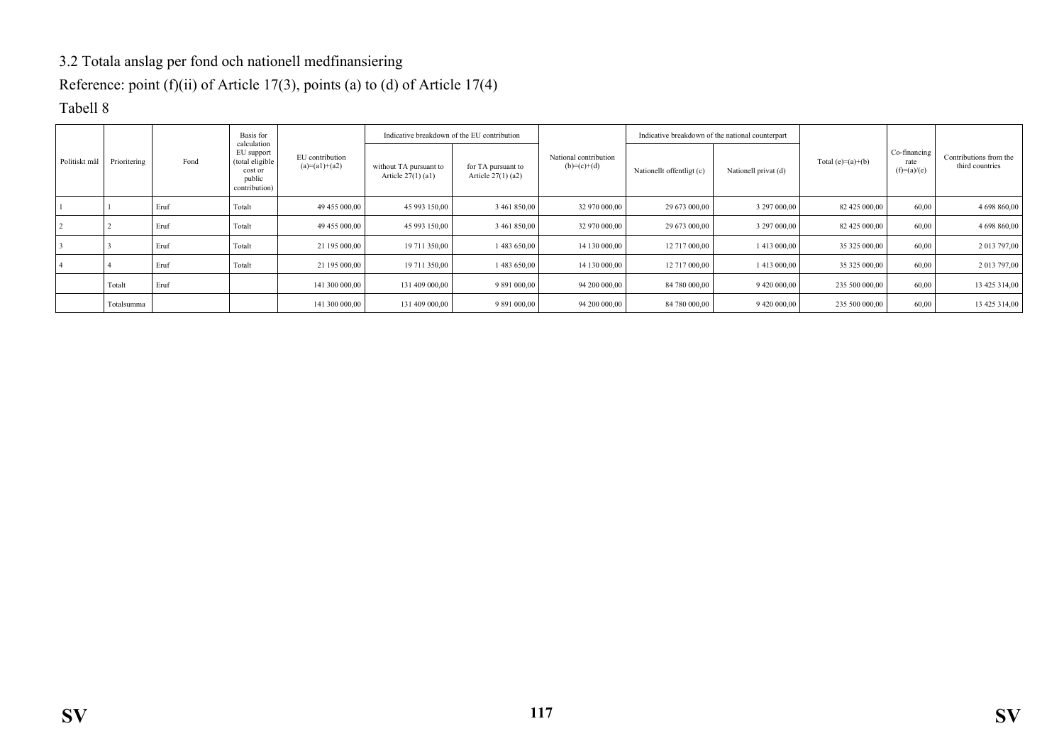3.2 Totala anslag per fond och nationell medfinansiering

Reference: point (f)(ii) of Article 17(3), points (a) to (d) of Article 17(4)

Tabell 8

| Politiskt mål | Prioritering | Fond | Basis for calculation EU support (total eligible cost or public contribution) | EU contribution (a)=(a1)+(a2) | Indicative breakdown of the EU contribution | | National contribution (b)=(c)+(d) | Indicative breakdown of the national counterpart | | Total (e)=(a)+(b) | Co-financing rate (f)=(a)/(e) | Contributions from the third countries |
|---|---|---|---|---|---|---|---|---|---|---|---|---|
| | | | | | without TA pursuant to Article 27(1) (a1) | for TA pursuant to Article 27(1) (a2) | | Nationellt offentligt (c) | Nationell privat (d) | | | |
| 1 | 1 | Eruf | Totalt | 49 455 000,00 | 45 993 150,00 | 3 461 850,00 | 32 970 000,00 | 29 673 000,00 | 3 297 000,00 | 82 425 000,00 | 60,00 | 4 698 860,00 |
| 2 | 2 | Eruf | Totalt | 49 455 000,00 | 45 993 150,00 | 3 461 850,00 | 32 970 000,00 | 29 673 000,00 | 3 297 000,00 | 82 425 000,00 | 60,00 | 4 698 860,00 |
| 3 | 3 | Eruf | Totalt | 21 195 000,00 | 19 711 350,00 | 1 483 650,00 | 14 130 000,00 | 12 717 000,00 | 1 413 000,00 | 35 325 000,00 | 60,00 | 2 013 797,00 |
| 4 | 4 | Eruf | Totalt | 21 195 000,00 | 19 711 350,00 | 1 483 650,00 | 14 130 000,00 | 12 717 000,00 | 1 413 000,00 | 35 325 000,00 | 60,00 | 2 013 797,00 |
| | Totalt | Eruf | | 141 300 000,00 | 131 409 000,00 | 9 891 000,00 | 94 200 000,00 | 84 780 000,00 | 9 420 000,00 | 235 500 000,00 | 60,00 | 13 425 314,00 |
| | Totalsumma | | | 141 300 000,00 | 131 409 000,00 | 9 891 000,00 | 94 200 000,00 | 84 780 000,00 | 9 420 000,00 | 235 500 000,00 | 60,00 | 13 425 314,00 |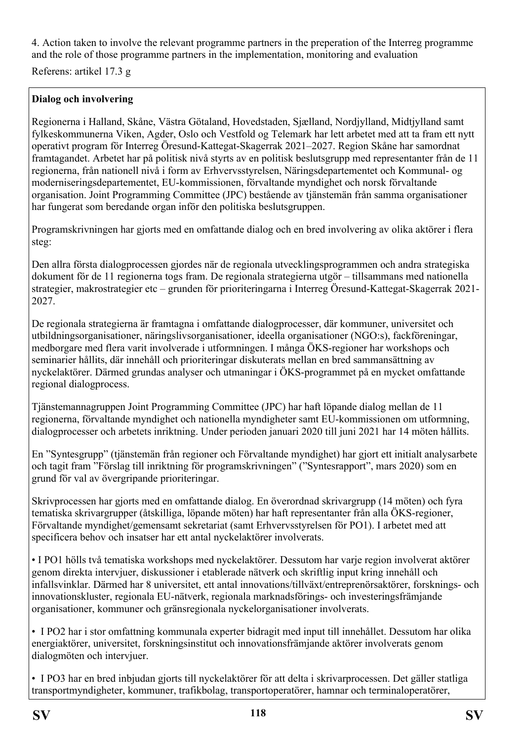4. Action taken to involve the relevant programme partners in the preperation of the Interreg programme and the role of those programme partners in the implementation, monitoring and evaluation

Referens: artikel 17.3 g

**Dialog och involvering**

Regionerna i Halland, Skåne, Västra Götaland, Hovedstaden, Sjælland, Nordjylland, Midtjylland samt fylkeskommunerna Viken, Agder, Oslo och Vestfold og Telemark har lett arbetet med att ta fram ett nytt operativt program för Interreg Öresund-Kattegat-Skagerrak 2021–2027. Region Skåne har samordnat framtagandet. Arbetet har på politisk nivå styrts av en politisk beslutsgrupp med representanter från de 11 regionerna, från nationell nivå i form av Erhvervsstyrelsen, Näringsdepartementet och Kommunal- og moderniseringsdepartementet, EU-kommissionen, förvaltande myndighet och norsk förvaltande organisation. Joint Programming Committee (JPC) bestående av tjänstemän från samma organisationer har fungerat som beredande organ inför den politiska beslutsgruppen.

Programskrivningen har gjorts med en omfattande dialog och en bred involvering av olika aktörer i flera steg:

Den allra första dialogprocessen gjordes när de regionala utvecklingsprogrammen och andra strategiska dokument för de 11 regionerna togs fram. De regionala strategierna utgör – tillsammans med nationella strategier, makrostrategier etc – grunden för prioriteringarna i Interreg Öresund-Kattegat-Skagerrak 2021-2027.

De regionala strategierna är framtagna i omfattande dialogprocesser, där kommuner, universitet och utbildningsorganisationer, näringslivsorganisationer, ideella organisationer (NGO:s), fackföreningar, medborgare med flera varit involverade i utformningen. I många ÖKS-regioner har workshops och seminarier hållits, där innehåll och prioriteringar diskuterats mellan en bred sammansättning av nyckelaktörer. Därmed grundas analyser och utmaningar i ÖKS-programmet på en mycket omfattande regional dialogprocess.

Tjänstemannagruppen Joint Programming Committee (JPC) har haft löpande dialog mellan de 11 regionerna, förvaltande myndighet och nationella myndigheter samt EU-kommissionen om utformning, dialogprocesser och arbetets inriktning. Under perioden januari 2020 till juni 2021 har 14 möten hållits.

En "Syntesgrupp" (tjänstemän från regioner och Förvaltande myndighet) har gjort ett initialt analysarbete och tagit fram "Förslag till inriktning för programskrivningen" ("Syntesrapport", mars 2020) som en grund för val av övergripande prioriteringar.

Skrivprocessen har gjorts med en omfattande dialog. En överordnad skrivargrupp (14 möten) och fyra tematiska skrivargrupper (åtskilliga, löpande möten) har haft representanter från alla ÖKS-regioner, Förvaltande myndighet/gemensamt sekretariat (samt Erhvervsstyrelsen för PO1). I arbetet med att specificera behov och insatser har ett antal nyckelaktörer involverats.

- I PO1 hölls två tematiska workshops med nyckelaktörer. Dessutom har varje region involverat aktörer genom direkta intervjuer, diskussioner i etablerade nätverk och skriftlig input kring innehåll och infallsvinklar. Därmed har 8 universitet, ett antal innovations/tillväxt/entreprenörsaktörer, forsknings- och innovationskluster, regionala EU-nätverk, regionala marknadsförings- och investeringsfrämjande organisationer, kommuner och gränsregionala nyckelorganisationer involverats.
- I PO2 har i stor omfattning kommunala experter bidragit med input till innehållet. Dessutom har olika energiaktörer, universitet, forskningsinstitut och innovationsfrämjande aktörer involverats genom dialogmöten och intervjuer.
- I PO3 har en bred inbjudan gjorts till nyckelaktörer för att delta i skrivarprocessen. Det gäller statliga transportmyndigheter, kommuner, trafikbolag, transportoperatörer, hamnar och terminaloperatörer,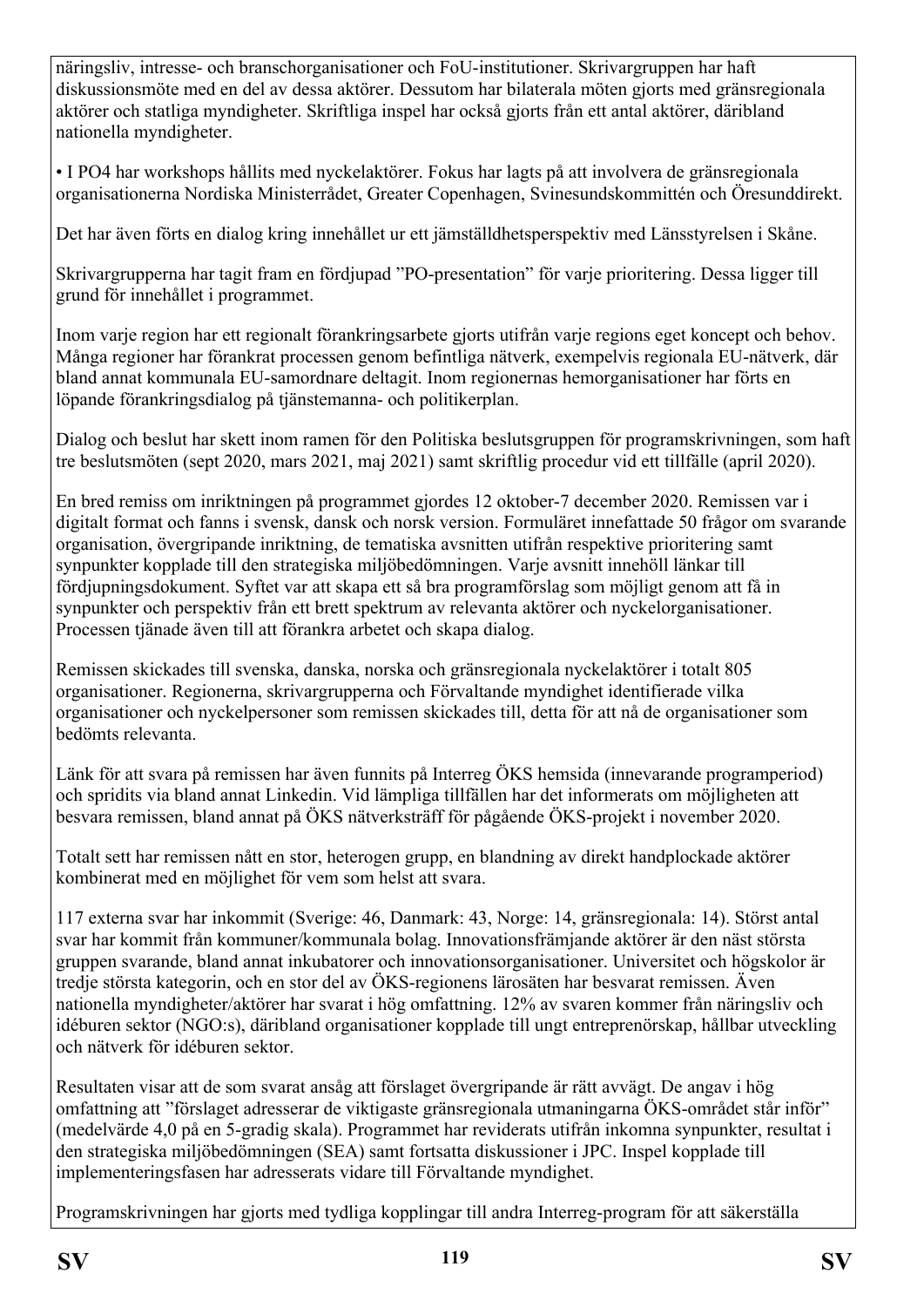näringsliv, intresse- och branschorganisationer och FoU-institutioner. Skrivargruppen har haft diskussionsmöte med en del av dessa aktörer. Dessutom har bilaterala möten gjorts med gränsregionala aktörer och statliga myndigheter. Skriftliga inspel har också gjorts från ett antal aktörer, däribland nationella myndigheter.

• I PO4 har workshops hållits med nyckelaktörer. Fokus har lagts på att involvera de gränsregionala organisationerna Nordiska Ministerrådet, Greater Copenhagen, Svinesundskommittén och Öresunddirekt.

Det har även förts en dialog kring innehållet ur ett jämställdhetsperspektiv med Länsstyrelsen i Skåne.

Skrivargrupperna har tagit fram en fördjupad ”PO-presentation” för varje prioritering. Dessa ligger till grund för innehållet i programmet.

Inom varje region har ett regionalt förankringsarbete gjorts utifrån varje regions eget koncept och behov. Många regioner har förankrat processen genom befintliga nätverk, exempelvis regionala EU-nätverk, där bland annat kommunala EU-samordnare deltagit. Inom regionernas hemorganisationer har förts en löpande förankringsdialog på tjänstemanna- och politikerplan.

Dialog och beslut har skett inom ramen för den Politiska beslutsgruppen för programskrivningen, som haft tre beslutsmöten (sept 2020, mars 2021, maj 2021) samt skriftlig procedur vid ett tillfälle (april 2020).

En bred remiss om inriktningen på programmet gjordes 12 oktober-7 december 2020. Remissen var i digitalt format och fanns i svensk, dansk och norsk version. Formuläret innefattade 50 frågor om svarande organisation, övergripande inriktning, de tematiska avsnitten utifrån respektive prioritering samt synpunkter kopplade till den strategiska miljöbedömningen. Varje avsnitt innehöll länkar till fördjupningsdokument. Syftet var att skapa ett så bra programförslag som möjligt genom att få in synpunkter och perspektiv från ett brett spektrum av relevanta aktörer och nyckelorganisationer. Processen tjänade även till att förankra arbetet och skapa dialog.

Remissen skickades till svenska, danska, norska och gränsregionala nyckelaktörer i totalt 805 organisationer. Regionerna, skrivargrupperna och Förvaltande myndighet identifierade vilka organisationer och nyckelpersoner som remissen skickades till, detta för att nå de organisationer som bedömts relevanta.

Länk för att svara på remissen har även funnits på Interreg ÖKS hemsida (innevarande programperiod) och spridits via bland annat Linkedin. Vid lämpliga tillfällen har det informerats om möjligheten att besvara remissen, bland annat på ÖKS nätverksträff för pågående ÖKS-projekt i november 2020.

Totalt sett har remissen nått en stor, heterogen grupp, en blandning av direkt handplockade aktörer kombinerat med en möjlighet för vem som helst att svara.

117 externa svar har inkommit (Sverige: 46, Danmark: 43, Norge: 14, gränsregionala: 14). Störst antal svar har kommit från kommuner/kommunala bolag. Innovationsfrämjande aktörer är den näst största gruppen svarande, bland annat inkubatorer och innovationsorganisationer. Universitet och högskolor är tredje största kategorin, och en stor del av ÖKS-regionens lärosäten har besvarat remissen. Även nationella myndigheter/aktörer har svarat i hög omfattning. 12% av svaren kommer från näringsliv och idéburen sektor (NGO:s), däribland organisationer kopplade till ungt entreprenörskap, hållbar utveckling och nätverk för idéburen sektor.

Resultaten visar att de som svarat ansåg att förslaget övergripande är rätt avvägt. De angav i hög omfattning att ”förslaget adresserar de viktigaste gränsregionala utmaningarna ÖKS-området står inför” (medelvärde 4,0 på en 5-gradig skala). Programmet har reviderats utifrån inkomna synpunkter, resultat i den strategiska miljöbedömningen (SEA) samt fortsatta diskussioner i JPC. Inspel kopplade till implementeringsfasen har adresserats vidare till Förvaltande myndighet.

Programskrivningen har gjorts med tydliga kopplingar till andra Interreg-program för att säkerställa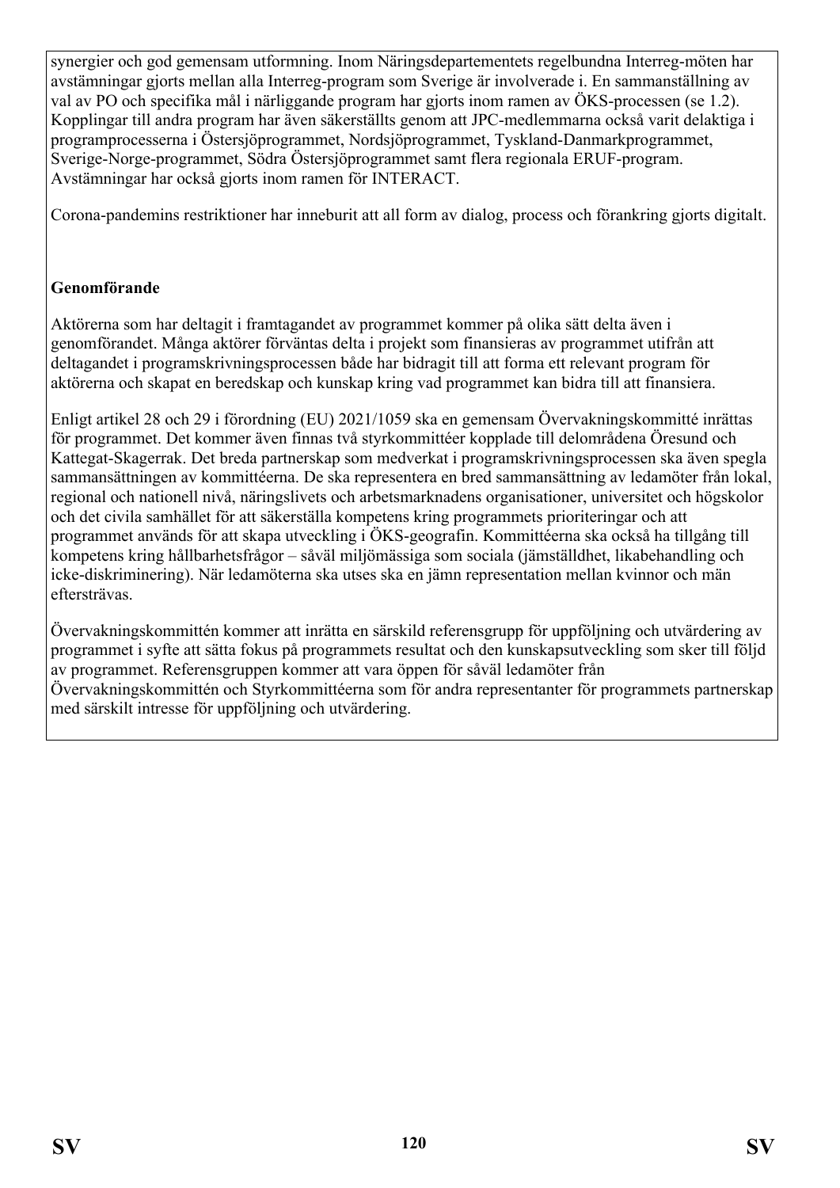synergier och god gemensam utformning. Inom Näringsdepartementets regelbundna Interreg-möten har avstämningar gjorts mellan alla Interreg-program som Sverige är involverade i. En sammanställning av val av PO och specifika mål i närliggande program har gjorts inom ramen av ÖKS-processen (se 1.2). Kopplingar till andra program har även säkerställts genom att JPC-medlemmarna också varit delaktiga i programprocesserna i Östersjöprogrammet, Nordsjöprogrammet, Tyskland-Danmarkprogrammet, Sverige-Norge-programmet, Södra Östersjöprogrammet samt flera regionala ERUF-program. Avstämningar har också gjorts inom ramen för INTERACT.

Corona-pandemins restriktioner har inneburit att all form av dialog, process och förankring gjorts digitalt.

**Genomförande**

Aktörerna som har deltagit i framtagandet av programmet kommer på olika sätt delta även i genomförandet. Många aktörer förväntas delta i projekt som finansieras av programmet utifrån att deltagandet i programskrivningsprocessen både har bidragit till att forma ett relevant program för aktörerna och skapat en beredskap och kunskap kring vad programmet kan bidra till att finansiera.

Enligt artikel 28 och 29 i förordning (EU) 2021/1059 ska en gemensam Övervakningskommitté inrättas för programmet. Det kommer även finnas två styrkommittéer kopplade till delområdena Öresund och Kattegat-Skagerrak. Det breda partnerskap som medverkat i programskrivningsprocessen ska även spegla sammansättningen av kommittéerna. De ska representera en bred sammansättning av ledamöter från lokal, regional och nationell nivå, näringslivets och arbetsmarknadens organisationer, universitet och högskolor och det civila samhället för att säkerställa kompetens kring programmets prioriteringar och att programmet används för att skapa utveckling i ÖKS-geografin. Kommittéerna ska också ha tillgång till kompetens kring hållbarhetsfrågor – såväl miljömässiga som sociala (jämställdhet, likabehandling och icke-diskriminering). När ledamöterna ska utses ska en jämn representation mellan kvinnor och män eftersträvas.

Övervakningskommittén kommer att inrätta en särskild referensgrupp för uppföljning och utvärdering av programmet i syfte att sätta fokus på programmets resultat och den kunskapsutveckling som sker till följd av programmet. Referensgruppen kommer att vara öppen för såväl ledamöter från Övervakningskommittén och Styrkommittéerna som för andra representanter för programmets partnerskap med särskilt intresse för uppföljning och utvärdering.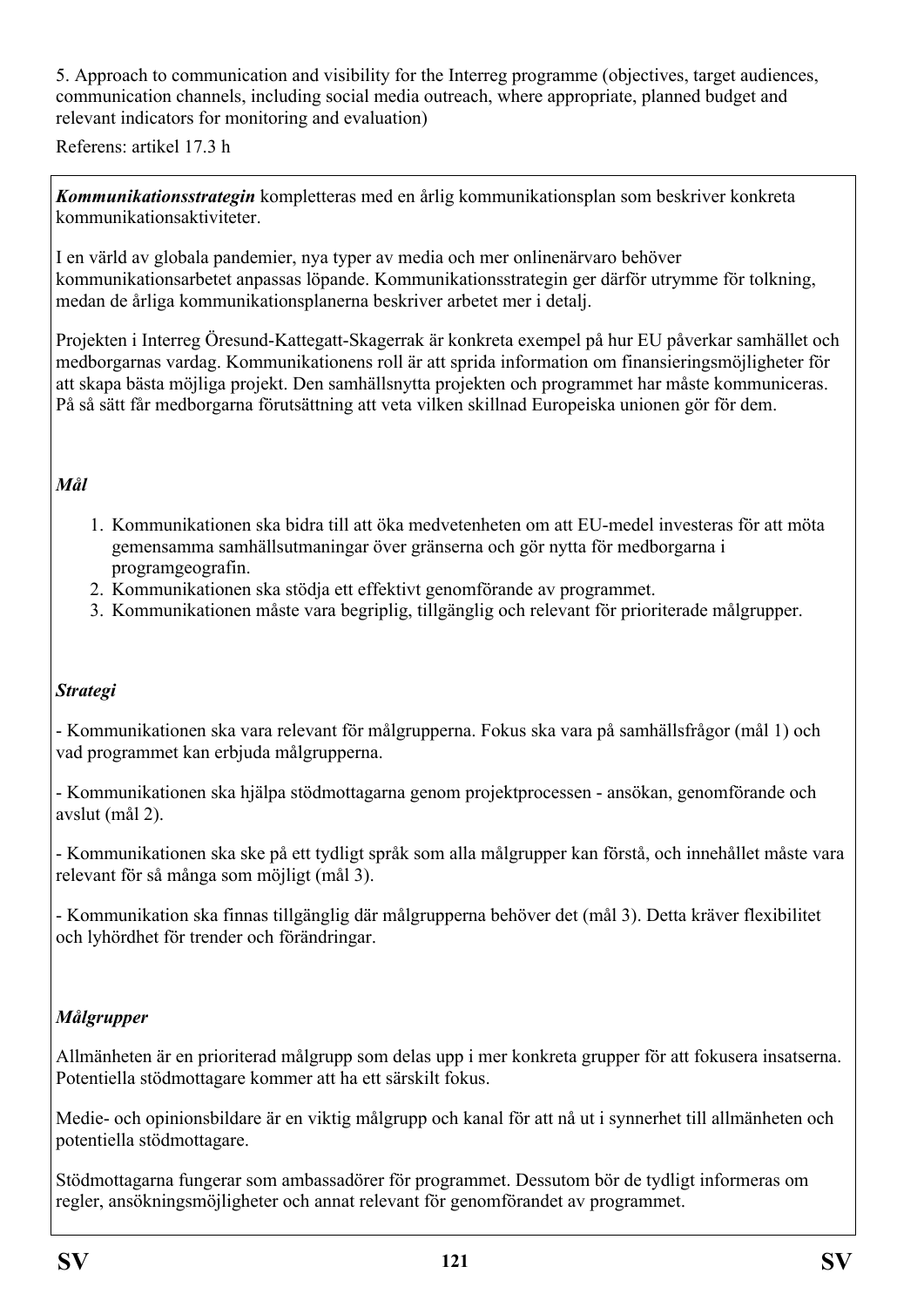5. Approach to communication and visibility for the Interreg programme (objectives, target audiences, communication channels, including social media outreach, where appropriate, planned budget and relevant indicators for monitoring and evaluation)

Referens: artikel 17.3 h

***Kommunikationsstrategin*** kompletteras med en årlig kommunikationsplan som beskriver konkreta kommunikationsaktiviteter.

I en värld av globala pandemier, nya typer av media och mer onlinenärvaro behöver kommunikationsarbetet anpassas löpande. Kommunikationsstrategin ger därför utrymme för tolkning, medan de årliga kommunikationsplanerna beskriver arbetet mer i detalj.

Projekten i Interreg Öresund-Kattegatt-Skagerrak är konkreta exempel på hur EU påverkar samhället och medborgarnas vardag. Kommunikationens roll är att sprida information om finansieringsmöjligheter för att skapa bästa möjliga projekt. Den samhällsnytta projekten och programmet har måste kommuniceras. På så sätt får medborgarna förutsättning att veta vilken skillnad Europeiska unionen gör för dem.

***Mål***

1. Kommunikationen ska bidra till att öka medvetenheten om att EU-medel investeras för att möta gemensamma samhällsutmaningar över gränserna och gör nytta för medborgarna i programgeografin.
2. Kommunikationen ska stödja ett effektivt genomförande av programmet.
3. Kommunikationen måste vara begriplig, tillgänglig och relevant för prioriterade målgrupper.

***Strategi***

- Kommunikationen ska vara relevant för målgrupperna. Fokus ska vara på samhällsfrågor (mål 1) och vad programmet kan erbjuda målgrupperna.

- Kommunikationen ska hjälpa stödmottagarna genom projektprocessen - ansökan, genomförande och avslut (mål 2).

- Kommunikationen ska ske på ett tydligt språk som alla målgrupper kan förstå, och innehållet måste vara relevant för så många som möjligt (mål 3).

- Kommunikation ska finnas tillgänglig där målgrupperna behöver det (mål 3). Detta kräver flexibilitet och lyhördhet för trender och förändringar.

***Målgrupper***

Allmänheten är en prioriterad målgrupp som delas upp i mer konkreta grupper för att fokusera insatserna. Potentiella stödmottagare kommer att ha ett särskilt fokus.

Medie- och opinionsbildare är en viktig målgrupp och kanal för att nå ut i synnerhet till allmänheten och potentiella stödmottagare.

Stödmottagarna fungerar som ambassadörer för programmet. Dessutom bör de tydligt informeras om regler, ansökningsmöjligheter och annat relevant för genomförandet av programmet.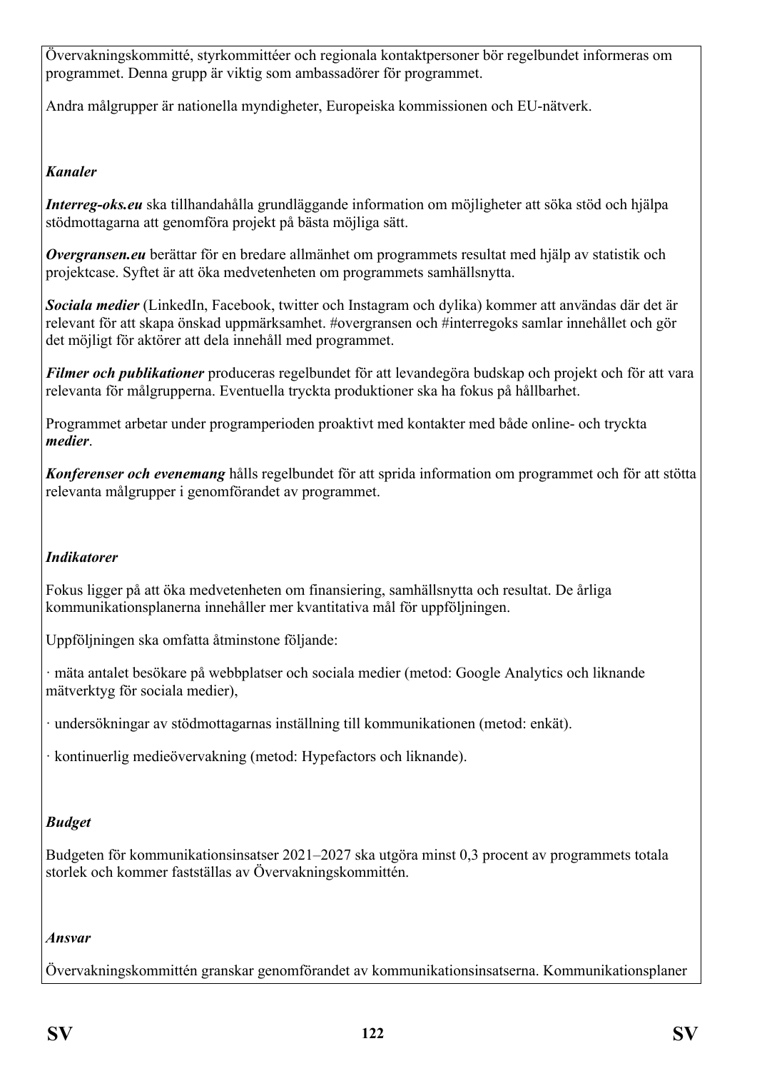Övervakningskommitté, styrkommittéer och regionala kontaktpersoner bör regelbundet informeras om programmet. Denna grupp är viktig som ambassadörer för programmet.

Andra målgrupper är nationella myndigheter, Europeiska kommissionen och EU-nätverk.

***Kanaler***

***Interreg-oks.eu*** ska tillhandahålla grundläggande information om möjligheter att söka stöd och hjälpa stödmottagarna att genomföra projekt på bästa möjliga sätt.

***Overgransen.eu*** berättar för en bredare allmänhet om programmets resultat med hjälp av statistik och projektcase. Syftet är att öka medvetenheten om programmets samhällsnytta.

***Sociala medier*** (LinkedIn, Facebook, twitter och Instagram och dylika) kommer att användas där det är relevant för att skapa önskad uppmärksamhet. #overgransen och #interregoks samlar innehållet och gör det möjligt för aktörer att dela innehåll med programmet.

***Filmer och publikationer*** produceras regelbundet för att levandegöra budskap och projekt och för att vara relevanta för målgrupperna. Eventuella tryckta produktioner ska ha fokus på hållbarhet.

Programmet arbetar under programperioden proaktivt med kontakter med både online- och tryckta ***medier***.

***Konferenser och evenemang*** hålls regelbundet för att sprida information om programmet och för att stötta relevanta målgrupper i genomförandet av programmet.

***Indikatorer***

Fokus ligger på att öka medvetenheten om finansiering, samhällsnytta och resultat. De årliga kommunikationsplanerna innehåller mer kvantitativa mål för uppföljningen.

Uppföljningen ska omfatta åtminstone följande:

· mäta antalet besökare på webbplatser och sociala medier (metod: Google Analytics och liknande mätverktyg för sociala medier),

· undersökningar av stödmottagarnas inställning till kommunikationen (metod: enkät).

· kontinuerlig medieövervakning (metod: Hypefactors och liknande).

***Budget***

Budgeten för kommunikationsinsatser 2021–2027 ska utgöra minst 0,3 procent av programmets totala storlek och kommer fastställas av Övervakningskommittén.

***Ansvar***

Övervakningskommittén granskar genomförandet av kommunikationsinsatserna. Kommunikationsplaner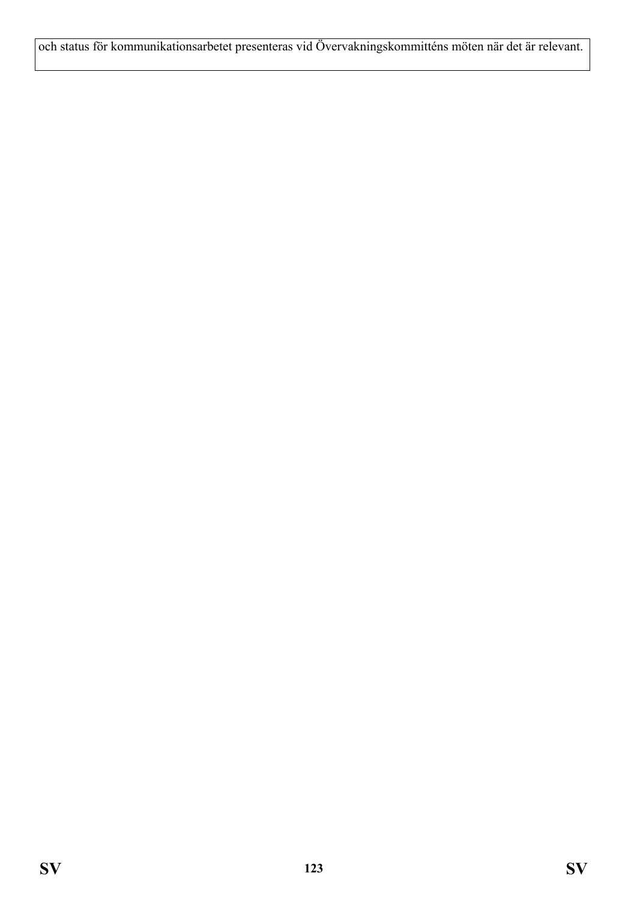och status för kommunikationsarbetet presenteras vid Övervakningskommitténs möten när det är relevant.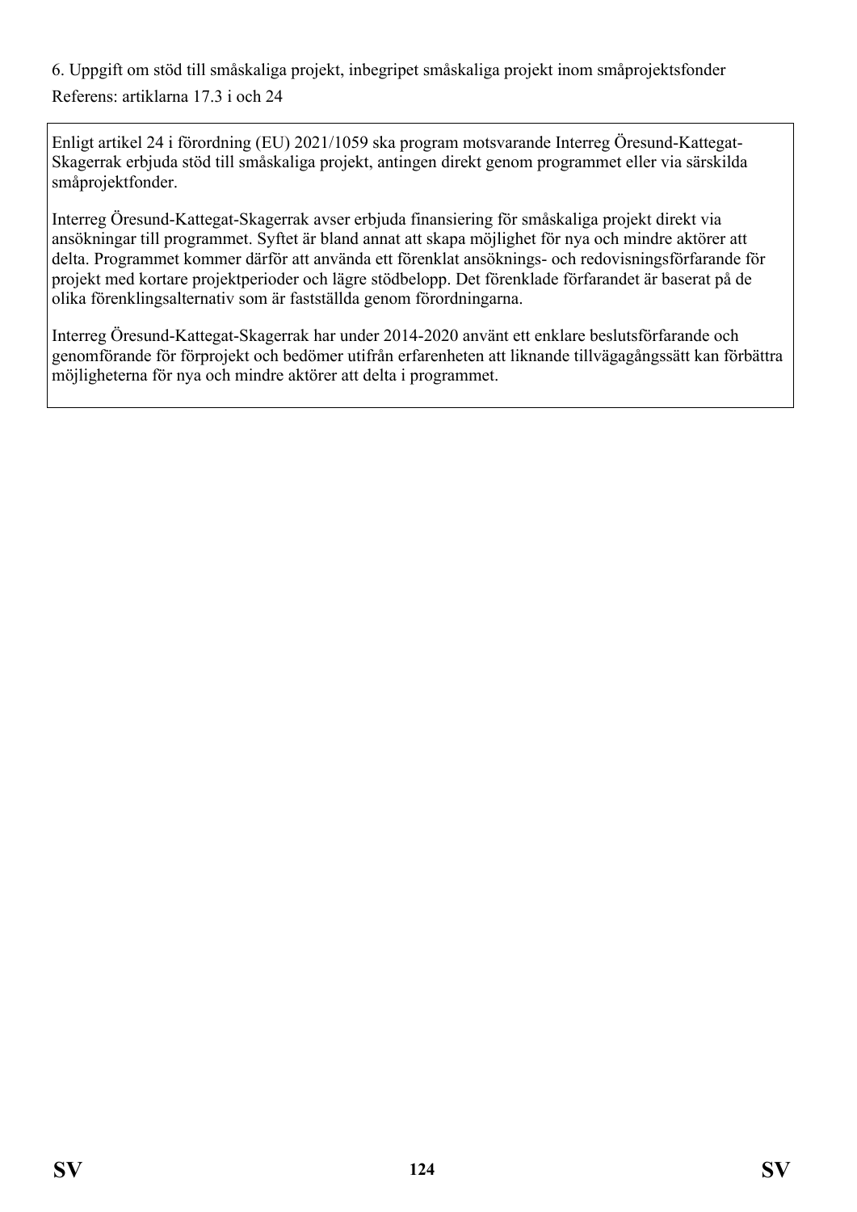6. Uppgift om stöd till småskaliga projekt, inbegripet småskaliga projekt inom småprojektsfonder

Referens: artiklarna 17.3 i och 24

Enligt artikel 24 i förordning (EU) 2021/1059 ska program motsvarande Interreg Öresund-Kattegat-Skagerrak erbjuda stöd till småskaliga projekt, antingen direkt genom programmet eller via särskilda småprojektfonder.

Interreg Öresund-Kattegat-Skagerrak avser erbjuda finansiering för småskaliga projekt direkt via ansökningar till programmet. Syftet är bland annat att skapa möjlighet för nya och mindre aktörer att delta. Programmet kommer därför att använda ett förenklat ansöknings- och redovisningsförfarande för projekt med kortare projektperioder och lägre stödbelopp. Det förenklade förfarandet är baserat på de olika förenklingsalternativ som är fastställda genom förordningarna.

Interreg Öresund-Kattegat-Skagerrak har under 2014-2020 använt ett enklare beslutsförfarande och genomförande för förprojekt och bedömer utifrån erfarenheten att liknande tillvägagångssätt kan förbättra möjligheterna för nya och mindre aktörer att delta i programmet.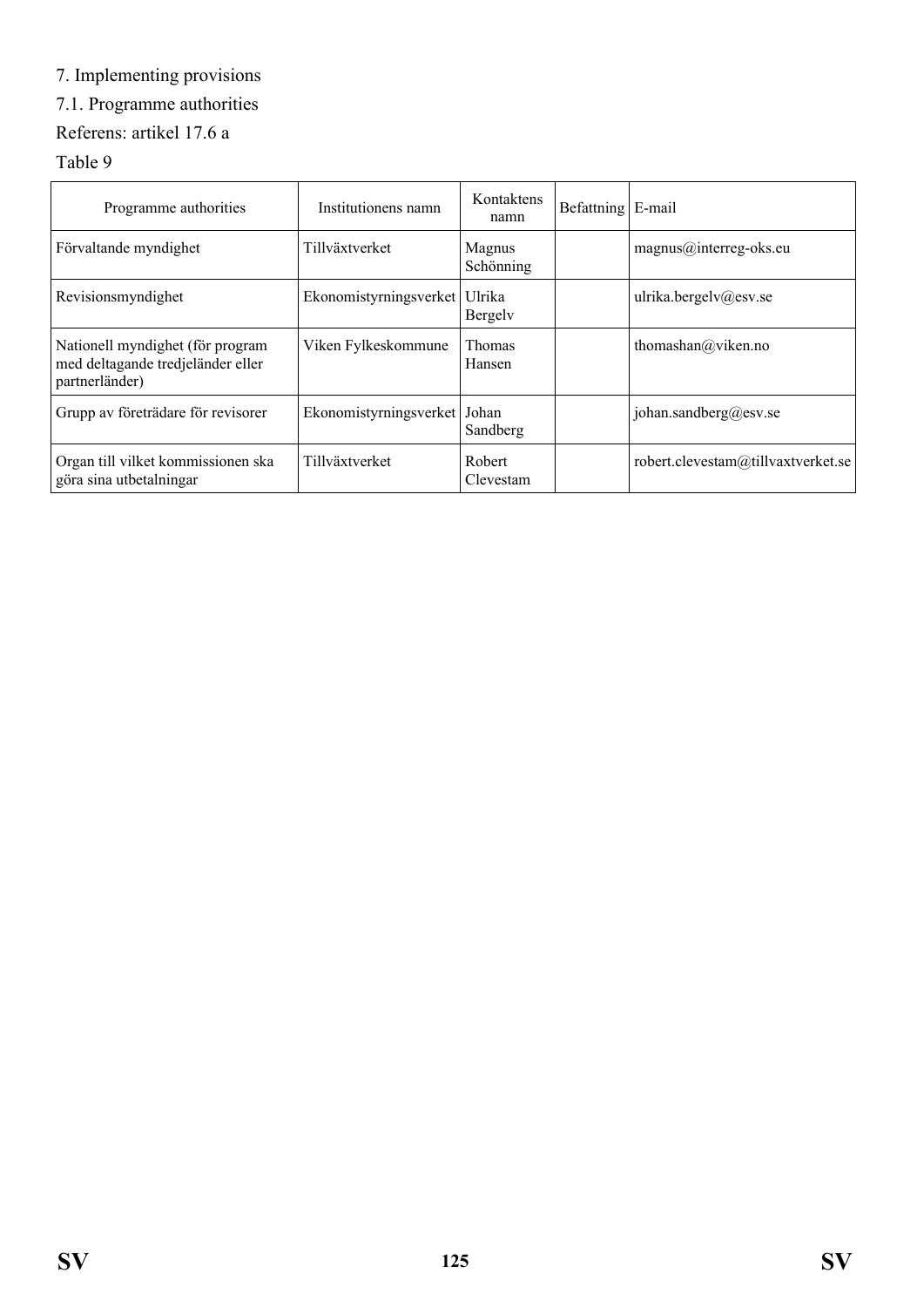# 7. Implementing provisions

## 7.1. Programme authorities

Referens: artikel 17.6 a

Table 9

| Programme authorities | Institutionens namn | Kontaktens namn | Befattning | E-mail |
|---|---|---|---|---|
| Förvaltande myndighet | Tillväxtverket | Magnus Schönning | | magnus@interreg-oks.eu |
| Revisionsmyndighet | Ekonomistyrningsverket | Ulrika Bergelv | | ulrika.bergelv@esv.se |
| Nationell myndighet (för program med deltagande tredjeländer eller partnerländer) | Viken Fylkeskommune | Thomas Hansen | | thomashan@viken.no |
| Grupp av företrädare för revisorer | Ekonomistyrningsverket | Johan Sandberg | | johan.sandberg@esv.se |
| Organ till vilket kommissionen ska göra sina utbetalningar | Tillväxtverket | Robert Clevestam | | robert.clevestam@tillvaxtverket.se |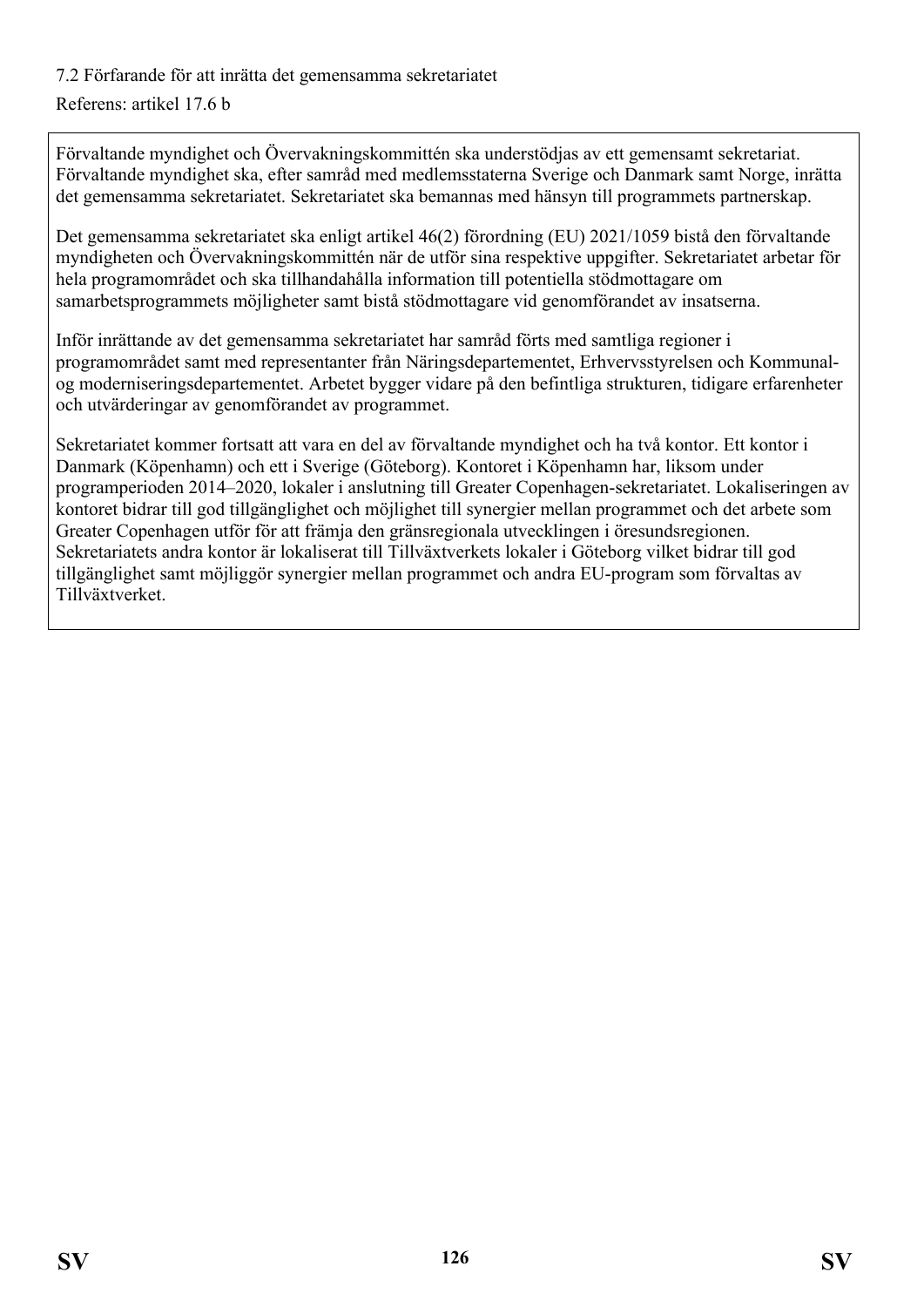7.2 Förfarande för att inrätta det gemensamma sekretariatet

Referens: artikel 17.6 b

Förvaltande myndighet och Övervakningskommittén ska understödjas av ett gemensamt sekretariat. Förvaltande myndighet ska, efter samråd med medlemsstaterna Sverige och Danmark samt Norge, inrätta det gemensamma sekretariatet. Sekretariatet ska bemannas med hänsyn till programmets partnerskap.

Det gemensamma sekretariatet ska enligt artikel 46(2) förordning (EU) 2021/1059 bistå den förvaltande myndigheten och Övervakningskommittén när de utför sina respektive uppgifter. Sekretariatet arbetar för hela programområdet och ska tillhandahålla information till potentiella stödmottagare om samarbetsprogrammets möjligheter samt bistå stödmottagare vid genomförandet av insatserna.

Inför inrättande av det gemensamma sekretariatet har samråd förts med samtliga regioner i programområdet samt med representanter från Näringsdepartementet, Erhvervsstyrelsen och Kommunal- og moderniseringsdepartementet. Arbetet bygger vidare på den befintliga strukturen, tidigare erfarenheter och utvärderingar av genomförandet av programmet.

Sekretariatet kommer fortsatt att vara en del av förvaltande myndighet och ha två kontor. Ett kontor i Danmark (Köpenhamn) och ett i Sverige (Göteborg). Kontoret i Köpenhamn har, liksom under programperioden 2014–2020, lokaler i anslutning till Greater Copenhagen-sekretariatet. Lokaliseringen av kontoret bidrar till god tillgänglighet och möjlighet till synergier mellan programmet och det arbete som Greater Copenhagen utför för att främja den gränsregionala utvecklingen i öresundsregionen. Sekretariatets andra kontor är lokaliserat till Tillväxtverkets lokaler i Göteborg vilket bidrar till god tillgänglighet samt möjliggör synergier mellan programmet och andra EU-program som förvaltas av Tillväxtverket.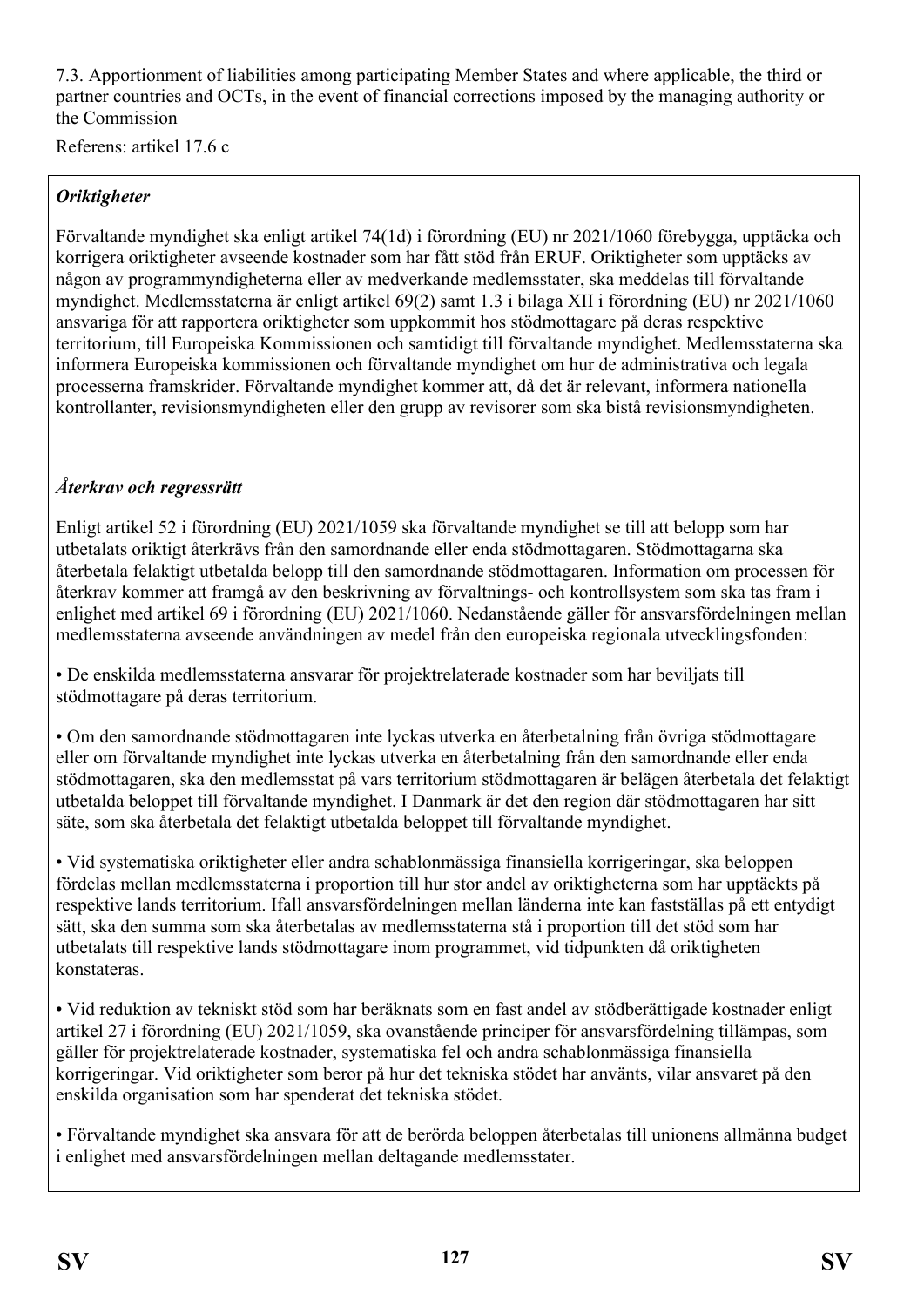7.3. Apportionment of liabilities among participating Member States and where applicable, the third or partner countries and OCTs, in the event of financial corrections imposed by the managing authority or the Commission

Referens: artikel 17.6 c

***Oriktigheter***

Förvaltande myndighet ska enligt artikel 74(1d) i förordning (EU) nr 2021/1060 förebygga, upptäcka och korrigera oriktigheter avseende kostnader som har fått stöd från ERUF. Oriktigheter som upptäcks av någon av programmyndigheterna eller av medverkande medlemsstater, ska meddelas till förvaltande myndighet. Medlemsstaterna är enligt artikel 69(2) samt 1.3 i bilaga XII i förordning (EU) nr 2021/1060 ansvariga för att rapportera oriktigheter som uppkommit hos stödmottagare på deras respektive territorium, till Europeiska Kommissionen och samtidigt till förvaltande myndighet. Medlemsstaterna ska informera Europeiska kommissionen och förvaltande myndighet om hur de administrativa och legala processerna framskrider. Förvaltande myndighet kommer att, då det är relevant, informera nationella kontrollanter, revisionsmyndigheten eller den grupp av revisorer som ska bistå revisionsmyndigheten.

***Återkrav och regressrätt***

Enligt artikel 52 i förordning (EU) 2021/1059 ska förvaltande myndighet se till att belopp som har utbetalats oriktigt återkrävs från den samordnande eller enda stödmottagaren. Stödmottagarna ska återbetala felaktigt utbetalda belopp till den samordnande stödmottagaren. Information om processen för återkrav kommer att framgå av den beskrivning av förvaltnings- och kontrollsystem som ska tas fram i enlighet med artikel 69 i förordning (EU) 2021/1060. Nedanstående gäller för ansvarsfördelningen mellan medlemsstaterna avseende användningen av medel från den europeiska regionala utvecklingsfonden:

- De enskilda medlemsstaterna ansvarar för projektrelaterade kostnader som har beviljats till stödmottagare på deras territorium.
- Om den samordnande stödmottagaren inte lyckas utverka en återbetalning från övriga stödmottagare eller om förvaltande myndighet inte lyckas utverka en återbetalning från den samordnande eller enda stödmottagaren, ska den medlemsstat på vars territorium stödmottagaren är belägen återbetala det felaktigt utbetalda beloppet till förvaltande myndighet. I Danmark är det den region där stödmottagaren har sitt säte, som ska återbetala det felaktigt utbetalda beloppet till förvaltande myndighet.
- Vid systematiska oriktigheter eller andra schablonmässiga finansiella korrigeringar, ska beloppen fördelas mellan medlemsstaterna i proportion till hur stor andel av oriktigheterna som har upptäckts på respektive lands territorium. Ifall ansvarsfördelningen mellan länderna inte kan fastställas på ett entydigt sätt, ska den summa som ska återbetalas av medlemsstaterna stå i proportion till det stöd som har utbetalats till respektive lands stödmottagare inom programmet, vid tidpunkten då oriktigheten konstateras.
- Vid reduktion av tekniskt stöd som har beräknats som en fast andel av stödberättigade kostnader enligt artikel 27 i förordning (EU) 2021/1059, ska ovanstående principer för ansvarsfördelning tillämpas, som gäller för projektrelaterade kostnader, systematiska fel och andra schablonmässiga finansiella korrigeringar. Vid oriktigheter som beror på hur det tekniska stödet har använts, vilar ansvaret på den enskilda organisation som har spenderat det tekniska stödet.
- Förvaltande myndighet ska ansvara för att de berörda beloppen återbetalas till unionens allmänna budget i enlighet med ansvarsfördelningen mellan deltagande medlemsstater.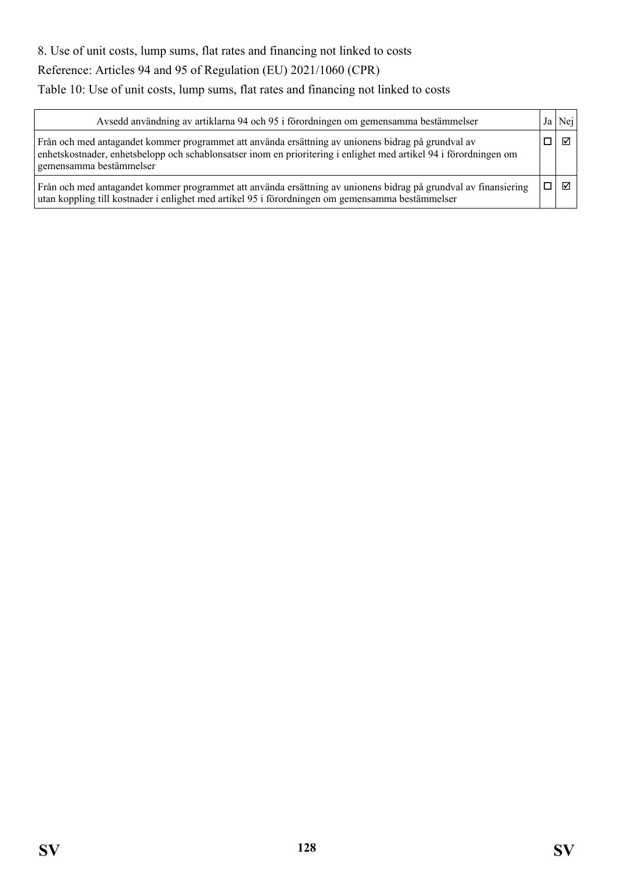8. Use of unit costs, lump sums, flat rates and financing not linked to costs

Reference: Articles 94 and 95 of Regulation (EU) 2021/1060 (CPR)

Table 10: Use of unit costs, lump sums, flat rates and financing not linked to costs

| Avsedd användning av artiklarna 94 och 95 i förordningen om gemensamma bestämmelser | Ja | Nej |
|---|---|---|
| Från och med antagandet kommer programmet att använda ersättning av unionens bidrag på grundval av enhetskostnader, enhetsbelopp och schablonsatser inom en prioritering i enlighet med artikel 94 i förordningen om gemensamma bestämmelser | ☐ | ☑ |
| Från och med antagandet kommer programmet att använda ersättning av unionens bidrag på grundval av finansiering utan koppling till kostnader i enlighet med artikel 95 i förordningen om gemensamma bestämmelser | ☐ | ☑ |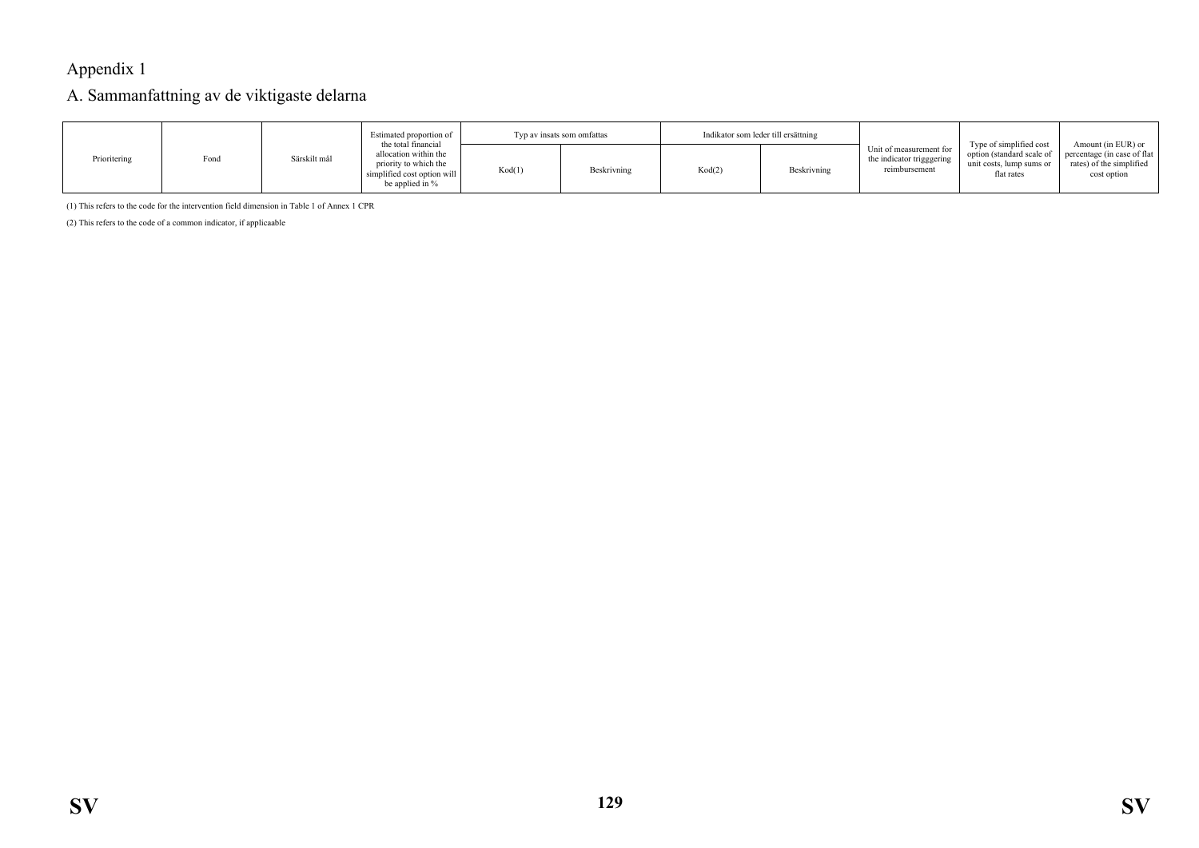Appendix 1

A. Sammanfattning av de viktigaste delarna

| Prioritering | Fond | Särskilt mål | Estimated proportion of the total financial allocation within the priority to which the simplified cost option will be applied in % | Typ av insats som omfattas | | Indikator som leder till ersättning | | Unit of measurement for the indicator trigggering reimbursement | Type of simplified cost option (standard scale of unit costs, lump sums or flat rates | Amount (in EUR) or percentage (in case of flat rates) of the simplified cost option |
|---|---|---|---|---|---|---|---|---|---|---|
| | | | | Kod(1) | Beskrivning | Kod(2) | Beskrivning | | | |

(1) This refers to the code for the intervention field dimension in Table 1 of Annex 1 CPR

(2) This refers to the code of a common indicator, if applicaable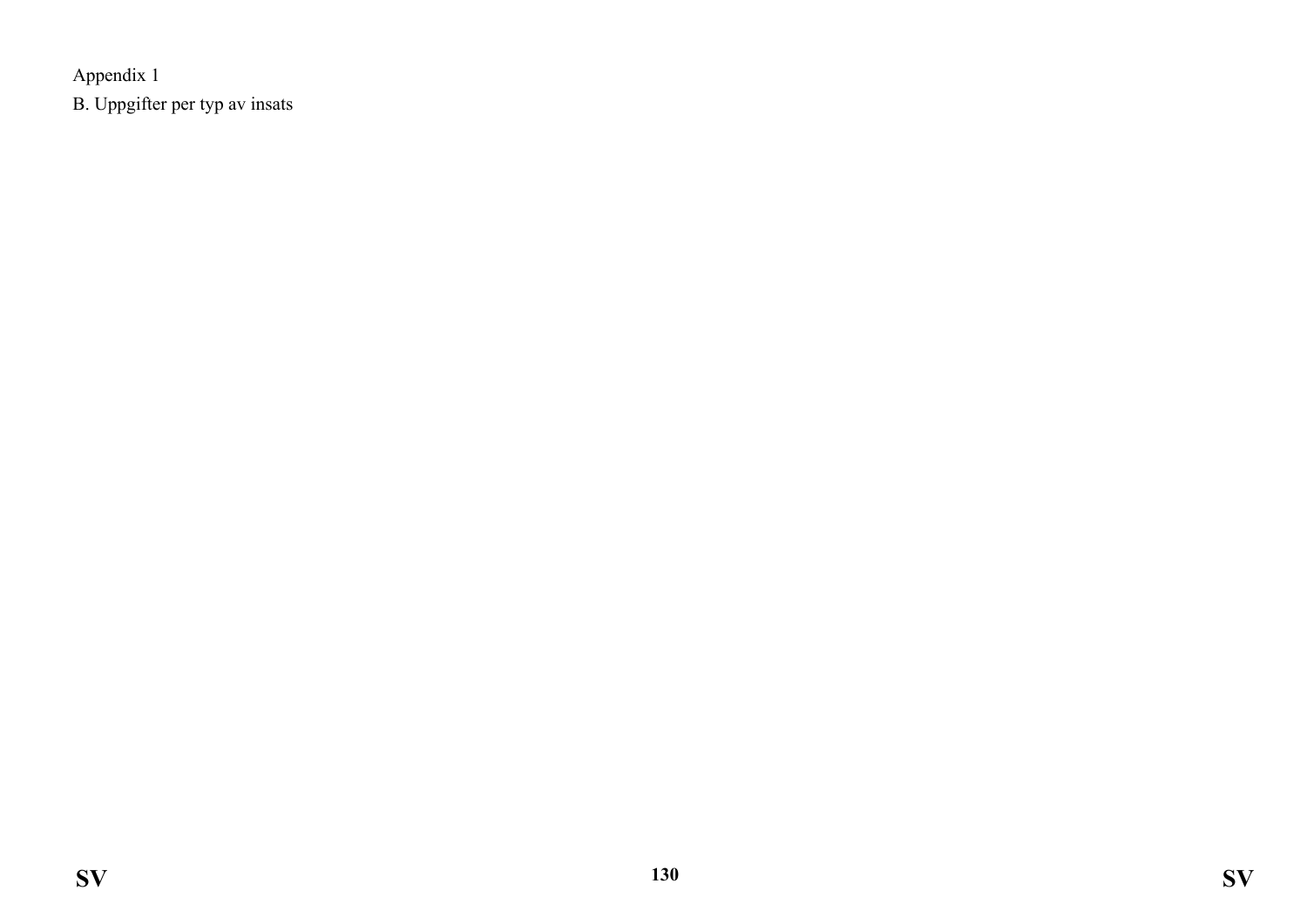Appendix 1

B. Uppgifter per typ av insats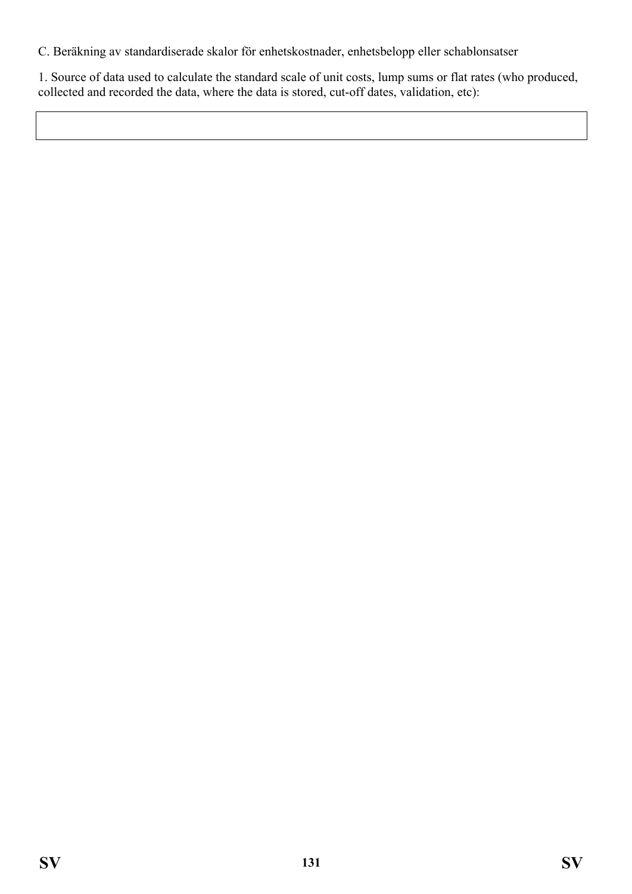C. Beräkning av standardiserade skalor för enhetskostnader, enhetsbelopp eller schablonsatser

1. Source of data used to calculate the standard scale of unit costs, lump sums or flat rates (who produced, collected and recorded the data, where the data is stored, cut-off dates, validation, etc):

| |
|---|
| |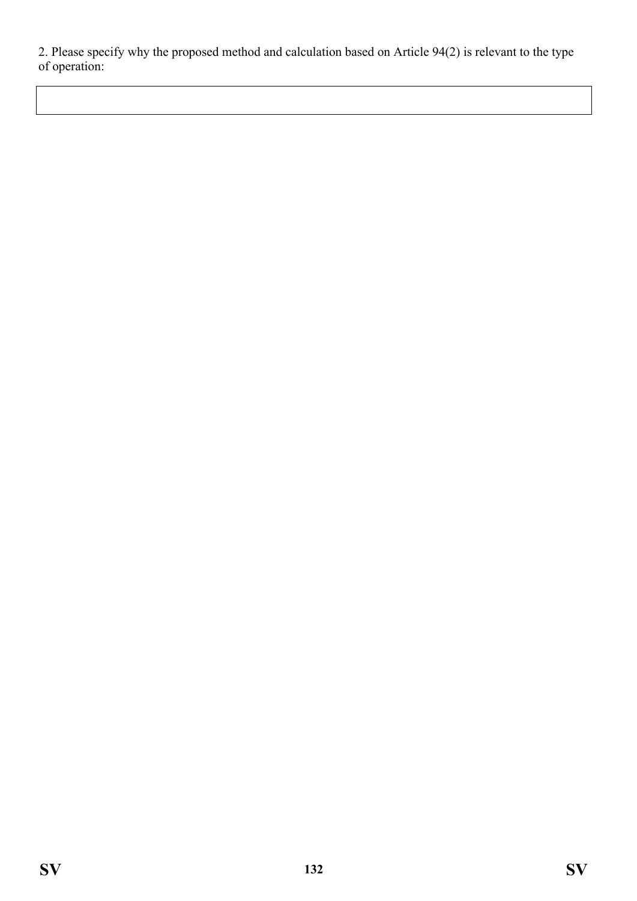2. Please specify why the proposed method and calculation based on Article 94(2) is relevant to the type of operation:

|   |
|---|
|   |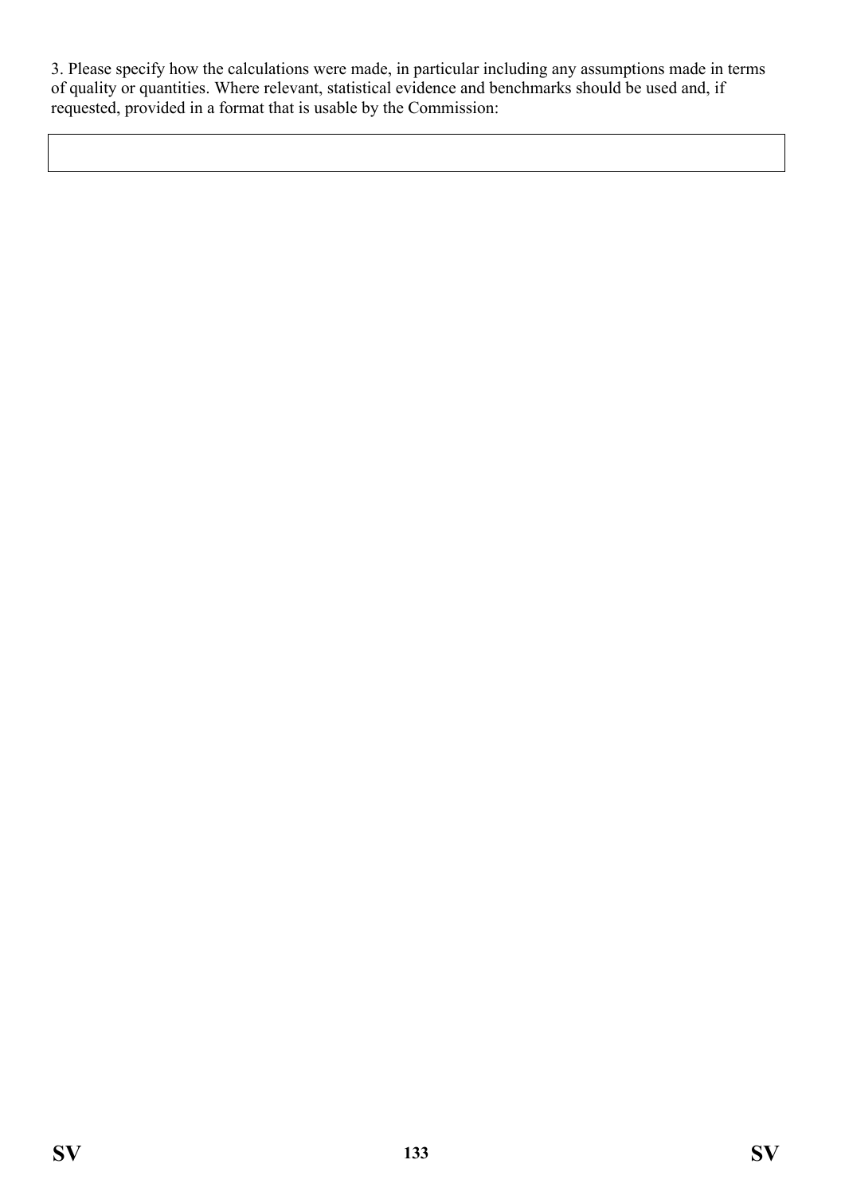3. Please specify how the calculations were made, in particular including any assumptions made in terms of quality or quantities. Where relevant, statistical evidence and benchmarks should be used and, if requested, provided in a format that is usable by the Commission:

|   |
|---|
|   |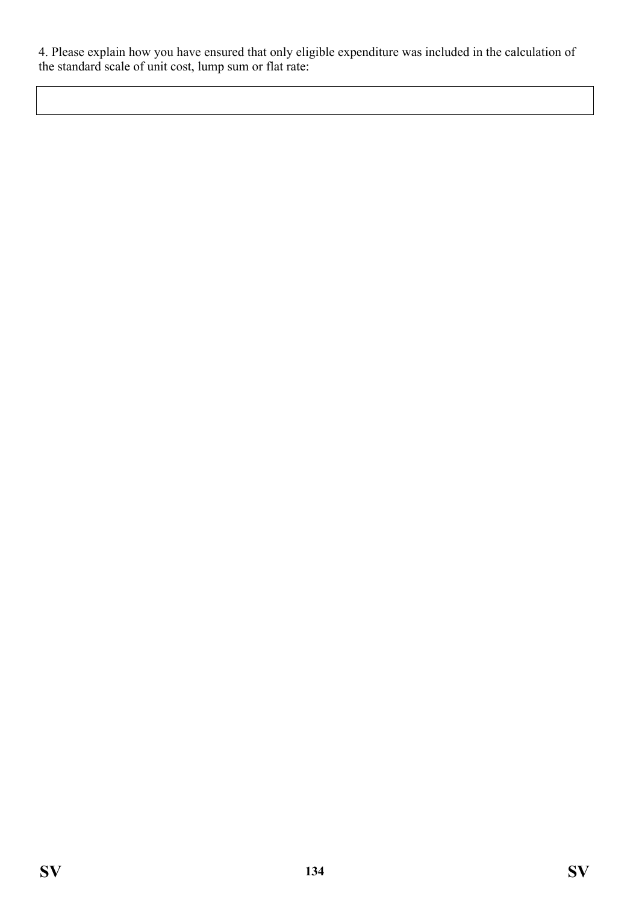4. Please explain how you have ensured that only eligible expenditure was included in the calculation of the standard scale of unit cost, lump sum or flat rate:

| |
|---|
| |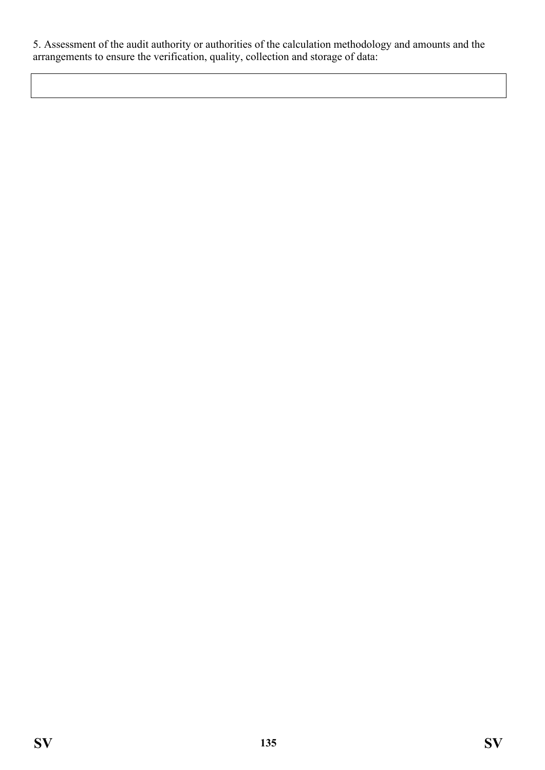5. Assessment of the audit authority or authorities of the calculation methodology and amounts and the arrangements to ensure the verification, quality, collection and storage of data:

| |
|---|
| |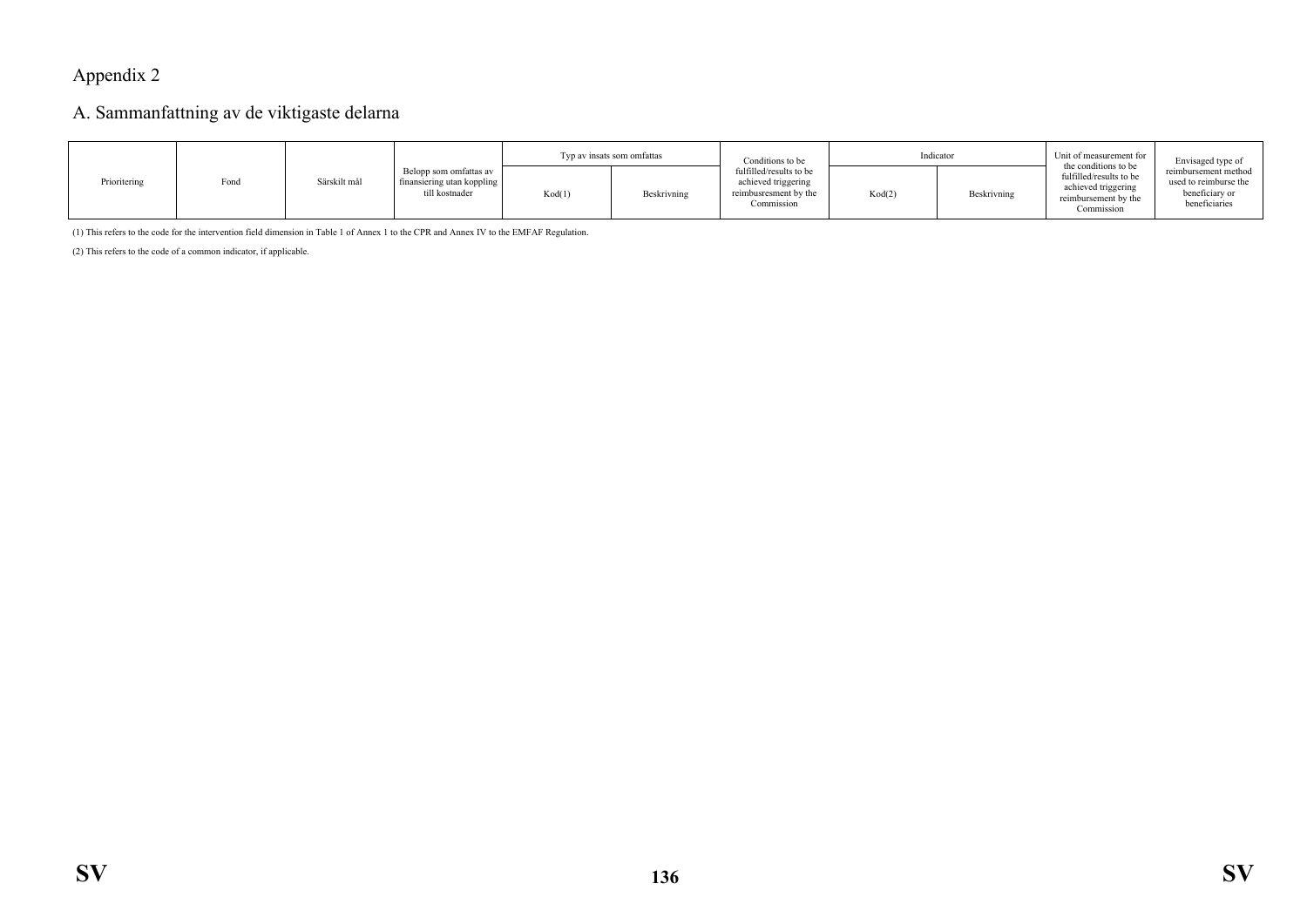Appendix 2

## A. Sammanfattning av de viktigaste delarna

| Prioritering | Fond | Särskilt mål | Belopp som omfattas av finansiering utan koppling till kostnader | Typ av insats som omfattas | | Conditions to be fulfilled/results to be achieved triggering reimbusresment by the Commission | Indicator | | Unit of measurement for the conditions to be fulfilled/results to be achieved triggering reimbursement by the Commission | Envisaged type of reimbursement method used to reimburse the beneficiary or beneficiaries |
|---|---|---|---|---|---|---|---|---|---|---|
| | | | | Kod(1) | Beskrivning | | Kod(2) | Beskrivning | | |

(1) This refers to the code for the intervention field dimension in Table 1 of Annex 1 to the CPR and Annex IV to the EMFAF Regulation.

(2) This refers to the code of a common indicator, if applicable.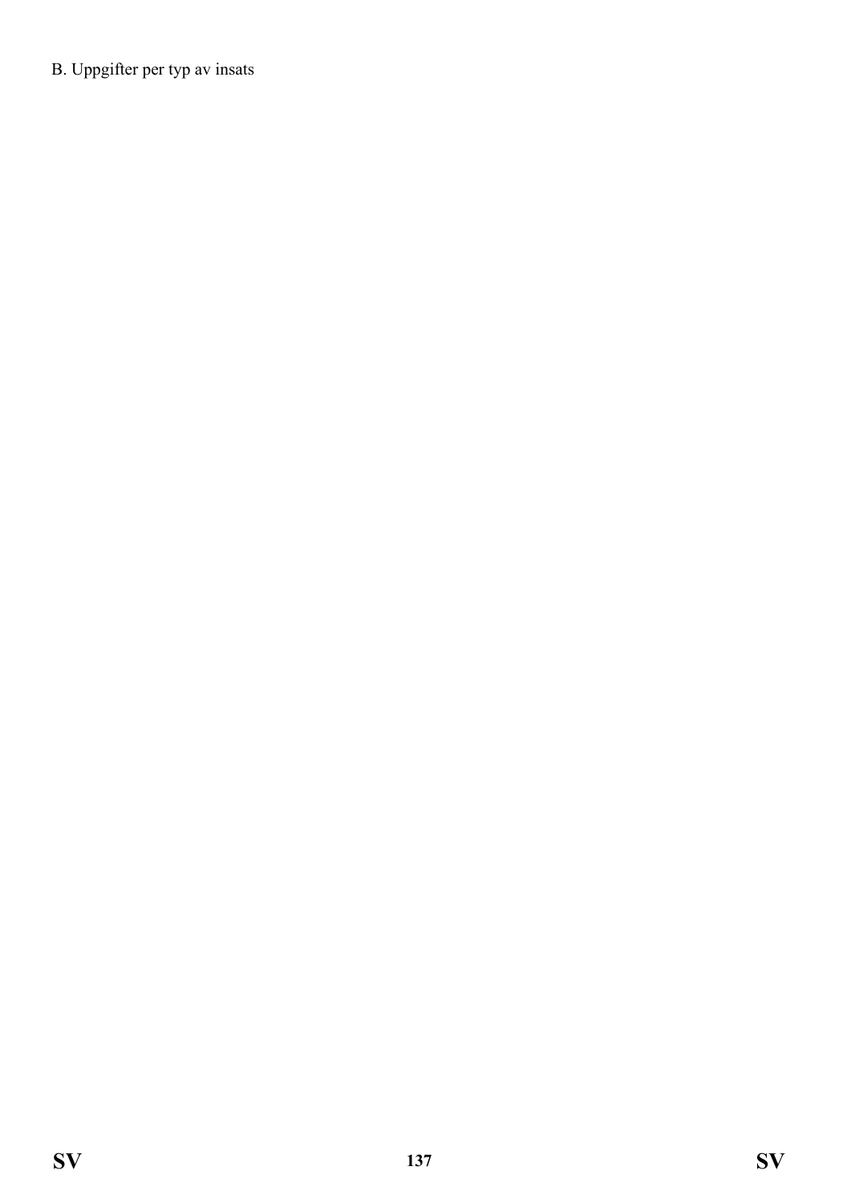B. Uppgifter per typ av insats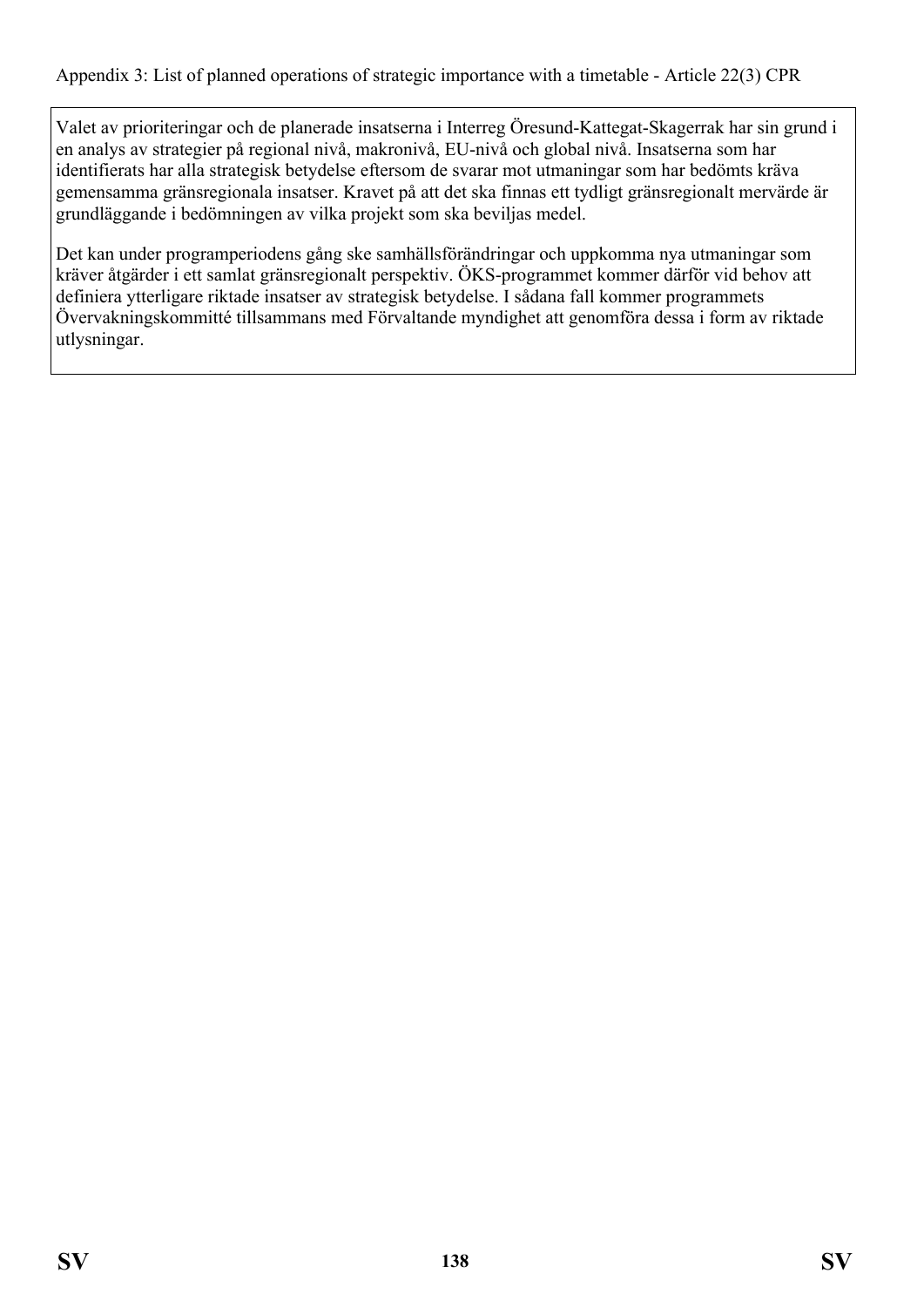Appendix 3: List of planned operations of strategic importance with a timetable - Article 22(3) CPR

Valet av prioriteringar och de planerade insatserna i Interreg Öresund-Kattegat-Skagerrak har sin grund i en analys av strategier på regional nivå, makronivå, EU-nivå och global nivå. Insatserna som har identifierats har alla strategisk betydelse eftersom de svarar mot utmaningar som har bedömts kräva gemensamma gränsregionala insatser. Kravet på att det ska finnas ett tydligt gränsregionalt mervärde är grundläggande i bedömningen av vilka projekt som ska beviljas medel.

Det kan under programperiodens gång ske samhällsförändringar och uppkomma nya utmaningar som kräver åtgärder i ett samlat gränsregionalt perspektiv. ÖKS-programmet kommer därför vid behov att definiera ytterligare riktade insatser av strategisk betydelse. I sådana fall kommer programmets Övervakningskommitté tillsammans med Förvaltande myndighet att genomföra dessa i form av riktade utlysningar.